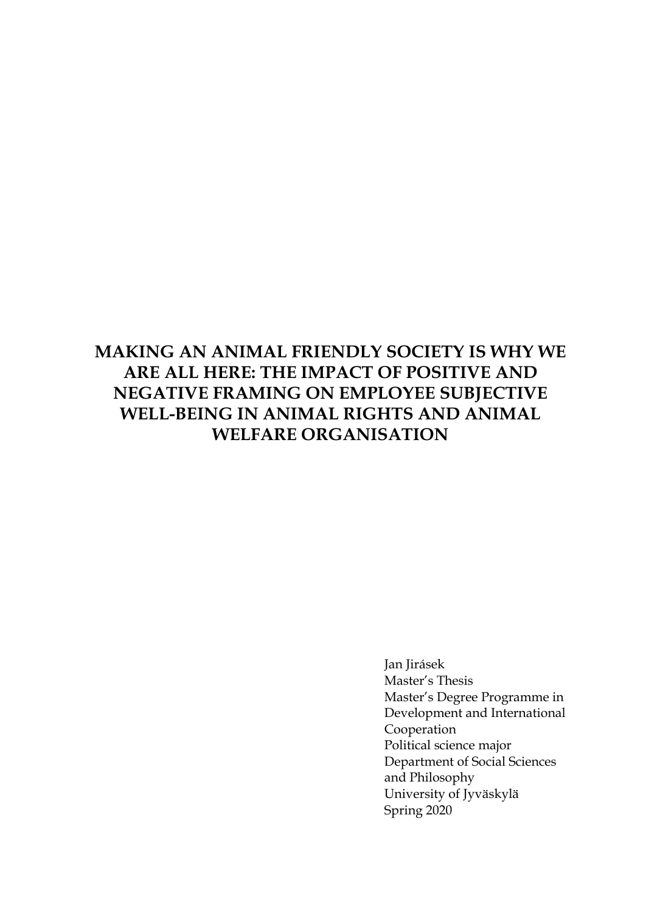# MAKING AN ANIMAL FRIENDLY SOCIETY IS WHY WE ARE ALL HERE: THE IMPACT OF POSITIVE AND NEGATIVE FRAMING ON EMPLOYEE SUBJECTIVE WELL-BEING IN ANIMAL RIGHTS AND ANIMAL WELFARE ORGANISATION

Jan Jirásek
Master's Thesis
Master's Degree Programme in Development and International Cooperation
Political science major
Department of Social Sciences and Philosophy
University of Jyväskylä
Spring 2020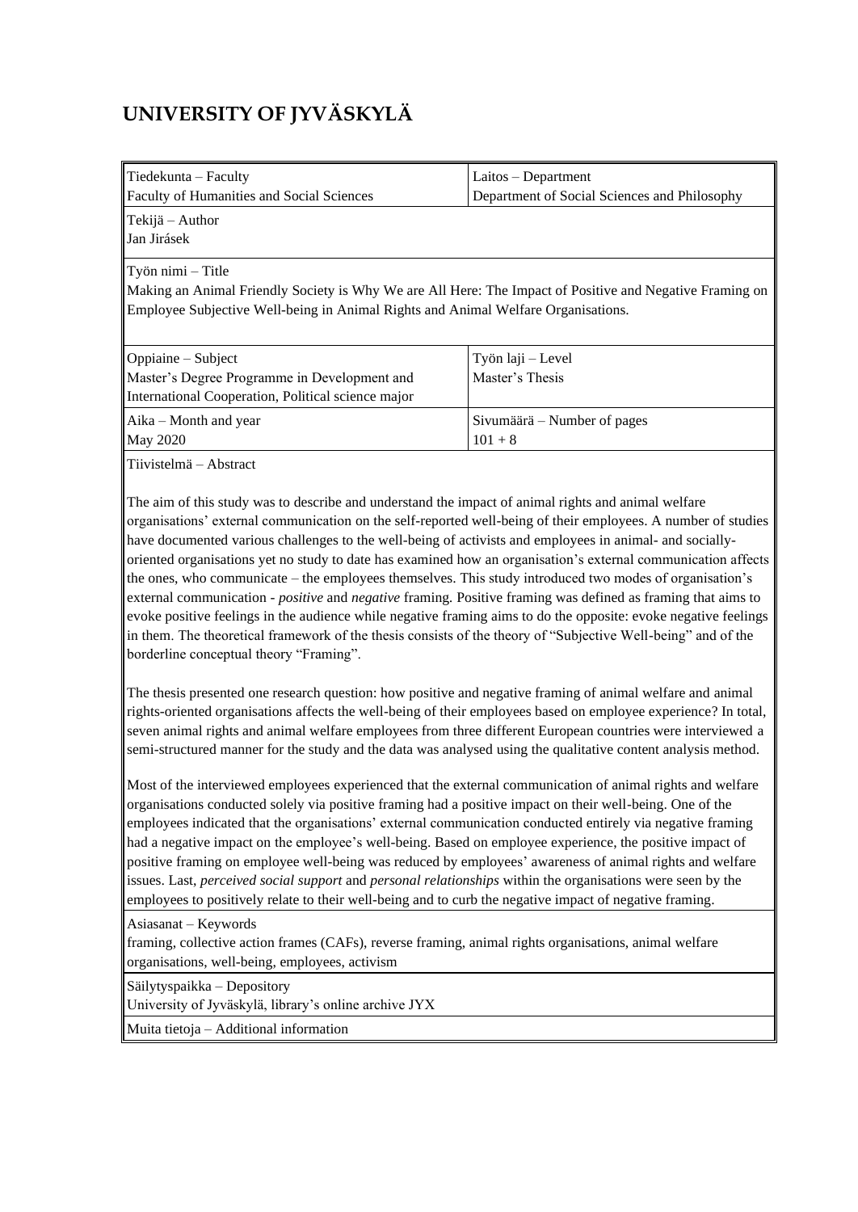# UNIVERSITY OF JYVÄSKYLÄ

| Tiedekunta – Faculty<br>Faculty of Humanities and Social Sciences | Laitos – Department<br>Department of Social Sciences and Philosophy |
|---|---|
| Tekijä – Author<br>Jan Jirásek | |
| Työn nimi – Title<br>Making an Animal Friendly Society is Why We are All Here: The Impact of Positive and Negative Framing on Employee Subjective Well-being in Animal Rights and Animal Welfare Organisations. | |
| Oppiaine – Subject<br>Master's Degree Programme in Development and International Cooperation, Political science major | Työn laji – Level<br>Master's Thesis |
| Aika – Month and year<br>May 2020 | Sivumäärä – Number of pages<br>101 + 8 |

Tiivistelmä – Abstract

The aim of this study was to describe and understand the impact of animal rights and animal welfare organisations' external communication on the self-reported well-being of their employees. A number of studies have documented various challenges to the well-being of activists and employees in animal- and socially-oriented organisations yet no study to date has examined how an organisation's external communication affects the ones, who communicate – the employees themselves. This study introduced two modes of organisation's external communication - *positive* and *negative* framing. Positive framing was defined as framing that aims to evoke positive feelings in the audience while negative framing aims to do the opposite: evoke negative feelings in them. The theoretical framework of the thesis consists of the theory of "Subjective Well-being" and of the borderline conceptual theory "Framing".

The thesis presented one research question: how positive and negative framing of animal welfare and animal rights-oriented organisations affects the well-being of their employees based on employee experience? In total, seven animal rights and animal welfare employees from three different European countries were interviewed a semi-structured manner for the study and the data was analysed using the qualitative content analysis method.

Most of the interviewed employees experienced that the external communication of animal rights and welfare organisations conducted solely via positive framing had a positive impact on their well-being. One of the employees indicated that the organisations' external communication conducted entirely via negative framing had a negative impact on the employee's well-being. Based on employee experience, the positive impact of positive framing on employee well-being was reduced by employees' awareness of animal rights and welfare issues. Last, *perceived social support* and *personal relationships* within the organisations were seen by the employees to positively relate to their well-being and to curb the negative impact of negative framing.

Asiasanat – Keywords
framing, collective action frames (CAFs), reverse framing, animal rights organisations, animal welfare organisations, well-being, employees, activism

Säilytyspaikka – Depository
University of Jyväskylä, library's online archive JYX

Muita tietoja – Additional information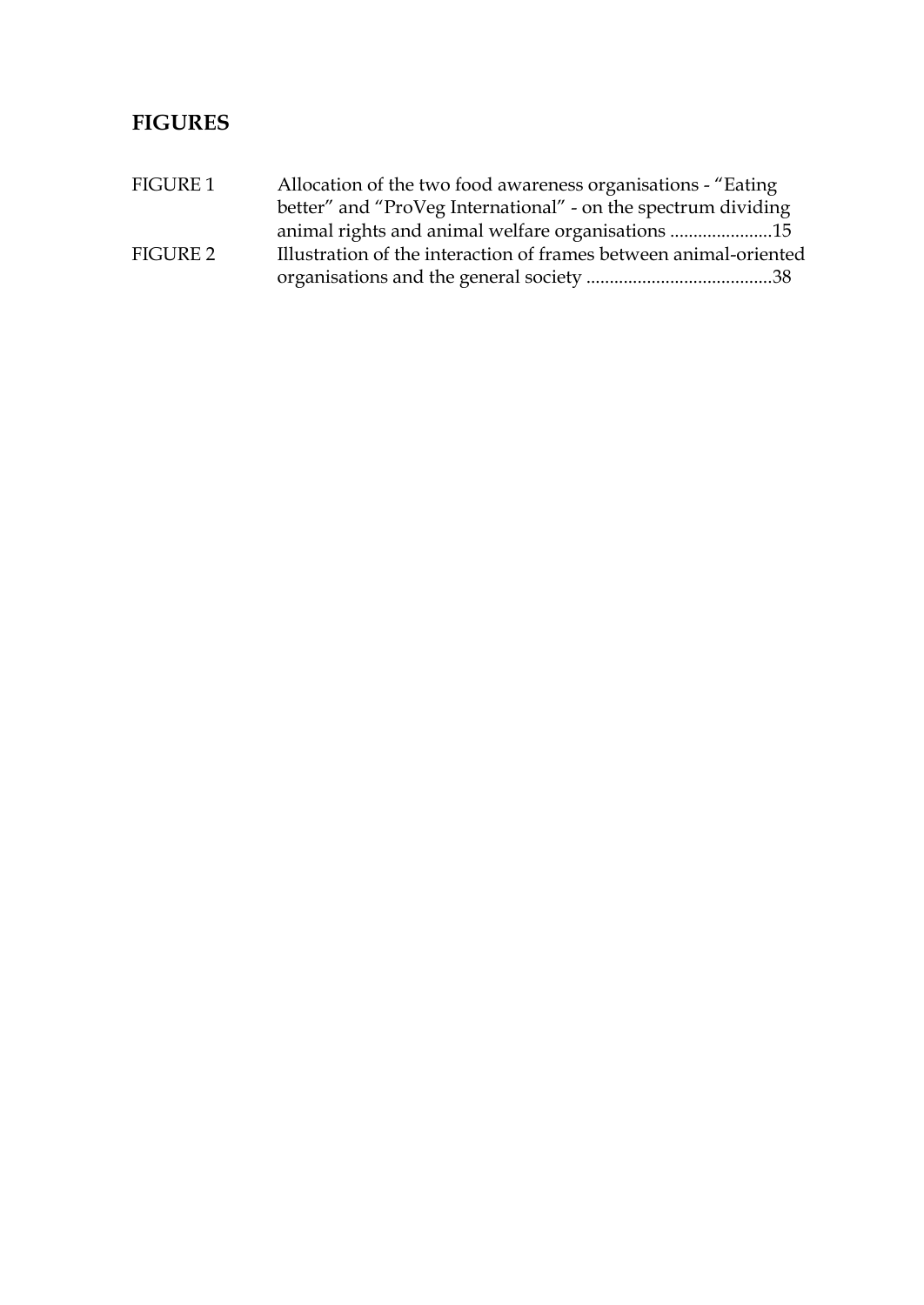# FIGURES

| | | |
|---|---|---|
| FIGURE 1 | Allocation of the two food awareness organisations - "Eating better" and "ProVeg International" - on the spectrum dividing animal rights and animal welfare organisations | 15 |
| FIGURE 2 | Illustration of the interaction of frames between animal-oriented organisations and the general society | 38 |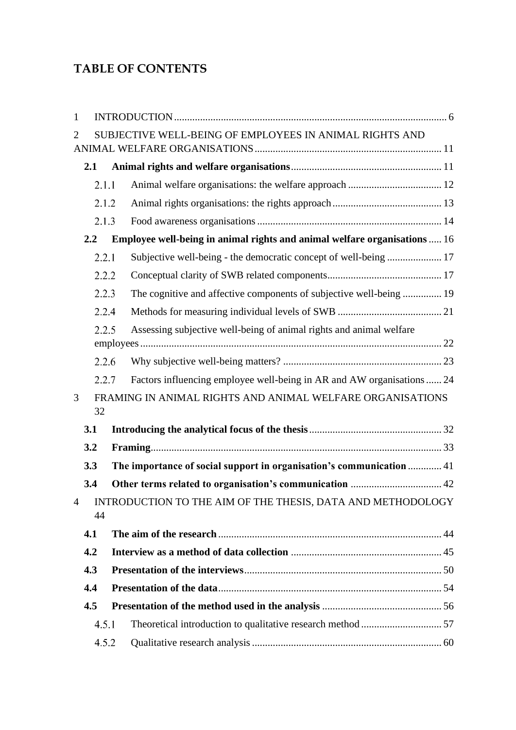# TABLE OF CONTENTS

1 INTRODUCTION ........................................................................................................ 6

2 SUBJECTIVE WELL-BEING OF EMPLOYEES IN ANIMAL RIGHTS AND ANIMAL WELFARE ORGANISATIONS ....................................................................... 11

**2.1 Animal rights and welfare organisations** ......................................................... 11

2.1.1 Animal welfare organisations: the welfare approach .................................... 12

2.1.2 Animal rights organisations: the rights approach .......................................... 13

2.1.3 Food awareness organisations ....................................................................... 14

**2.2 Employee well-being in animal rights and animal welfare organisations** ..... 16

2.2.1 Subjective well-being - the democratic concept of well-being ..................... 17

2.2.2 Conceptual clarity of SWB related components............................................ 17

2.2.3 The cognitive and affective components of subjective well-being ............... 19

2.2.4 Methods for measuring individual levels of SWB ........................................ 21

2.2.5 Assessing subjective well-being of animal rights and animal welfare employees ..................................................................................................................... 22

2.2.6 Why subjective well-being matters? ............................................................. 23

2.2.7 Factors influencing employee well-being in AR and AW organisations ...... 24

3 FRAMING IN ANIMAL RIGHTS AND ANIMAL WELFARE ORGANISATIONS 32

**3.1 Introducing the analytical focus of the thesis** .................................................. 32

**3.2 Framing** ............................................................................................................... 33

**3.3 The importance of social support in organisation's communication** ............. 41

**3.4 Other terms related to organisation's communication** .................................. 42

4 INTRODUCTION TO THE AIM OF THE THESIS, DATA AND METHODOLOGY 44

**4.1 The aim of the research** ...................................................................................... 44

**4.2 Interview as a method of data collection** .......................................................... 45

**4.3 Presentation of the interviews** ............................................................................ 50

**4.4 Presentation of the data** ...................................................................................... 54

**4.5 Presentation of the method used in the analysis** .............................................. 56

4.5.1 Theoretical introduction to qualitative research method ............................... 57

4.5.2 Qualitative research analysis ......................................................................... 60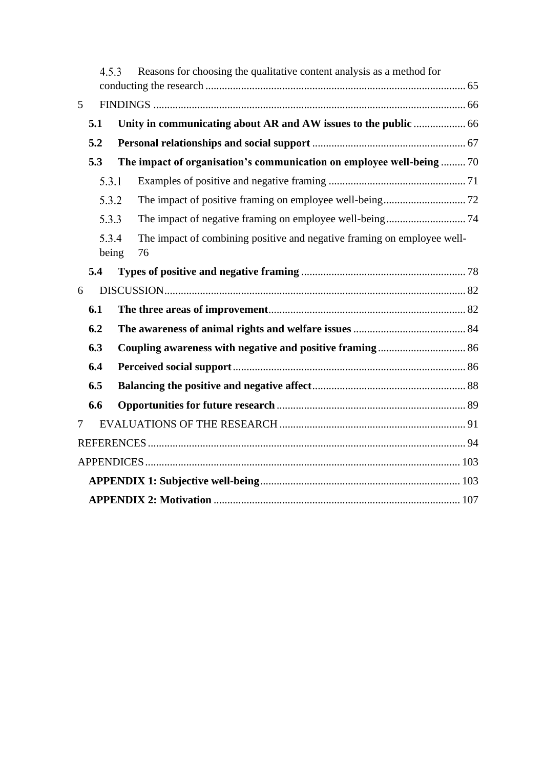4.5.3 Reasons for choosing the qualitative content analysis as a method for conducting the research ..... 65

5 FINDINGS ..... 66

**5.1 Unity in communicating about AR and AW issues to the public** ..... 66

**5.2 Personal relationships and social support** ..... 67

**5.3 The impact of organisation's communication on employee well-being** ..... 70

5.3.1 Examples of positive and negative framing ..... 71

5.3.2 The impact of positive framing on employee well-being ..... 72

5.3.3 The impact of negative framing on employee well-being ..... 74

5.3.4 The impact of combining positive and negative framing on employee well-being 76

**5.4 Types of positive and negative framing** ..... 78

6 DISCUSSION ..... 82

**6.1 The three areas of improvement** ..... 82

**6.2 The awareness of animal rights and welfare issues** ..... 84

**6.3 Coupling awareness with negative and positive framing** ..... 86

**6.4 Perceived social support** ..... 86

**6.5 Balancing the positive and negative affect** ..... 88

**6.6 Opportunities for future research** ..... 89

7 EVALUATIONS OF THE RESEARCH ..... 91

REFERENCES ..... 94

APPENDICES ..... 103

**APPENDIX 1: Subjective well-being** ..... 103

**APPENDIX 2: Motivation** ..... 107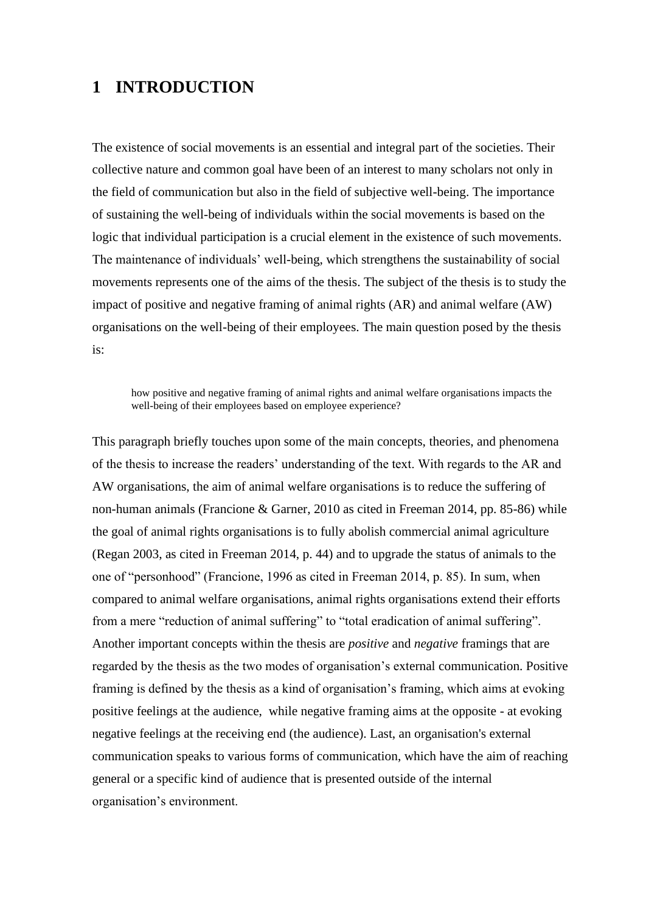# 1 INTRODUCTION

The existence of social movements is an essential and integral part of the societies. Their collective nature and common goal have been of an interest to many scholars not only in the field of communication but also in the field of subjective well-being. The importance of sustaining the well-being of individuals within the social movements is based on the logic that individual participation is a crucial element in the existence of such movements. The maintenance of individuals' well-being, which strengthens the sustainability of social movements represents one of the aims of the thesis. The subject of the thesis is to study the impact of positive and negative framing of animal rights (AR) and animal welfare (AW) organisations on the well-being of their employees. The main question posed by the thesis is:

> how positive and negative framing of animal rights and animal welfare organisations impacts the well-being of their employees based on employee experience?

This paragraph briefly touches upon some of the main concepts, theories, and phenomena of the thesis to increase the readers' understanding of the text. With regards to the AR and AW organisations, the aim of animal welfare organisations is to reduce the suffering of non-human animals (Francione & Garner, 2010 as cited in Freeman 2014, pp. 85-86) while the goal of animal rights organisations is to fully abolish commercial animal agriculture (Regan 2003, as cited in Freeman 2014, p. 44) and to upgrade the status of animals to the one of "personhood" (Francione, 1996 as cited in Freeman 2014, p. 85). In sum, when compared to animal welfare organisations, animal rights organisations extend their efforts from a mere "reduction of animal suffering" to "total eradication of animal suffering". Another important concepts within the thesis are *positive* and *negative* framings that are regarded by the thesis as the two modes of organisation's external communication. Positive framing is defined by the thesis as a kind of organisation's framing, which aims at evoking positive feelings at the audience, while negative framing aims at the opposite - at evoking negative feelings at the receiving end (the audience). Last, an organisation's external communication speaks to various forms of communication, which have the aim of reaching general or a specific kind of audience that is presented outside of the internal organisation's environment.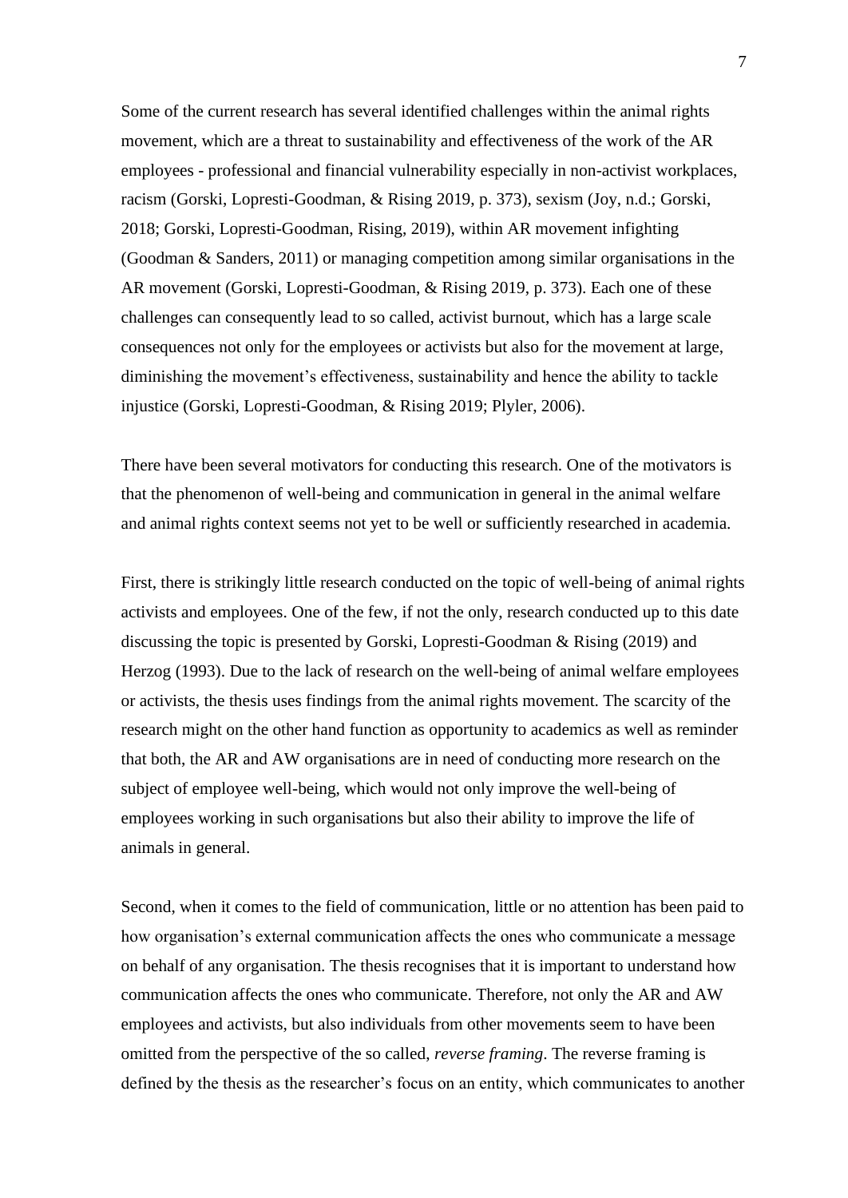Some of the current research has several identified challenges within the animal rights movement, which are a threat to sustainability and effectiveness of the work of the AR employees - professional and financial vulnerability especially in non-activist workplaces, racism (Gorski, Lopresti-Goodman, & Rising 2019, p. 373), sexism (Joy, n.d.; Gorski, 2018; Gorski, Lopresti-Goodman, Rising, 2019), within AR movement infighting (Goodman & Sanders, 2011) or managing competition among similar organisations in the AR movement (Gorski, Lopresti-Goodman, & Rising 2019, p. 373). Each one of these challenges can consequently lead to so called, activist burnout, which has a large scale consequences not only for the employees or activists but also for the movement at large, diminishing the movement's effectiveness, sustainability and hence the ability to tackle injustice (Gorski, Lopresti-Goodman, & Rising 2019; Plyler, 2006).

There have been several motivators for conducting this research. One of the motivators is that the phenomenon of well-being and communication in general in the animal welfare and animal rights context seems not yet to be well or sufficiently researched in academia.

First, there is strikingly little research conducted on the topic of well-being of animal rights activists and employees. One of the few, if not the only, research conducted up to this date discussing the topic is presented by Gorski, Lopresti-Goodman & Rising (2019) and Herzog (1993). Due to the lack of research on the well-being of animal welfare employees or activists, the thesis uses findings from the animal rights movement. The scarcity of the research might on the other hand function as opportunity to academics as well as reminder that both, the AR and AW organisations are in need of conducting more research on the subject of employee well-being, which would not only improve the well-being of employees working in such organisations but also their ability to improve the life of animals in general.

Second, when it comes to the field of communication, little or no attention has been paid to how organisation's external communication affects the ones who communicate a message on behalf of any organisation. The thesis recognises that it is important to understand how communication affects the ones who communicate. Therefore, not only the AR and AW employees and activists, but also individuals from other movements seem to have been omitted from the perspective of the so called, *reverse framing*. The reverse framing is defined by the thesis as the researcher's focus on an entity, which communicates to another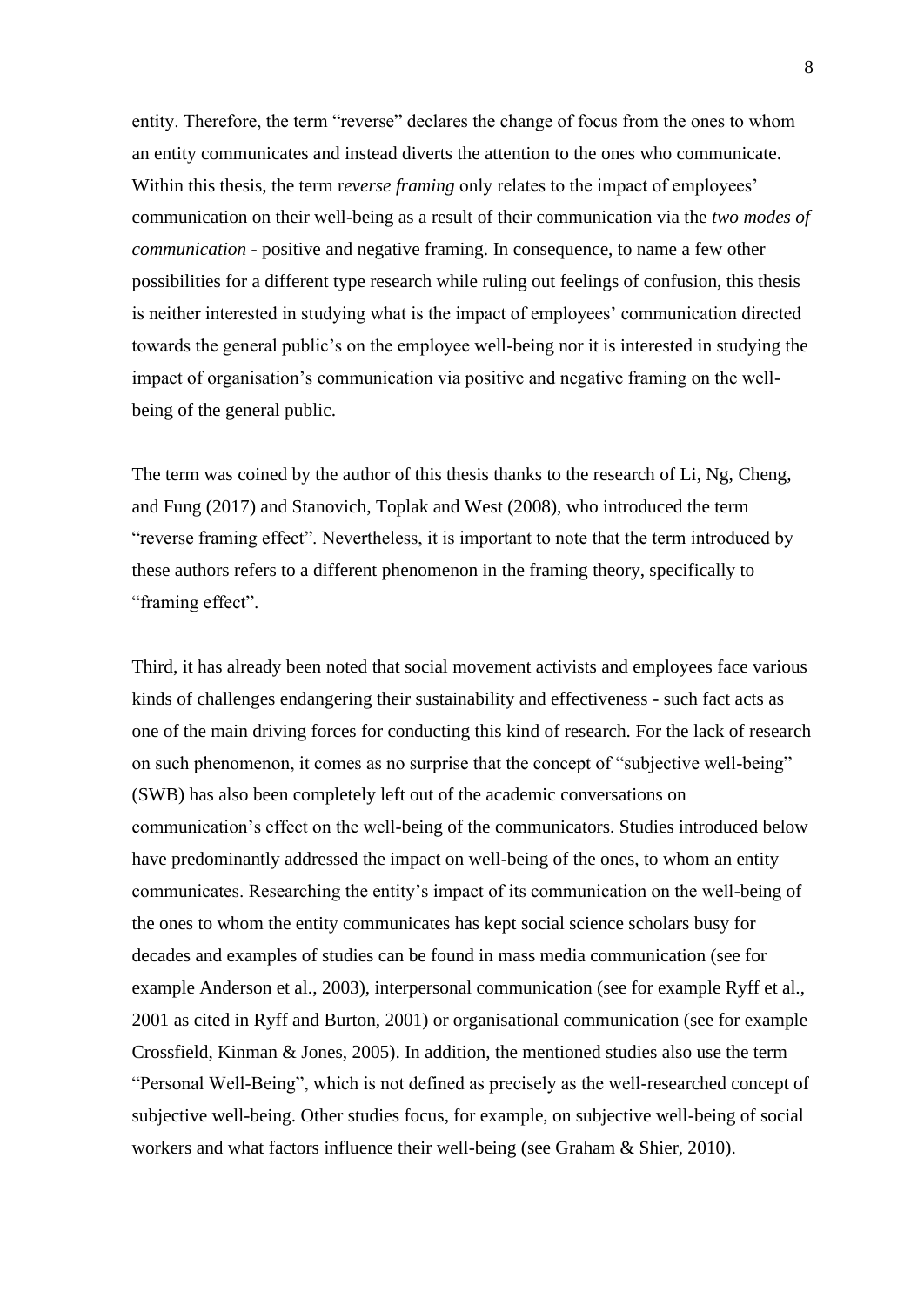entity. Therefore, the term "reverse" declares the change of focus from the ones to whom an entity communicates and instead diverts the attention to the ones who communicate. Within this thesis, the term r*everse framing* only relates to the impact of employees' communication on their well-being as a result of their communication via the *two modes of communication* - positive and negative framing. In consequence, to name a few other possibilities for a different type research while ruling out feelings of confusion, this thesis is neither interested in studying what is the impact of employees' communication directed towards the general public's on the employee well-being nor it is interested in studying the impact of organisation's communication via positive and negative framing on the well-being of the general public.

The term was coined by the author of this thesis thanks to the research of Li, Ng, Cheng, and Fung (2017) and Stanovich, Toplak and West (2008), who introduced the term "reverse framing effect". Nevertheless, it is important to note that the term introduced by these authors refers to a different phenomenon in the framing theory, specifically to "framing effect".

Third, it has already been noted that social movement activists and employees face various kinds of challenges endangering their sustainability and effectiveness - such fact acts as one of the main driving forces for conducting this kind of research. For the lack of research on such phenomenon, it comes as no surprise that the concept of "subjective well-being" (SWB) has also been completely left out of the academic conversations on communication's effect on the well-being of the communicators. Studies introduced below have predominantly addressed the impact on well-being of the ones, to whom an entity communicates. Researching the entity's impact of its communication on the well-being of the ones to whom the entity communicates has kept social science scholars busy for decades and examples of studies can be found in mass media communication (see for example Anderson et al., 2003), interpersonal communication (see for example Ryff et al., 2001 as cited in Ryff and Burton, 2001) or organisational communication (see for example Crossfield, Kinman & Jones, 2005). In addition, the mentioned studies also use the term "Personal Well-Being", which is not defined as precisely as the well-researched concept of subjective well-being. Other studies focus, for example, on subjective well-being of social workers and what factors influence their well-being (see Graham & Shier, 2010).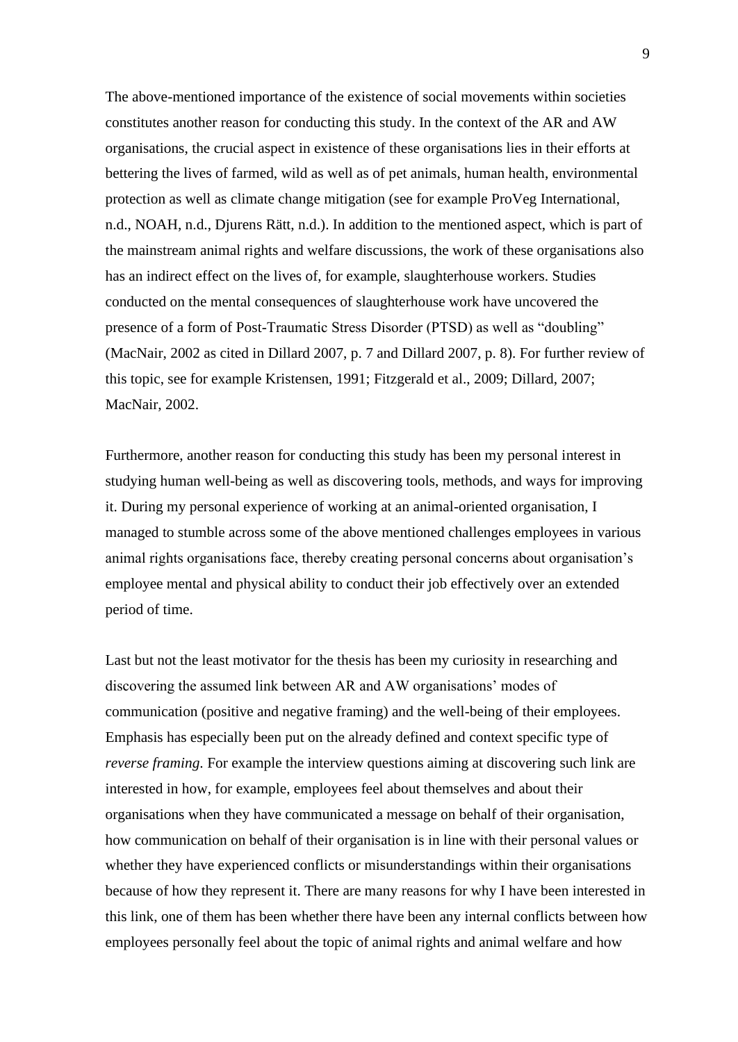The above-mentioned importance of the existence of social movements within societies constitutes another reason for conducting this study. In the context of the AR and AW organisations, the crucial aspect in existence of these organisations lies in their efforts at bettering the lives of farmed, wild as well as of pet animals, human health, environmental protection as well as climate change mitigation (see for example ProVeg International, n.d., NOAH, n.d., Djurens Rätt, n.d.). In addition to the mentioned aspect, which is part of the mainstream animal rights and welfare discussions, the work of these organisations also has an indirect effect on the lives of, for example, slaughterhouse workers. Studies conducted on the mental consequences of slaughterhouse work have uncovered the presence of a form of Post-Traumatic Stress Disorder (PTSD) as well as "doubling" (MacNair, 2002 as cited in Dillard 2007, p. 7 and Dillard 2007, p. 8). For further review of this topic, see for example Kristensen, 1991; Fitzgerald et al., 2009; Dillard, 2007; MacNair, 2002.

Furthermore, another reason for conducting this study has been my personal interest in studying human well-being as well as discovering tools, methods, and ways for improving it. During my personal experience of working at an animal-oriented organisation, I managed to stumble across some of the above mentioned challenges employees in various animal rights organisations face, thereby creating personal concerns about organisation's employee mental and physical ability to conduct their job effectively over an extended period of time.

Last but not the least motivator for the thesis has been my curiosity in researching and discovering the assumed link between AR and AW organisations' modes of communication (positive and negative framing) and the well-being of their employees. Emphasis has especially been put on the already defined and context specific type of *reverse framing*. For example the interview questions aiming at discovering such link are interested in how, for example, employees feel about themselves and about their organisations when they have communicated a message on behalf of their organisation, how communication on behalf of their organisation is in line with their personal values or whether they have experienced conflicts or misunderstandings within their organisations because of how they represent it. There are many reasons for why I have been interested in this link, one of them has been whether there have been any internal conflicts between how employees personally feel about the topic of animal rights and animal welfare and how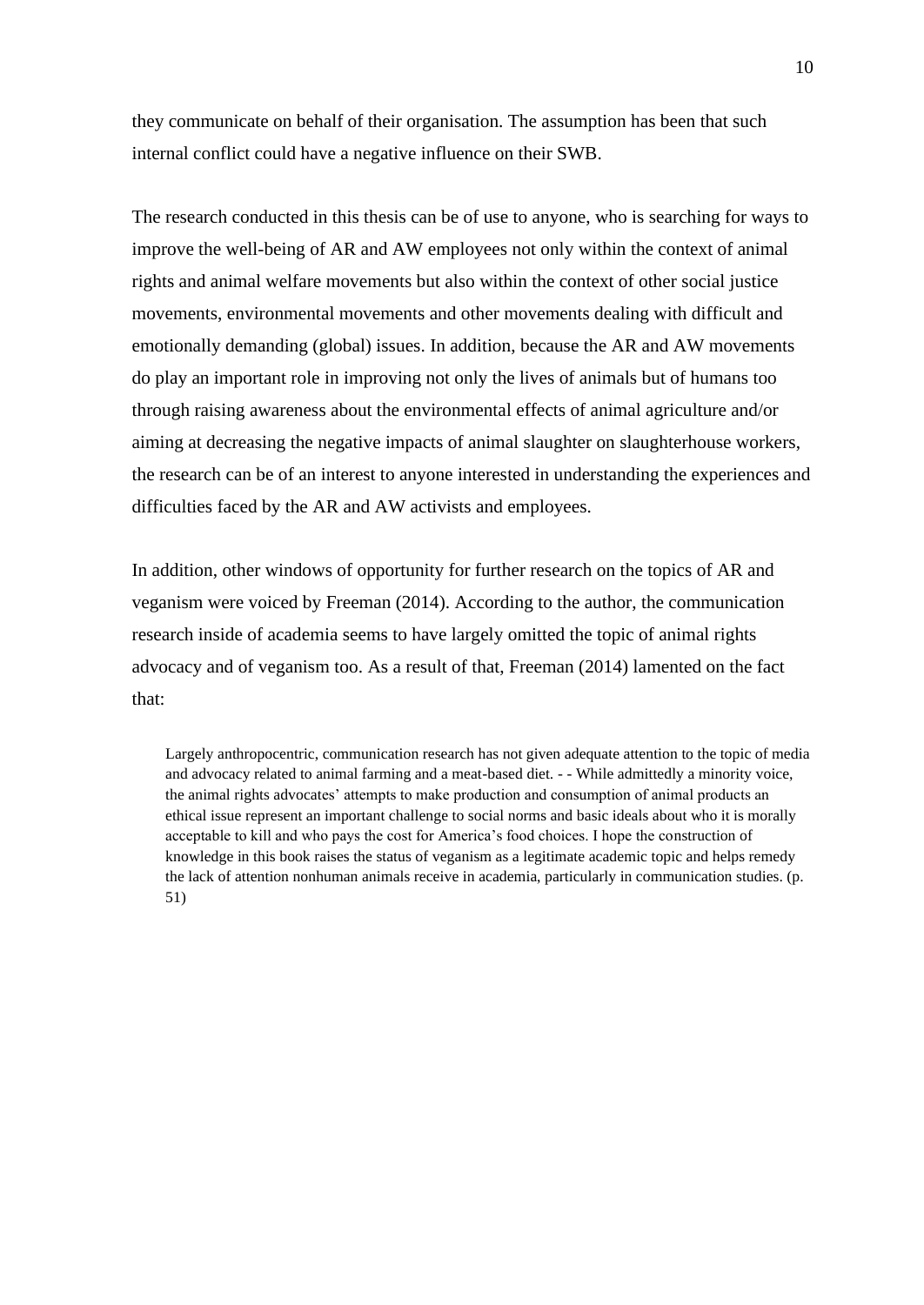they communicate on behalf of their organisation. The assumption has been that such internal conflict could have a negative influence on their SWB.

The research conducted in this thesis can be of use to anyone, who is searching for ways to improve the well-being of AR and AW employees not only within the context of animal rights and animal welfare movements but also within the context of other social justice movements, environmental movements and other movements dealing with difficult and emotionally demanding (global) issues. In addition, because the AR and AW movements do play an important role in improving not only the lives of animals but of humans too through raising awareness about the environmental effects of animal agriculture and/or aiming at decreasing the negative impacts of animal slaughter on slaughterhouse workers, the research can be of an interest to anyone interested in understanding the experiences and difficulties faced by the AR and AW activists and employees.

In addition, other windows of opportunity for further research on the topics of AR and veganism were voiced by Freeman (2014). According to the author, the communication research inside of academia seems to have largely omitted the topic of animal rights advocacy and of veganism too. As a result of that, Freeman (2014) lamented on the fact that:

> Largely anthropocentric, communication research has not given adequate attention to the topic of media and advocacy related to animal farming and a meat-based diet. - - While admittedly a minority voice, the animal rights advocates' attempts to make production and consumption of animal products an ethical issue represent an important challenge to social norms and basic ideals about who it is morally acceptable to kill and who pays the cost for America's food choices. I hope the construction of knowledge in this book raises the status of veganism as a legitimate academic topic and helps remedy the lack of attention nonhuman animals receive in academia, particularly in communication studies. (p. 51)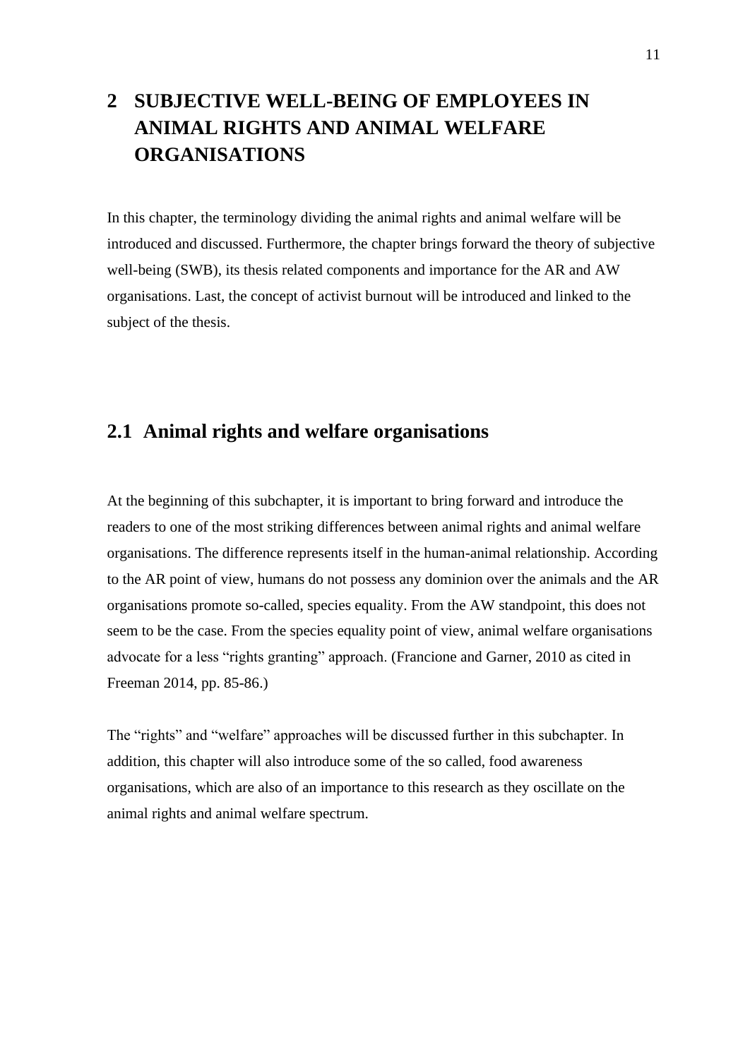# 2 SUBJECTIVE WELL-BEING OF EMPLOYEES IN ANIMAL RIGHTS AND ANIMAL WELFARE ORGANISATIONS

In this chapter, the terminology dividing the animal rights and animal welfare will be introduced and discussed. Furthermore, the chapter brings forward the theory of subjective well-being (SWB), its thesis related components and importance for the AR and AW organisations. Last, the concept of activist burnout will be introduced and linked to the subject of the thesis.

## 2.1 Animal rights and welfare organisations

At the beginning of this subchapter, it is important to bring forward and introduce the readers to one of the most striking differences between animal rights and animal welfare organisations. The difference represents itself in the human-animal relationship. According to the AR point of view, humans do not possess any dominion over the animals and the AR organisations promote so-called, species equality. From the AW standpoint, this does not seem to be the case. From the species equality point of view, animal welfare organisations advocate for a less "rights granting" approach. (Francione and Garner, 2010 as cited in Freeman 2014, pp. 85-86.)

The "rights" and "welfare" approaches will be discussed further in this subchapter. In addition, this chapter will also introduce some of the so called, food awareness organisations, which are also of an importance to this research as they oscillate on the animal rights and animal welfare spectrum.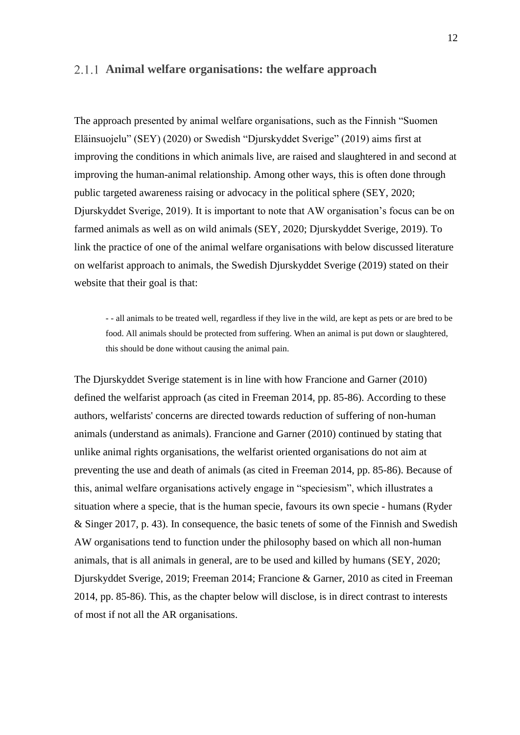### 2.1.1 Animal welfare organisations: the welfare approach

The approach presented by animal welfare organisations, such as the Finnish "Suomen Eläinsuojelu" (SEY) (2020) or Swedish "Djurskyddet Sverige" (2019) aims first at improving the conditions in which animals live, are raised and slaughtered in and second at improving the human-animal relationship. Among other ways, this is often done through public targeted awareness raising or advocacy in the political sphere (SEY, 2020; Djurskyddet Sverige, 2019). It is important to note that AW organisation's focus can be on farmed animals as well as on wild animals (SEY, 2020; Djurskyddet Sverige, 2019). To link the practice of one of the animal welfare organisations with below discussed literature on welfarist approach to animals, the Swedish Djurskyddet Sverige (2019) stated on their website that their goal is that:

> - - all animals to be treated well, regardless if they live in the wild, are kept as pets or are bred to be food. All animals should be protected from suffering. When an animal is put down or slaughtered, this should be done without causing the animal pain.

The Djurskyddet Sverige statement is in line with how Francione and Garner (2010) defined the welfarist approach (as cited in Freeman 2014, pp. 85-86). According to these authors, welfarists' concerns are directed towards reduction of suffering of non-human animals (understand as animals). Francione and Garner (2010) continued by stating that unlike animal rights organisations, the welfarist oriented organisations do not aim at preventing the use and death of animals (as cited in Freeman 2014, pp. 85-86). Because of this, animal welfare organisations actively engage in "speciesism", which illustrates a situation where a specie, that is the human specie, favours its own specie - humans (Ryder & Singer 2017, p. 43). In consequence, the basic tenets of some of the Finnish and Swedish AW organisations tend to function under the philosophy based on which all non-human animals, that is all animals in general, are to be used and killed by humans (SEY, 2020; Djurskyddet Sverige, 2019; Freeman 2014; Francione & Garner, 2010 as cited in Freeman 2014, pp. 85-86). This, as the chapter below will disclose, is in direct contrast to interests of most if not all the AR organisations.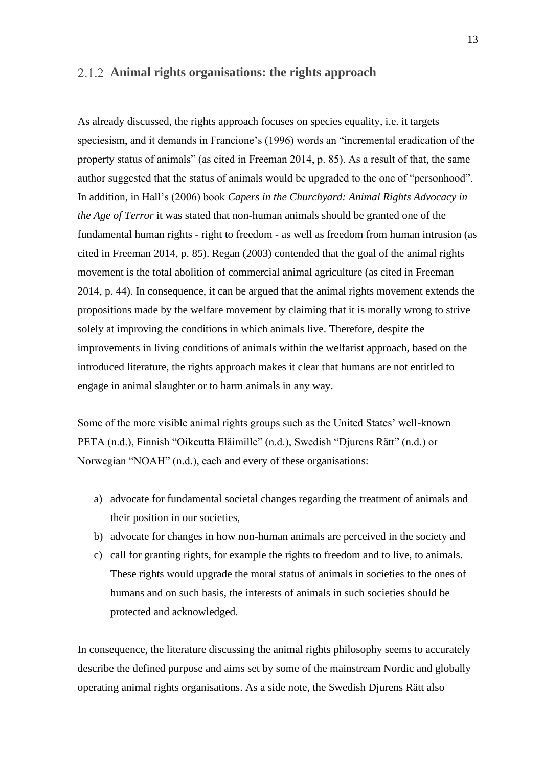### 2.1.2 Animal rights organisations: the rights approach

As already discussed, the rights approach focuses on species equality, i.e. it targets speciesism, and it demands in Francione's (1996) words an "incremental eradication of the property status of animals" (as cited in Freeman 2014, p. 85). As a result of that, the same author suggested that the status of animals would be upgraded to the one of "personhood". In addition, in Hall's (2006) book *Capers in the Churchyard: Animal Rights Advocacy in the Age of Terror* it was stated that non-human animals should be granted one of the fundamental human rights - right to freedom - as well as freedom from human intrusion (as cited in Freeman 2014, p. 85). Regan (2003) contended that the goal of the animal rights movement is the total abolition of commercial animal agriculture (as cited in Freeman 2014, p. 44). In consequence, it can be argued that the animal rights movement extends the propositions made by the welfare movement by claiming that it is morally wrong to strive solely at improving the conditions in which animals live. Therefore, despite the improvements in living conditions of animals within the welfarist approach, based on the introduced literature, the rights approach makes it clear that humans are not entitled to engage in animal slaughter or to harm animals in any way.

Some of the more visible animal rights groups such as the United States' well-known PETA (n.d.), Finnish "Oikeutta Eläimille" (n.d.), Swedish "Djurens Rätt" (n.d.) or Norwegian "NOAH" (n.d.), each and every of these organisations:

a) advocate for fundamental societal changes regarding the treatment of animals and their position in our societies,
b) advocate for changes in how non-human animals are perceived in the society and
c) call for granting rights, for example the rights to freedom and to live, to animals. These rights would upgrade the moral status of animals in societies to the ones of humans and on such basis, the interests of animals in such societies should be protected and acknowledged.

In consequence, the literature discussing the animal rights philosophy seems to accurately describe the defined purpose and aims set by some of the mainstream Nordic and globally operating animal rights organisations. As a side note, the Swedish Djurens Rätt also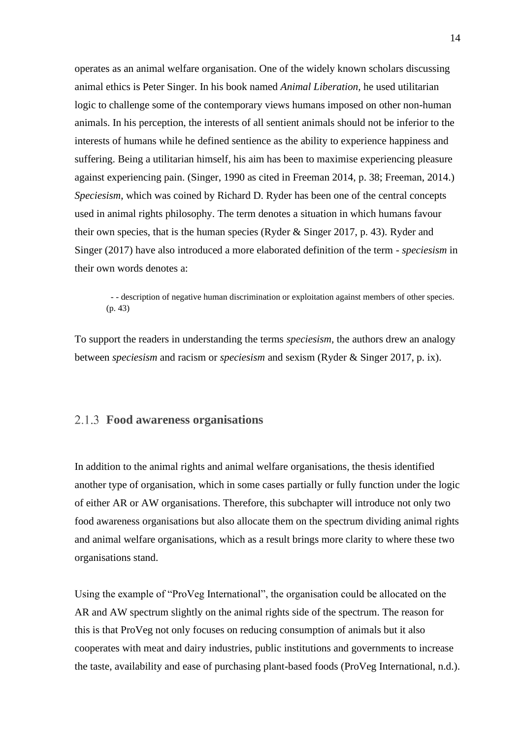operates as an animal welfare organisation. One of the widely known scholars discussing animal ethics is Peter Singer. In his book named *Animal Liberation,* he used utilitarian logic to challenge some of the contemporary views humans imposed on other non-human animals. In his perception, the interests of all sentient animals should not be inferior to the interests of humans while he defined sentience as the ability to experience happiness and suffering. Being a utilitarian himself, his aim has been to maximise experiencing pleasure against experiencing pain. (Singer, 1990 as cited in Freeman 2014, p. 38; Freeman, 2014.) *Speciesism*, which was coined by Richard D. Ryder has been one of the central concepts used in animal rights philosophy. The term denotes a situation in which humans favour their own species, that is the human species (Ryder & Singer 2017, p. 43). Ryder and Singer (2017) have also introduced a more elaborated definition of the term - *speciesism* in their own words denotes a:

> - - description of negative human discrimination or exploitation against members of other species. (p. 43)

To support the readers in understanding the terms *speciesism*, the authors drew an analogy between *speciesism* and racism or *speciesism* and sexism (Ryder & Singer 2017, p. ix).

### 2.1.3 Food awareness organisations

In addition to the animal rights and animal welfare organisations, the thesis identified another type of organisation, which in some cases partially or fully function under the logic of either AR or AW organisations. Therefore, this subchapter will introduce not only two food awareness organisations but also allocate them on the spectrum dividing animal rights and animal welfare organisations, which as a result brings more clarity to where these two organisations stand.

Using the example of "ProVeg International", the organisation could be allocated on the AR and AW spectrum slightly on the animal rights side of the spectrum. The reason for this is that ProVeg not only focuses on reducing consumption of animals but it also cooperates with meat and dairy industries, public institutions and governments to increase the taste, availability and ease of purchasing plant-based foods (ProVeg International, n.d.).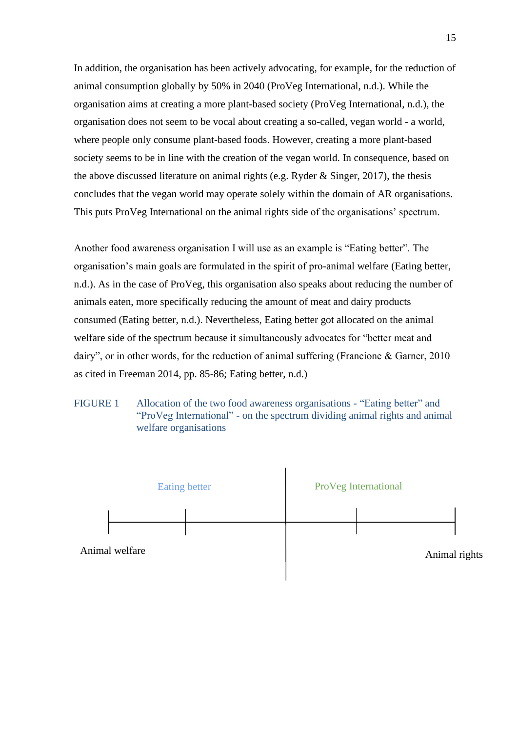In addition, the organisation has been actively advocating, for example, for the reduction of animal consumption globally by 50% in 2040 (ProVeg International, n.d.). While the organisation aims at creating a more plant-based society (ProVeg International, n.d.), the organisation does not seem to be vocal about creating a so-called, vegan world - a world, where people only consume plant-based foods. However, creating a more plant-based society seems to be in line with the creation of the vegan world. In consequence, based on the above discussed literature on animal rights (e.g. Ryder & Singer, 2017), the thesis concludes that the vegan world may operate solely within the domain of AR organisations. This puts ProVeg International on the animal rights side of the organisations' spectrum.

Another food awareness organisation I will use as an example is "Eating better". The organisation's main goals are formulated in the spirit of pro-animal welfare (Eating better, n.d.). As in the case of ProVeg, this organisation also speaks about reducing the number of animals eaten, more specifically reducing the amount of meat and dairy products consumed (Eating better, n.d.). Nevertheless, Eating better got allocated on the animal welfare side of the spectrum because it simultaneously advocates for "better meat and dairy", or in other words, for the reduction of animal suffering (Francione & Garner, 2010 as cited in Freeman 2014, pp. 85-86; Eating better, n.d.)

FIGURE 1 Allocation of the two food awareness organisations - "Eating better" and "ProVeg International" - on the spectrum dividing animal rights and animal welfare organisations

Eating better

ProVeg International

Animal welfare

Animal rights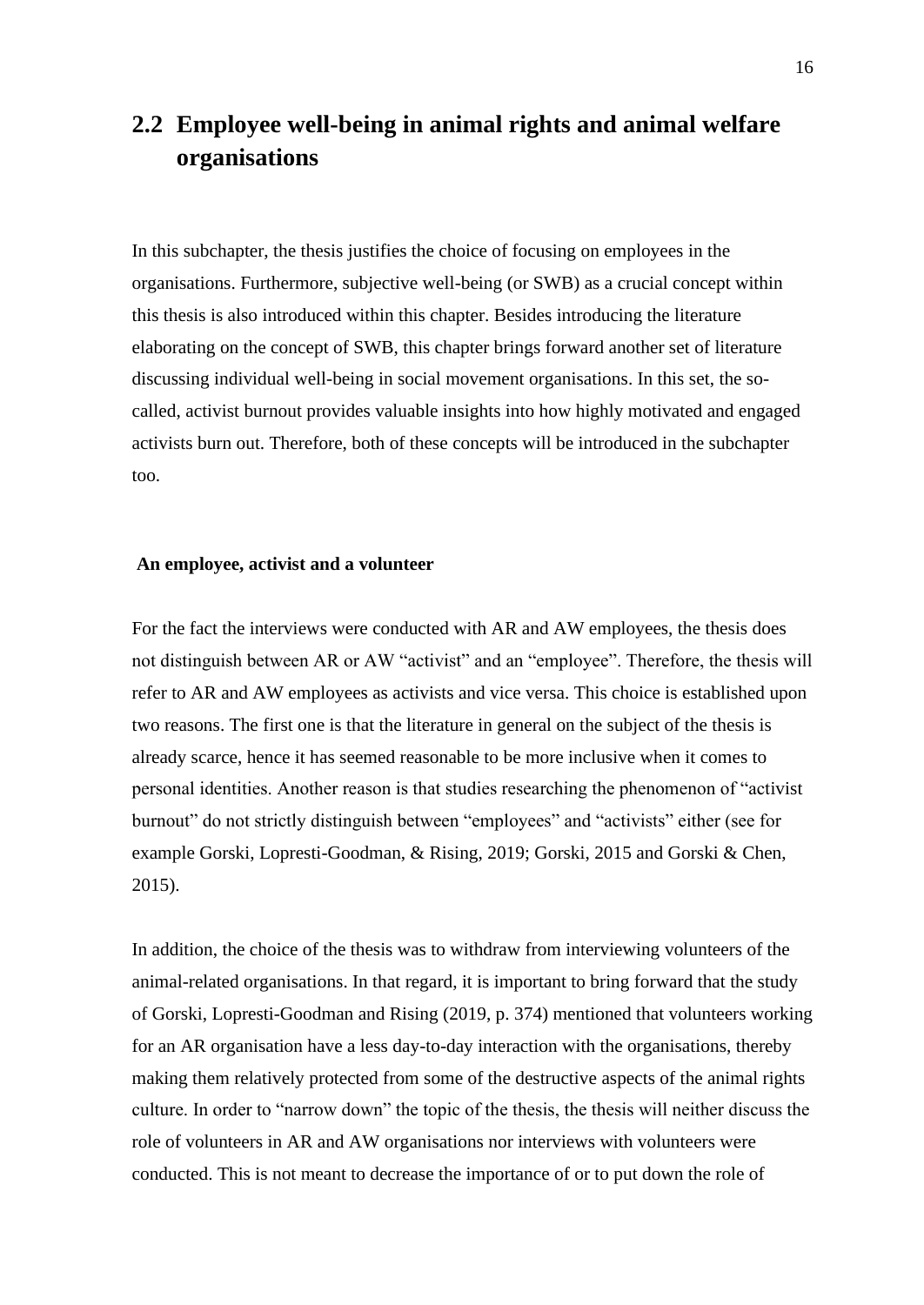## 2.2 Employee well-being in animal rights and animal welfare organisations

In this subchapter, the thesis justifies the choice of focusing on employees in the organisations. Furthermore, subjective well-being (or SWB) as a crucial concept within this thesis is also introduced within this chapter. Besides introducing the literature elaborating on the concept of SWB, this chapter brings forward another set of literature discussing individual well-being in social movement organisations. In this set, the so-called, activist burnout provides valuable insights into how highly motivated and engaged activists burn out. Therefore, both of these concepts will be introduced in the subchapter too.

**An employee, activist and a volunteer**

For the fact the interviews were conducted with AR and AW employees, the thesis does not distinguish between AR or AW "activist" and an "employee". Therefore, the thesis will refer to AR and AW employees as activists and vice versa. This choice is established upon two reasons. The first one is that the literature in general on the subject of the thesis is already scarce, hence it has seemed reasonable to be more inclusive when it comes to personal identities. Another reason is that studies researching the phenomenon of "activist burnout" do not strictly distinguish between "employees" and "activists" either (see for example Gorski, Lopresti-Goodman, & Rising, 2019; Gorski, 2015 and Gorski & Chen, 2015).

In addition, the choice of the thesis was to withdraw from interviewing volunteers of the animal-related organisations. In that regard, it is important to bring forward that the study of Gorski, Lopresti-Goodman and Rising (2019, p. 374) mentioned that volunteers working for an AR organisation have a less day-to-day interaction with the organisations, thereby making them relatively protected from some of the destructive aspects of the animal rights culture. In order to "narrow down" the topic of the thesis, the thesis will neither discuss the role of volunteers in AR and AW organisations nor interviews with volunteers were conducted. This is not meant to decrease the importance of or to put down the role of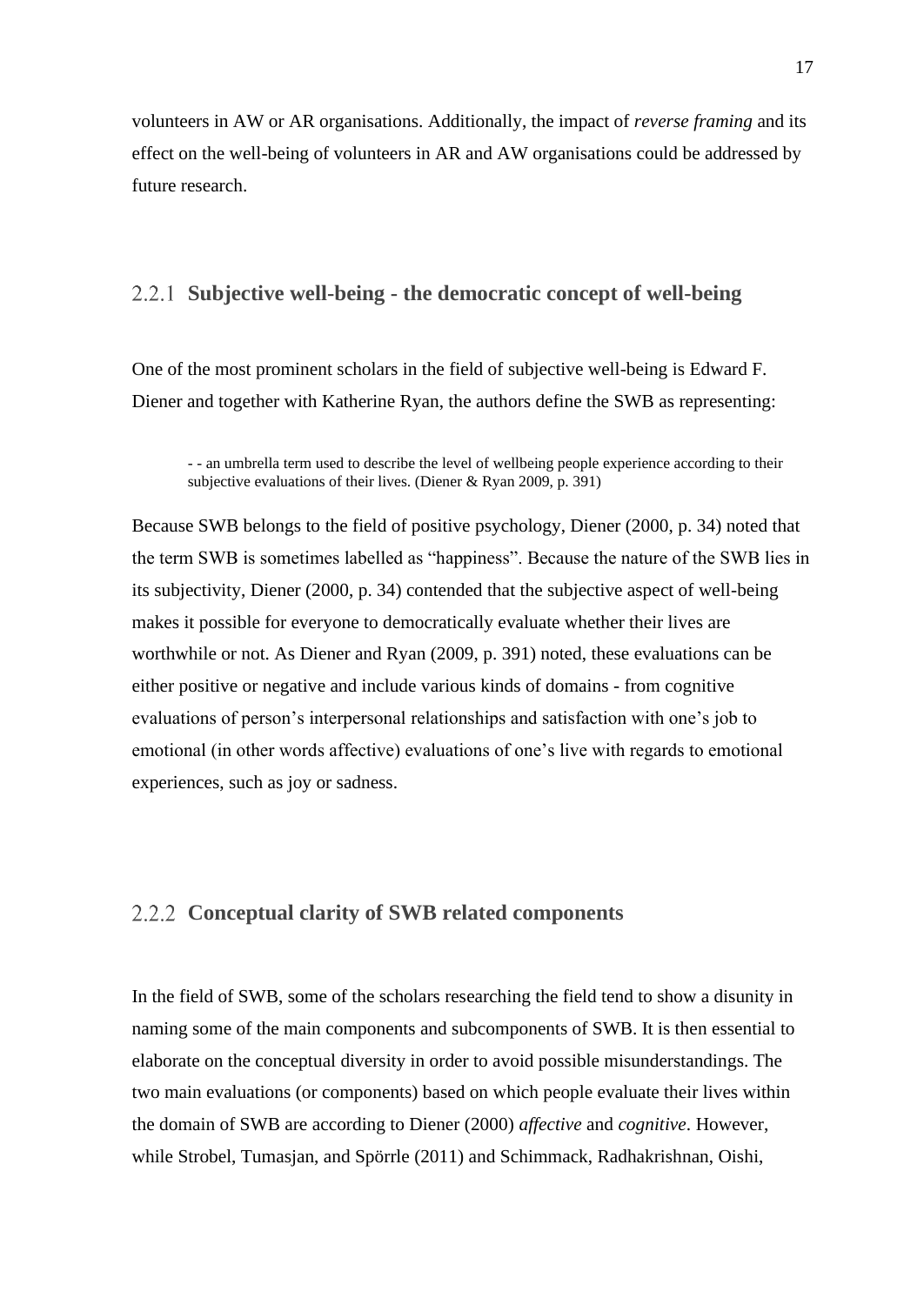volunteers in AW or AR organisations. Additionally, the impact of *reverse framing* and its effect on the well-being of volunteers in AR and AW organisations could be addressed by future research.

### 2.2.1 Subjective well-being - the democratic concept of well-being

One of the most prominent scholars in the field of subjective well-being is Edward F. Diener and together with Katherine Ryan, the authors define the SWB as representing:

> - - an umbrella term used to describe the level of wellbeing people experience according to their subjective evaluations of their lives. (Diener & Ryan 2009, p. 391)

Because SWB belongs to the field of positive psychology, Diener (2000, p. 34) noted that the term SWB is sometimes labelled as "happiness". Because the nature of the SWB lies in its subjectivity, Diener (2000, p. 34) contended that the subjective aspect of well-being makes it possible for everyone to democratically evaluate whether their lives are worthwhile or not. As Diener and Ryan (2009, p. 391) noted, these evaluations can be either positive or negative and include various kinds of domains - from cognitive evaluations of person's interpersonal relationships and satisfaction with one's job to emotional (in other words affective) evaluations of one's live with regards to emotional experiences, such as joy or sadness.

### 2.2.2 Conceptual clarity of SWB related components

In the field of SWB, some of the scholars researching the field tend to show a disunity in naming some of the main components and subcomponents of SWB. It is then essential to elaborate on the conceptual diversity in order to avoid possible misunderstandings. The two main evaluations (or components) based on which people evaluate their lives within the domain of SWB are according to Diener (2000) *affective* and *cognitive*. However, while Strobel, Tumasjan, and Spörrle (2011) and Schimmack, Radhakrishnan, Oishi,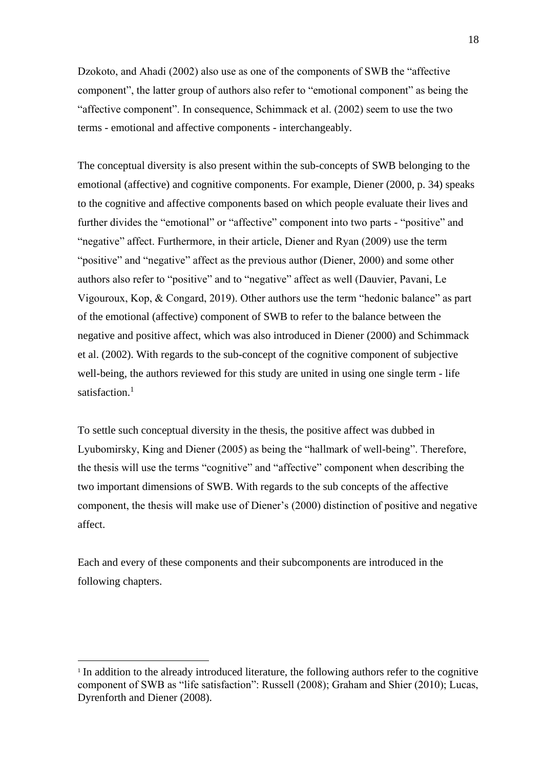Dzokoto, and Ahadi (2002) also use as one of the components of SWB the "affective component", the latter group of authors also refer to "emotional component" as being the "affective component". In consequence, Schimmack et al. (2002) seem to use the two terms - emotional and affective components - interchangeably.

The conceptual diversity is also present within the sub-concepts of SWB belonging to the emotional (affective) and cognitive components. For example, Diener (2000, p. 34) speaks to the cognitive and affective components based on which people evaluate their lives and further divides the "emotional" or "affective" component into two parts - "positive" and "negative" affect. Furthermore, in their article, Diener and Ryan (2009) use the term "positive" and "negative" affect as the previous author (Diener, 2000) and some other authors also refer to "positive" and to "negative" affect as well (Dauvier, Pavani, Le Vigouroux, Kop, & Congard, 2019). Other authors use the term "hedonic balance" as part of the emotional (affective) component of SWB to refer to the balance between the negative and positive affect, which was also introduced in Diener (2000) and Schimmack et al. (2002). With regards to the sub-concept of the cognitive component of subjective well-being, the authors reviewed for this study are united in using one single term - life satisfaction.[1]

To settle such conceptual diversity in the thesis, the positive affect was dubbed in Lyubomirsky, King and Diener (2005) as being the "hallmark of well-being". Therefore, the thesis will use the terms "cognitive" and "affective" component when describing the two important dimensions of SWB. With regards to the sub concepts of the affective component, the thesis will make use of Diener's (2000) distinction of positive and negative affect.

Each and every of these components and their subcomponents are introduced in the following chapters.

---

[1] In addition to the already introduced literature, the following authors refer to the cognitive component of SWB as "life satisfaction": Russell (2008); Graham and Shier (2010); Lucas, Dyrenforth and Diener (2008).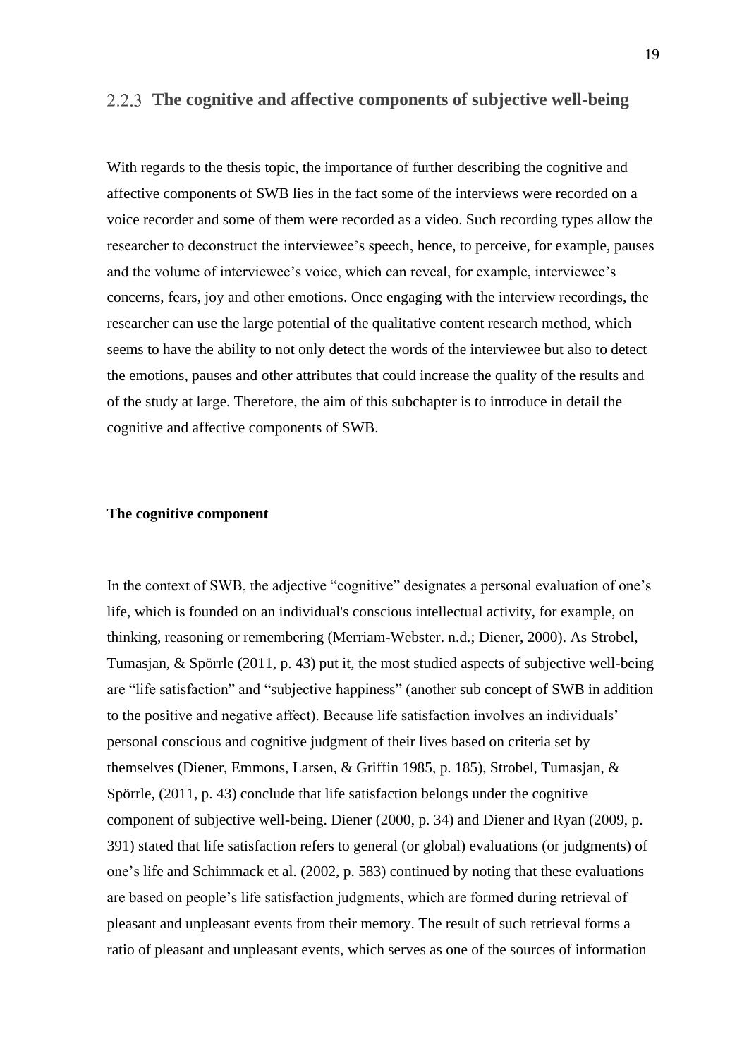### 2.2.3 The cognitive and affective components of subjective well-being

With regards to the thesis topic, the importance of further describing the cognitive and affective components of SWB lies in the fact some of the interviews were recorded on a voice recorder and some of them were recorded as a video. Such recording types allow the researcher to deconstruct the interviewee's speech, hence, to perceive, for example, pauses and the volume of interviewee's voice, which can reveal, for example, interviewee's concerns, fears, joy and other emotions. Once engaging with the interview recordings, the researcher can use the large potential of the qualitative content research method, which seems to have the ability to not only detect the words of the interviewee but also to detect the emotions, pauses and other attributes that could increase the quality of the results and of the study at large. Therefore, the aim of this subchapter is to introduce in detail the cognitive and affective components of SWB.

**The cognitive component**

In the context of SWB, the adjective "cognitive" designates a personal evaluation of one's life, which is founded on an individual's conscious intellectual activity, for example, on thinking, reasoning or remembering (Merriam-Webster. n.d.; Diener, 2000). As Strobel, Tumasjan, & Spörrle (2011, p. 43) put it, the most studied aspects of subjective well-being are "life satisfaction" and "subjective happiness" (another sub concept of SWB in addition to the positive and negative affect). Because life satisfaction involves an individuals' personal conscious and cognitive judgment of their lives based on criteria set by themselves (Diener, Emmons, Larsen, & Griffin 1985, p. 185), Strobel, Tumasjan, & Spörrle, (2011, p. 43) conclude that life satisfaction belongs under the cognitive component of subjective well-being. Diener (2000, p. 34) and Diener and Ryan (2009, p. 391) stated that life satisfaction refers to general (or global) evaluations (or judgments) of one's life and Schimmack et al. (2002, p. 583) continued by noting that these evaluations are based on people's life satisfaction judgments, which are formed during retrieval of pleasant and unpleasant events from their memory. The result of such retrieval forms a ratio of pleasant and unpleasant events, which serves as one of the sources of information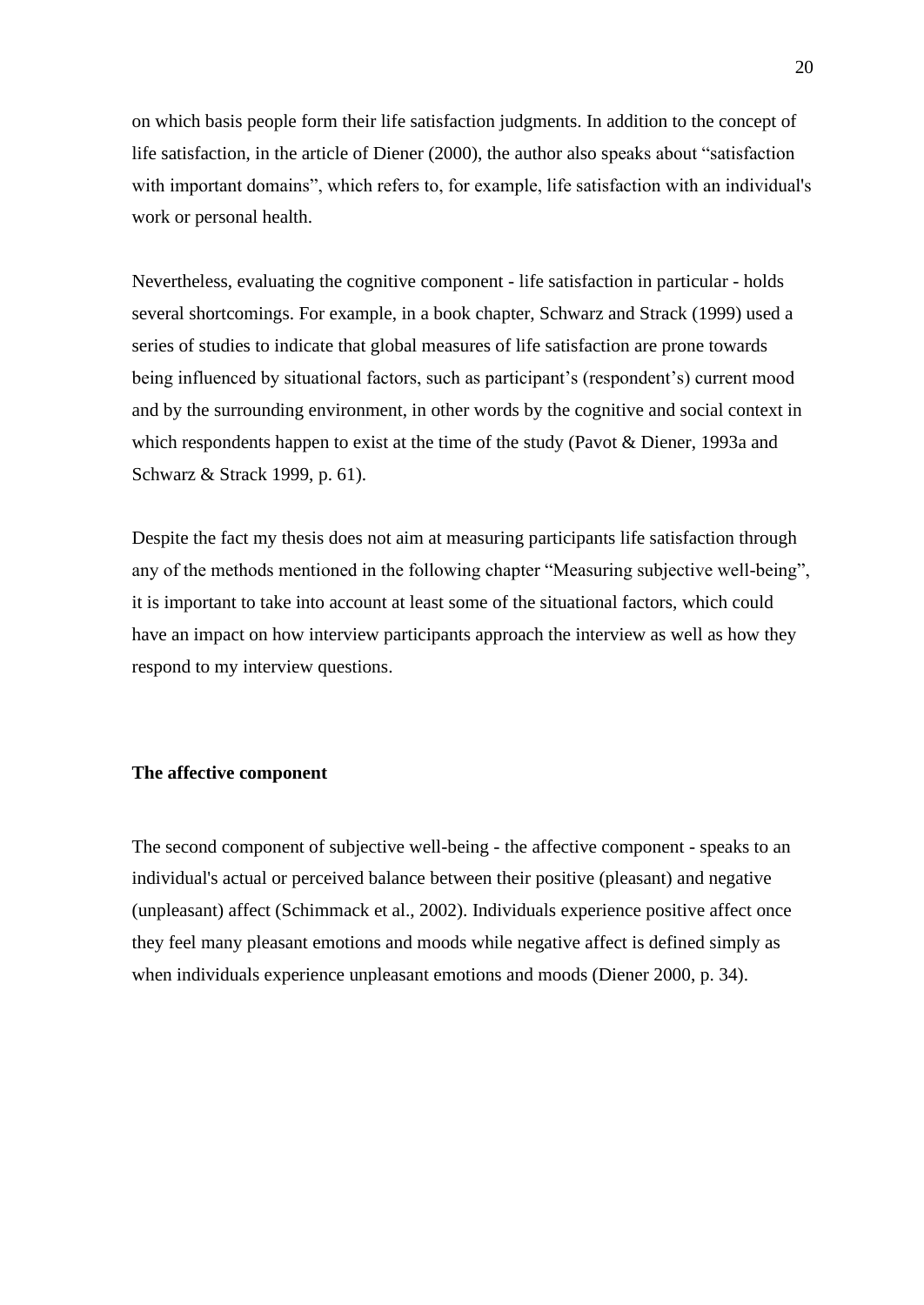on which basis people form their life satisfaction judgments. In addition to the concept of life satisfaction, in the article of Diener (2000), the author also speaks about "satisfaction with important domains", which refers to, for example, life satisfaction with an individual's work or personal health.

Nevertheless, evaluating the cognitive component - life satisfaction in particular - holds several shortcomings. For example, in a book chapter, Schwarz and Strack (1999) used a series of studies to indicate that global measures of life satisfaction are prone towards being influenced by situational factors, such as participant's (respondent's) current mood and by the surrounding environment, in other words by the cognitive and social context in which respondents happen to exist at the time of the study (Pavot & Diener, 1993a and Schwarz & Strack 1999, p. 61).

Despite the fact my thesis does not aim at measuring participants life satisfaction through any of the methods mentioned in the following chapter "Measuring subjective well-being", it is important to take into account at least some of the situational factors, which could have an impact on how interview participants approach the interview as well as how they respond to my interview questions.

### The affective component

The second component of subjective well-being - the affective component - speaks to an individual's actual or perceived balance between their positive (pleasant) and negative (unpleasant) affect (Schimmack et al., 2002). Individuals experience positive affect once they feel many pleasant emotions and moods while negative affect is defined simply as when individuals experience unpleasant emotions and moods (Diener 2000, p. 34).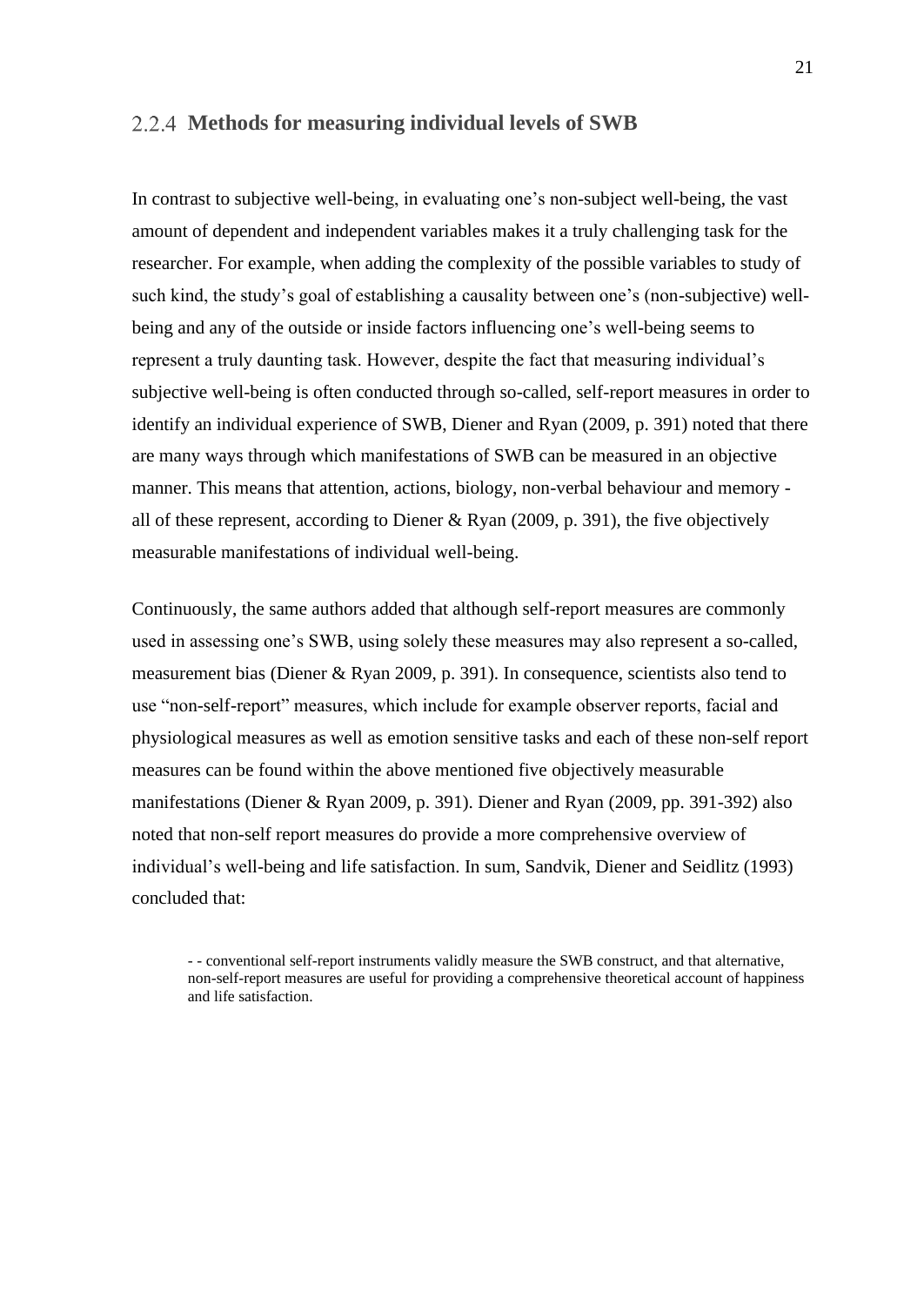### 2.2.4 Methods for measuring individual levels of SWB

In contrast to subjective well-being, in evaluating one's non-subject well-being, the vast amount of dependent and independent variables makes it a truly challenging task for the researcher. For example, when adding the complexity of the possible variables to study of such kind, the study's goal of establishing a causality between one's (non-subjective) well-being and any of the outside or inside factors influencing one's well-being seems to represent a truly daunting task. However, despite the fact that measuring individual's subjective well-being is often conducted through so-called, self-report measures in order to identify an individual experience of SWB, Diener and Ryan (2009, p. 391) noted that there are many ways through which manifestations of SWB can be measured in an objective manner. This means that attention, actions, biology, non-verbal behaviour and memory - all of these represent, according to Diener & Ryan (2009, p. 391), the five objectively measurable manifestations of individual well-being.

Continuously, the same authors added that although self-report measures are commonly used in assessing one's SWB, using solely these measures may also represent a so-called, measurement bias (Diener & Ryan 2009, p. 391). In consequence, scientists also tend to use "non-self-report" measures, which include for example observer reports, facial and physiological measures as well as emotion sensitive tasks and each of these non-self report measures can be found within the above mentioned five objectively measurable manifestations (Diener & Ryan 2009, p. 391). Diener and Ryan (2009, pp. 391-392) also noted that non-self report measures do provide a more comprehensive overview of individual's well-being and life satisfaction. In sum, Sandvik, Diener and Seidlitz (1993) concluded that:

> - - conventional self-report instruments validly measure the SWB construct, and that alternative, non-self-report measures are useful for providing a comprehensive theoretical account of happiness and life satisfaction.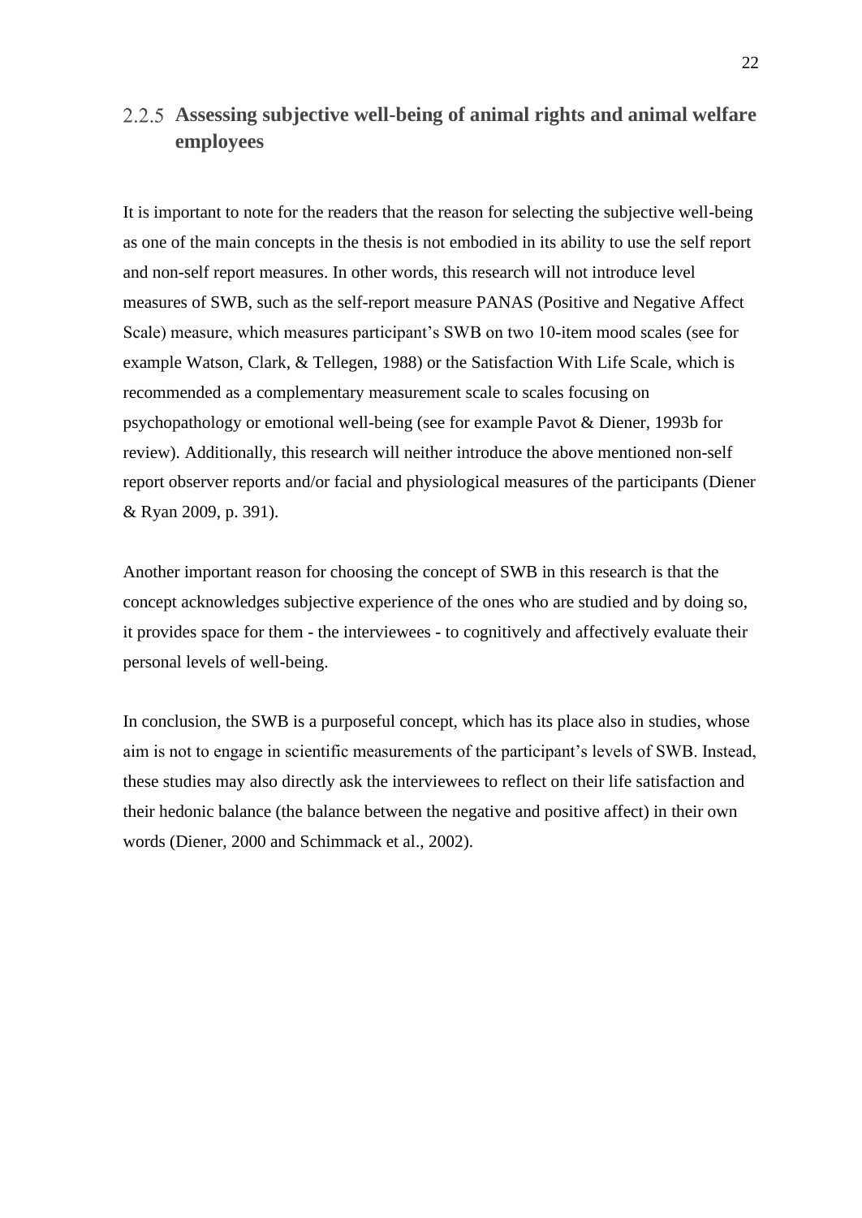### 2.2.5 Assessing subjective well-being of animal rights and animal welfare employees

It is important to note for the readers that the reason for selecting the subjective well-being as one of the main concepts in the thesis is not embodied in its ability to use the self report and non-self report measures. In other words, this research will not introduce level measures of SWB, such as the self-report measure PANAS (Positive and Negative Affect Scale) measure, which measures participant's SWB on two 10-item mood scales (see for example Watson, Clark, & Tellegen, 1988) or the Satisfaction With Life Scale, which is recommended as a complementary measurement scale to scales focusing on psychopathology or emotional well-being (see for example Pavot & Diener, 1993b for review). Additionally, this research will neither introduce the above mentioned non-self report observer reports and/or facial and physiological measures of the participants (Diener & Ryan 2009, p. 391).

Another important reason for choosing the concept of SWB in this research is that the concept acknowledges subjective experience of the ones who are studied and by doing so, it provides space for them - the interviewees - to cognitively and affectively evaluate their personal levels of well-being.

In conclusion, the SWB is a purposeful concept, which has its place also in studies, whose aim is not to engage in scientific measurements of the participant's levels of SWB. Instead, these studies may also directly ask the interviewees to reflect on their life satisfaction and their hedonic balance (the balance between the negative and positive affect) in their own words (Diener, 2000 and Schimmack et al., 2002).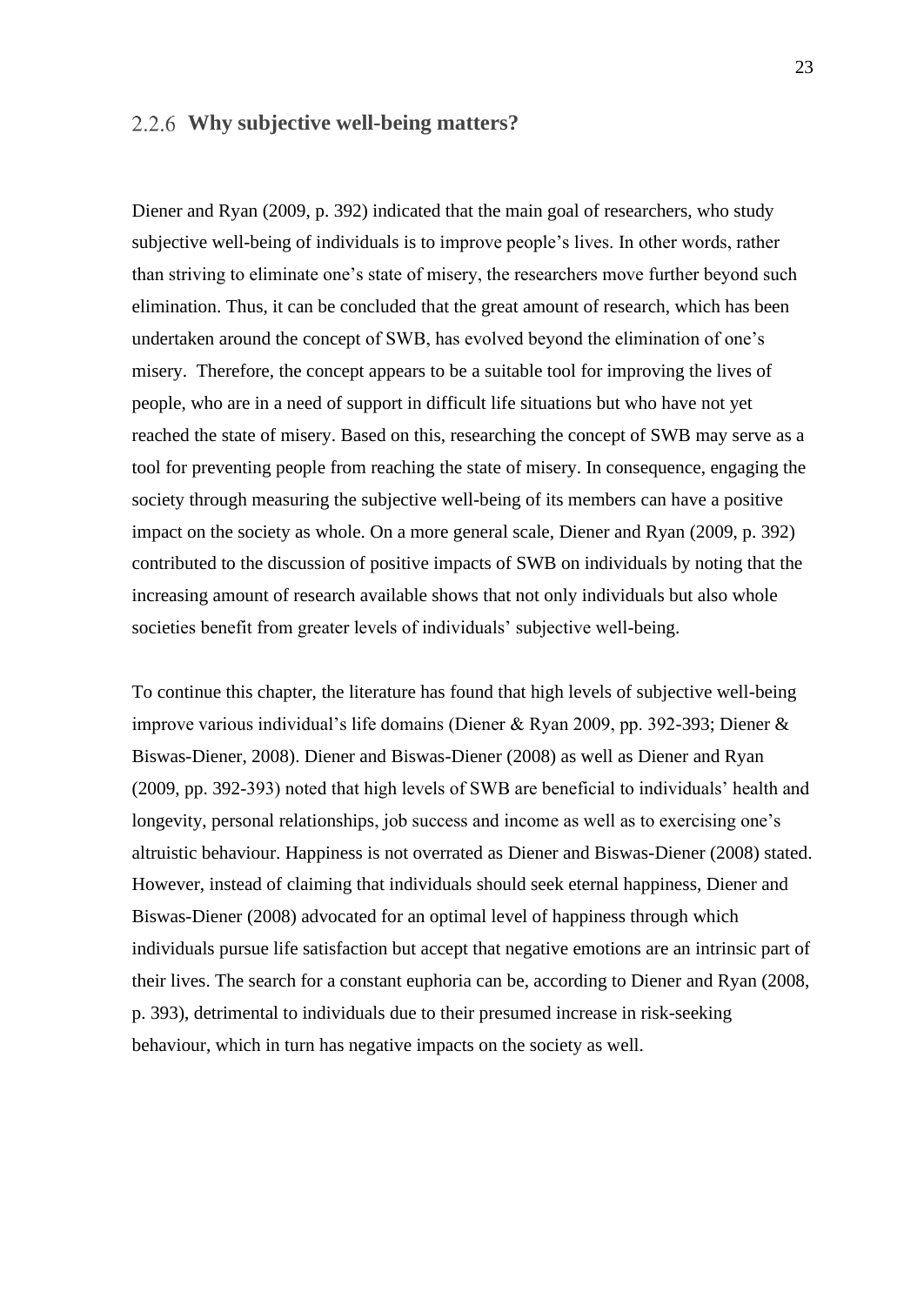### 2.2.6 Why subjective well-being matters?

Diener and Ryan (2009, p. 392) indicated that the main goal of researchers, who study subjective well-being of individuals is to improve people's lives. In other words, rather than striving to eliminate one's state of misery, the researchers move further beyond such elimination. Thus, it can be concluded that the great amount of research, which has been undertaken around the concept of SWB, has evolved beyond the elimination of one's misery. Therefore, the concept appears to be a suitable tool for improving the lives of people, who are in a need of support in difficult life situations but who have not yet reached the state of misery. Based on this, researching the concept of SWB may serve as a tool for preventing people from reaching the state of misery. In consequence, engaging the society through measuring the subjective well-being of its members can have a positive impact on the society as whole. On a more general scale, Diener and Ryan (2009, p. 392) contributed to the discussion of positive impacts of SWB on individuals by noting that the increasing amount of research available shows that not only individuals but also whole societies benefit from greater levels of individuals' subjective well-being.

To continue this chapter, the literature has found that high levels of subjective well-being improve various individual's life domains (Diener & Ryan 2009, pp. 392-393; Diener & Biswas-Diener, 2008). Diener and Biswas-Diener (2008) as well as Diener and Ryan (2009, pp. 392-393) noted that high levels of SWB are beneficial to individuals' health and longevity, personal relationships, job success and income as well as to exercising one's altruistic behaviour. Happiness is not overrated as Diener and Biswas-Diener (2008) stated. However, instead of claiming that individuals should seek eternal happiness, Diener and Biswas-Diener (2008) advocated for an optimal level of happiness through which individuals pursue life satisfaction but accept that negative emotions are an intrinsic part of their lives. The search for a constant euphoria can be, according to Diener and Ryan (2008, p. 393), detrimental to individuals due to their presumed increase in risk-seeking behaviour, which in turn has negative impacts on the society as well.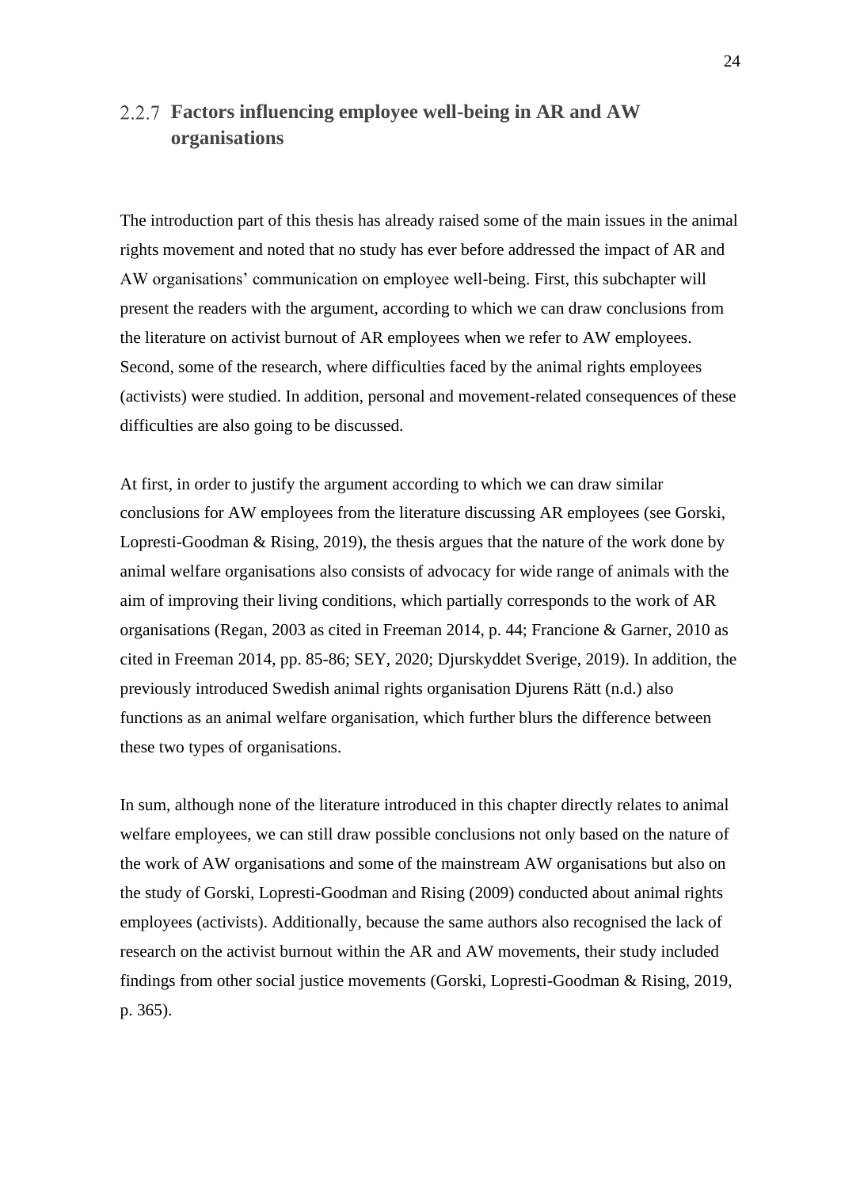### 2.2.7 Factors influencing employee well-being in AR and AW organisations

The introduction part of this thesis has already raised some of the main issues in the animal rights movement and noted that no study has ever before addressed the impact of AR and AW organisations' communication on employee well-being. First, this subchapter will present the readers with the argument, according to which we can draw conclusions from the literature on activist burnout of AR employees when we refer to AW employees. Second, some of the research, where difficulties faced by the animal rights employees (activists) were studied. In addition, personal and movement-related consequences of these difficulties are also going to be discussed.

At first, in order to justify the argument according to which we can draw similar conclusions for AW employees from the literature discussing AR employees (see Gorski, Lopresti-Goodman & Rising, 2019), the thesis argues that the nature of the work done by animal welfare organisations also consists of advocacy for wide range of animals with the aim of improving their living conditions, which partially corresponds to the work of AR organisations (Regan, 2003 as cited in Freeman 2014, p. 44; Francione & Garner, 2010 as cited in Freeman 2014, pp. 85-86; SEY, 2020; Djurskyddet Sverige, 2019). In addition, the previously introduced Swedish animal rights organisation Djurens Rätt (n.d.) also functions as an animal welfare organisation, which further blurs the difference between these two types of organisations.

In sum, although none of the literature introduced in this chapter directly relates to animal welfare employees, we can still draw possible conclusions not only based on the nature of the work of AW organisations and some of the mainstream AW organisations but also on the study of Gorski, Lopresti-Goodman and Rising (2009) conducted about animal rights employees (activists). Additionally, because the same authors also recognised the lack of research on the activist burnout within the AR and AW movements, their study included findings from other social justice movements (Gorski, Lopresti-Goodman & Rising, 2019, p. 365).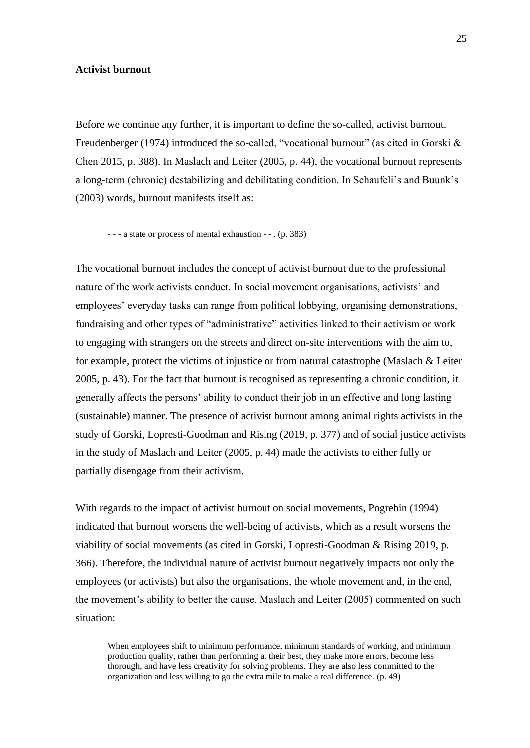**Activist burnout**

Before we continue any further, it is important to define the so-called, activist burnout. Freudenberger (1974) introduced the so-called, "vocational burnout" (as cited in Gorski & Chen 2015, p. 388). In Maslach and Leiter (2005, p. 44), the vocational burnout represents a long-term (chronic) destabilizing and debilitating condition. In Schaufeli's and Buunk's (2003) words, burnout manifests itself as:

> - - - a state or process of mental exhaustion - - . (p. 383)

The vocational burnout includes the concept of activist burnout due to the professional nature of the work activists conduct. In social movement organisations, activists' and employees' everyday tasks can range from political lobbying, organising demonstrations, fundraising and other types of "administrative" activities linked to their activism or work to engaging with strangers on the streets and direct on-site interventions with the aim to, for example, protect the victims of injustice or from natural catastrophe (Maslach & Leiter 2005, p. 43). For the fact that burnout is recognised as representing a chronic condition, it generally affects the persons' ability to conduct their job in an effective and long lasting (sustainable) manner. The presence of activist burnout among animal rights activists in the study of Gorski, Lopresti-Goodman and Rising (2019, p. 377) and of social justice activists in the study of Maslach and Leiter (2005, p. 44) made the activists to either fully or partially disengage from their activism.

With regards to the impact of activist burnout on social movements, Pogrebin (1994) indicated that burnout worsens the well-being of activists, which as a result worsens the viability of social movements (as cited in Gorski, Lopresti-Goodman & Rising 2019, p. 366). Therefore, the individual nature of activist burnout negatively impacts not only the employees (or activists) but also the organisations, the whole movement and, in the end, the movement's ability to better the cause. Maslach and Leiter (2005) commented on such situation:

> When employees shift to minimum performance, minimum standards of working, and minimum production quality, rather than performing at their best, they make more errors, become less thorough, and have less creativity for solving problems. They are also less committed to the organization and less willing to go the extra mile to make a real difference. (p. 49)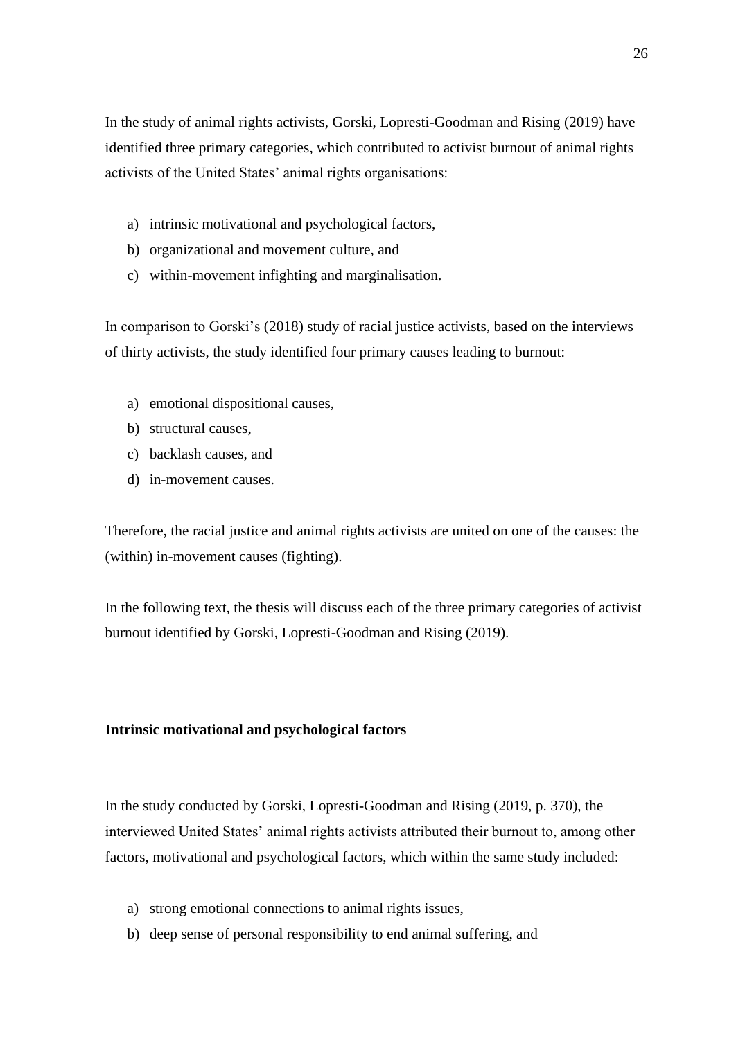In the study of animal rights activists, Gorski, Lopresti-Goodman and Rising (2019) have identified three primary categories, which contributed to activist burnout of animal rights activists of the United States' animal rights organisations:

a) intrinsic motivational and psychological factors,
b) organizational and movement culture, and
c) within-movement infighting and marginalisation.

In comparison to Gorski's (2018) study of racial justice activists, based on the interviews of thirty activists, the study identified four primary causes leading to burnout:

a) emotional dispositional causes,
b) structural causes,
c) backlash causes, and
d) in-movement causes.

Therefore, the racial justice and animal rights activists are united on one of the causes: the (within) in-movement causes (fighting).

In the following text, the thesis will discuss each of the three primary categories of activist burnout identified by Gorski, Lopresti-Goodman and Rising (2019).

**Intrinsic motivational and psychological factors**

In the study conducted by Gorski, Lopresti-Goodman and Rising (2019, p. 370), the interviewed United States' animal rights activists attributed their burnout to, among other factors, motivational and psychological factors, which within the same study included:

a) strong emotional connections to animal rights issues,
b) deep sense of personal responsibility to end animal suffering, and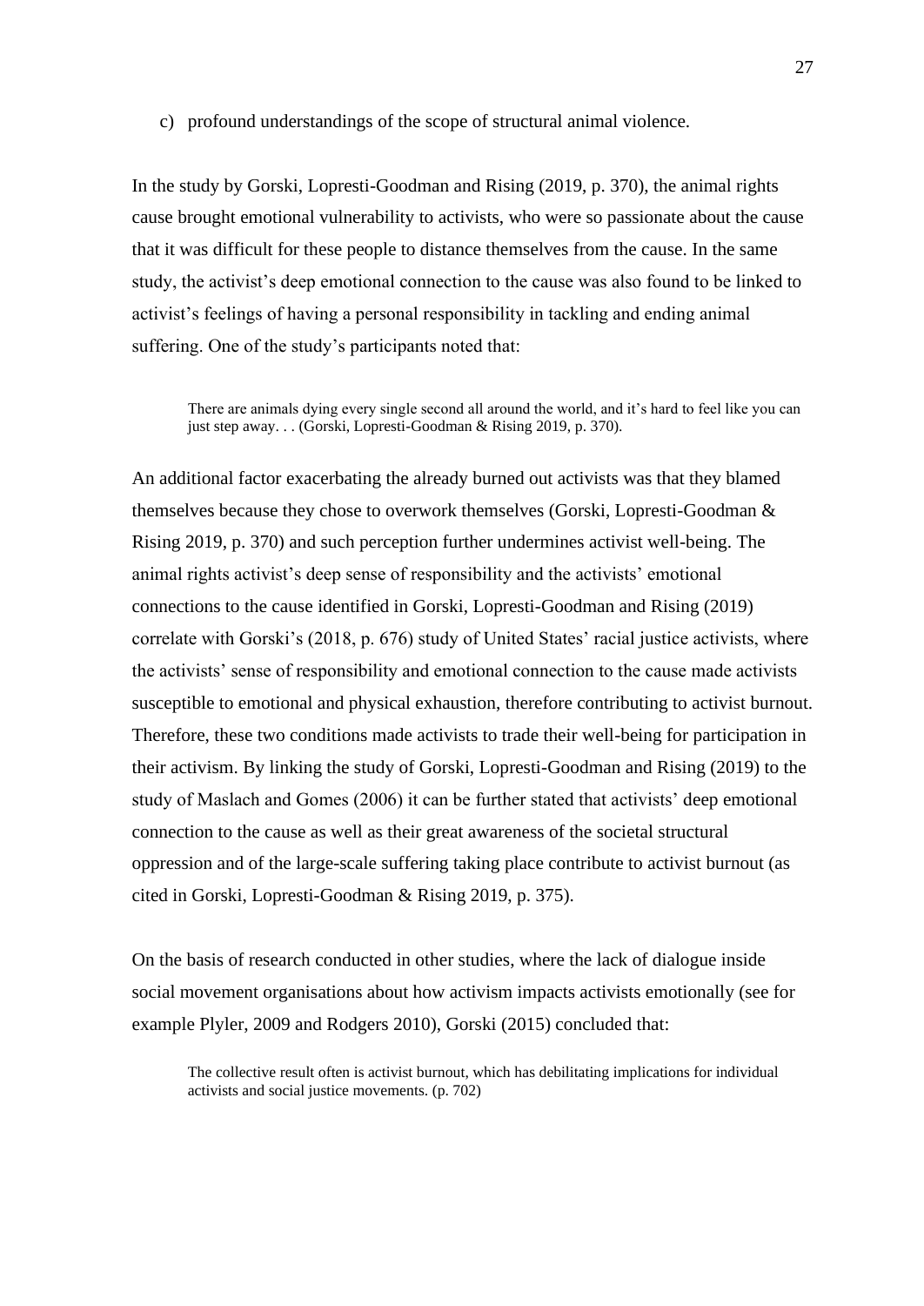c) profound understandings of the scope of structural animal violence.

In the study by Gorski, Lopresti-Goodman and Rising (2019, p. 370), the animal rights cause brought emotional vulnerability to activists, who were so passionate about the cause that it was difficult for these people to distance themselves from the cause. In the same study, the activist's deep emotional connection to the cause was also found to be linked to activist's feelings of having a personal responsibility in tackling and ending animal suffering. One of the study's participants noted that:

> There are animals dying every single second all around the world, and it's hard to feel like you can just step away. . . (Gorski, Lopresti-Goodman & Rising 2019, p. 370).

An additional factor exacerbating the already burned out activists was that they blamed themselves because they chose to overwork themselves (Gorski, Lopresti-Goodman & Rising 2019, p. 370) and such perception further undermines activist well-being. The animal rights activist's deep sense of responsibility and the activists' emotional connections to the cause identified in Gorski, Lopresti-Goodman and Rising (2019) correlate with Gorski's (2018, p. 676) study of United States' racial justice activists, where the activists' sense of responsibility and emotional connection to the cause made activists susceptible to emotional and physical exhaustion, therefore contributing to activist burnout. Therefore, these two conditions made activists to trade their well-being for participation in their activism. By linking the study of Gorski, Lopresti-Goodman and Rising (2019) to the study of Maslach and Gomes (2006) it can be further stated that activists' deep emotional connection to the cause as well as their great awareness of the societal structural oppression and of the large-scale suffering taking place contribute to activist burnout (as cited in Gorski, Lopresti-Goodman & Rising 2019, p. 375).

On the basis of research conducted in other studies, where the lack of dialogue inside social movement organisations about how activism impacts activists emotionally (see for example Plyler, 2009 and Rodgers 2010), Gorski (2015) concluded that:

> The collective result often is activist burnout, which has debilitating implications for individual activists and social justice movements. (p. 702)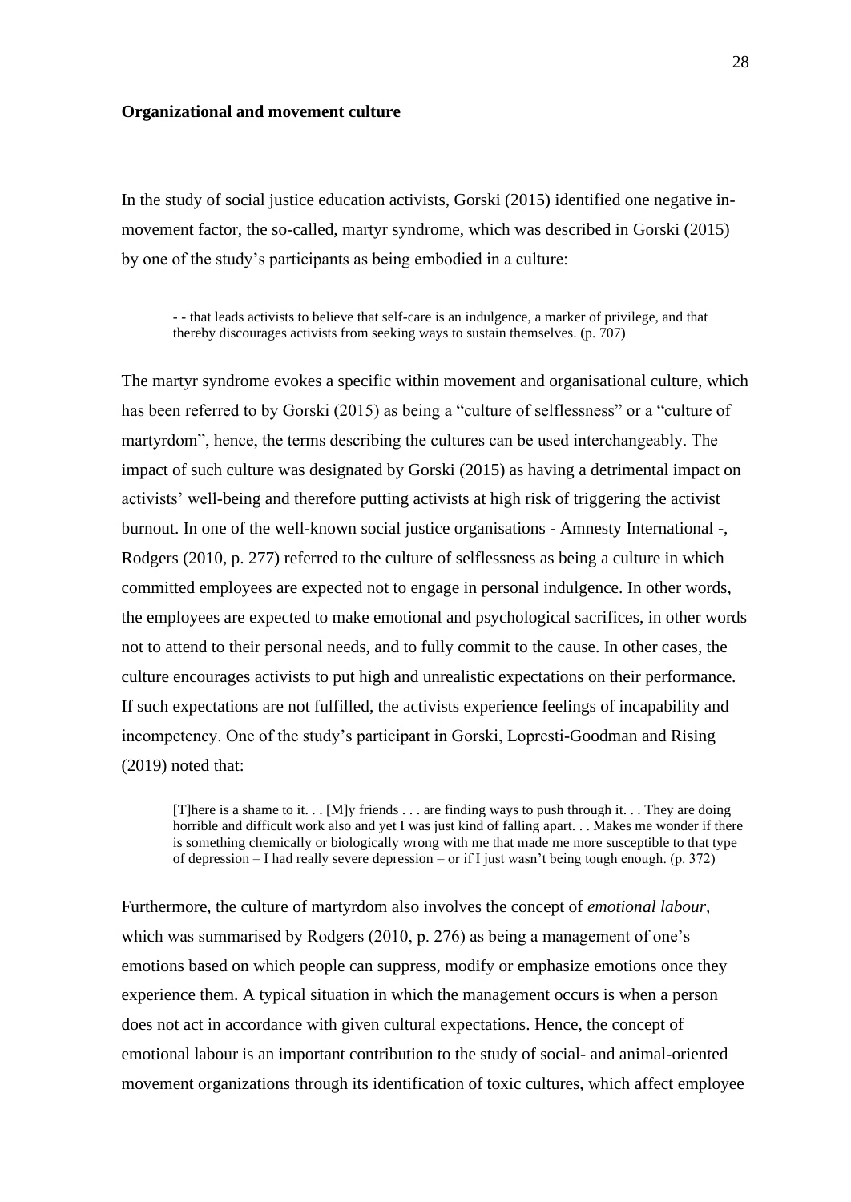**Organizational and movement culture**

In the study of social justice education activists, Gorski (2015) identified one negative in-movement factor, the so-called, martyr syndrome, which was described in Gorski (2015) by one of the study's participants as being embodied in a culture:

> - - that leads activists to believe that self-care is an indulgence, a marker of privilege, and that thereby discourages activists from seeking ways to sustain themselves. (p. 707)

The martyr syndrome evokes a specific within movement and organisational culture, which has been referred to by Gorski (2015) as being a "culture of selflessness" or a "culture of martyrdom", hence, the terms describing the cultures can be used interchangeably. The impact of such culture was designated by Gorski (2015) as having a detrimental impact on activists' well-being and therefore putting activists at high risk of triggering the activist burnout. In one of the well-known social justice organisations - Amnesty International -, Rodgers (2010, p. 277) referred to the culture of selflessness as being a culture in which committed employees are expected not to engage in personal indulgence. In other words, the employees are expected to make emotional and psychological sacrifices, in other words not to attend to their personal needs, and to fully commit to the cause. In other cases, the culture encourages activists to put high and unrealistic expectations on their performance. If such expectations are not fulfilled, the activists experience feelings of incapability and incompetency. One of the study's participant in Gorski, Lopresti-Goodman and Rising (2019) noted that:

> [T]here is a shame to it. . . [M]y friends . . . are finding ways to push through it. . . They are doing horrible and difficult work also and yet I was just kind of falling apart. . . Makes me wonder if there is something chemically or biologically wrong with me that made me more susceptible to that type of depression – I had really severe depression – or if I just wasn't being tough enough. (p. 372)

Furthermore, the culture of martyrdom also involves the concept of *emotional labour*, which was summarised by Rodgers (2010, p. 276) as being a management of one's emotions based on which people can suppress, modify or emphasize emotions once they experience them. A typical situation in which the management occurs is when a person does not act in accordance with given cultural expectations. Hence, the concept of emotional labour is an important contribution to the study of social- and animal-oriented movement organizations through its identification of toxic cultures, which affect employee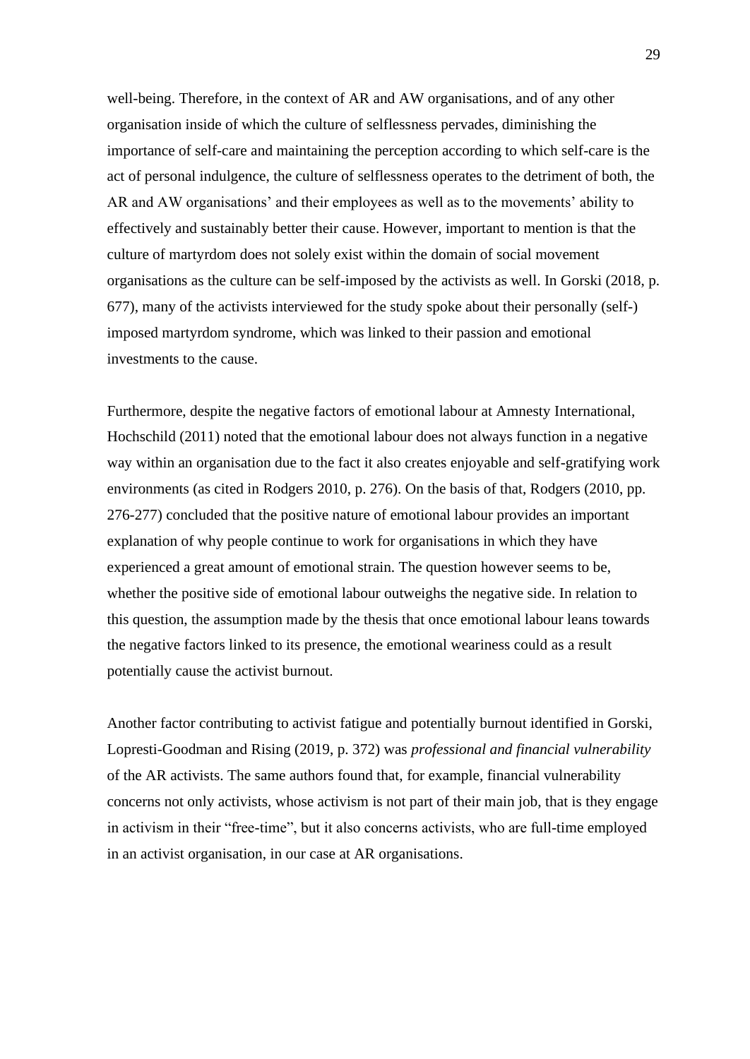well-being. Therefore, in the context of AR and AW organisations, and of any other organisation inside of which the culture of selflessness pervades, diminishing the importance of self-care and maintaining the perception according to which self-care is the act of personal indulgence, the culture of selflessness operates to the detriment of both, the AR and AW organisations' and their employees as well as to the movements' ability to effectively and sustainably better their cause. However, important to mention is that the culture of martyrdom does not solely exist within the domain of social movement organisations as the culture can be self-imposed by the activists as well. In Gorski (2018, p. 677), many of the activists interviewed for the study spoke about their personally (self-) imposed martyrdom syndrome, which was linked to their passion and emotional investments to the cause.

Furthermore, despite the negative factors of emotional labour at Amnesty International, Hochschild (2011) noted that the emotional labour does not always function in a negative way within an organisation due to the fact it also creates enjoyable and self-gratifying work environments (as cited in Rodgers 2010, p. 276). On the basis of that, Rodgers (2010, pp. 276-277) concluded that the positive nature of emotional labour provides an important explanation of why people continue to work for organisations in which they have experienced a great amount of emotional strain. The question however seems to be, whether the positive side of emotional labour outweighs the negative side. In relation to this question, the assumption made by the thesis that once emotional labour leans towards the negative factors linked to its presence, the emotional weariness could as a result potentially cause the activist burnout.

Another factor contributing to activist fatigue and potentially burnout identified in Gorski, Lopresti-Goodman and Rising (2019, p. 372) was *professional and financial vulnerability* of the AR activists. The same authors found that, for example, financial vulnerability concerns not only activists, whose activism is not part of their main job, that is they engage in activism in their "free-time", but it also concerns activists, who are full-time employed in an activist organisation, in our case at AR organisations.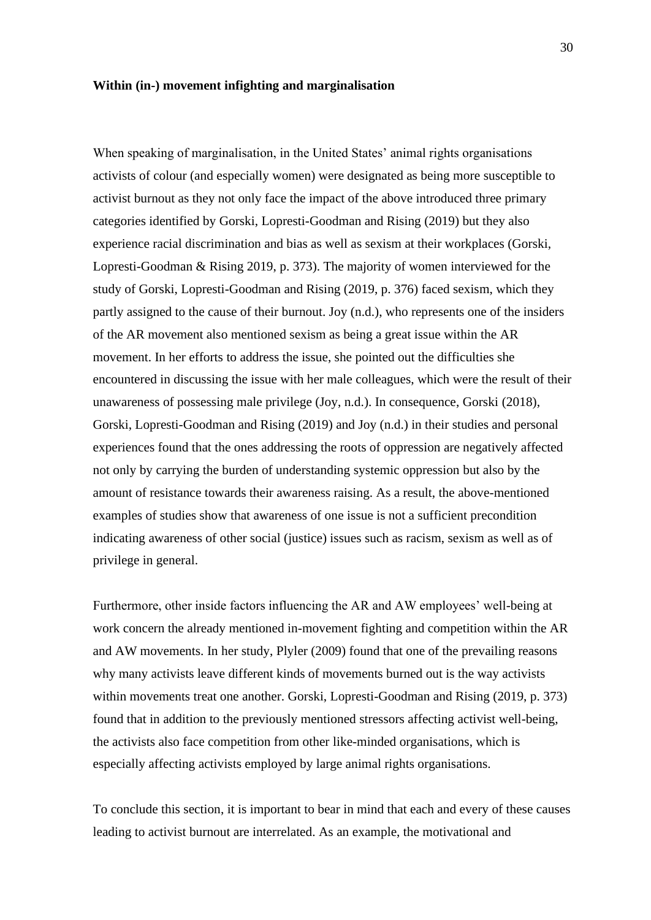**Within (in-) movement infighting and marginalisation**

When speaking of marginalisation, in the United States' animal rights organisations activists of colour (and especially women) were designated as being more susceptible to activist burnout as they not only face the impact of the above introduced three primary categories identified by Gorski, Lopresti-Goodman and Rising (2019) but they also experience racial discrimination and bias as well as sexism at their workplaces (Gorski, Lopresti-Goodman & Rising 2019, p. 373). The majority of women interviewed for the study of Gorski, Lopresti-Goodman and Rising (2019, p. 376) faced sexism, which they partly assigned to the cause of their burnout. Joy (n.d.), who represents one of the insiders of the AR movement also mentioned sexism as being a great issue within the AR movement. In her efforts to address the issue, she pointed out the difficulties she encountered in discussing the issue with her male colleagues, which were the result of their unawareness of possessing male privilege (Joy, n.d.). In consequence, Gorski (2018), Gorski, Lopresti-Goodman and Rising (2019) and Joy (n.d.) in their studies and personal experiences found that the ones addressing the roots of oppression are negatively affected not only by carrying the burden of understanding systemic oppression but also by the amount of resistance towards their awareness raising. As a result, the above-mentioned examples of studies show that awareness of one issue is not a sufficient precondition indicating awareness of other social (justice) issues such as racism, sexism as well as of privilege in general.

Furthermore, other inside factors influencing the AR and AW employees' well-being at work concern the already mentioned in-movement fighting and competition within the AR and AW movements. In her study, Plyler (2009) found that one of the prevailing reasons why many activists leave different kinds of movements burned out is the way activists within movements treat one another. Gorski, Lopresti-Goodman and Rising (2019, p. 373) found that in addition to the previously mentioned stressors affecting activist well-being, the activists also face competition from other like-minded organisations, which is especially affecting activists employed by large animal rights organisations.

To conclude this section, it is important to bear in mind that each and every of these causes leading to activist burnout are interrelated. As an example, the motivational and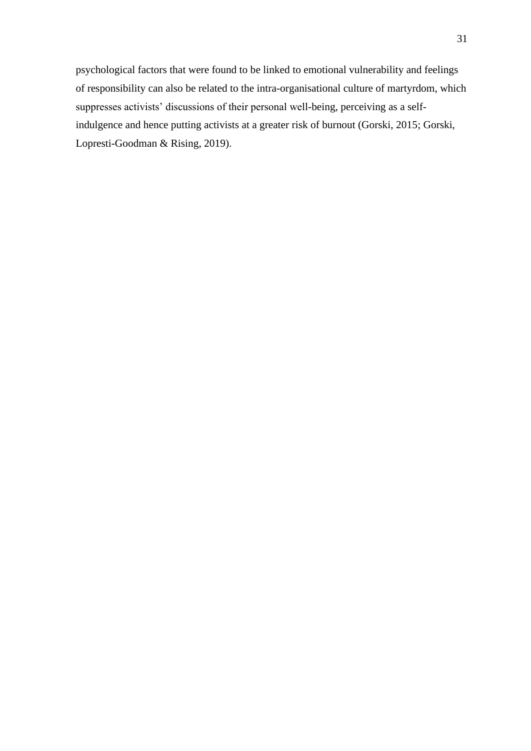psychological factors that were found to be linked to emotional vulnerability and feelings of responsibility can also be related to the intra-organisational culture of martyrdom, which suppresses activists' discussions of their personal well-being, perceiving as a self-indulgence and hence putting activists at a greater risk of burnout (Gorski, 2015; Gorski, Lopresti-Goodman & Rising, 2019).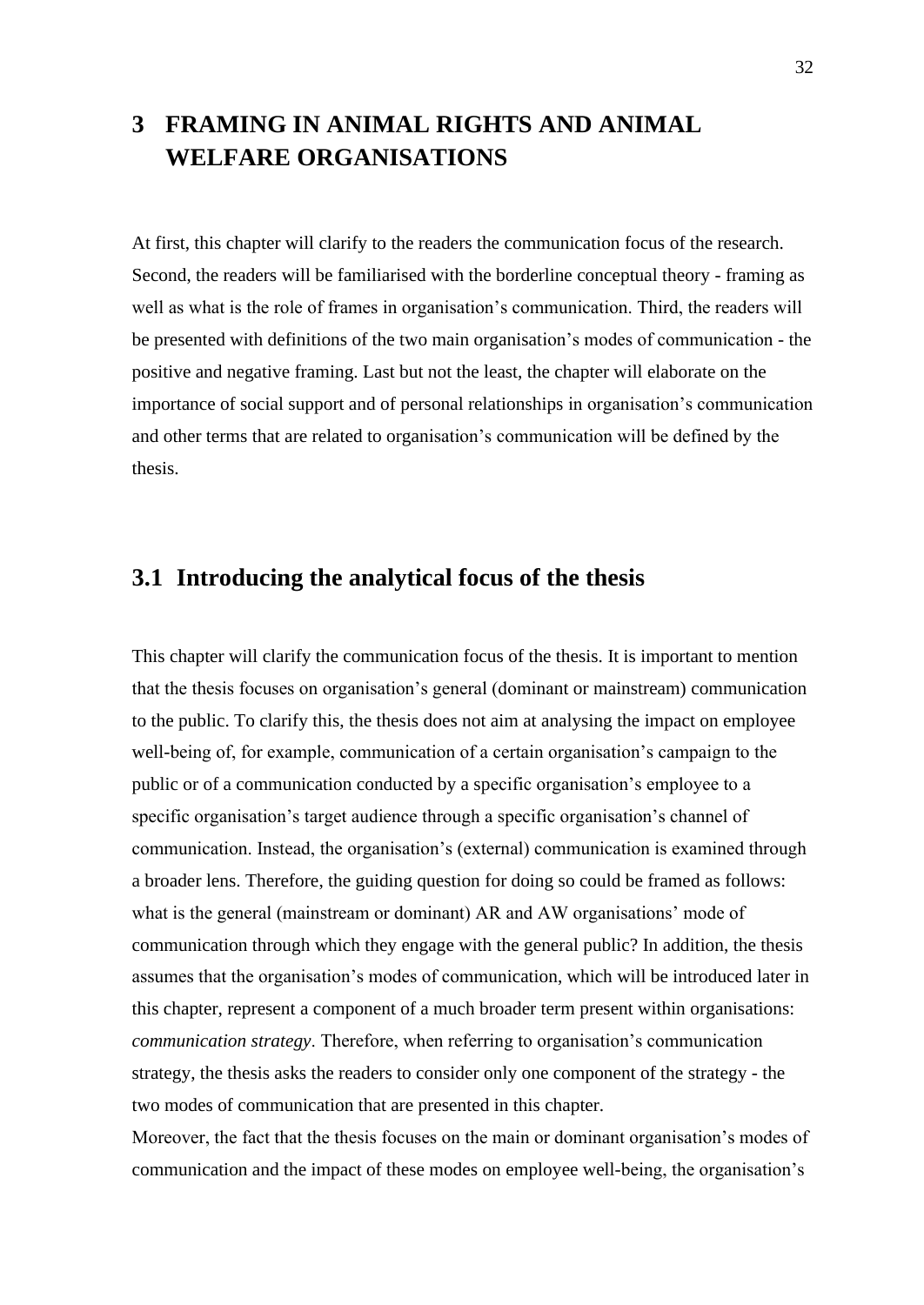# 3 FRAMING IN ANIMAL RIGHTS AND ANIMAL WELFARE ORGANISATIONS

At first, this chapter will clarify to the readers the communication focus of the research. Second, the readers will be familiarised with the borderline conceptual theory - framing as well as what is the role of frames in organisation's communication. Third, the readers will be presented with definitions of the two main organisation's modes of communication - the positive and negative framing. Last but not the least, the chapter will elaborate on the importance of social support and of personal relationships in organisation's communication and other terms that are related to organisation's communication will be defined by the thesis.

## 3.1 Introducing the analytical focus of the thesis

This chapter will clarify the communication focus of the thesis. It is important to mention that the thesis focuses on organisation's general (dominant or mainstream) communication to the public. To clarify this, the thesis does not aim at analysing the impact on employee well-being of, for example, communication of a certain organisation's campaign to the public or of a communication conducted by a specific organisation's employee to a specific organisation's target audience through a specific organisation's channel of communication. Instead, the organisation's (external) communication is examined through a broader lens. Therefore, the guiding question for doing so could be framed as follows: what is the general (mainstream or dominant) AR and AW organisations' mode of communication through which they engage with the general public? In addition, the thesis assumes that the organisation's modes of communication, which will be introduced later in this chapter, represent a component of a much broader term present within organisations: *communication strategy*. Therefore, when referring to organisation's communication strategy, the thesis asks the readers to consider only one component of the strategy - the two modes of communication that are presented in this chapter.

Moreover, the fact that the thesis focuses on the main or dominant organisation's modes of communication and the impact of these modes on employee well-being, the organisation's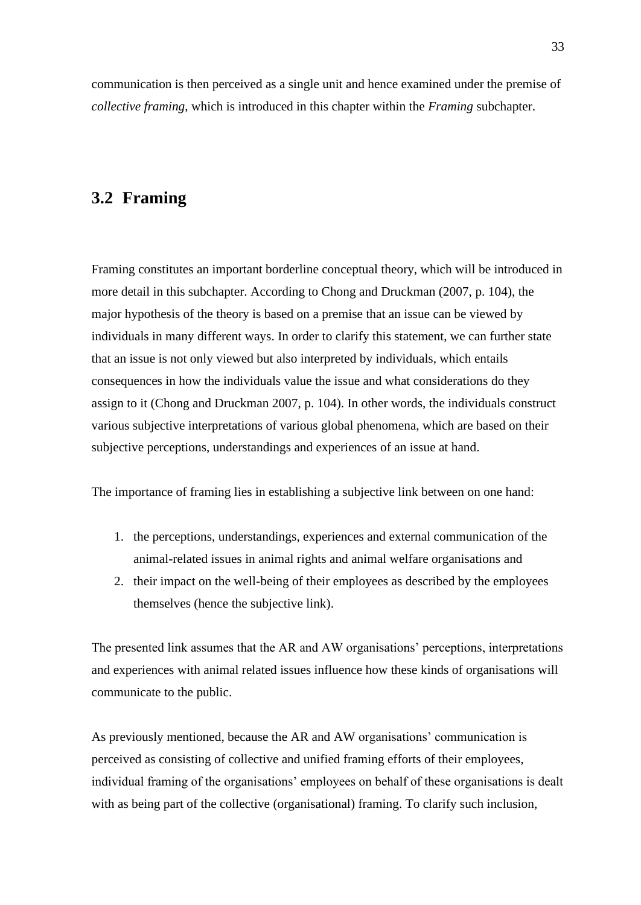communication is then perceived as a single unit and hence examined under the premise of *collective framing*, which is introduced in this chapter within the *Framing* subchapter.

## 3.2 Framing

Framing constitutes an important borderline conceptual theory, which will be introduced in more detail in this subchapter. According to Chong and Druckman (2007, p. 104), the major hypothesis of the theory is based on a premise that an issue can be viewed by individuals in many different ways. In order to clarify this statement, we can further state that an issue is not only viewed but also interpreted by individuals, which entails consequences in how the individuals value the issue and what considerations do they assign to it (Chong and Druckman 2007, p. 104). In other words, the individuals construct various subjective interpretations of various global phenomena, which are based on their subjective perceptions, understandings and experiences of an issue at hand.

The importance of framing lies in establishing a subjective link between on one hand:

1. the perceptions, understandings, experiences and external communication of the animal-related issues in animal rights and animal welfare organisations and
2. their impact on the well-being of their employees as described by the employees themselves (hence the subjective link).

The presented link assumes that the AR and AW organisations' perceptions, interpretations and experiences with animal related issues influence how these kinds of organisations will communicate to the public.

As previously mentioned, because the AR and AW organisations' communication is perceived as consisting of collective and unified framing efforts of their employees, individual framing of the organisations' employees on behalf of these organisations is dealt with as being part of the collective (organisational) framing. To clarify such inclusion,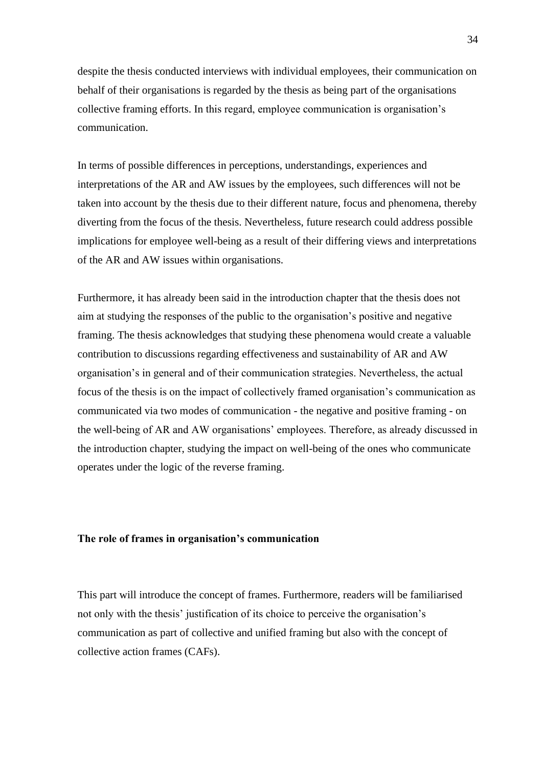despite the thesis conducted interviews with individual employees, their communication on behalf of their organisations is regarded by the thesis as being part of the organisations collective framing efforts. In this regard, employee communication is organisation's communication.

In terms of possible differences in perceptions, understandings, experiences and interpretations of the AR and AW issues by the employees, such differences will not be taken into account by the thesis due to their different nature, focus and phenomena, thereby diverting from the focus of the thesis. Nevertheless, future research could address possible implications for employee well-being as a result of their differing views and interpretations of the AR and AW issues within organisations.

Furthermore, it has already been said in the introduction chapter that the thesis does not aim at studying the responses of the public to the organisation's positive and negative framing. The thesis acknowledges that studying these phenomena would create a valuable contribution to discussions regarding effectiveness and sustainability of AR and AW organisation's in general and of their communication strategies. Nevertheless, the actual focus of the thesis is on the impact of collectively framed organisation's communication as communicated via two modes of communication - the negative and positive framing - on the well-being of AR and AW organisations' employees. Therefore, as already discussed in the introduction chapter, studying the impact on well-being of the ones who communicate operates under the logic of the reverse framing.

**The role of frames in organisation's communication**

This part will introduce the concept of frames. Furthermore, readers will be familiarised not only with the thesis' justification of its choice to perceive the organisation's communication as part of collective and unified framing but also with the concept of collective action frames (CAFs).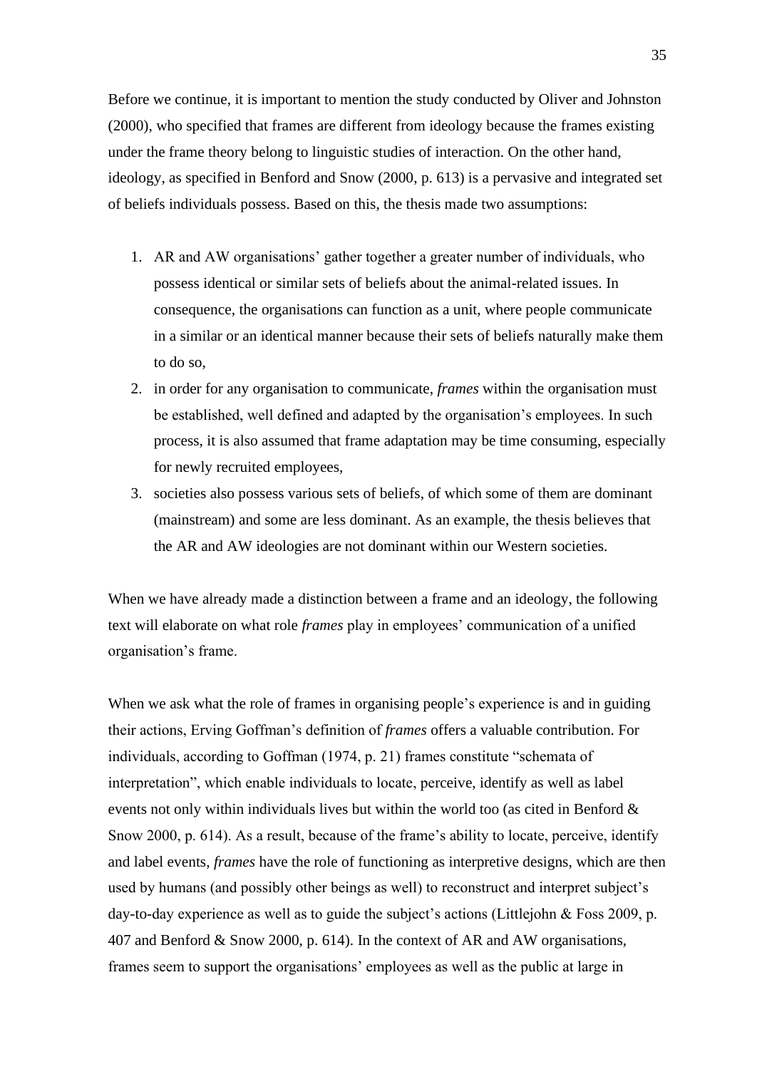Before we continue, it is important to mention the study conducted by Oliver and Johnston (2000), who specified that frames are different from ideology because the frames existing under the frame theory belong to linguistic studies of interaction. On the other hand, ideology, as specified in Benford and Snow (2000, p. 613) is a pervasive and integrated set of beliefs individuals possess. Based on this, the thesis made two assumptions:

1. AR and AW organisations' gather together a greater number of individuals, who possess identical or similar sets of beliefs about the animal-related issues. In consequence, the organisations can function as a unit, where people communicate in a similar or an identical manner because their sets of beliefs naturally make them to do so,
2. in order for any organisation to communicate, *frames* within the organisation must be established, well defined and adapted by the organisation's employees. In such process, it is also assumed that frame adaptation may be time consuming, especially for newly recruited employees,
3. societies also possess various sets of beliefs, of which some of them are dominant (mainstream) and some are less dominant. As an example, the thesis believes that the AR and AW ideologies are not dominant within our Western societies.

When we have already made a distinction between a frame and an ideology, the following text will elaborate on what role *frames* play in employees' communication of a unified organisation's frame.

When we ask what the role of frames in organising people's experience is and in guiding their actions, Erving Goffman's definition of *frames* offers a valuable contribution. For individuals, according to Goffman (1974, p. 21) frames constitute "schemata of interpretation", which enable individuals to locate, perceive, identify as well as label events not only within individuals lives but within the world too (as cited in Benford & Snow 2000, p. 614). As a result, because of the frame's ability to locate, perceive, identify and label events, *frames* have the role of functioning as interpretive designs, which are then used by humans (and possibly other beings as well) to reconstruct and interpret subject's day-to-day experience as well as to guide the subject's actions (Littlejohn & Foss 2009, p. 407 and Benford & Snow 2000, p. 614). In the context of AR and AW organisations, frames seem to support the organisations' employees as well as the public at large in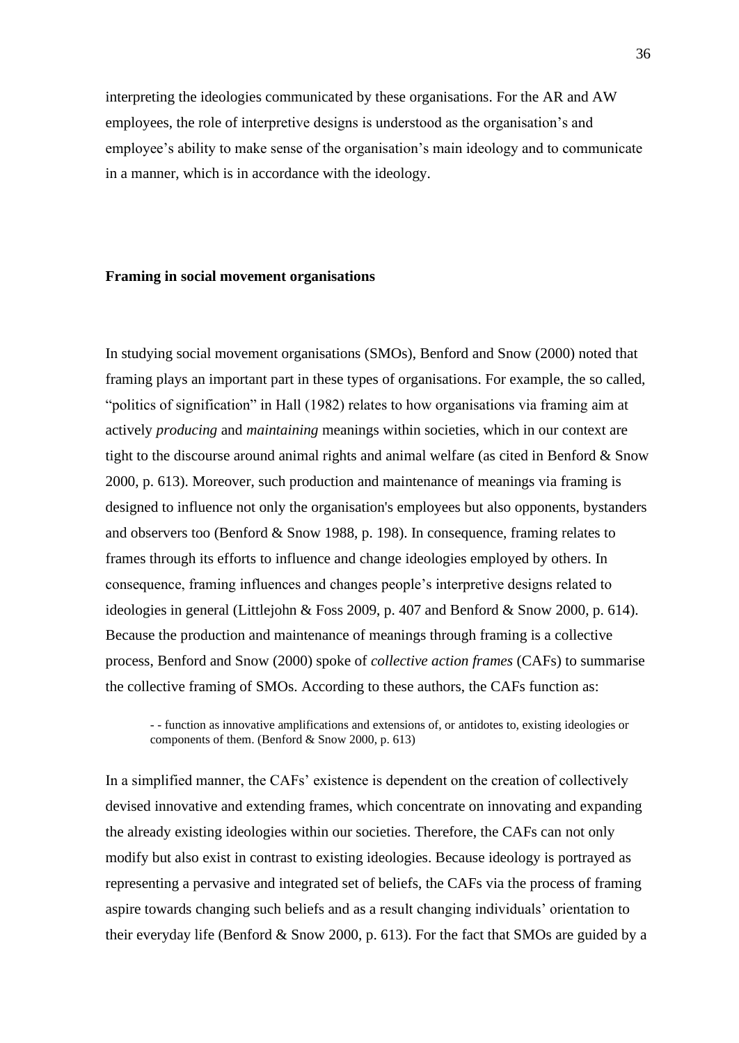interpreting the ideologies communicated by these organisations. For the AR and AW employees, the role of interpretive designs is understood as the organisation's and employee's ability to make sense of the organisation's main ideology and to communicate in a manner, which is in accordance with the ideology.

**Framing in social movement organisations**

In studying social movement organisations (SMOs), Benford and Snow (2000) noted that framing plays an important part in these types of organisations. For example, the so called, "politics of signification" in Hall (1982) relates to how organisations via framing aim at actively *producing* and *maintaining* meanings within societies, which in our context are tight to the discourse around animal rights and animal welfare (as cited in Benford & Snow 2000, p. 613). Moreover, such production and maintenance of meanings via framing is designed to influence not only the organisation's employees but also opponents, bystanders and observers too (Benford & Snow 1988, p. 198). In consequence, framing relates to frames through its efforts to influence and change ideologies employed by others. In consequence, framing influences and changes people's interpretive designs related to ideologies in general (Littlejohn & Foss 2009, p. 407 and Benford & Snow 2000, p. 614). Because the production and maintenance of meanings through framing is a collective process, Benford and Snow (2000) spoke of *collective action frames* (CAFs) to summarise the collective framing of SMOs. According to these authors, the CAFs function as:

> - - function as innovative amplifications and extensions of, or antidotes to, existing ideologies or components of them. (Benford & Snow 2000, p. 613)

In a simplified manner, the CAFs' existence is dependent on the creation of collectively devised innovative and extending frames, which concentrate on innovating and expanding the already existing ideologies within our societies. Therefore, the CAFs can not only modify but also exist in contrast to existing ideologies. Because ideology is portrayed as representing a pervasive and integrated set of beliefs, the CAFs via the process of framing aspire towards changing such beliefs and as a result changing individuals' orientation to their everyday life (Benford & Snow 2000, p. 613). For the fact that SMOs are guided by a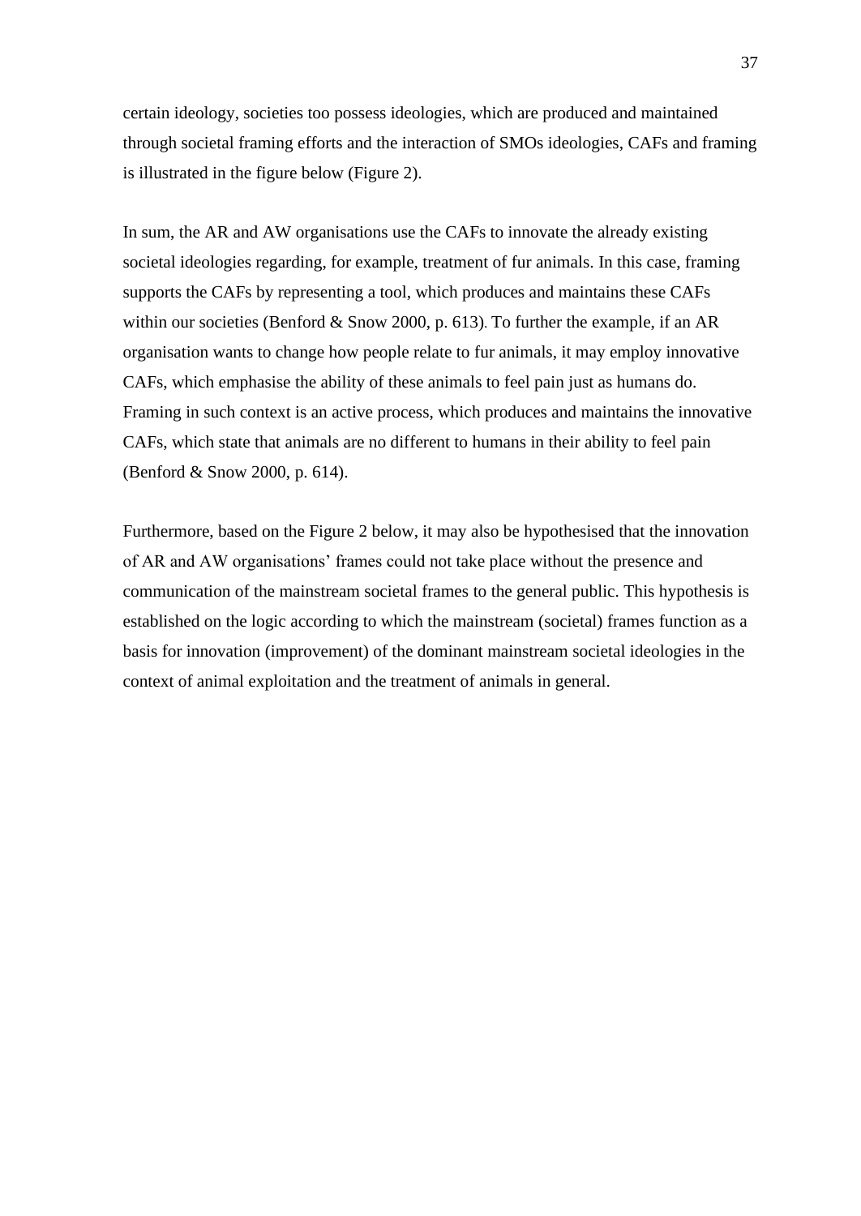certain ideology, societies too possess ideologies, which are produced and maintained through societal framing efforts and the interaction of SMOs ideologies, CAFs and framing is illustrated in the figure below (Figure 2).

In sum, the AR and AW organisations use the CAFs to innovate the already existing societal ideologies regarding, for example, treatment of fur animals. In this case, framing supports the CAFs by representing a tool, which produces and maintains these CAFs within our societies (Benford & Snow 2000, p. 613). To further the example, if an AR organisation wants to change how people relate to fur animals, it may employ innovative CAFs, which emphasise the ability of these animals to feel pain just as humans do. Framing in such context is an active process, which produces and maintains the innovative CAFs, which state that animals are no different to humans in their ability to feel pain (Benford & Snow 2000, p. 614).

Furthermore, based on the Figure 2 below, it may also be hypothesised that the innovation of AR and AW organisations' frames could not take place without the presence and communication of the mainstream societal frames to the general public. This hypothesis is established on the logic according to which the mainstream (societal) frames function as a basis for innovation (improvement) of the dominant mainstream societal ideologies in the context of animal exploitation and the treatment of animals in general.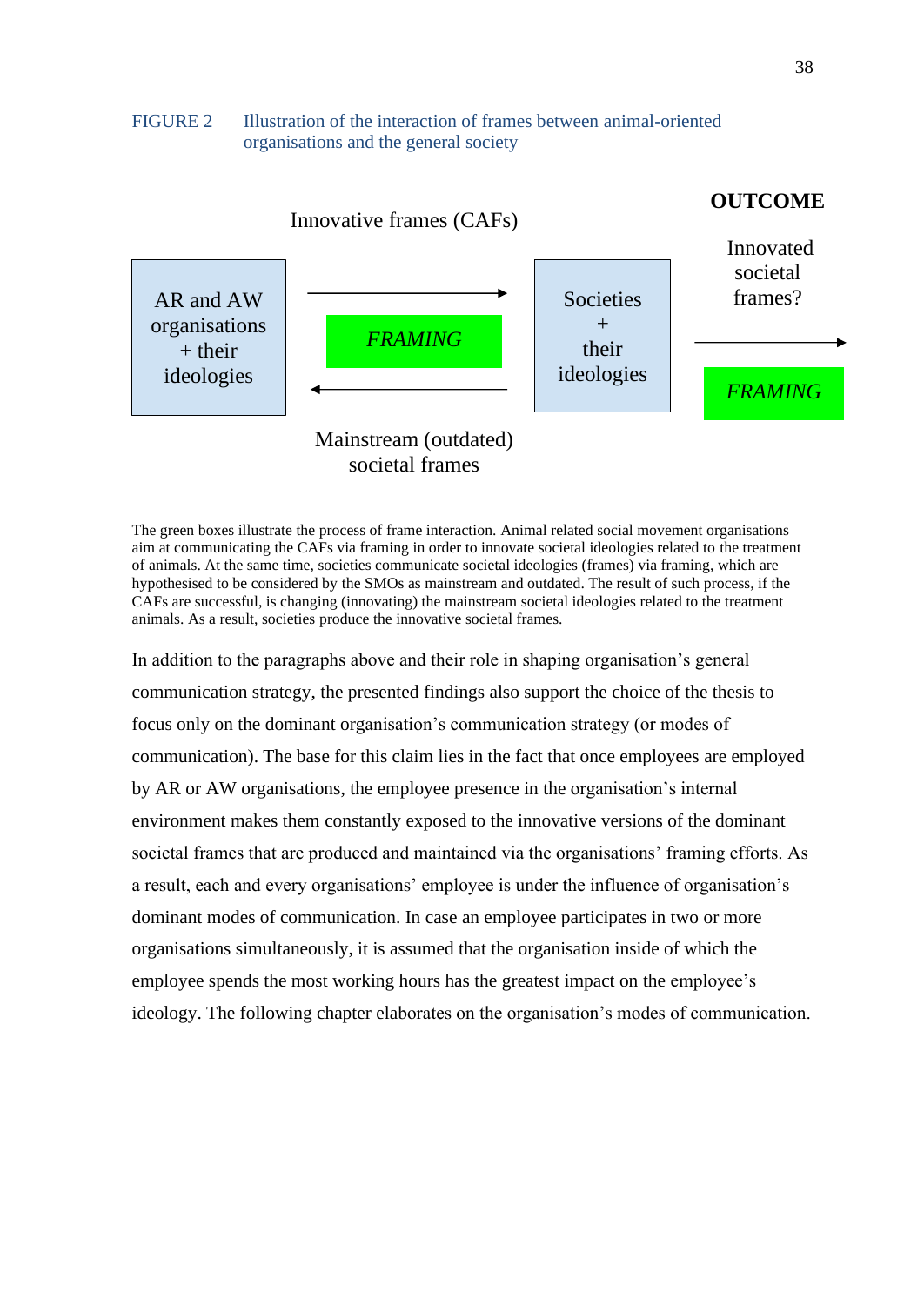FIGURE 2 Illustration of the interaction of frames between animal-oriented organisations and the general society

OUTCOME

Innovative frames (CAFs)

AR and AW organisations + their ideologies

FRAMING

Societies + their ideologies

Innovated societal frames?

FRAMING

Mainstream (outdated) societal frames

The green boxes illustrate the process of frame interaction. Animal related social movement organisations aim at communicating the CAFs via framing in order to innovate societal ideologies related to the treatment of animals. At the same time, societies communicate societal ideologies (frames) via framing, which are hypothesised to be considered by the SMOs as mainstream and outdated. The result of such process, if the CAFs are successful, is changing (innovating) the mainstream societal ideologies related to the treatment animals. As a result, societies produce the innovative societal frames.

In addition to the paragraphs above and their role in shaping organisation's general communication strategy, the presented findings also support the choice of the thesis to focus only on the dominant organisation's communication strategy (or modes of communication). The base for this claim lies in the fact that once employees are employed by AR or AW organisations, the employee presence in the organisation's internal environment makes them constantly exposed to the innovative versions of the dominant societal frames that are produced and maintained via the organisations' framing efforts. As a result, each and every organisations' employee is under the influence of organisation's dominant modes of communication. In case an employee participates in two or more organisations simultaneously, it is assumed that the organisation inside of which the employee spends the most working hours has the greatest impact on the employee's ideology. The following chapter elaborates on the organisation's modes of communication.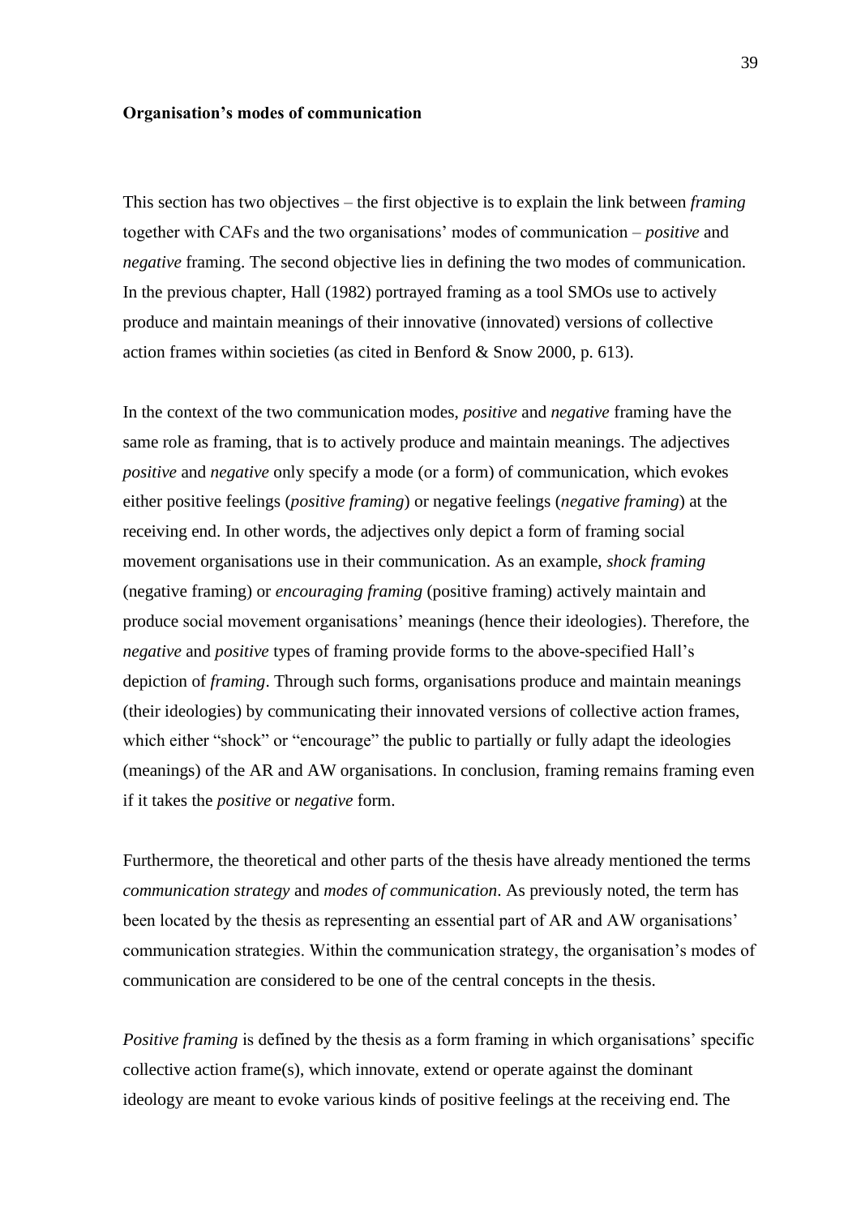**Organisation's modes of communication**

This section has two objectives – the first objective is to explain the link between *framing* together with CAFs and the two organisations' modes of communication – *positive* and *negative* framing. The second objective lies in defining the two modes of communication. In the previous chapter, Hall (1982) portrayed framing as a tool SMOs use to actively produce and maintain meanings of their innovative (innovated) versions of collective action frames within societies (as cited in Benford & Snow 2000, p. 613).

In the context of the two communication modes, *positive* and *negative* framing have the same role as framing, that is to actively produce and maintain meanings. The adjectives *positive* and *negative* only specify a mode (or a form) of communication, which evokes either positive feelings (*positive framing*) or negative feelings (*negative framing*) at the receiving end. In other words, the adjectives only depict a form of framing social movement organisations use in their communication. As an example, *shock framing* (negative framing) or *encouraging framing* (positive framing) actively maintain and produce social movement organisations' meanings (hence their ideologies). Therefore, the *negative* and *positive* types of framing provide forms to the above-specified Hall's depiction of *framing*. Through such forms, organisations produce and maintain meanings (their ideologies) by communicating their innovated versions of collective action frames, which either "shock" or "encourage" the public to partially or fully adapt the ideologies (meanings) of the AR and AW organisations. In conclusion, framing remains framing even if it takes the *positive* or *negative* form.

Furthermore, the theoretical and other parts of the thesis have already mentioned the terms *communication strategy* and *modes of communication*. As previously noted, the term has been located by the thesis as representing an essential part of AR and AW organisations' communication strategies. Within the communication strategy, the organisation's modes of communication are considered to be one of the central concepts in the thesis.

*Positive framing* is defined by the thesis as a form framing in which organisations' specific collective action frame(s), which innovate, extend or operate against the dominant ideology are meant to evoke various kinds of positive feelings at the receiving end. The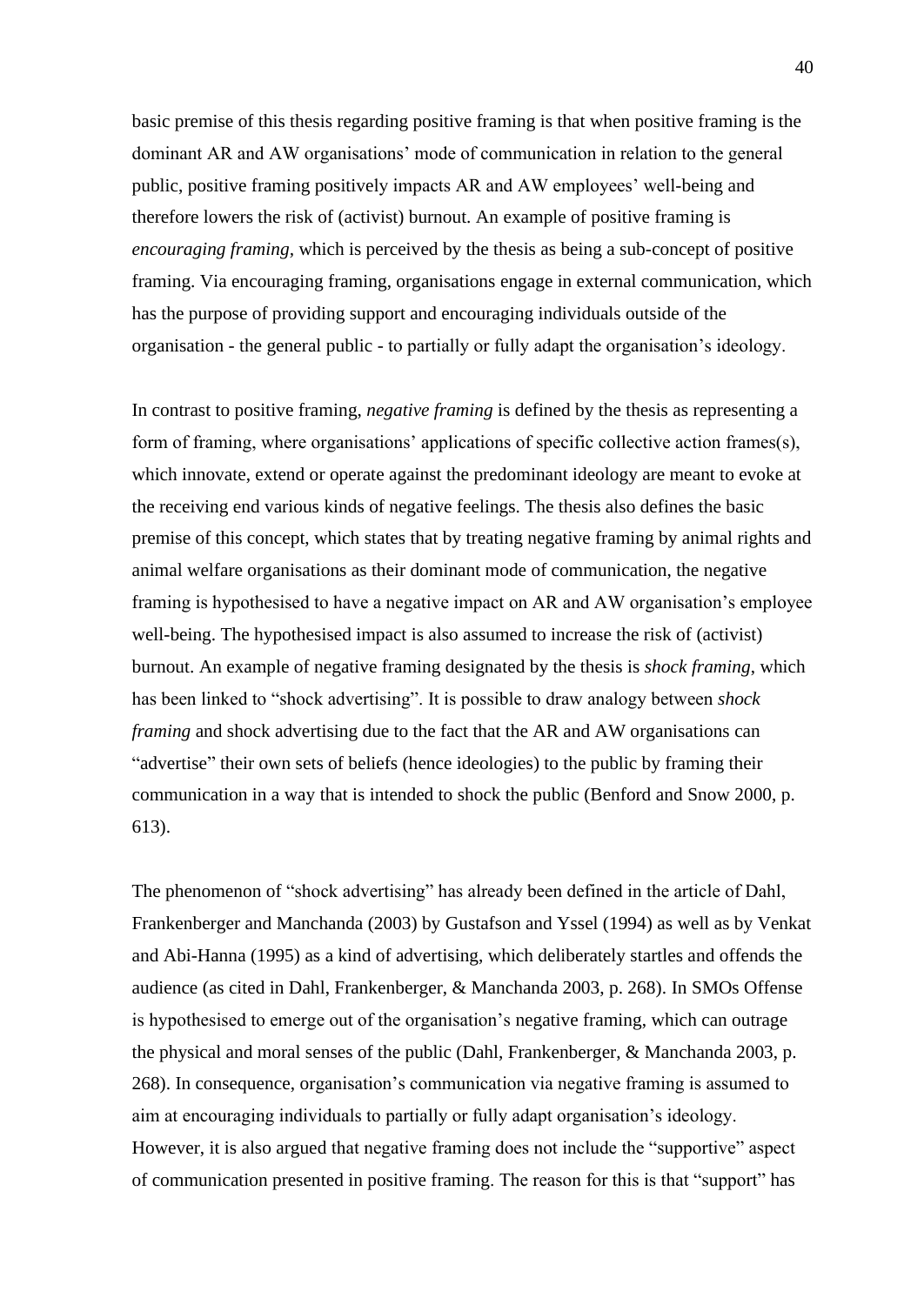basic premise of this thesis regarding positive framing is that when positive framing is the dominant AR and AW organisations' mode of communication in relation to the general public, positive framing positively impacts AR and AW employees' well-being and therefore lowers the risk of (activist) burnout. An example of positive framing is *encouraging framing,* which is perceived by the thesis as being a sub-concept of positive framing. Via encouraging framing, organisations engage in external communication, which has the purpose of providing support and encouraging individuals outside of the organisation - the general public - to partially or fully adapt the organisation's ideology.

In contrast to positive framing, *negative framing* is defined by the thesis as representing a form of framing, where organisations' applications of specific collective action frames(s), which innovate, extend or operate against the predominant ideology are meant to evoke at the receiving end various kinds of negative feelings. The thesis also defines the basic premise of this concept, which states that by treating negative framing by animal rights and animal welfare organisations as their dominant mode of communication, the negative framing is hypothesised to have a negative impact on AR and AW organisation's employee well-being. The hypothesised impact is also assumed to increase the risk of (activist) burnout. An example of negative framing designated by the thesis is *shock framing*, which has been linked to "shock advertising". It is possible to draw analogy between *shock framing* and shock advertising due to the fact that the AR and AW organisations can "advertise" their own sets of beliefs (hence ideologies) to the public by framing their communication in a way that is intended to shock the public (Benford and Snow 2000, p. 613).

The phenomenon of "shock advertising" has already been defined in the article of Dahl, Frankenberger and Manchanda (2003) by Gustafson and Yssel (1994) as well as by Venkat and Abi-Hanna (1995) as a kind of advertising, which deliberately startles and offends the audience (as cited in Dahl, Frankenberger, & Manchanda 2003, p. 268). In SMOs Offense is hypothesised to emerge out of the organisation's negative framing, which can outrage the physical and moral senses of the public (Dahl, Frankenberger, & Manchanda 2003, p. 268). In consequence, organisation's communication via negative framing is assumed to aim at encouraging individuals to partially or fully adapt organisation's ideology. However, it is also argued that negative framing does not include the "supportive" aspect of communication presented in positive framing. The reason for this is that "support" has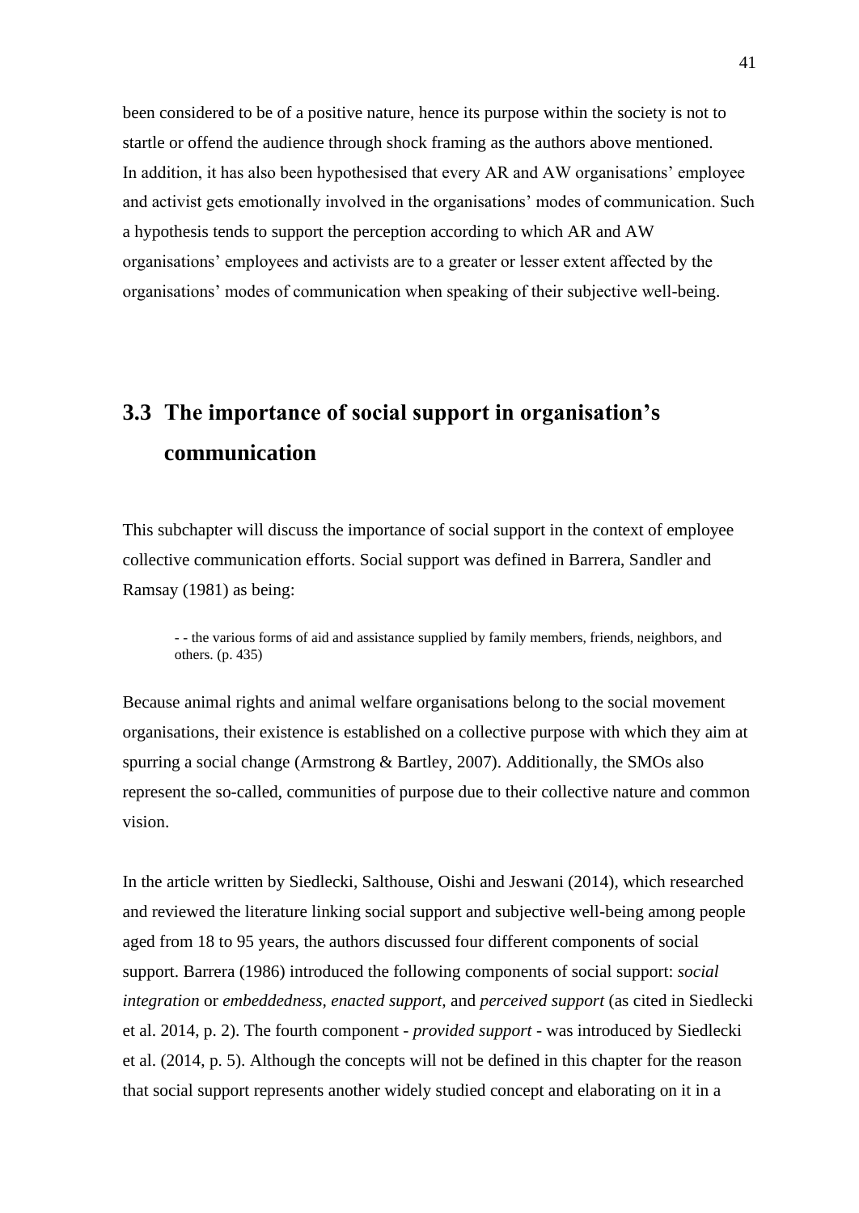been considered to be of a positive nature, hence its purpose within the society is not to startle or offend the audience through shock framing as the authors above mentioned. In addition, it has also been hypothesised that every AR and AW organisations' employee and activist gets emotionally involved in the organisations' modes of communication. Such a hypothesis tends to support the perception according to which AR and AW organisations' employees and activists are to a greater or lesser extent affected by the organisations' modes of communication when speaking of their subjective well-being.

## 3.3 The importance of social support in organisation's communication

This subchapter will discuss the importance of social support in the context of employee collective communication efforts. Social support was defined in Barrera, Sandler and Ramsay (1981) as being:

> - - the various forms of aid and assistance supplied by family members, friends, neighbors, and others. (p. 435)

Because animal rights and animal welfare organisations belong to the social movement organisations, their existence is established on a collective purpose with which they aim at spurring a social change (Armstrong & Bartley, 2007). Additionally, the SMOs also represent the so-called, communities of purpose due to their collective nature and common vision.

In the article written by Siedlecki, Salthouse, Oishi and Jeswani (2014), which researched and reviewed the literature linking social support and subjective well-being among people aged from 18 to 95 years, the authors discussed four different components of social support. Barrera (1986) introduced the following components of social support: *social integration* or *embeddedness*, *enacted support*, and *perceived support* (as cited in Siedlecki et al. 2014, p. 2). The fourth component - *provided support* - was introduced by Siedlecki et al. (2014, p. 5). Although the concepts will not be defined in this chapter for the reason that social support represents another widely studied concept and elaborating on it in a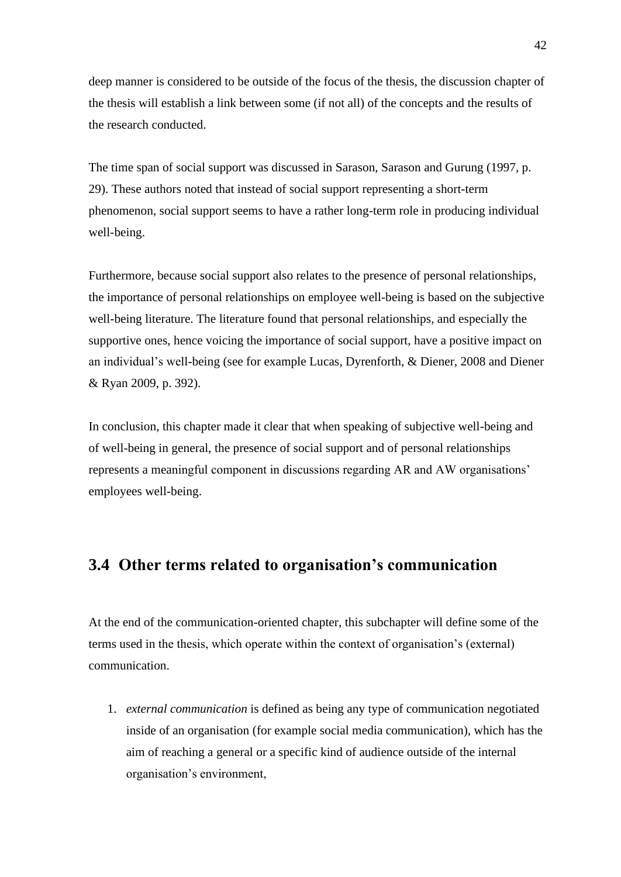deep manner is considered to be outside of the focus of the thesis, the discussion chapter of the thesis will establish a link between some (if not all) of the concepts and the results of the research conducted.

The time span of social support was discussed in Sarason, Sarason and Gurung (1997, p. 29). These authors noted that instead of social support representing a short-term phenomenon, social support seems to have a rather long-term role in producing individual well-being.

Furthermore, because social support also relates to the presence of personal relationships, the importance of personal relationships on employee well-being is based on the subjective well-being literature. The literature found that personal relationships, and especially the supportive ones, hence voicing the importance of social support, have a positive impact on an individual's well-being (see for example Lucas, Dyrenforth, & Diener, 2008 and Diener & Ryan 2009, p. 392).

In conclusion, this chapter made it clear that when speaking of subjective well-being and of well-being in general, the presence of social support and of personal relationships represents a meaningful component in discussions regarding AR and AW organisations' employees well-being.

## 3.4 Other terms related to organisation's communication

At the end of the communication-oriented chapter, this subchapter will define some of the terms used in the thesis, which operate within the context of organisation's (external) communication.

1. *external communication* is defined as being any type of communication negotiated inside of an organisation (for example social media communication), which has the aim of reaching a general or a specific kind of audience outside of the internal organisation's environment,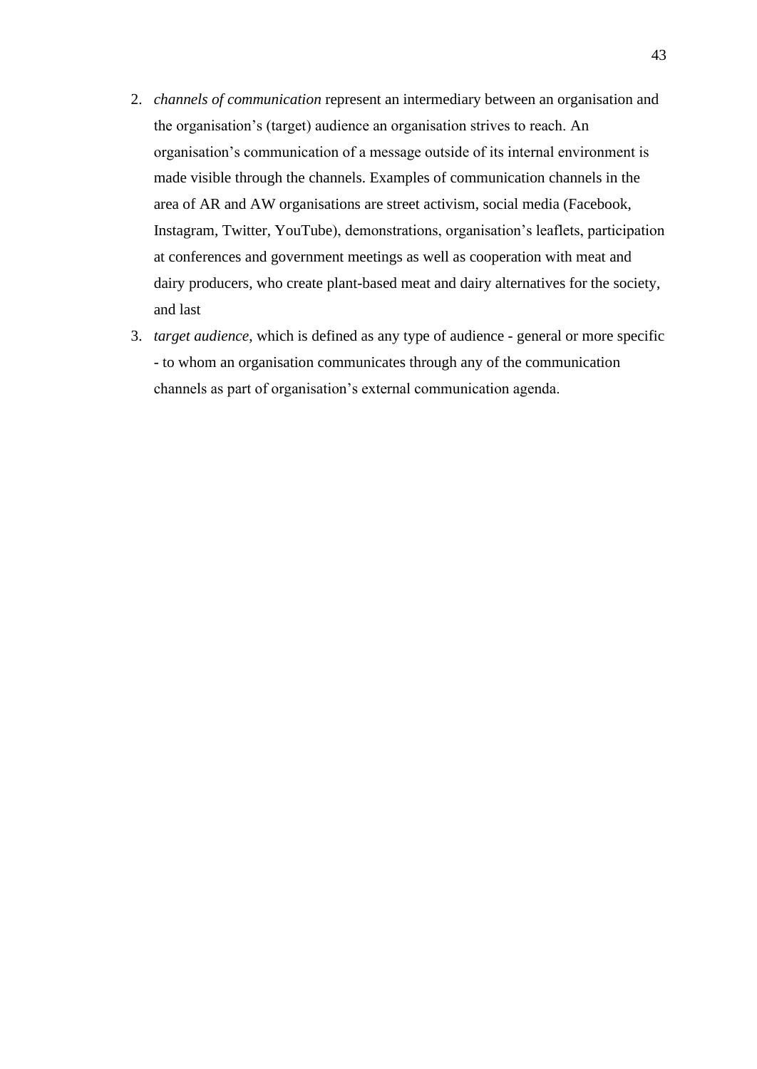2. *channels of communication* represent an intermediary between an organisation and the organisation's (target) audience an organisation strives to reach. An organisation's communication of a message outside of its internal environment is made visible through the channels. Examples of communication channels in the area of AR and AW organisations are street activism, social media (Facebook, Instagram, Twitter, YouTube), demonstrations, organisation's leaflets, participation at conferences and government meetings as well as cooperation with meat and dairy producers, who create plant-based meat and dairy alternatives for the society, and last
3. *target audience*, which is defined as any type of audience - general or more specific - to whom an organisation communicates through any of the communication channels as part of organisation's external communication agenda.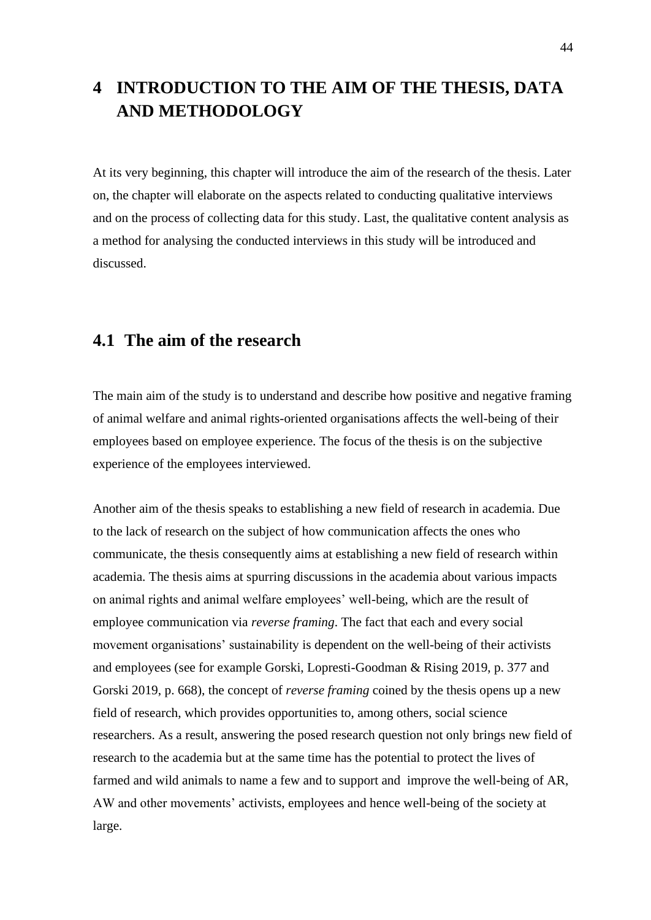# 4 INTRODUCTION TO THE AIM OF THE THESIS, DATA AND METHODOLOGY

At its very beginning, this chapter will introduce the aim of the research of the thesis. Later on, the chapter will elaborate on the aspects related to conducting qualitative interviews and on the process of collecting data for this study. Last, the qualitative content analysis as a method for analysing the conducted interviews in this study will be introduced and discussed.

## 4.1 The aim of the research

The main aim of the study is to understand and describe how positive and negative framing of animal welfare and animal rights-oriented organisations affects the well-being of their employees based on employee experience. The focus of the thesis is on the subjective experience of the employees interviewed.

Another aim of the thesis speaks to establishing a new field of research in academia. Due to the lack of research on the subject of how communication affects the ones who communicate, the thesis consequently aims at establishing a new field of research within academia. The thesis aims at spurring discussions in the academia about various impacts on animal rights and animal welfare employees' well-being, which are the result of employee communication via *reverse framing*. The fact that each and every social movement organisations' sustainability is dependent on the well-being of their activists and employees (see for example Gorski, Lopresti-Goodman & Rising 2019, p. 377 and Gorski 2019, p. 668), the concept of *reverse framing* coined by the thesis opens up a new field of research, which provides opportunities to, among others, social science researchers. As a result, answering the posed research question not only brings new field of research to the academia but at the same time has the potential to protect the lives of farmed and wild animals to name a few and to support and improve the well-being of AR, AW and other movements' activists, employees and hence well-being of the society at large.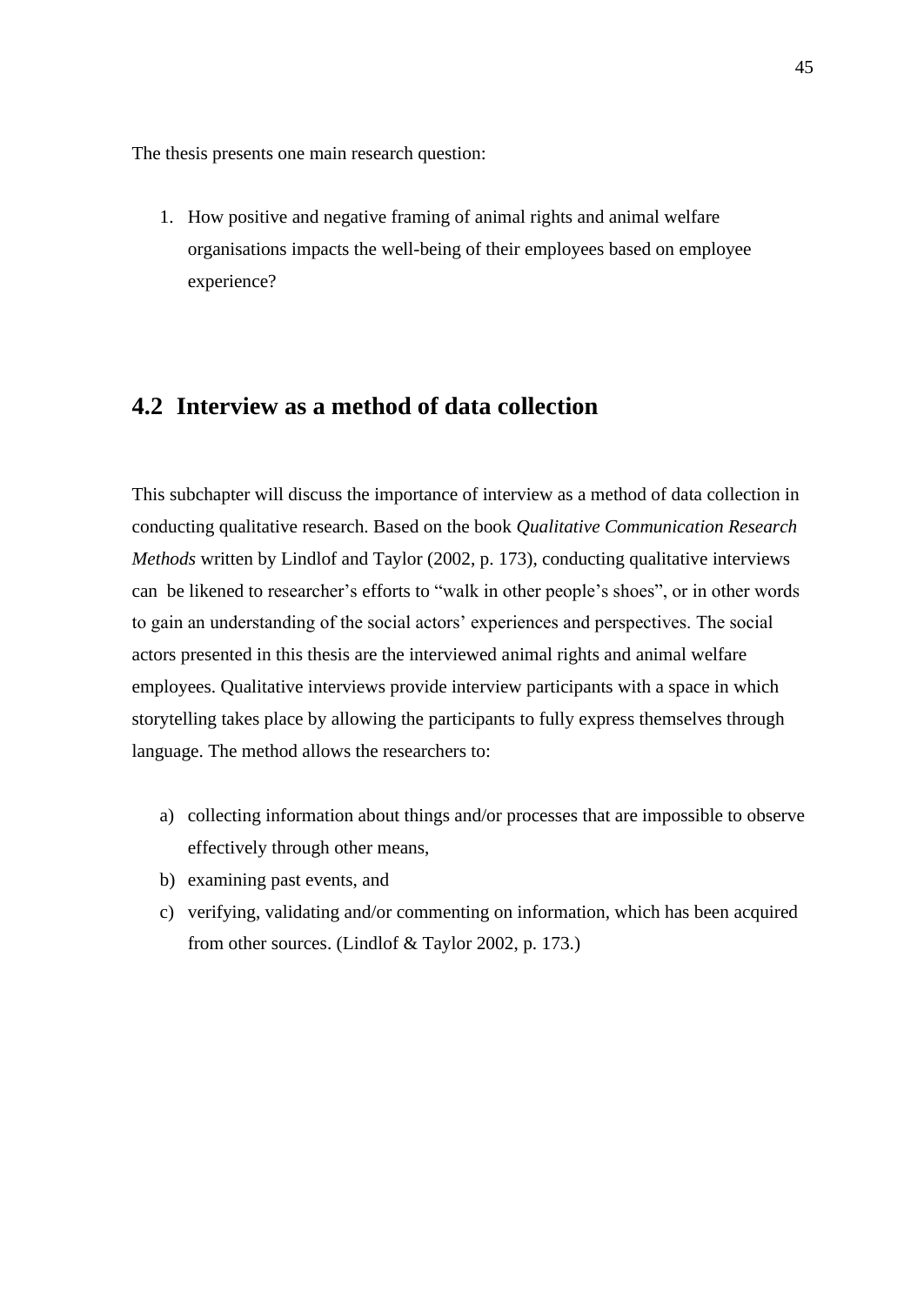The thesis presents one main research question:

1. How positive and negative framing of animal rights and animal welfare organisations impacts the well-being of their employees based on employee experience?

## 4.2 Interview as a method of data collection

This subchapter will discuss the importance of interview as a method of data collection in conducting qualitative research. Based on the book *Qualitative Communication Research Methods* written by Lindlof and Taylor (2002, p. 173), conducting qualitative interviews can be likened to researcher's efforts to "walk in other people's shoes", or in other words to gain an understanding of the social actors' experiences and perspectives. The social actors presented in this thesis are the interviewed animal rights and animal welfare employees. Qualitative interviews provide interview participants with a space in which storytelling takes place by allowing the participants to fully express themselves through language. The method allows the researchers to:

a) collecting information about things and/or processes that are impossible to observe effectively through other means,
b) examining past events, and
c) verifying, validating and/or commenting on information, which has been acquired from other sources. (Lindlof & Taylor 2002, p. 173.)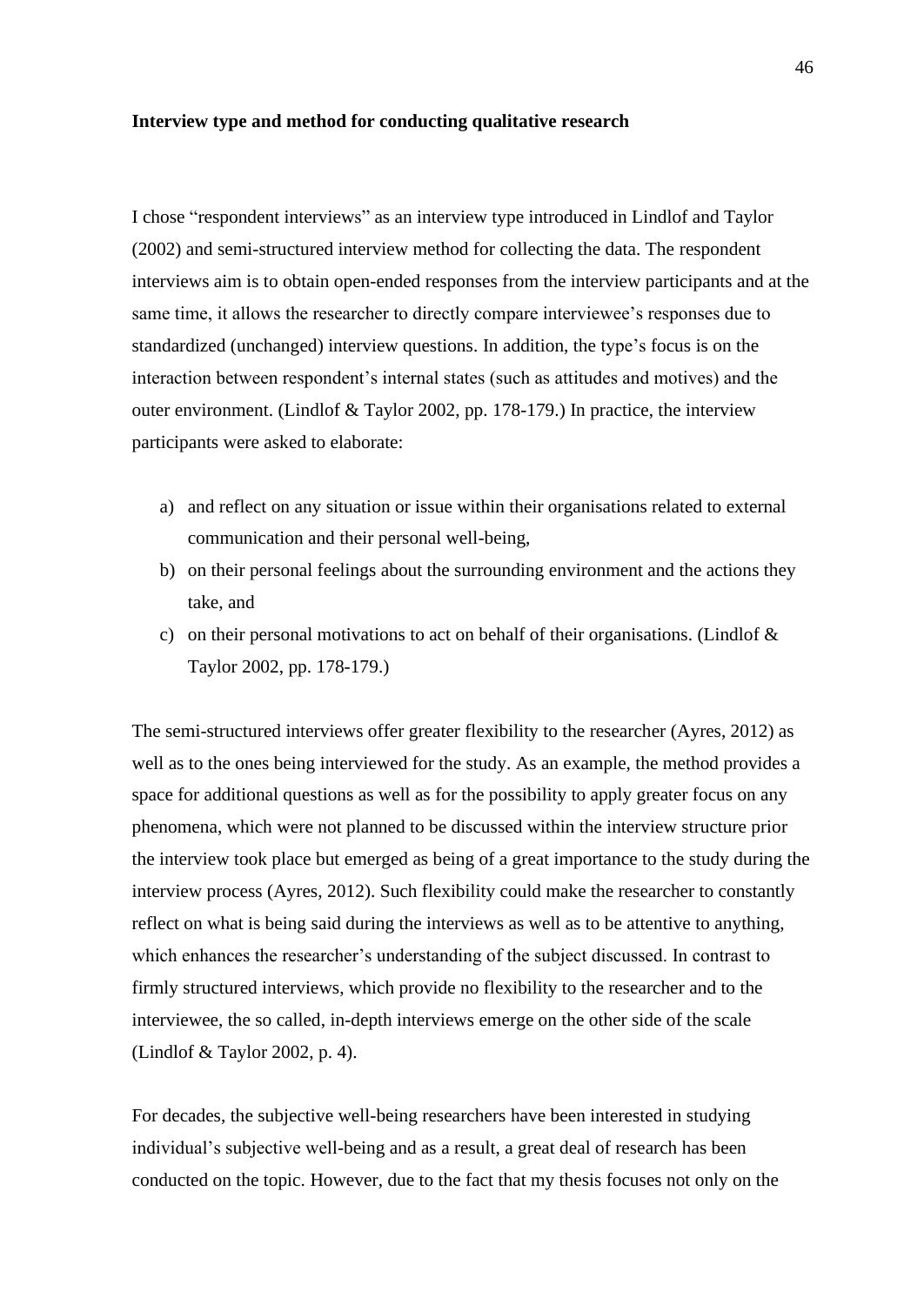**Interview type and method for conducting qualitative research**

I chose “respondent interviews” as an interview type introduced in Lindlof and Taylor (2002) and semi-structured interview method for collecting the data. The respondent interviews aim is to obtain open-ended responses from the interview participants and at the same time, it allows the researcher to directly compare interviewee’s responses due to standardized (unchanged) interview questions. In addition, the type’s focus is on the interaction between respondent’s internal states (such as attitudes and motives) and the outer environment. (Lindlof & Taylor 2002, pp. 178-179.) In practice, the interview participants were asked to elaborate:

a) and reflect on any situation or issue within their organisations related to external communication and their personal well-being,
b) on their personal feelings about the surrounding environment and the actions they take, and
c) on their personal motivations to act on behalf of their organisations. (Lindlof & Taylor 2002, pp. 178-179.)

The semi-structured interviews offer greater flexibility to the researcher (Ayres, 2012) as well as to the ones being interviewed for the study. As an example, the method provides a space for additional questions as well as for the possibility to apply greater focus on any phenomena, which were not planned to be discussed within the interview structure prior the interview took place but emerged as being of a great importance to the study during the interview process (Ayres, 2012). Such flexibility could make the researcher to constantly reflect on what is being said during the interviews as well as to be attentive to anything, which enhances the researcher’s understanding of the subject discussed. In contrast to firmly structured interviews, which provide no flexibility to the researcher and to the interviewee, the so called, in-depth interviews emerge on the other side of the scale (Lindlof & Taylor 2002, p. 4).

For decades, the subjective well-being researchers have been interested in studying individual’s subjective well-being and as a result, a great deal of research has been conducted on the topic. However, due to the fact that my thesis focuses not only on the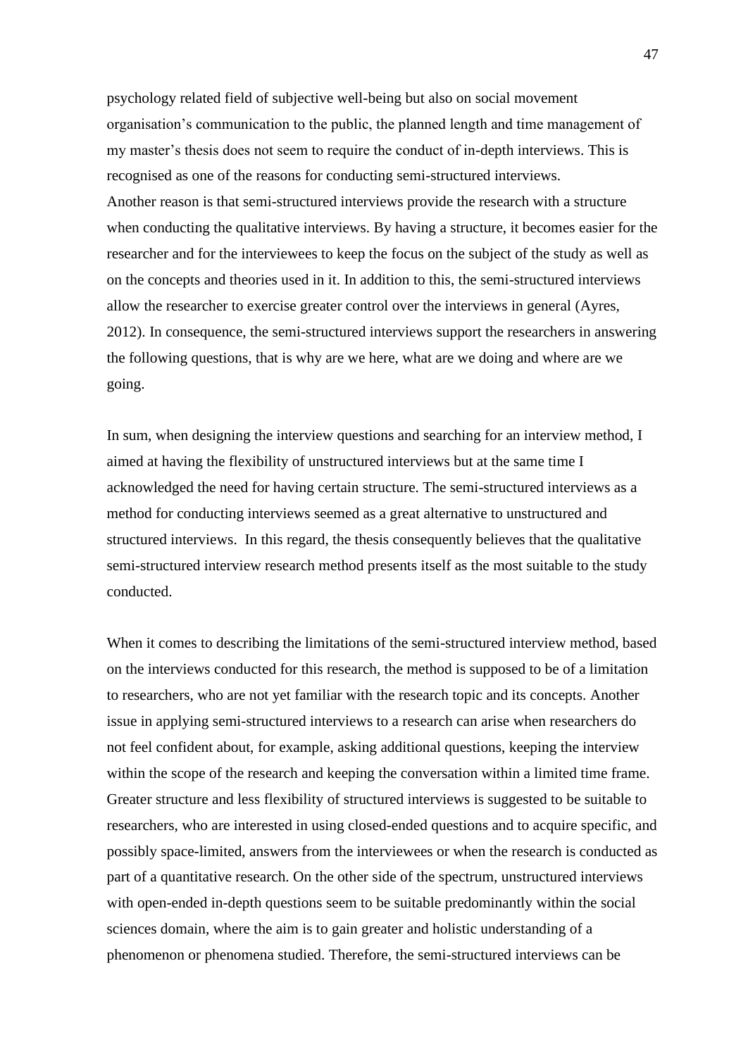psychology related field of subjective well-being but also on social movement organisation's communication to the public, the planned length and time management of my master's thesis does not seem to require the conduct of in-depth interviews. This is recognised as one of the reasons for conducting semi-structured interviews.
Another reason is that semi-structured interviews provide the research with a structure when conducting the qualitative interviews. By having a structure, it becomes easier for the researcher and for the interviewees to keep the focus on the subject of the study as well as on the concepts and theories used in it. In addition to this, the semi-structured interviews allow the researcher to exercise greater control over the interviews in general (Ayres, 2012). In consequence, the semi-structured interviews support the researchers in answering the following questions, that is why are we here, what are we doing and where are we going.

In sum, when designing the interview questions and searching for an interview method, I aimed at having the flexibility of unstructured interviews but at the same time I acknowledged the need for having certain structure. The semi-structured interviews as a method for conducting interviews seemed as a great alternative to unstructured and structured interviews. In this regard, the thesis consequently believes that the qualitative semi-structured interview research method presents itself as the most suitable to the study conducted.

When it comes to describing the limitations of the semi-structured interview method, based on the interviews conducted for this research, the method is supposed to be of a limitation to researchers, who are not yet familiar with the research topic and its concepts. Another issue in applying semi-structured interviews to a research can arise when researchers do not feel confident about, for example, asking additional questions, keeping the interview within the scope of the research and keeping the conversation within a limited time frame. Greater structure and less flexibility of structured interviews is suggested to be suitable to researchers, who are interested in using closed-ended questions and to acquire specific, and possibly space-limited, answers from the interviewees or when the research is conducted as part of a quantitative research. On the other side of the spectrum, unstructured interviews with open-ended in-depth questions seem to be suitable predominantly within the social sciences domain, where the aim is to gain greater and holistic understanding of a phenomenon or phenomena studied. Therefore, the semi-structured interviews can be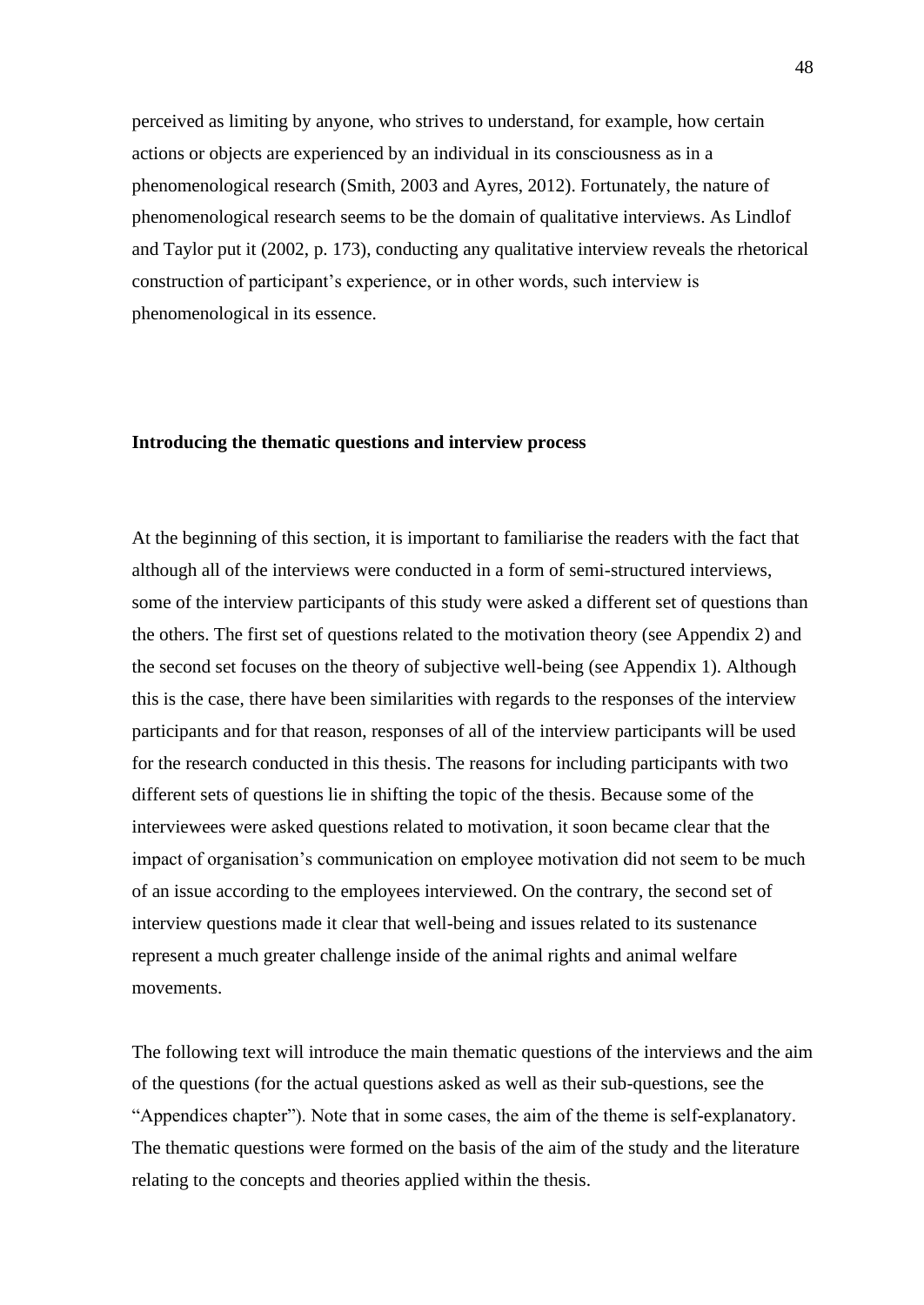perceived as limiting by anyone, who strives to understand, for example, how certain actions or objects are experienced by an individual in its consciousness as in a phenomenological research (Smith, 2003 and Ayres, 2012). Fortunately, the nature of phenomenological research seems to be the domain of qualitative interviews. As Lindlof and Taylor put it (2002, p. 173), conducting any qualitative interview reveals the rhetorical construction of participant's experience, or in other words, such interview is phenomenological in its essence.

**Introducing the thematic questions and interview process**

At the beginning of this section, it is important to familiarise the readers with the fact that although all of the interviews were conducted in a form of semi-structured interviews, some of the interview participants of this study were asked a different set of questions than the others. The first set of questions related to the motivation theory (see Appendix 2) and the second set focuses on the theory of subjective well-being (see Appendix 1). Although this is the case, there have been similarities with regards to the responses of the interview participants and for that reason, responses of all of the interview participants will be used for the research conducted in this thesis. The reasons for including participants with two different sets of questions lie in shifting the topic of the thesis. Because some of the interviewees were asked questions related to motivation, it soon became clear that the impact of organisation's communication on employee motivation did not seem to be much of an issue according to the employees interviewed. On the contrary, the second set of interview questions made it clear that well-being and issues related to its sustenance represent a much greater challenge inside of the animal rights and animal welfare movements.

The following text will introduce the main thematic questions of the interviews and the aim of the questions (for the actual questions asked as well as their sub-questions, see the "Appendices chapter"). Note that in some cases, the aim of the theme is self-explanatory. The thematic questions were formed on the basis of the aim of the study and the literature relating to the concepts and theories applied within the thesis.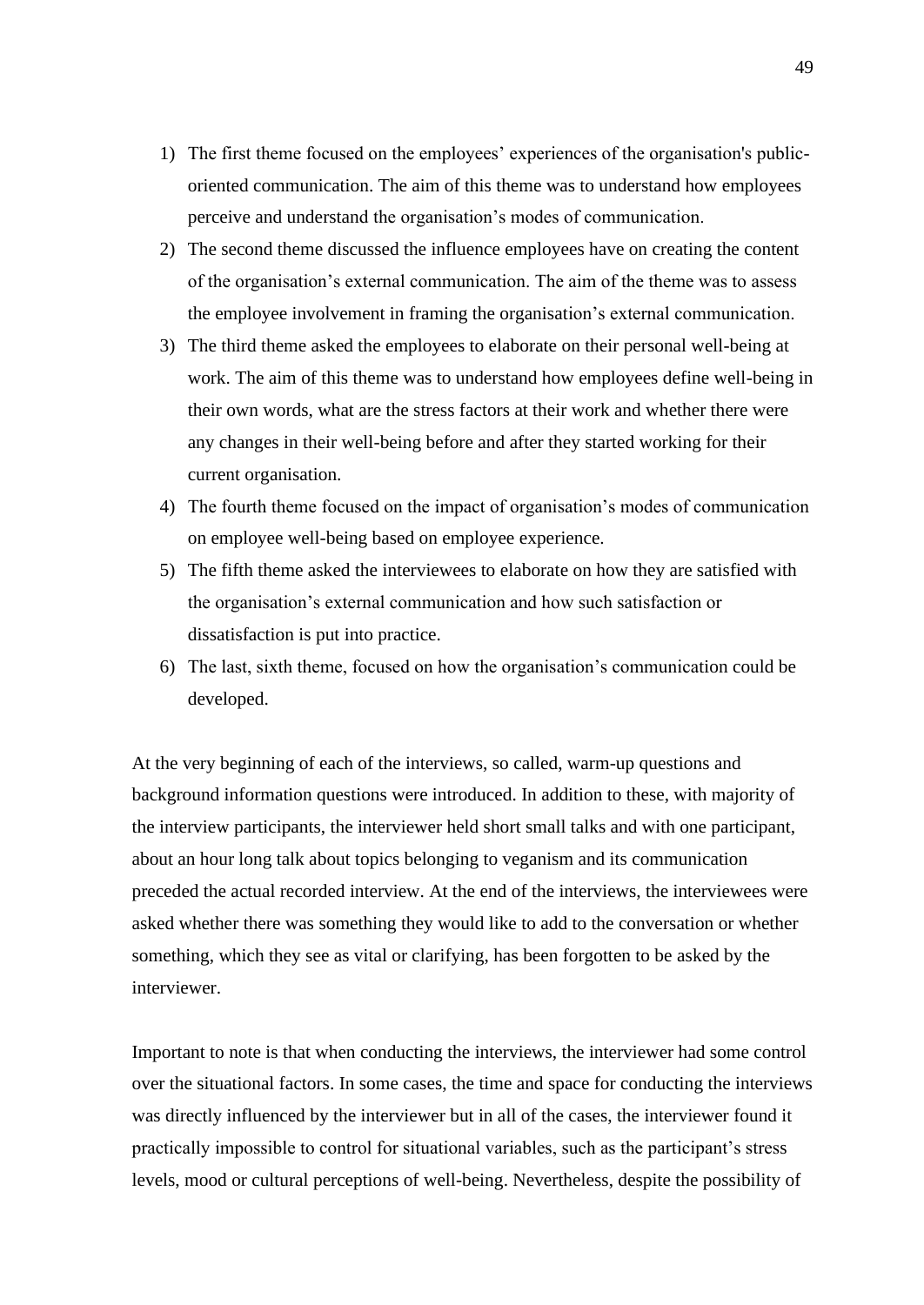1) The first theme focused on the employees' experiences of the organisation's public-oriented communication. The aim of this theme was to understand how employees perceive and understand the organisation's modes of communication.
2) The second theme discussed the influence employees have on creating the content of the organisation's external communication. The aim of the theme was to assess the employee involvement in framing the organisation's external communication.
3) The third theme asked the employees to elaborate on their personal well-being at work. The aim of this theme was to understand how employees define well-being in their own words, what are the stress factors at their work and whether there were any changes in their well-being before and after they started working for their current organisation.
4) The fourth theme focused on the impact of organisation's modes of communication on employee well-being based on employee experience.
5) The fifth theme asked the interviewees to elaborate on how they are satisfied with the organisation's external communication and how such satisfaction or dissatisfaction is put into practice.
6) The last, sixth theme, focused on how the organisation's communication could be developed.

At the very beginning of each of the interviews, so called, warm-up questions and background information questions were introduced. In addition to these, with majority of the interview participants, the interviewer held short small talks and with one participant, about an hour long talk about topics belonging to veganism and its communication preceded the actual recorded interview. At the end of the interviews, the interviewees were asked whether there was something they would like to add to the conversation or whether something, which they see as vital or clarifying, has been forgotten to be asked by the interviewer.

Important to note is that when conducting the interviews, the interviewer had some control over the situational factors. In some cases, the time and space for conducting the interviews was directly influenced by the interviewer but in all of the cases, the interviewer found it practically impossible to control for situational variables, such as the participant's stress levels, mood or cultural perceptions of well-being. Nevertheless, despite the possibility of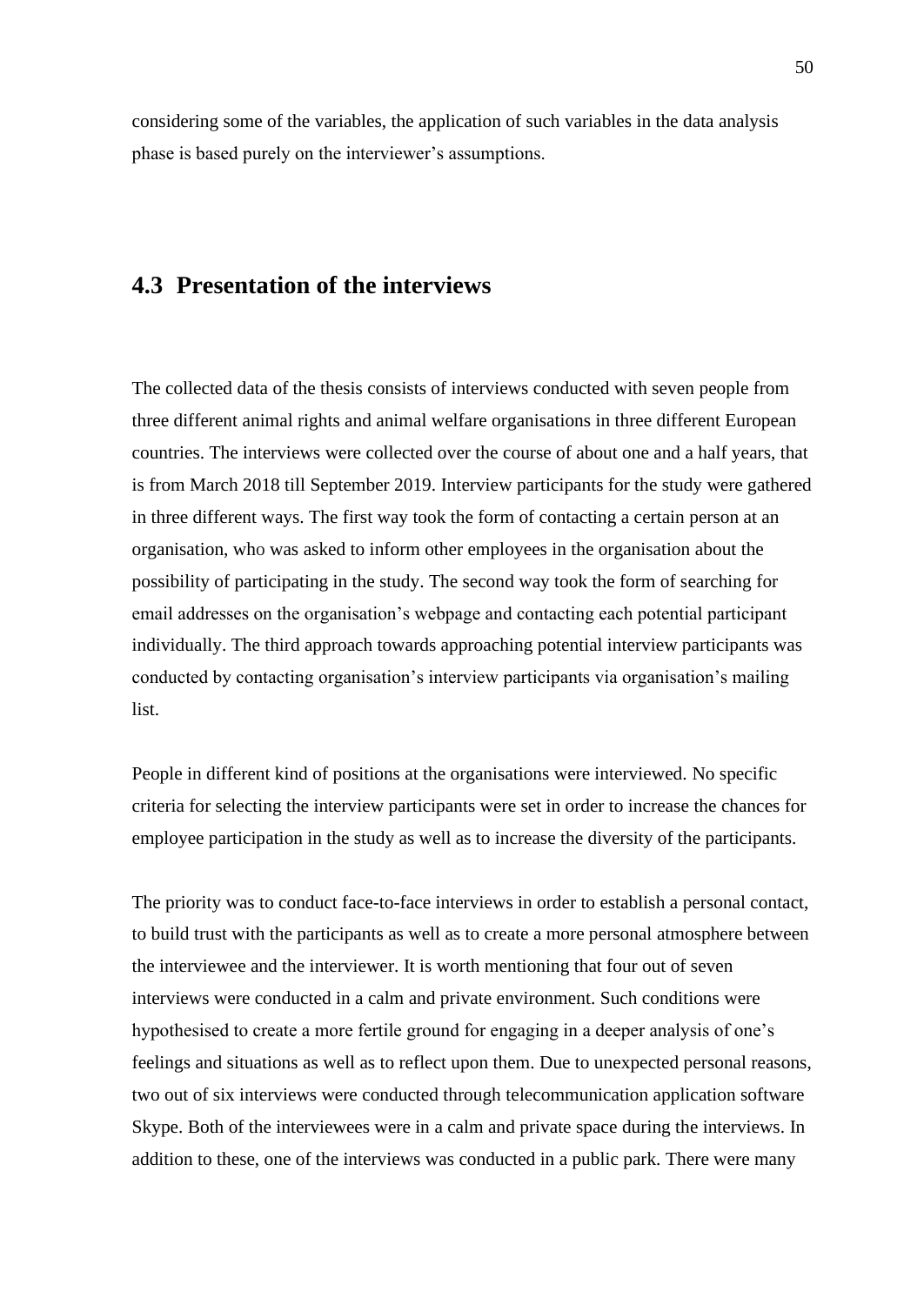considering some of the variables, the application of such variables in the data analysis phase is based purely on the interviewer's assumptions.

## 4.3 Presentation of the interviews

The collected data of the thesis consists of interviews conducted with seven people from three different animal rights and animal welfare organisations in three different European countries. The interviews were collected over the course of about one and a half years, that is from March 2018 till September 2019. Interview participants for the study were gathered in three different ways. The first way took the form of contacting a certain person at an organisation, who was asked to inform other employees in the organisation about the possibility of participating in the study. The second way took the form of searching for email addresses on the organisation's webpage and contacting each potential participant individually. The third approach towards approaching potential interview participants was conducted by contacting organisation's interview participants via organisation's mailing list.

People in different kind of positions at the organisations were interviewed. No specific criteria for selecting the interview participants were set in order to increase the chances for employee participation in the study as well as to increase the diversity of the participants.

The priority was to conduct face-to-face interviews in order to establish a personal contact, to build trust with the participants as well as to create a more personal atmosphere between the interviewee and the interviewer. It is worth mentioning that four out of seven interviews were conducted in a calm and private environment. Such conditions were hypothesised to create a more fertile ground for engaging in a deeper analysis of one's feelings and situations as well as to reflect upon them. Due to unexpected personal reasons, two out of six interviews were conducted through telecommunication application software Skype. Both of the interviewees were in a calm and private space during the interviews. In addition to these, one of the interviews was conducted in a public park. There were many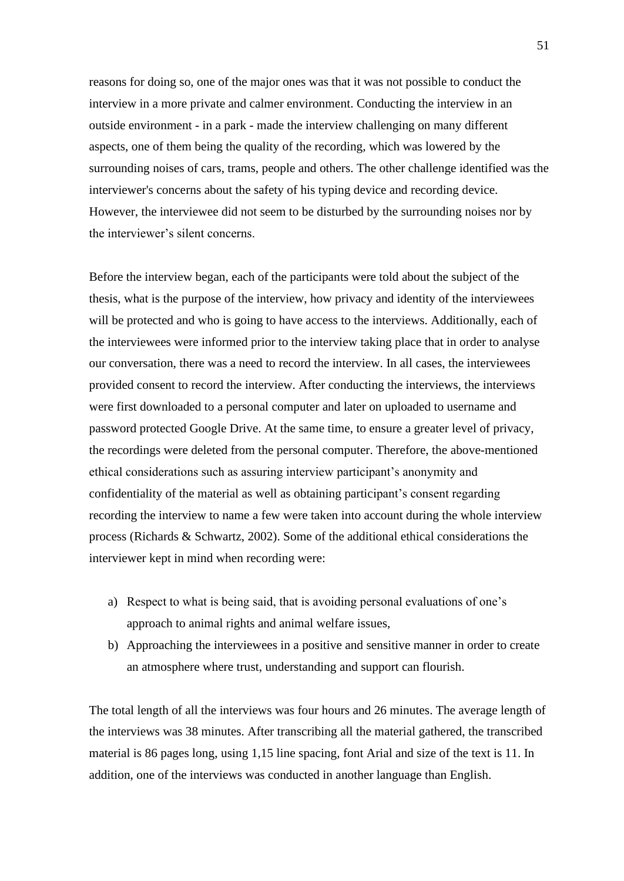reasons for doing so, one of the major ones was that it was not possible to conduct the interview in a more private and calmer environment. Conducting the interview in an outside environment - in a park - made the interview challenging on many different aspects, one of them being the quality of the recording, which was lowered by the surrounding noises of cars, trams, people and others. The other challenge identified was the interviewer's concerns about the safety of his typing device and recording device. However, the interviewee did not seem to be disturbed by the surrounding noises nor by the interviewer's silent concerns.

Before the interview began, each of the participants were told about the subject of the thesis, what is the purpose of the interview, how privacy and identity of the interviewees will be protected and who is going to have access to the interviews. Additionally, each of the interviewees were informed prior to the interview taking place that in order to analyse our conversation, there was a need to record the interview. In all cases, the interviewees provided consent to record the interview. After conducting the interviews, the interviews were first downloaded to a personal computer and later on uploaded to username and password protected Google Drive. At the same time, to ensure a greater level of privacy, the recordings were deleted from the personal computer. Therefore, the above-mentioned ethical considerations such as assuring interview participant's anonymity and confidentiality of the material as well as obtaining participant's consent regarding recording the interview to name a few were taken into account during the whole interview process (Richards & Schwartz, 2002). Some of the additional ethical considerations the interviewer kept in mind when recording were:

a) Respect to what is being said, that is avoiding personal evaluations of one's approach to animal rights and animal welfare issues,
b) Approaching the interviewees in a positive and sensitive manner in order to create an atmosphere where trust, understanding and support can flourish.

The total length of all the interviews was four hours and 26 minutes. The average length of the interviews was 38 minutes. After transcribing all the material gathered, the transcribed material is 86 pages long, using 1,15 line spacing, font Arial and size of the text is 11. In addition, one of the interviews was conducted in another language than English.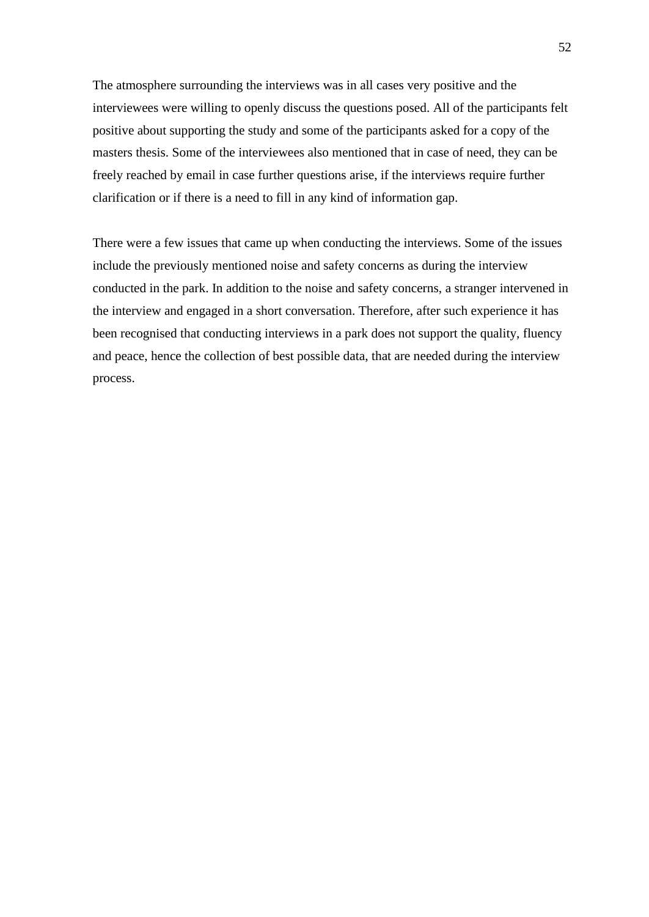The atmosphere surrounding the interviews was in all cases very positive and the interviewees were willing to openly discuss the questions posed. All of the participants felt positive about supporting the study and some of the participants asked for a copy of the masters thesis. Some of the interviewees also mentioned that in case of need, they can be freely reached by email in case further questions arise, if the interviews require further clarification or if there is a need to fill in any kind of information gap.

There were a few issues that came up when conducting the interviews. Some of the issues include the previously mentioned noise and safety concerns as during the interview conducted in the park. In addition to the noise and safety concerns, a stranger intervened in the interview and engaged in a short conversation. Therefore, after such experience it has been recognised that conducting interviews in a park does not support the quality, fluency and peace, hence the collection of best possible data, that are needed during the interview process.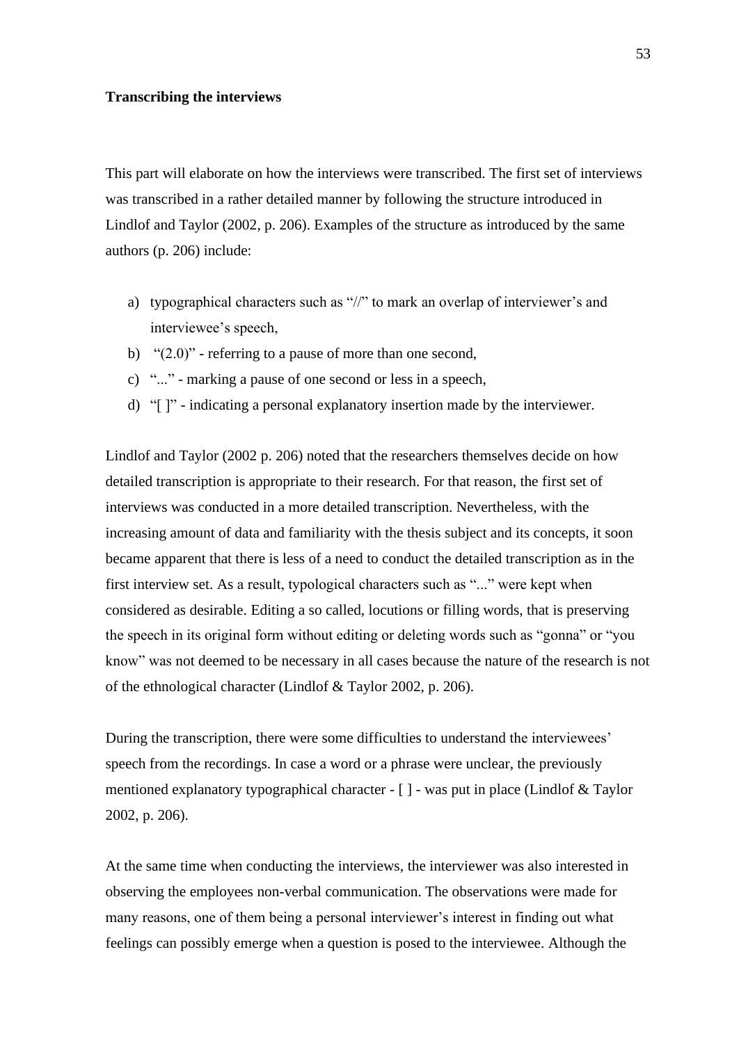**Transcribing the interviews**

This part will elaborate on how the interviews were transcribed. The first set of interviews was transcribed in a rather detailed manner by following the structure introduced in Lindlof and Taylor (2002, p. 206). Examples of the structure as introduced by the same authors (p. 206) include:

a) typographical characters such as "//" to mark an overlap of interviewer's and interviewee's speech,
b) "(2.0)" - referring to a pause of more than one second,
c) "..." - marking a pause of one second or less in a speech,
d) "[ ]" - indicating a personal explanatory insertion made by the interviewer.

Lindlof and Taylor (2002 p. 206) noted that the researchers themselves decide on how detailed transcription is appropriate to their research. For that reason, the first set of interviews was conducted in a more detailed transcription. Nevertheless, with the increasing amount of data and familiarity with the thesis subject and its concepts, it soon became apparent that there is less of a need to conduct the detailed transcription as in the first interview set. As a result, typological characters such as "..." were kept when considered as desirable. Editing a so called, locutions or filling words, that is preserving the speech in its original form without editing or deleting words such as "gonna" or "you know" was not deemed to be necessary in all cases because the nature of the research is not of the ethnological character (Lindlof & Taylor 2002, p. 206).

During the transcription, there were some difficulties to understand the interviewees' speech from the recordings. In case a word or a phrase were unclear, the previously mentioned explanatory typographical character - [ ] - was put in place (Lindlof & Taylor 2002, p. 206).

At the same time when conducting the interviews, the interviewer was also interested in observing the employees non-verbal communication. The observations were made for many reasons, one of them being a personal interviewer's interest in finding out what feelings can possibly emerge when a question is posed to the interviewee. Although the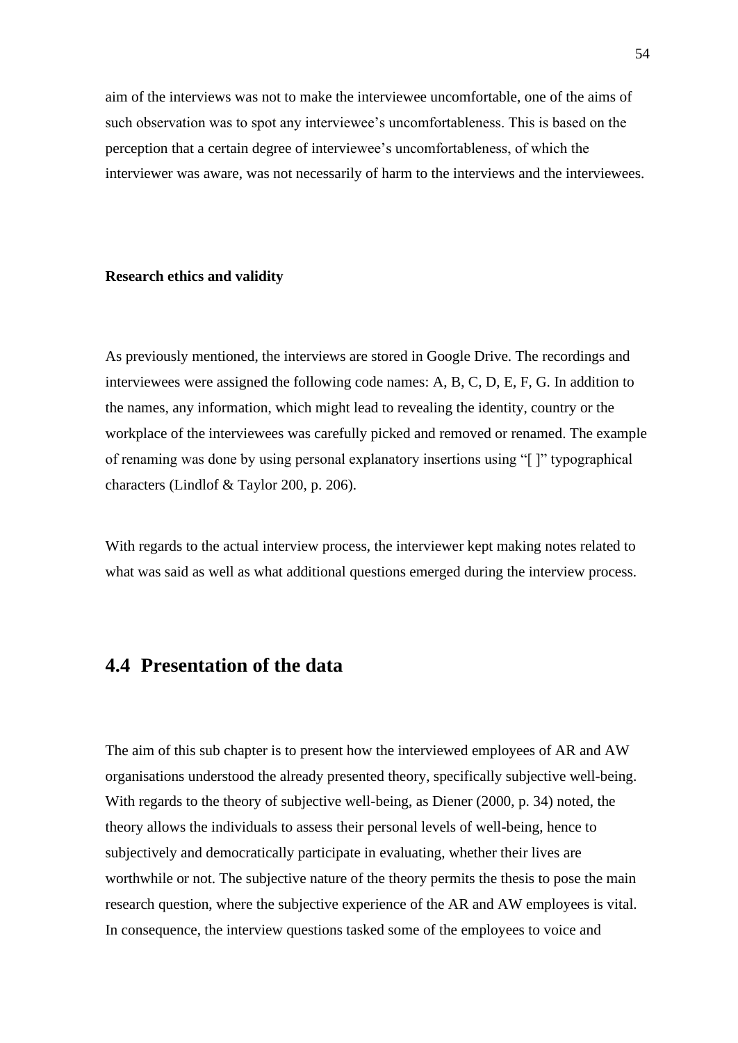aim of the interviews was not to make the interviewee uncomfortable, one of the aims of such observation was to spot any interviewee's uncomfortableness. This is based on the perception that a certain degree of interviewee's uncomfortableness, of which the interviewer was aware, was not necessarily of harm to the interviews and the interviewees.

**Research ethics and validity**

As previously mentioned, the interviews are stored in Google Drive. The recordings and interviewees were assigned the following code names: A, B, C, D, E, F, G. In addition to the names, any information, which might lead to revealing the identity, country or the workplace of the interviewees was carefully picked and removed or renamed. The example of renaming was done by using personal explanatory insertions using "[ ]" typographical characters (Lindlof & Taylor 200, p. 206).

With regards to the actual interview process, the interviewer kept making notes related to what was said as well as what additional questions emerged during the interview process.

## 4.4 Presentation of the data

The aim of this sub chapter is to present how the interviewed employees of AR and AW organisations understood the already presented theory, specifically subjective well-being. With regards to the theory of subjective well-being, as Diener (2000, p. 34) noted, the theory allows the individuals to assess their personal levels of well-being, hence to subjectively and democratically participate in evaluating, whether their lives are worthwhile or not. The subjective nature of the theory permits the thesis to pose the main research question, where the subjective experience of the AR and AW employees is vital. In consequence, the interview questions tasked some of the employees to voice and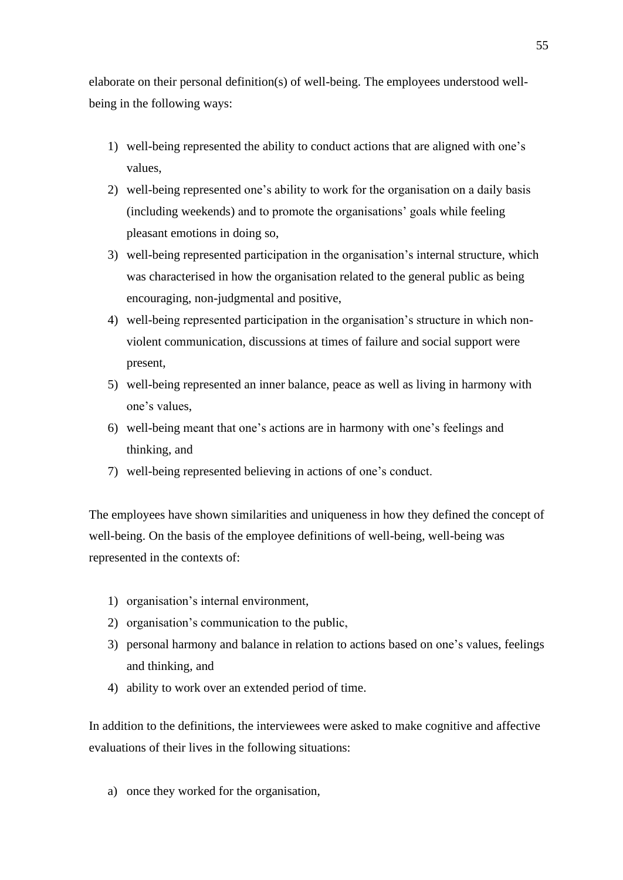elaborate on their personal definition(s) of well-being. The employees understood well-being in the following ways:

1) well-being represented the ability to conduct actions that are aligned with one's values,
2) well-being represented one's ability to work for the organisation on a daily basis (including weekends) and to promote the organisations' goals while feeling pleasant emotions in doing so,
3) well-being represented participation in the organisation's internal structure, which was characterised in how the organisation related to the general public as being encouraging, non-judgmental and positive,
4) well-being represented participation in the organisation's structure in which non-violent communication, discussions at times of failure and social support were present,
5) well-being represented an inner balance, peace as well as living in harmony with one's values,
6) well-being meant that one's actions are in harmony with one's feelings and thinking, and
7) well-being represented believing in actions of one's conduct.

The employees have shown similarities and uniqueness in how they defined the concept of well-being. On the basis of the employee definitions of well-being, well-being was represented in the contexts of:

1) organisation's internal environment,
2) organisation's communication to the public,
3) personal harmony and balance in relation to actions based on one's values, feelings and thinking, and
4) ability to work over an extended period of time.

In addition to the definitions, the interviewees were asked to make cognitive and affective evaluations of their lives in the following situations:

a) once they worked for the organisation,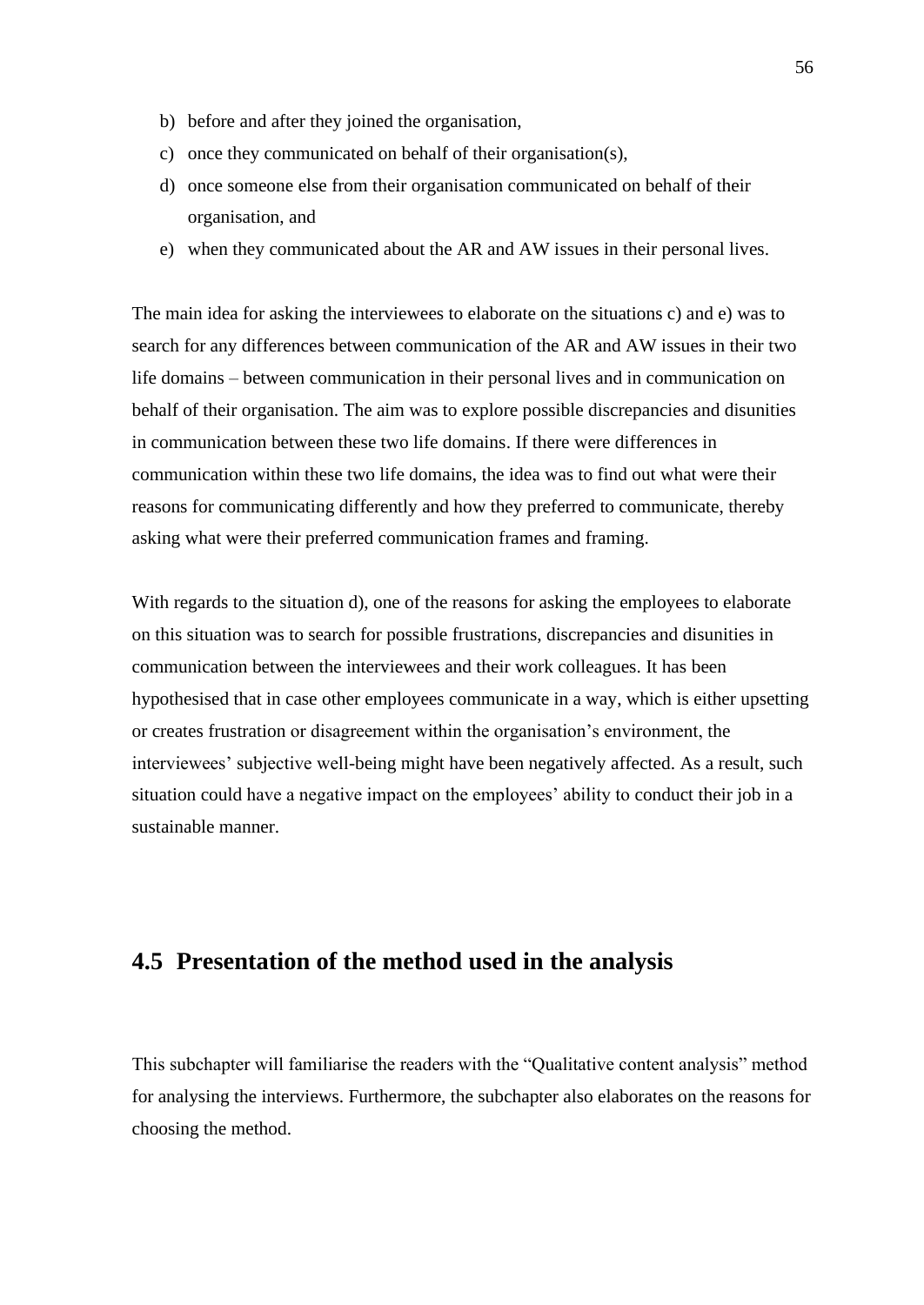b) before and after they joined the organisation,
c) once they communicated on behalf of their organisation(s),
d) once someone else from their organisation communicated on behalf of their organisation, and
e) when they communicated about the AR and AW issues in their personal lives.

The main idea for asking the interviewees to elaborate on the situations c) and e) was to search for any differences between communication of the AR and AW issues in their two life domains – between communication in their personal lives and in communication on behalf of their organisation. The aim was to explore possible discrepancies and disunities in communication between these two life domains. If there were differences in communication within these two life domains, the idea was to find out what were their reasons for communicating differently and how they preferred to communicate, thereby asking what were their preferred communication frames and framing.

With regards to the situation d), one of the reasons for asking the employees to elaborate on this situation was to search for possible frustrations, discrepancies and disunities in communication between the interviewees and their work colleagues. It has been hypothesised that in case other employees communicate in a way, which is either upsetting or creates frustration or disagreement within the organisation's environment, the interviewees' subjective well-being might have been negatively affected. As a result, such situation could have a negative impact on the employees' ability to conduct their job in a sustainable manner.

## 4.5 Presentation of the method used in the analysis

This subchapter will familiarise the readers with the "Qualitative content analysis" method for analysing the interviews. Furthermore, the subchapter also elaborates on the reasons for choosing the method.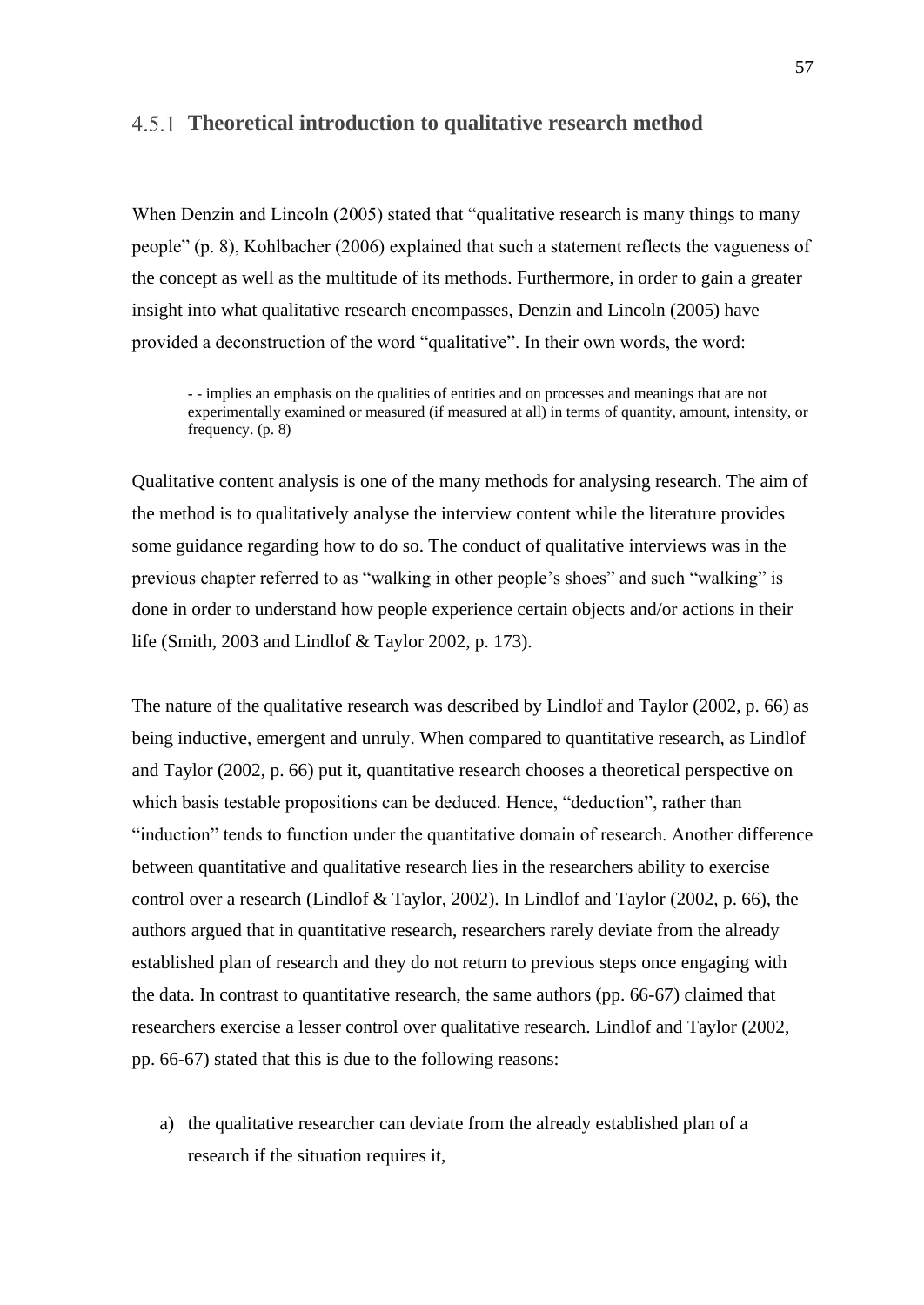### 4.5.1 Theoretical introduction to qualitative research method

When Denzin and Lincoln (2005) stated that "qualitative research is many things to many people" (p. 8), Kohlbacher (2006) explained that such a statement reflects the vagueness of the concept as well as the multitude of its methods. Furthermore, in order to gain a greater insight into what qualitative research encompasses, Denzin and Lincoln (2005) have provided a deconstruction of the word "qualitative". In their own words, the word:

> - - implies an emphasis on the qualities of entities and on processes and meanings that are not experimentally examined or measured (if measured at all) in terms of quantity, amount, intensity, or frequency. (p. 8)

Qualitative content analysis is one of the many methods for analysing research. The aim of the method is to qualitatively analyse the interview content while the literature provides some guidance regarding how to do so. The conduct of qualitative interviews was in the previous chapter referred to as "walking in other people's shoes" and such "walking" is done in order to understand how people experience certain objects and/or actions in their life (Smith, 2003 and Lindlof & Taylor 2002, p. 173).

The nature of the qualitative research was described by Lindlof and Taylor (2002, p. 66) as being inductive, emergent and unruly. When compared to quantitative research, as Lindlof and Taylor (2002, p. 66) put it, quantitative research chooses a theoretical perspective on which basis testable propositions can be deduced. Hence, "deduction", rather than "induction" tends to function under the quantitative domain of research. Another difference between quantitative and qualitative research lies in the researchers ability to exercise control over a research (Lindlof & Taylor, 2002). In Lindlof and Taylor (2002, p. 66), the authors argued that in quantitative research, researchers rarely deviate from the already established plan of research and they do not return to previous steps once engaging with the data. In contrast to quantitative research, the same authors (pp. 66-67) claimed that researchers exercise a lesser control over qualitative research. Lindlof and Taylor (2002, pp. 66-67) stated that this is due to the following reasons:

a) the qualitative researcher can deviate from the already established plan of a research if the situation requires it,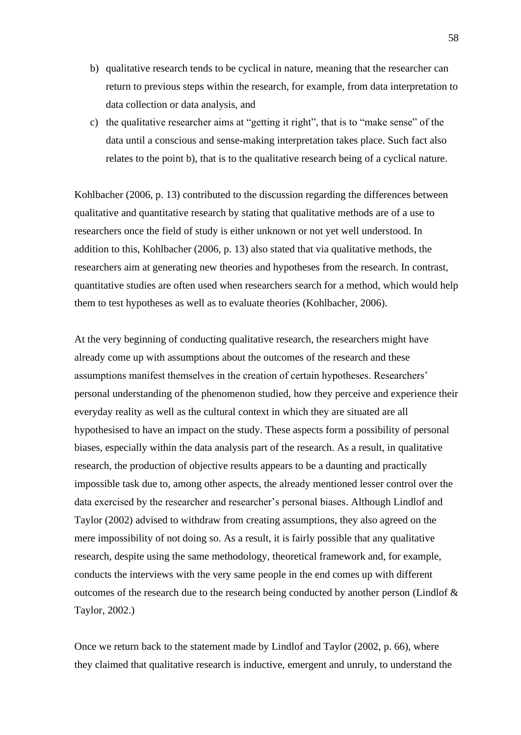b) qualitative research tends to be cyclical in nature, meaning that the researcher can return to previous steps within the research, for example, from data interpretation to data collection or data analysis, and
c) the qualitative researcher aims at "getting it right", that is to "make sense" of the data until a conscious and sense-making interpretation takes place. Such fact also relates to the point b), that is to the qualitative research being of a cyclical nature.

Kohlbacher (2006, p. 13) contributed to the discussion regarding the differences between qualitative and quantitative research by stating that qualitative methods are of a use to researchers once the field of study is either unknown or not yet well understood. In addition to this, Kohlbacher (2006, p. 13) also stated that via qualitative methods, the researchers aim at generating new theories and hypotheses from the research. In contrast, quantitative studies are often used when researchers search for a method, which would help them to test hypotheses as well as to evaluate theories (Kohlbacher, 2006).

At the very beginning of conducting qualitative research, the researchers might have already come up with assumptions about the outcomes of the research and these assumptions manifest themselves in the creation of certain hypotheses. Researchers' personal understanding of the phenomenon studied, how they perceive and experience their everyday reality as well as the cultural context in which they are situated are all hypothesised to have an impact on the study. These aspects form a possibility of personal biases, especially within the data analysis part of the research. As a result, in qualitative research, the production of objective results appears to be a daunting and practically impossible task due to, among other aspects, the already mentioned lesser control over the data exercised by the researcher and researcher's personal biases. Although Lindlof and Taylor (2002) advised to withdraw from creating assumptions, they also agreed on the mere impossibility of not doing so. As a result, it is fairly possible that any qualitative research, despite using the same methodology, theoretical framework and, for example, conducts the interviews with the very same people in the end comes up with different outcomes of the research due to the research being conducted by another person (Lindlof & Taylor, 2002.)

Once we return back to the statement made by Lindlof and Taylor (2002, p. 66), where they claimed that qualitative research is inductive, emergent and unruly, to understand the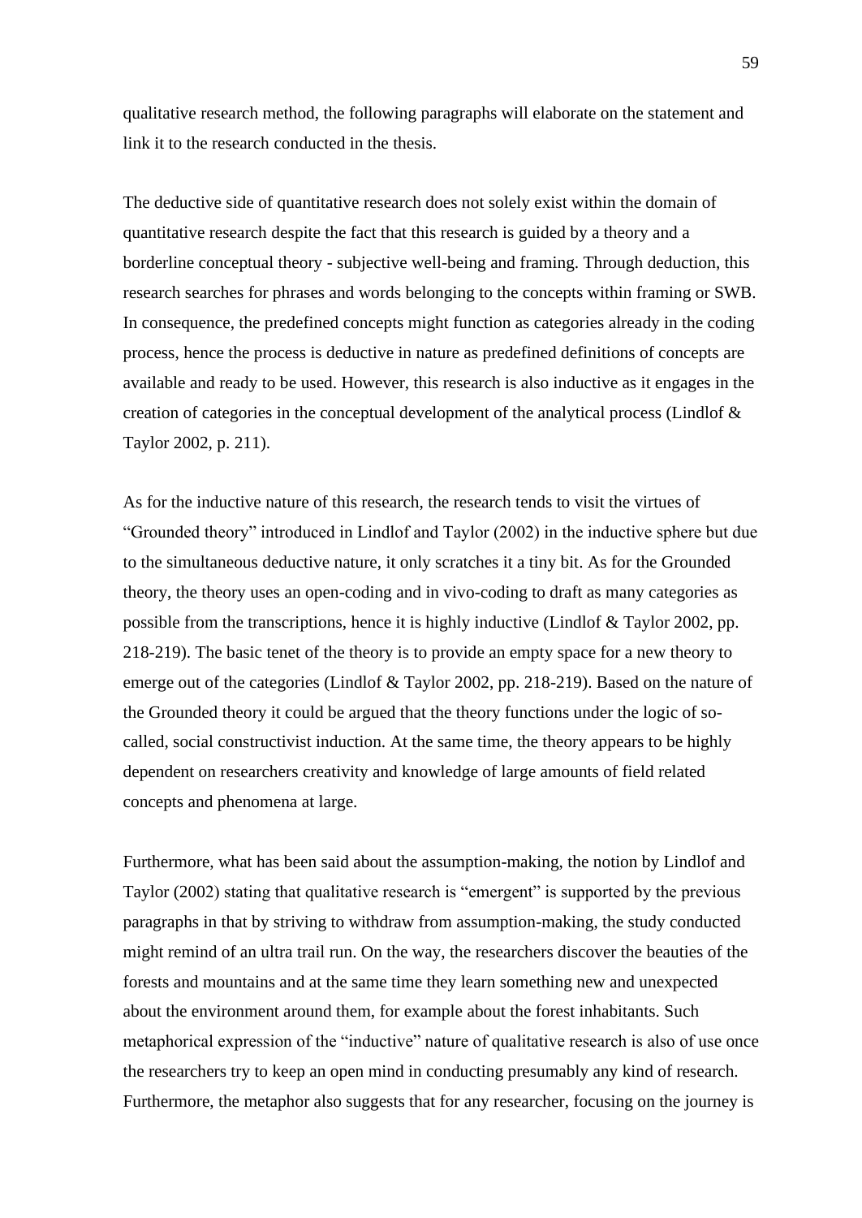qualitative research method, the following paragraphs will elaborate on the statement and link it to the research conducted in the thesis.

The deductive side of quantitative research does not solely exist within the domain of quantitative research despite the fact that this research is guided by a theory and a borderline conceptual theory - subjective well-being and framing. Through deduction, this research searches for phrases and words belonging to the concepts within framing or SWB. In consequence, the predefined concepts might function as categories already in the coding process, hence the process is deductive in nature as predefined definitions of concepts are available and ready to be used. However, this research is also inductive as it engages in the creation of categories in the conceptual development of the analytical process (Lindlof & Taylor 2002, p. 211).

As for the inductive nature of this research, the research tends to visit the virtues of "Grounded theory" introduced in Lindlof and Taylor (2002) in the inductive sphere but due to the simultaneous deductive nature, it only scratches it a tiny bit. As for the Grounded theory, the theory uses an open-coding and in vivo-coding to draft as many categories as possible from the transcriptions, hence it is highly inductive (Lindlof & Taylor 2002, pp. 218-219). The basic tenet of the theory is to provide an empty space for a new theory to emerge out of the categories (Lindlof & Taylor 2002, pp. 218-219). Based on the nature of the Grounded theory it could be argued that the theory functions under the logic of so-called, social constructivist induction. At the same time, the theory appears to be highly dependent on researchers creativity and knowledge of large amounts of field related concepts and phenomena at large.

Furthermore, what has been said about the assumption-making, the notion by Lindlof and Taylor (2002) stating that qualitative research is "emergent" is supported by the previous paragraphs in that by striving to withdraw from assumption-making, the study conducted might remind of an ultra trail run. On the way, the researchers discover the beauties of the forests and mountains and at the same time they learn something new and unexpected about the environment around them, for example about the forest inhabitants. Such metaphorical expression of the "inductive" nature of qualitative research is also of use once the researchers try to keep an open mind in conducting presumably any kind of research. Furthermore, the metaphor also suggests that for any researcher, focusing on the journey is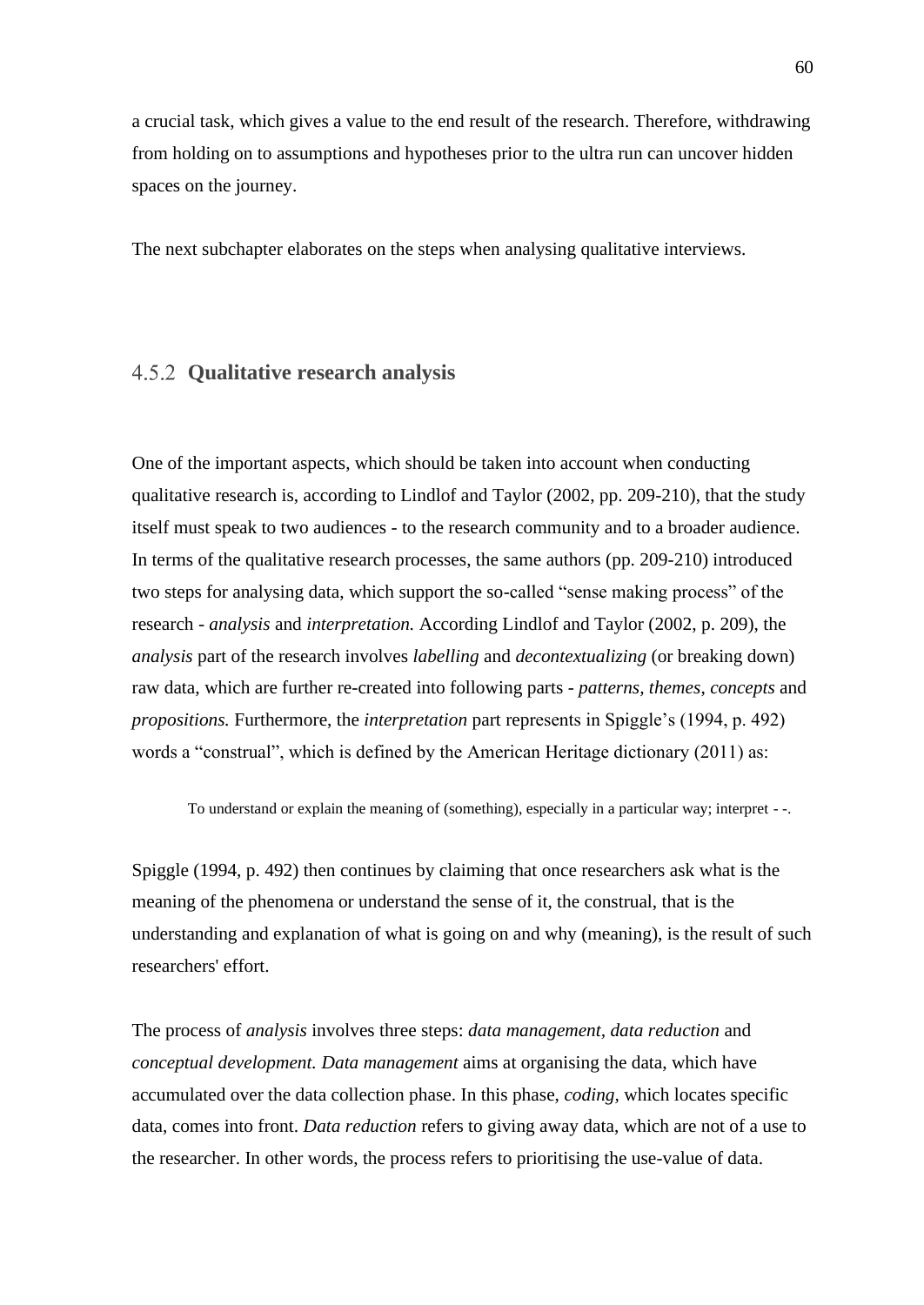a crucial task, which gives a value to the end result of the research. Therefore, withdrawing from holding on to assumptions and hypotheses prior to the ultra run can uncover hidden spaces on the journey.

The next subchapter elaborates on the steps when analysing qualitative interviews.

### 4.5.2 Qualitative research analysis

One of the important aspects, which should be taken into account when conducting qualitative research is, according to Lindlof and Taylor (2002, pp. 209-210), that the study itself must speak to two audiences - to the research community and to a broader audience. In terms of the qualitative research processes, the same authors (pp. 209-210) introduced two steps for analysing data, which support the so-called "sense making process" of the research - *analysis* and *interpretation.* According Lindlof and Taylor (2002, p. 209), the *analysis* part of the research involves *labelling* and *decontextualizing* (or breaking down) raw data, which are further re-created into following parts - *patterns, themes*, *concepts* and *propositions.* Furthermore, the *interpretation* part represents in Spiggle's (1994, p. 492) words a "construal", which is defined by the American Heritage dictionary (2011) as:

> To understand or explain the meaning of (something), especially in a particular way; interpret - -.

Spiggle (1994, p. 492) then continues by claiming that once researchers ask what is the meaning of the phenomena or understand the sense of it, the construal, that is the understanding and explanation of what is going on and why (meaning), is the result of such researchers' effort.

The process of *analysis* involves three steps: *data management, data reduction* and *conceptual development. Data management* aims at organising the data, which have accumulated over the data collection phase. In this phase, *coding,* which locates specific data, comes into front. *Data reduction* refers to giving away data, which are not of a use to the researcher. In other words, the process refers to prioritising the use-value of data.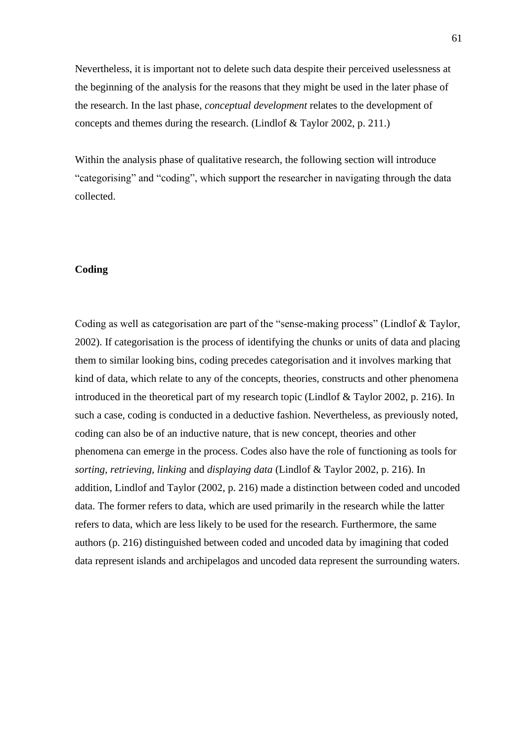Nevertheless, it is important not to delete such data despite their perceived uselessness at the beginning of the analysis for the reasons that they might be used in the later phase of the research. In the last phase, *conceptual development* relates to the development of concepts and themes during the research. (Lindlof & Taylor 2002, p. 211.)

Within the analysis phase of qualitative research, the following section will introduce "categorising" and "coding", which support the researcher in navigating through the data collected.

**Coding**

Coding as well as categorisation are part of the "sense-making process" (Lindlof & Taylor, 2002). If categorisation is the process of identifying the chunks or units of data and placing them to similar looking bins, coding precedes categorisation and it involves marking that kind of data, which relate to any of the concepts, theories, constructs and other phenomena introduced in the theoretical part of my research topic (Lindlof & Taylor 2002, p. 216). In such a case, coding is conducted in a deductive fashion. Nevertheless, as previously noted, coding can also be of an inductive nature, that is new concept, theories and other phenomena can emerge in the process. Codes also have the role of functioning as tools for *sorting, retrieving, linking* and *displaying data* (Lindlof & Taylor 2002, p. 216). In addition, Lindlof and Taylor (2002, p. 216) made a distinction between coded and uncoded data. The former refers to data, which are used primarily in the research while the latter refers to data, which are less likely to be used for the research. Furthermore, the same authors (p. 216) distinguished between coded and uncoded data by imagining that coded data represent islands and archipelagos and uncoded data represent the surrounding waters.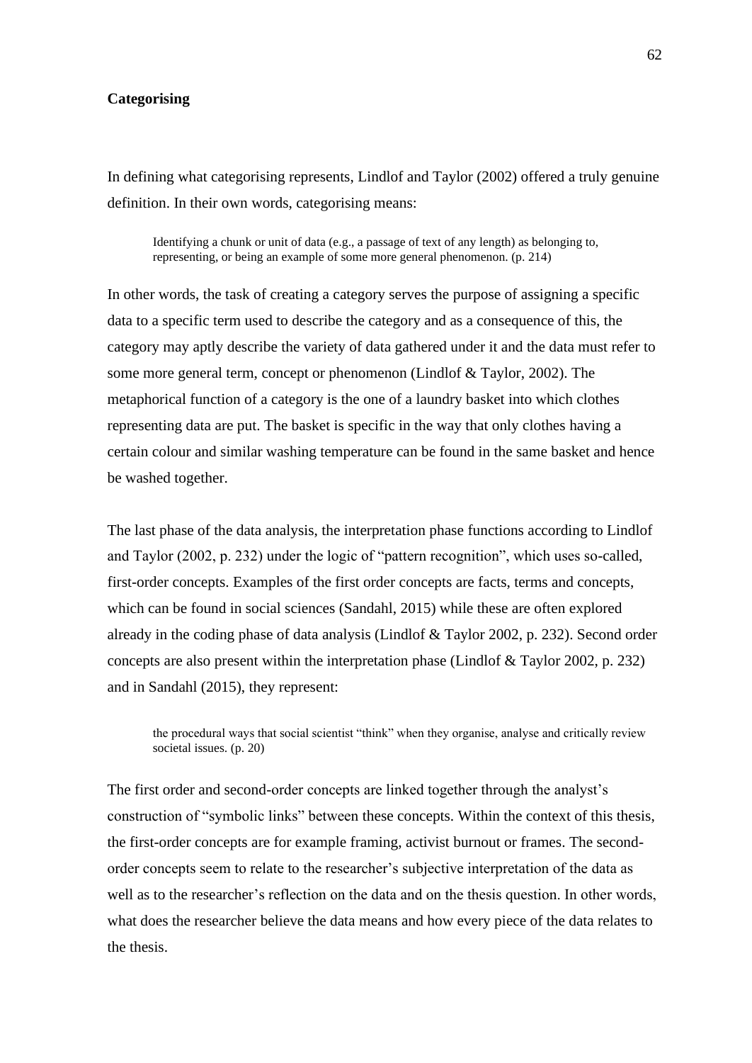**Categorising**

In defining what categorising represents, Lindlof and Taylor (2002) offered a truly genuine definition. In their own words, categorising means:

> Identifying a chunk or unit of data (e.g., a passage of text of any length) as belonging to, representing, or being an example of some more general phenomenon. (p. 214)

In other words, the task of creating a category serves the purpose of assigning a specific data to a specific term used to describe the category and as a consequence of this, the category may aptly describe the variety of data gathered under it and the data must refer to some more general term, concept or phenomenon (Lindlof & Taylor, 2002). The metaphorical function of a category is the one of a laundry basket into which clothes representing data are put. The basket is specific in the way that only clothes having a certain colour and similar washing temperature can be found in the same basket and hence be washed together.

The last phase of the data analysis, the interpretation phase functions according to Lindlof and Taylor (2002, p. 232) under the logic of "pattern recognition", which uses so-called, first-order concepts. Examples of the first order concepts are facts, terms and concepts, which can be found in social sciences (Sandahl, 2015) while these are often explored already in the coding phase of data analysis (Lindlof & Taylor 2002, p. 232). Second order concepts are also present within the interpretation phase (Lindlof & Taylor 2002, p. 232) and in Sandahl (2015), they represent:

> the procedural ways that social scientist "think" when they organise, analyse and critically review societal issues. (p. 20)

The first order and second-order concepts are linked together through the analyst's construction of "symbolic links" between these concepts. Within the context of this thesis, the first-order concepts are for example framing, activist burnout or frames. The second-order concepts seem to relate to the researcher's subjective interpretation of the data as well as to the researcher's reflection on the data and on the thesis question. In other words, what does the researcher believe the data means and how every piece of the data relates to the thesis.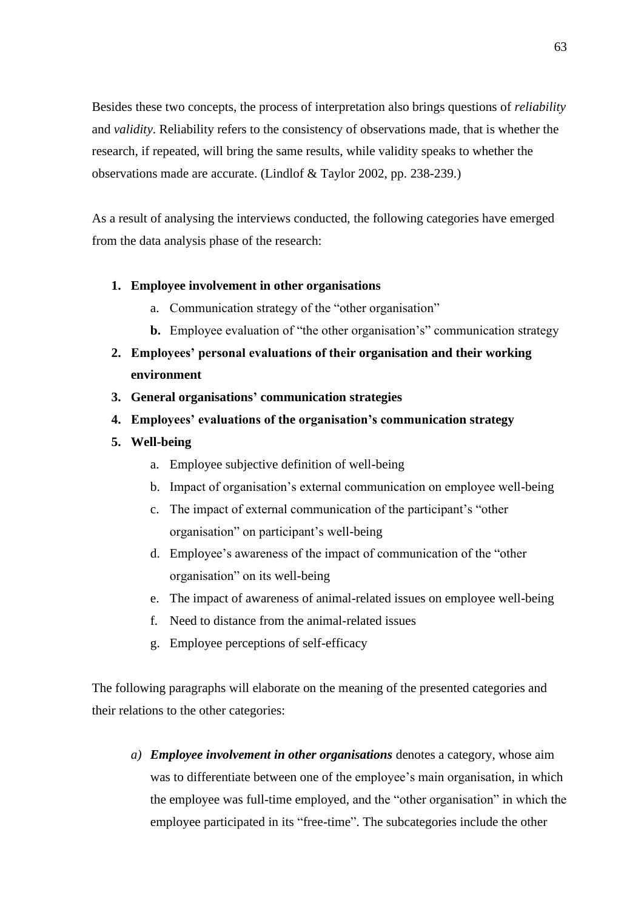Besides these two concepts, the process of interpretation also brings questions of *reliability* and *validity*. Reliability refers to the consistency of observations made, that is whether the research, if repeated, will bring the same results, while validity speaks to whether the observations made are accurate. (Lindlof & Taylor 2002, pp. 238-239.)

As a result of analysing the interviews conducted, the following categories have emerged from the data analysis phase of the research:

1. **Employee involvement in other organisations**
    a. Communication strategy of the "other organisation"
    **b.** Employee evaluation of "the other organisation's" communication strategy
2. **Employees' personal evaluations of their organisation and their working environment**
3. **General organisations' communication strategies**
4. **Employees' evaluations of the organisation's communication strategy**
5. **Well-being**
    a. Employee subjective definition of well-being
    b. Impact of organisation's external communication on employee well-being
    c. The impact of external communication of the participant's "other organisation" on participant's well-being
    d. Employee's awareness of the impact of communication of the "other organisation" on its well-being
    e. The impact of awareness of animal-related issues on employee well-being
    f. Need to distance from the animal-related issues
    g. Employee perceptions of self-efficacy

The following paragraphs will elaborate on the meaning of the presented categories and their relations to the other categories:

*a)* ***Employee involvement in other organisations*** denotes a category, whose aim was to differentiate between one of the employee's main organisation, in which the employee was full-time employed, and the "other organisation" in which the employee participated in its "free-time". The subcategories include the other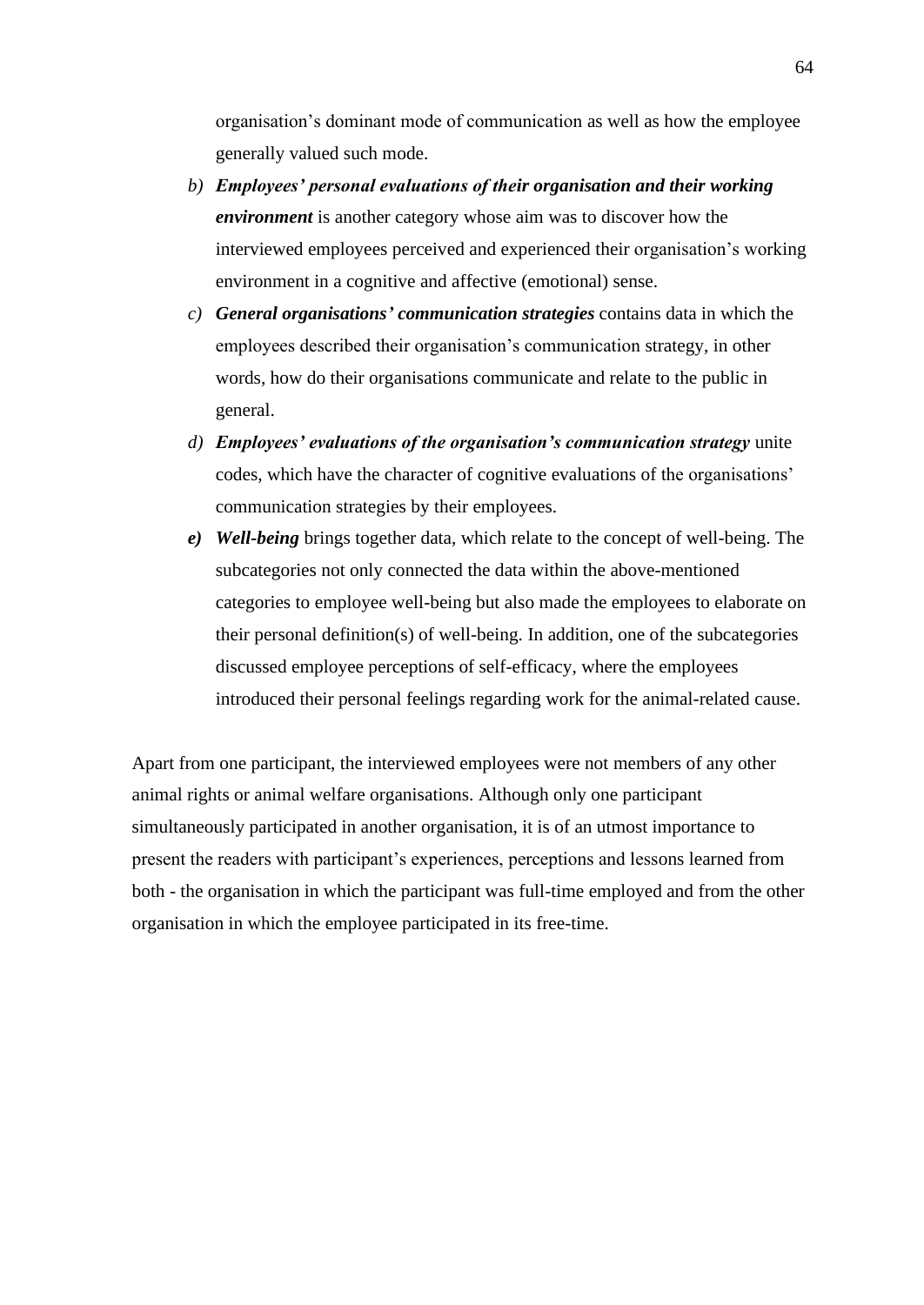organisation's dominant mode of communication as well as how the employee generally valued such mode.

b) ***Employees' personal evaluations of their organisation and their working environment*** is another category whose aim was to discover how the interviewed employees perceived and experienced their organisation's working environment in a cognitive and affective (emotional) sense.
c) ***General organisations' communication strategies*** contains data in which the employees described their organisation's communication strategy, in other words, how do their organisations communicate and relate to the public in general.
d) ***Employees' evaluations of the organisation's communication strategy*** unite codes, which have the character of cognitive evaluations of the organisations' communication strategies by their employees.
e) ***Well-being*** brings together data, which relate to the concept of well-being. The subcategories not only connected the data within the above-mentioned categories to employee well-being but also made the employees to elaborate on their personal definition(s) of well-being. In addition, one of the subcategories discussed employee perceptions of self-efficacy, where the employees introduced their personal feelings regarding work for the animal-related cause.

Apart from one participant, the interviewed employees were not members of any other animal rights or animal welfare organisations. Although only one participant simultaneously participated in another organisation, it is of an utmost importance to present the readers with participant's experiences, perceptions and lessons learned from both - the organisation in which the participant was full-time employed and from the other organisation in which the employee participated in its free-time.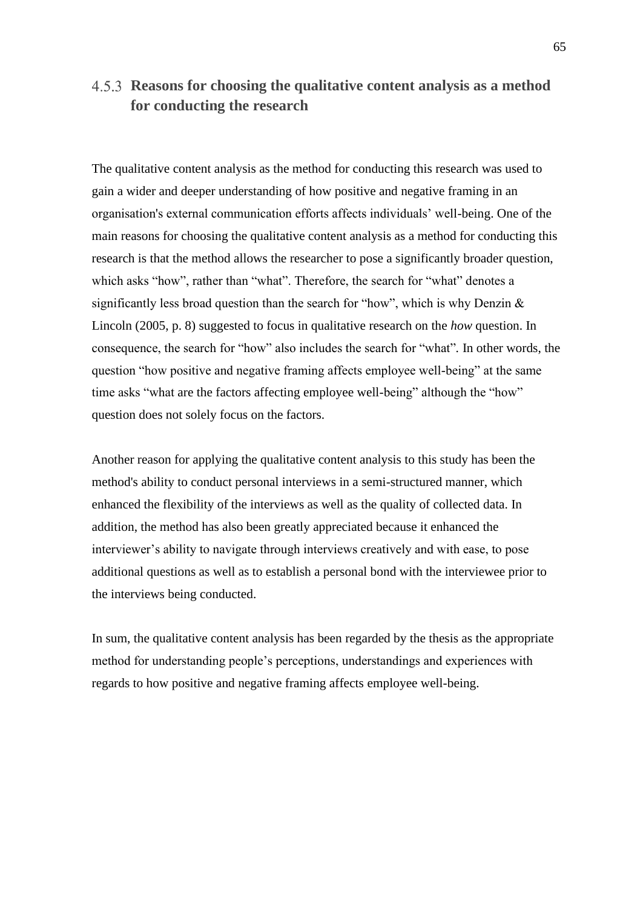### 4.5.3 Reasons for choosing the qualitative content analysis as a method for conducting the research

The qualitative content analysis as the method for conducting this research was used to gain a wider and deeper understanding of how positive and negative framing in an organisation's external communication efforts affects individuals' well-being. One of the main reasons for choosing the qualitative content analysis as a method for conducting this research is that the method allows the researcher to pose a significantly broader question, which asks "how", rather than "what". Therefore, the search for "what" denotes a significantly less broad question than the search for "how", which is why Denzin & Lincoln (2005, p. 8) suggested to focus in qualitative research on the *how* question. In consequence, the search for "how" also includes the search for "what". In other words, the question "how positive and negative framing affects employee well-being" at the same time asks "what are the factors affecting employee well-being" although the "how" question does not solely focus on the factors.

Another reason for applying the qualitative content analysis to this study has been the method's ability to conduct personal interviews in a semi-structured manner, which enhanced the flexibility of the interviews as well as the quality of collected data. In addition, the method has also been greatly appreciated because it enhanced the interviewer's ability to navigate through interviews creatively and with ease, to pose additional questions as well as to establish a personal bond with the interviewee prior to the interviews being conducted.

In sum, the qualitative content analysis has been regarded by the thesis as the appropriate method for understanding people's perceptions, understandings and experiences with regards to how positive and negative framing affects employee well-being.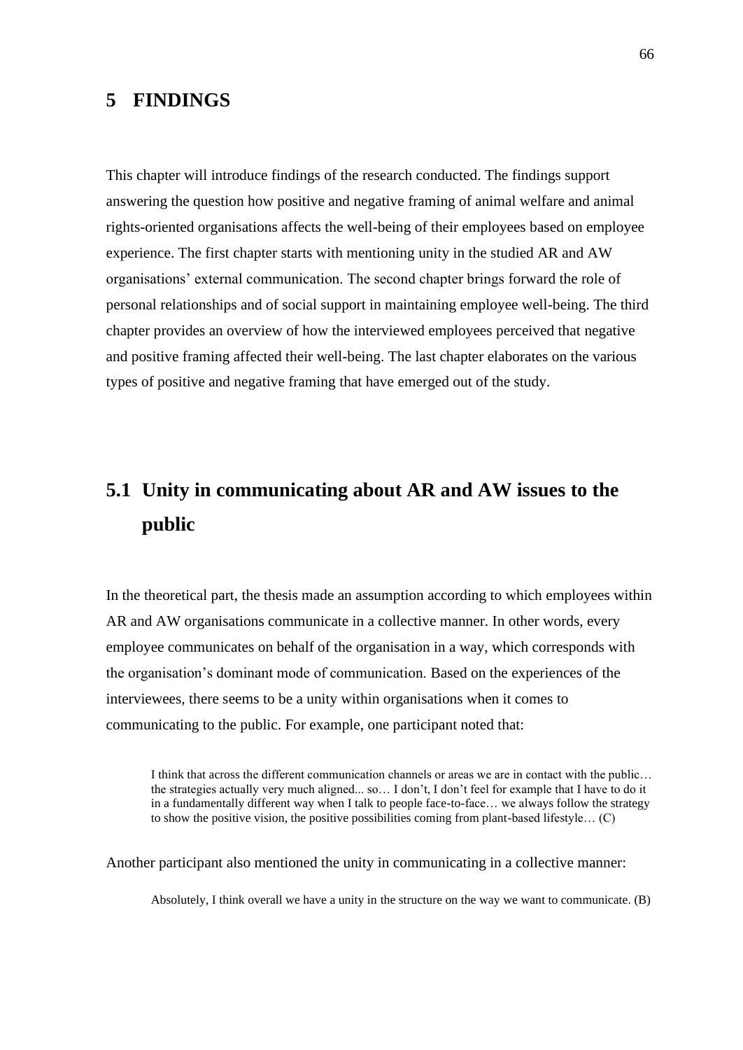# 5 FINDINGS

This chapter will introduce findings of the research conducted. The findings support answering the question how positive and negative framing of animal welfare and animal rights-oriented organisations affects the well-being of their employees based on employee experience. The first chapter starts with mentioning unity in the studied AR and AW organisations' external communication. The second chapter brings forward the role of personal relationships and of social support in maintaining employee well-being. The third chapter provides an overview of how the interviewed employees perceived that negative and positive framing affected their well-being. The last chapter elaborates on the various types of positive and negative framing that have emerged out of the study.

## 5.1 Unity in communicating about AR and AW issues to the public

In the theoretical part, the thesis made an assumption according to which employees within AR and AW organisations communicate in a collective manner. In other words, every employee communicates on behalf of the organisation in a way, which corresponds with the organisation's dominant mode of communication. Based on the experiences of the interviewees, there seems to be a unity within organisations when it comes to communicating to the public. For example, one participant noted that:

> I think that across the different communication channels or areas we are in contact with the public… the strategies actually very much aligned... so… I don't, I don't feel for example that I have to do it in a fundamentally different way when I talk to people face-to-face… we always follow the strategy to show the positive vision, the positive possibilities coming from plant-based lifestyle… (C)

Another participant also mentioned the unity in communicating in a collective manner:

> Absolutely, I think overall we have a unity in the structure on the way we want to communicate. (B)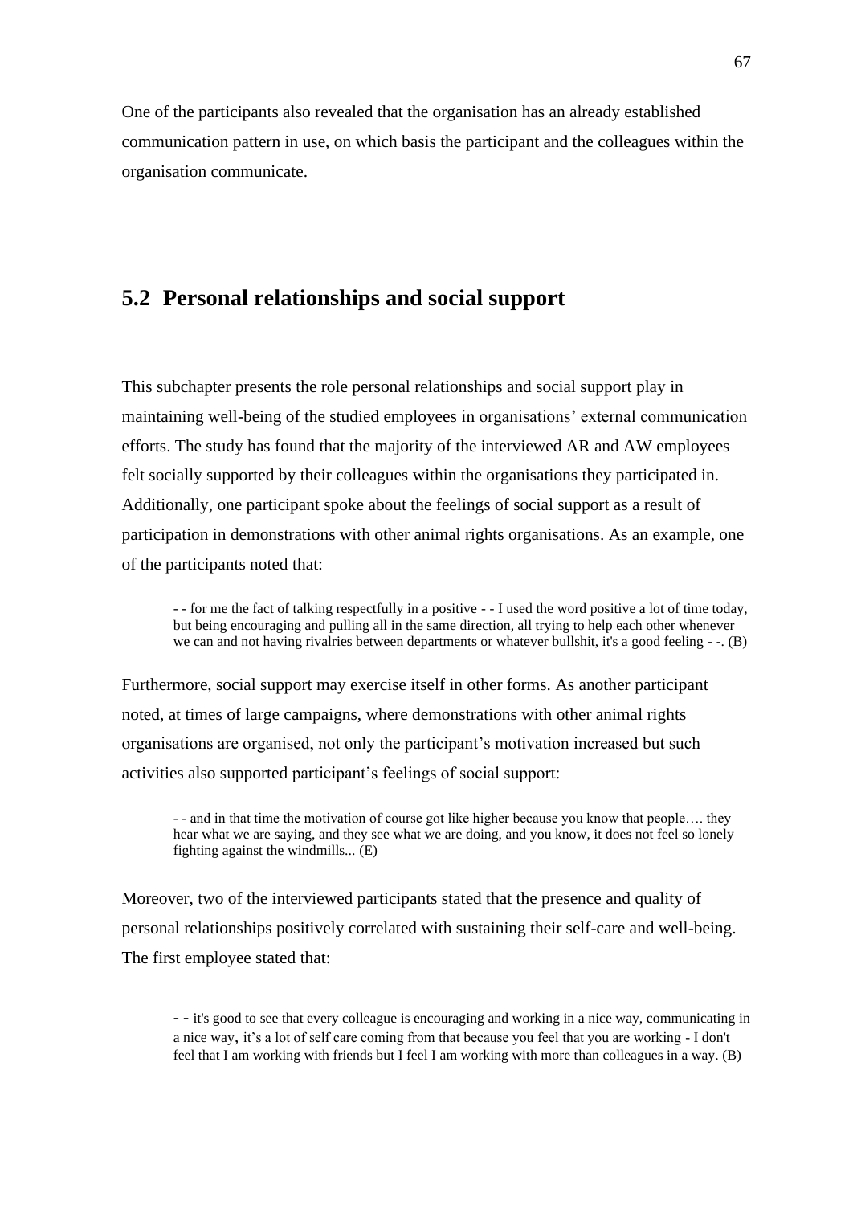One of the participants also revealed that the organisation has an already established communication pattern in use, on which basis the participant and the colleagues within the organisation communicate.

## 5.2 Personal relationships and social support

This subchapter presents the role personal relationships and social support play in maintaining well-being of the studied employees in organisations' external communication efforts. The study has found that the majority of the interviewed AR and AW employees felt socially supported by their colleagues within the organisations they participated in. Additionally, one participant spoke about the feelings of social support as a result of participation in demonstrations with other animal rights organisations. As an example, one of the participants noted that:

> - - for me the fact of talking respectfully in a positive - - I used the word positive a lot of time today, but being encouraging and pulling all in the same direction, all trying to help each other whenever we can and not having rivalries between departments or whatever bullshit, it's a good feeling - -. (B)

Furthermore, social support may exercise itself in other forms. As another participant noted, at times of large campaigns, where demonstrations with other animal rights organisations are organised, not only the participant's motivation increased but such activities also supported participant's feelings of social support:

> - - and in that time the motivation of course got like higher because you know that people…. they hear what we are saying, and they see what we are doing, and you know, it does not feel so lonely fighting against the windmills... (E)

Moreover, two of the interviewed participants stated that the presence and quality of personal relationships positively correlated with sustaining their self-care and well-being. The first employee stated that:

> - - it's good to see that every colleague is encouraging and working in a nice way, communicating in a nice way, it's a lot of self care coming from that because you feel that you are working - I don't feel that I am working with friends but I feel I am working with more than colleagues in a way. (B)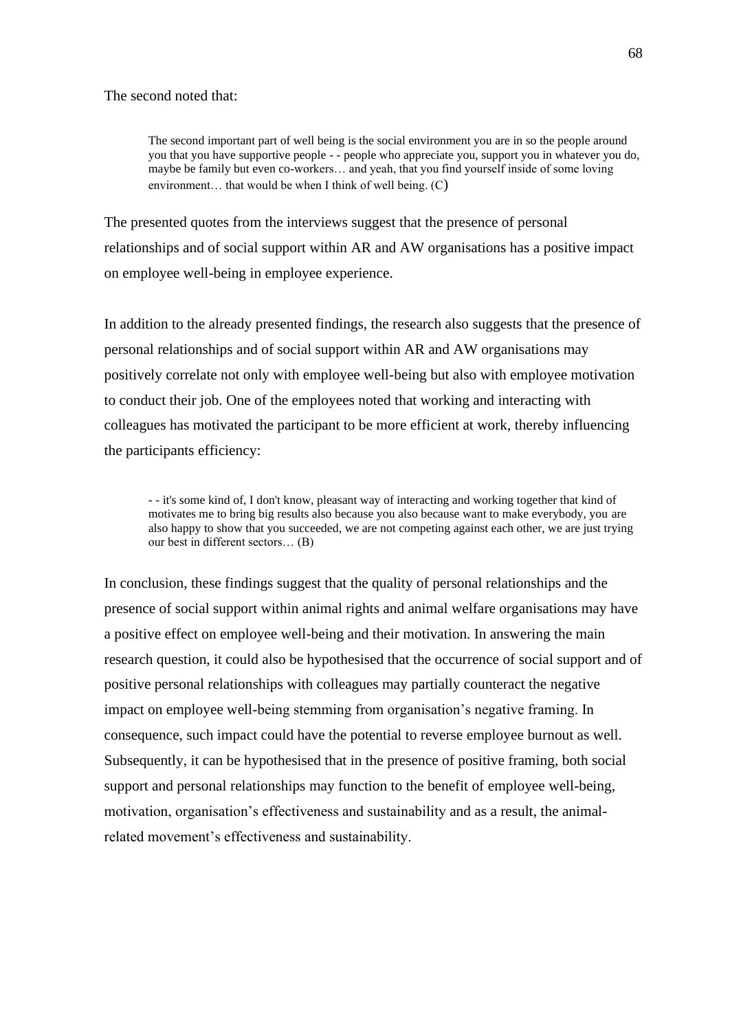The second noted that:

> The second important part of well being is the social environment you are in so the people around you that you have supportive people - - people who appreciate you, support you in whatever you do, maybe be family but even co-workers… and yeah, that you find yourself inside of some loving environment… that would be when I think of well being. (C)

The presented quotes from the interviews suggest that the presence of personal relationships and of social support within AR and AW organisations has a positive impact on employee well-being in employee experience.

In addition to the already presented findings, the research also suggests that the presence of personal relationships and of social support within AR and AW organisations may positively correlate not only with employee well-being but also with employee motivation to conduct their job. One of the employees noted that working and interacting with colleagues has motivated the participant to be more efficient at work, thereby influencing the participants efficiency:

> - - it's some kind of, I don't know, pleasant way of interacting and working together that kind of motivates me to bring big results also because you also because want to make everybody, you are also happy to show that you succeeded, we are not competing against each other, we are just trying our best in different sectors… (B)

In conclusion, these findings suggest that the quality of personal relationships and the presence of social support within animal rights and animal welfare organisations may have a positive effect on employee well-being and their motivation. In answering the main research question, it could also be hypothesised that the occurrence of social support and of positive personal relationships with colleagues may partially counteract the negative impact on employee well-being stemming from organisation's negative framing. In consequence, such impact could have the potential to reverse employee burnout as well. Subsequently, it can be hypothesised that in the presence of positive framing, both social support and personal relationships may function to the benefit of employee well-being, motivation, organisation's effectiveness and sustainability and as a result, the animal-related movement's effectiveness and sustainability.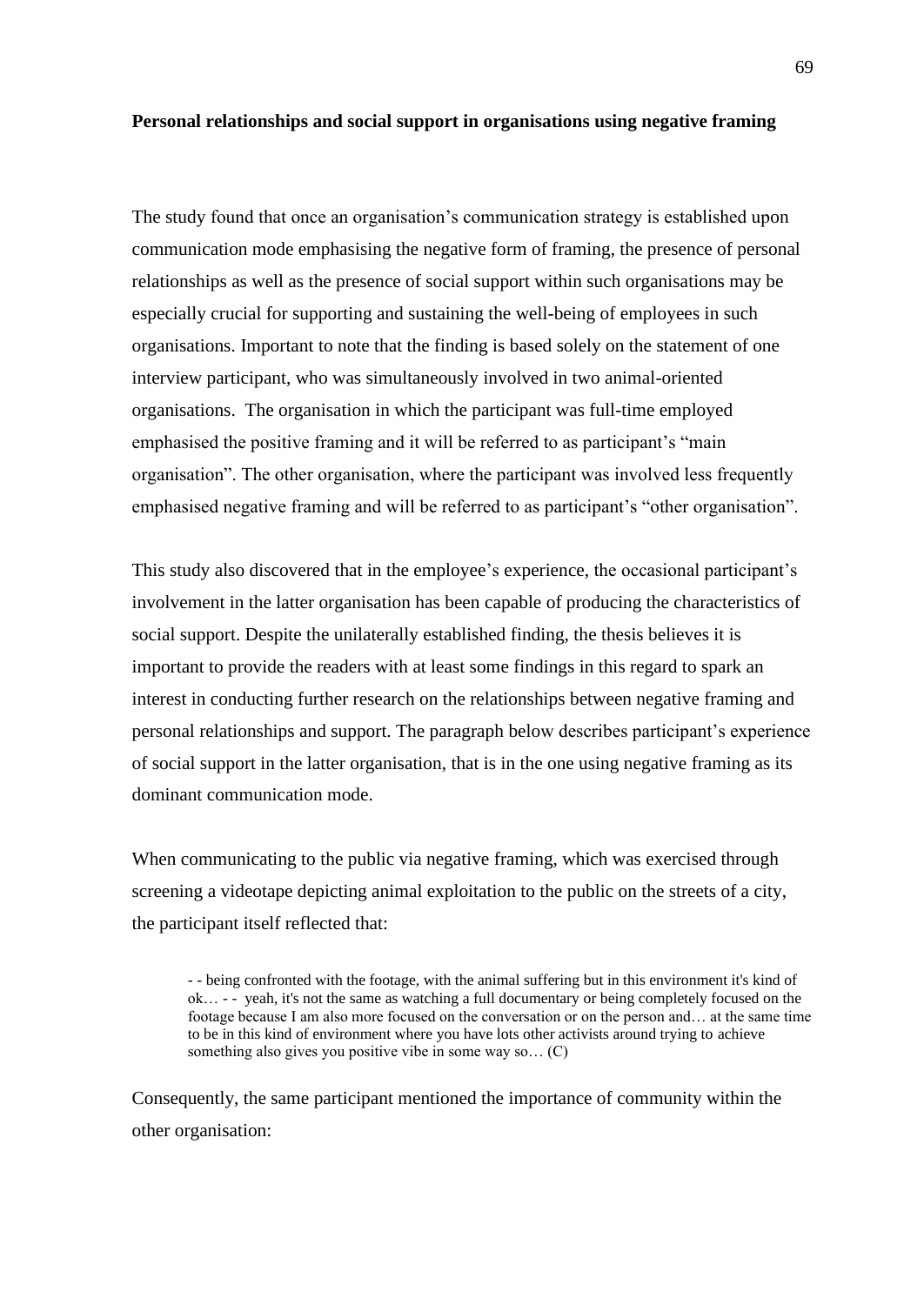**Personal relationships and social support in organisations using negative framing**

The study found that once an organisation's communication strategy is established upon communication mode emphasising the negative form of framing, the presence of personal relationships as well as the presence of social support within such organisations may be especially crucial for supporting and sustaining the well-being of employees in such organisations. Important to note that the finding is based solely on the statement of one interview participant, who was simultaneously involved in two animal-oriented organisations. The organisation in which the participant was full-time employed emphasised the positive framing and it will be referred to as participant's "main organisation". The other organisation, where the participant was involved less frequently emphasised negative framing and will be referred to as participant's "other organisation".

This study also discovered that in the employee's experience, the occasional participant's involvement in the latter organisation has been capable of producing the characteristics of social support. Despite the unilaterally established finding, the thesis believes it is important to provide the readers with at least some findings in this regard to spark an interest in conducting further research on the relationships between negative framing and personal relationships and support. The paragraph below describes participant's experience of social support in the latter organisation, that is in the one using negative framing as its dominant communication mode.

When communicating to the public via negative framing, which was exercised through screening a videotape depicting animal exploitation to the public on the streets of a city, the participant itself reflected that:

> - - being confronted with the footage, with the animal suffering but in this environment it's kind of ok… - - yeah, it's not the same as watching a full documentary or being completely focused on the footage because I am also more focused on the conversation or on the person and… at the same time to be in this kind of environment where you have lots other activists around trying to achieve something also gives you positive vibe in some way so… (C)

Consequently, the same participant mentioned the importance of community within the other organisation: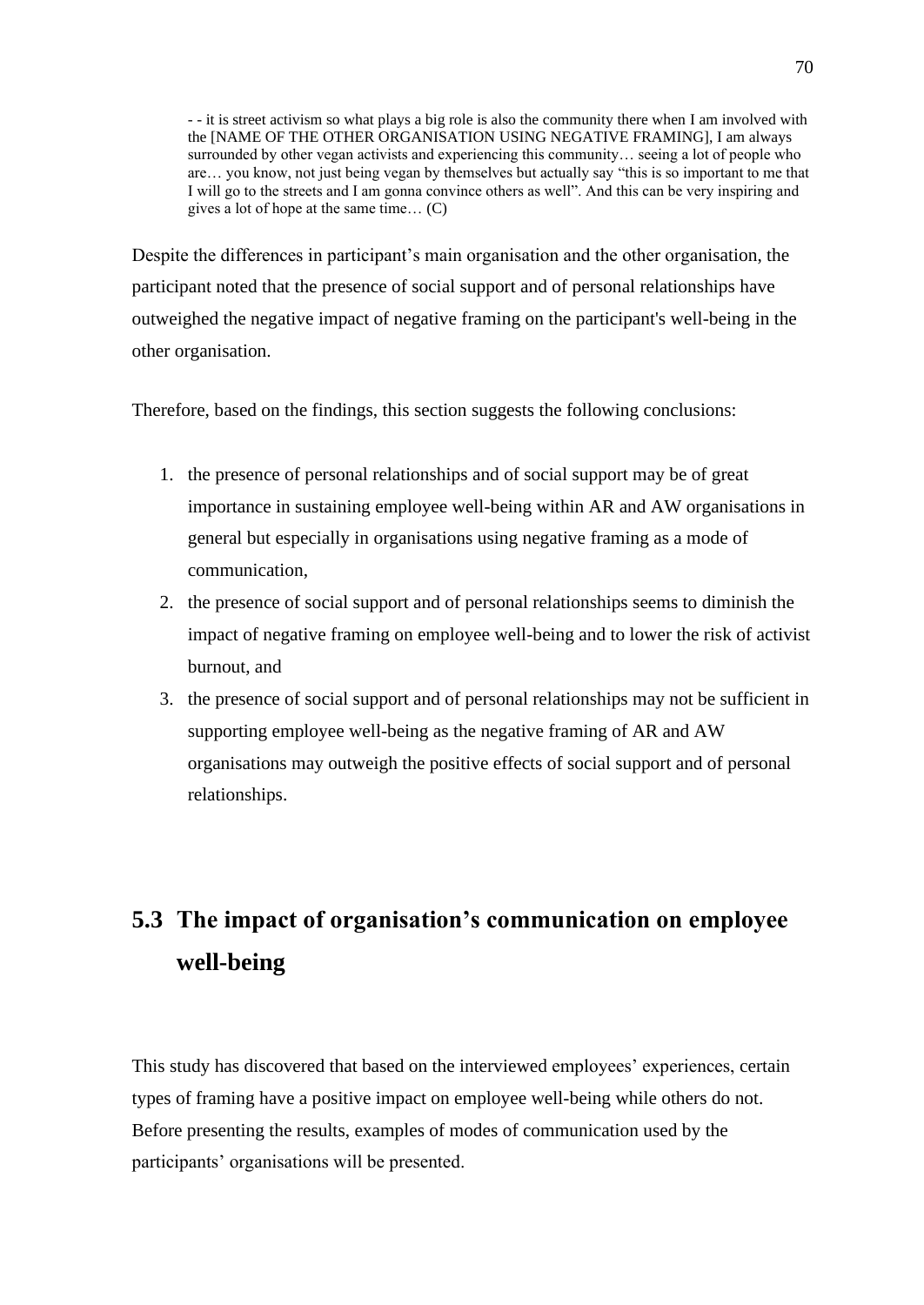> - - it is street activism so what plays a big role is also the community there when I am involved with the [NAME OF THE OTHER ORGANISATION USING NEGATIVE FRAMING], I am always surrounded by other vegan activists and experiencing this community… seeing a lot of people who are… you know, not just being vegan by themselves but actually say "this is so important to me that I will go to the streets and I am gonna convince others as well". And this can be very inspiring and gives a lot of hope at the same time… (C)

Despite the differences in participant's main organisation and the other organisation, the participant noted that the presence of social support and of personal relationships have outweighed the negative impact of negative framing on the participant's well-being in the other organisation.

Therefore, based on the findings, this section suggests the following conclusions:

1. the presence of personal relationships and of social support may be of great importance in sustaining employee well-being within AR and AW organisations in general but especially in organisations using negative framing as a mode of communication,
2. the presence of social support and of personal relationships seems to diminish the impact of negative framing on employee well-being and to lower the risk of activist burnout, and
3. the presence of social support and of personal relationships may not be sufficient in supporting employee well-being as the negative framing of AR and AW organisations may outweigh the positive effects of social support and of personal relationships.

## 5.3 The impact of organisation's communication on employee well-being

This study has discovered that based on the interviewed employees' experiences, certain types of framing have a positive impact on employee well-being while others do not. Before presenting the results, examples of modes of communication used by the participants' organisations will be presented.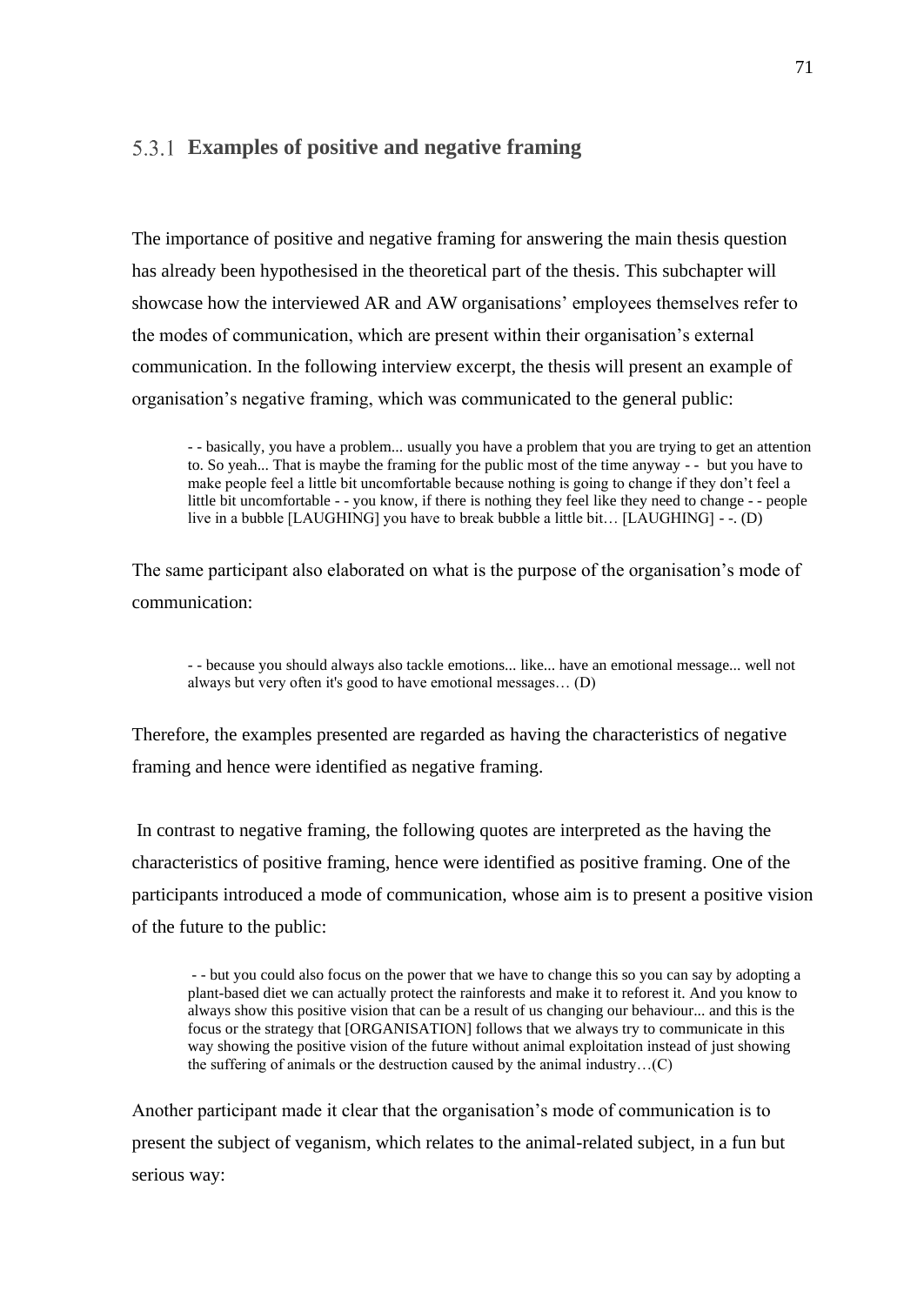### 5.3.1 Examples of positive and negative framing

The importance of positive and negative framing for answering the main thesis question has already been hypothesised in the theoretical part of the thesis. This subchapter will showcase how the interviewed AR and AW organisations' employees themselves refer to the modes of communication, which are present within their organisation's external communication. In the following interview excerpt, the thesis will present an example of organisation's negative framing, which was communicated to the general public:

> - - basically, you have a problem... usually you have a problem that you are trying to get an attention to. So yeah... That is maybe the framing for the public most of the time anyway - - but you have to make people feel a little bit uncomfortable because nothing is going to change if they don't feel a little bit uncomfortable - - you know, if there is nothing they feel like they need to change - - people live in a bubble [LAUGHING] you have to break bubble a little bit… [LAUGHING] - -. (D)

The same participant also elaborated on what is the purpose of the organisation's mode of communication:

> - - because you should always also tackle emotions... like... have an emotional message... well not always but very often it's good to have emotional messages… (D)

Therefore, the examples presented are regarded as having the characteristics of negative framing and hence were identified as negative framing.

In contrast to negative framing, the following quotes are interpreted as the having the characteristics of positive framing, hence were identified as positive framing. One of the participants introduced a mode of communication, whose aim is to present a positive vision of the future to the public:

> - - but you could also focus on the power that we have to change this so you can say by adopting a plant-based diet we can actually protect the rainforests and make it to reforest it. And you know to always show this positive vision that can be a result of us changing our behaviour... and this is the focus or the strategy that [ORGANISATION] follows that we always try to communicate in this way showing the positive vision of the future without animal exploitation instead of just showing the suffering of animals or the destruction caused by the animal industry…(C)

Another participant made it clear that the organisation's mode of communication is to present the subject of veganism, which relates to the animal-related subject, in a fun but serious way: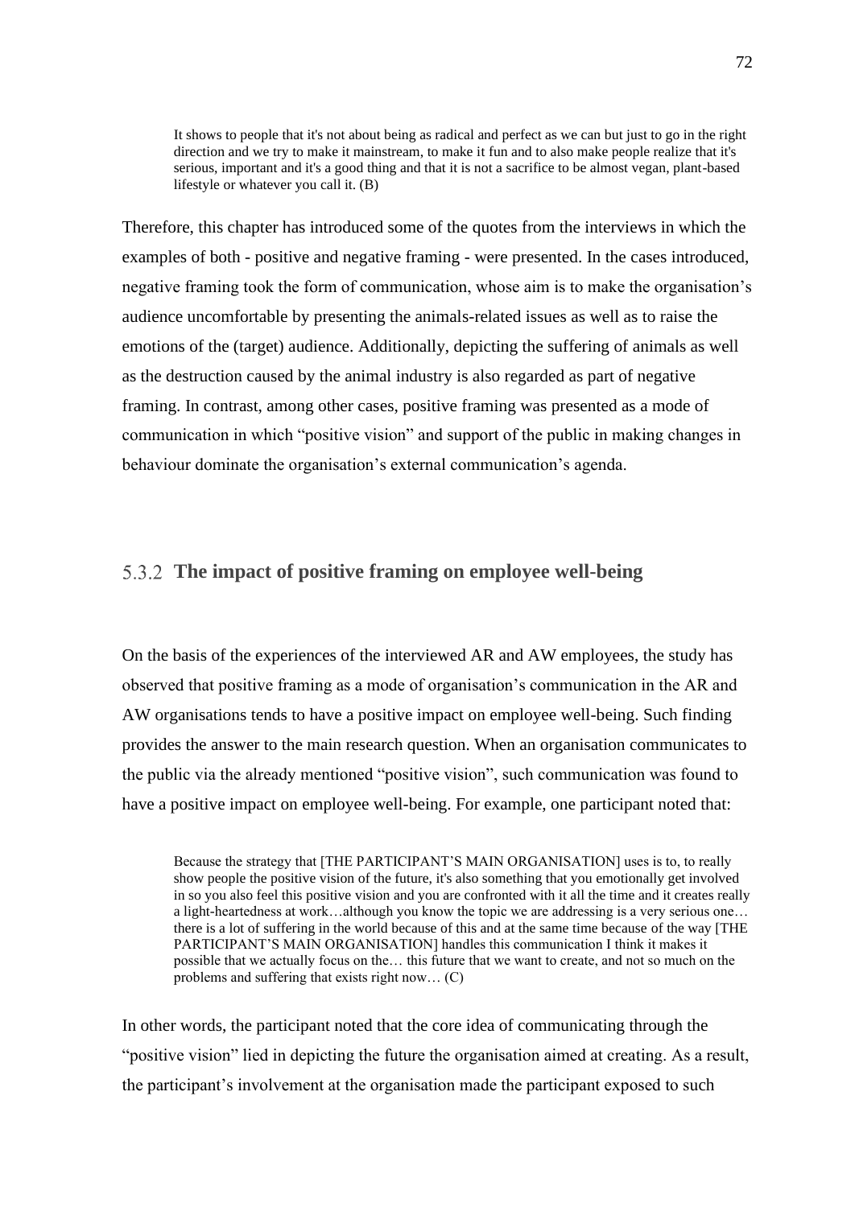> It shows to people that it's not about being as radical and perfect as we can but just to go in the right direction and we try to make it mainstream, to make it fun and to also make people realize that it's serious, important and it's a good thing and that it is not a sacrifice to be almost vegan, plant-based lifestyle or whatever you call it. (B)

Therefore, this chapter has introduced some of the quotes from the interviews in which the examples of both - positive and negative framing - were presented. In the cases introduced, negative framing took the form of communication, whose aim is to make the organisation's audience uncomfortable by presenting the animals-related issues as well as to raise the emotions of the (target) audience. Additionally, depicting the suffering of animals as well as the destruction caused by the animal industry is also regarded as part of negative framing. In contrast, among other cases, positive framing was presented as a mode of communication in which "positive vision" and support of the public in making changes in behaviour dominate the organisation's external communication's agenda.

### 5.3.2 The impact of positive framing on employee well-being

On the basis of the experiences of the interviewed AR and AW employees, the study has observed that positive framing as a mode of organisation's communication in the AR and AW organisations tends to have a positive impact on employee well-being. Such finding provides the answer to the main research question. When an organisation communicates to the public via the already mentioned "positive vision", such communication was found to have a positive impact on employee well-being. For example, one participant noted that:

> Because the strategy that [THE PARTICIPANT'S MAIN ORGANISATION] uses is to, to really show people the positive vision of the future, it's also something that you emotionally get involved in so you also feel this positive vision and you are confronted with it all the time and it creates really a light-heartedness at work…although you know the topic we are addressing is a very serious one… there is a lot of suffering in the world because of this and at the same time because of the way [THE PARTICIPANT'S MAIN ORGANISATION] handles this communication I think it makes it possible that we actually focus on the… this future that we want to create, and not so much on the problems and suffering that exists right now… (C)

In other words, the participant noted that the core idea of communicating through the "positive vision" lied in depicting the future the organisation aimed at creating. As a result, the participant's involvement at the organisation made the participant exposed to such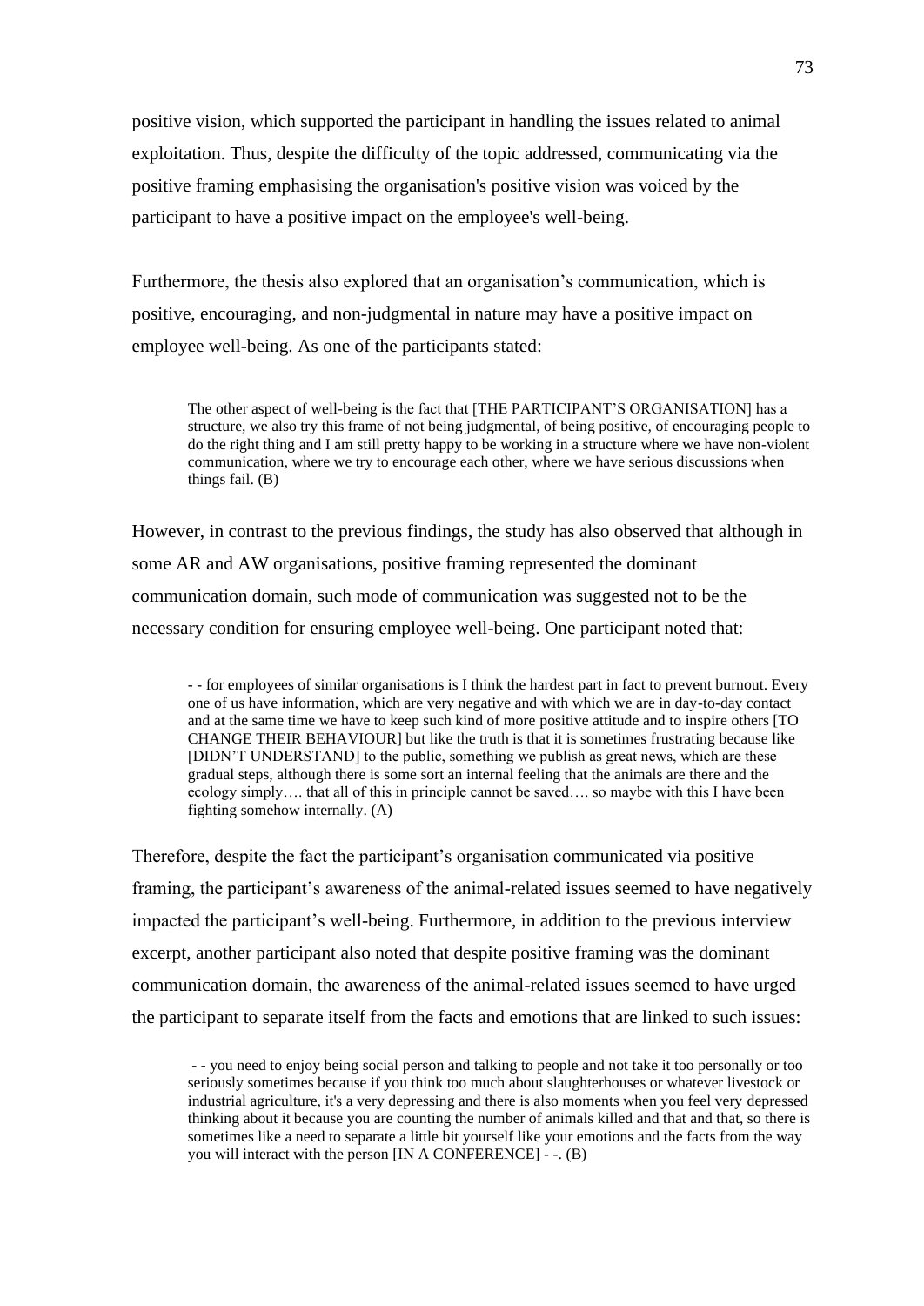positive vision, which supported the participant in handling the issues related to animal exploitation. Thus, despite the difficulty of the topic addressed, communicating via the positive framing emphasising the organisation's positive vision was voiced by the participant to have a positive impact on the employee's well-being.

Furthermore, the thesis also explored that an organisation's communication, which is positive, encouraging, and non-judgmental in nature may have a positive impact on employee well-being. As one of the participants stated:

> The other aspect of well-being is the fact that [THE PARTICIPANT'S ORGANISATION] has a structure, we also try this frame of not being judgmental, of being positive, of encouraging people to do the right thing and I am still pretty happy to be working in a structure where we have non-violent communication, where we try to encourage each other, where we have serious discussions when things fail. (B)

However, in contrast to the previous findings, the study has also observed that although in some AR and AW organisations, positive framing represented the dominant communication domain, such mode of communication was suggested not to be the necessary condition for ensuring employee well-being. One participant noted that:

> - - for employees of similar organisations is I think the hardest part in fact to prevent burnout. Every one of us have information, which are very negative and with which we are in day-to-day contact and at the same time we have to keep such kind of more positive attitude and to inspire others [TO CHANGE THEIR BEHAVIOUR] but like the truth is that it is sometimes frustrating because like [DIDN'T UNDERSTAND] to the public, something we publish as great news, which are these gradual steps, although there is some sort an internal feeling that the animals are there and the ecology simply…. that all of this in principle cannot be saved…. so maybe with this I have been fighting somehow internally. (A)

Therefore, despite the fact the participant's organisation communicated via positive framing, the participant's awareness of the animal-related issues seemed to have negatively impacted the participant's well-being. Furthermore, in addition to the previous interview excerpt, another participant also noted that despite positive framing was the dominant communication domain, the awareness of the animal-related issues seemed to have urged the participant to separate itself from the facts and emotions that are linked to such issues:

> - - you need to enjoy being social person and talking to people and not take it too personally or too seriously sometimes because if you think too much about slaughterhouses or whatever livestock or industrial agriculture, it's a very depressing and there is also moments when you feel very depressed thinking about it because you are counting the number of animals killed and that and that, so there is sometimes like a need to separate a little bit yourself like your emotions and the facts from the way you will interact with the person [IN A CONFERENCE] - -. (B)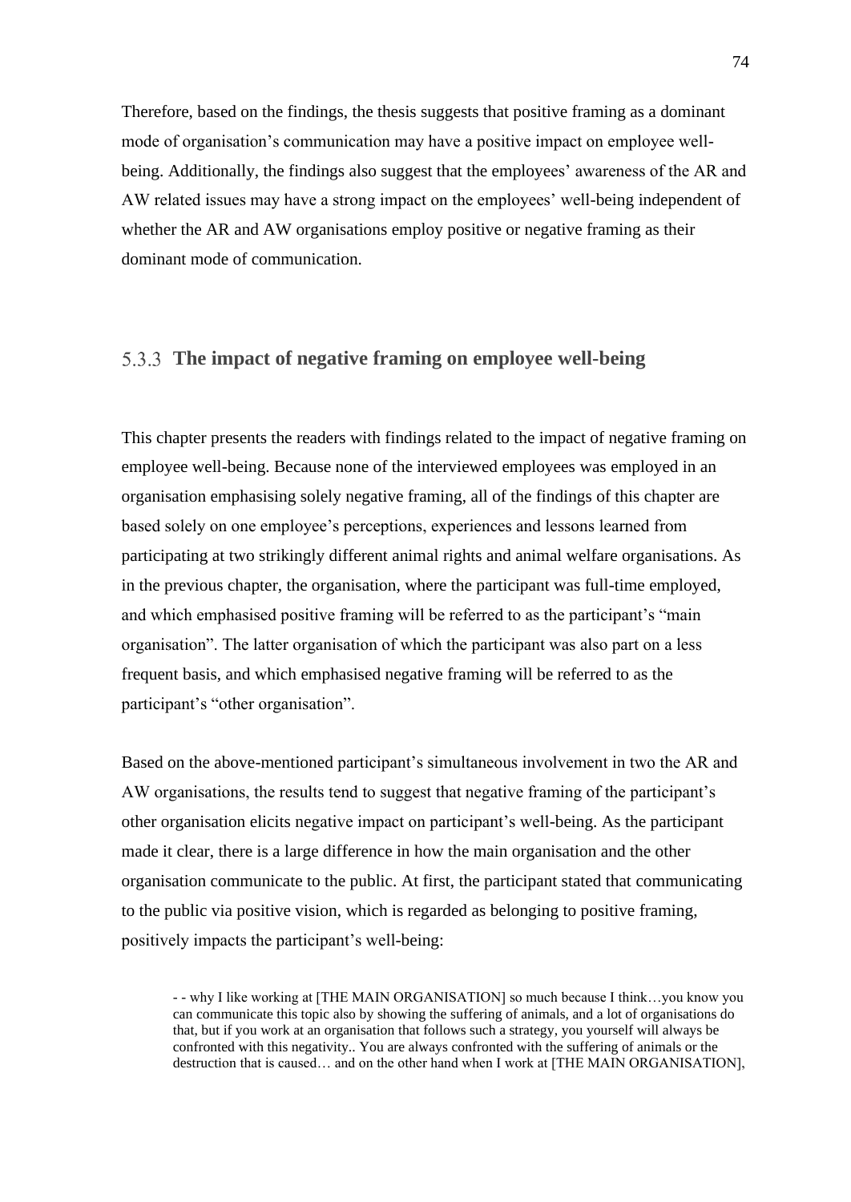Therefore, based on the findings, the thesis suggests that positive framing as a dominant mode of organisation's communication may have a positive impact on employee well-being. Additionally, the findings also suggest that the employees' awareness of the AR and AW related issues may have a strong impact on the employees' well-being independent of whether the AR and AW organisations employ positive or negative framing as their dominant mode of communication.

### 5.3.3 The impact of negative framing on employee well-being

This chapter presents the readers with findings related to the impact of negative framing on employee well-being. Because none of the interviewed employees was employed in an organisation emphasising solely negative framing, all of the findings of this chapter are based solely on one employee's perceptions, experiences and lessons learned from participating at two strikingly different animal rights and animal welfare organisations. As in the previous chapter, the organisation, where the participant was full-time employed, and which emphasised positive framing will be referred to as the participant's "main organisation". The latter organisation of which the participant was also part on a less frequent basis, and which emphasised negative framing will be referred to as the participant's "other organisation".

Based on the above-mentioned participant's simultaneous involvement in two the AR and AW organisations, the results tend to suggest that negative framing of the participant's other organisation elicits negative impact on participant's well-being. As the participant made it clear, there is a large difference in how the main organisation and the other organisation communicate to the public. At first, the participant stated that communicating to the public via positive vision, which is regarded as belonging to positive framing, positively impacts the participant's well-being:

> - - why I like working at [THE MAIN ORGANISATION] so much because I think…you know you can communicate this topic also by showing the suffering of animals, and a lot of organisations do that, but if you work at an organisation that follows such a strategy, you yourself will always be confronted with this negativity.. You are always confronted with the suffering of animals or the destruction that is caused… and on the other hand when I work at [THE MAIN ORGANISATION],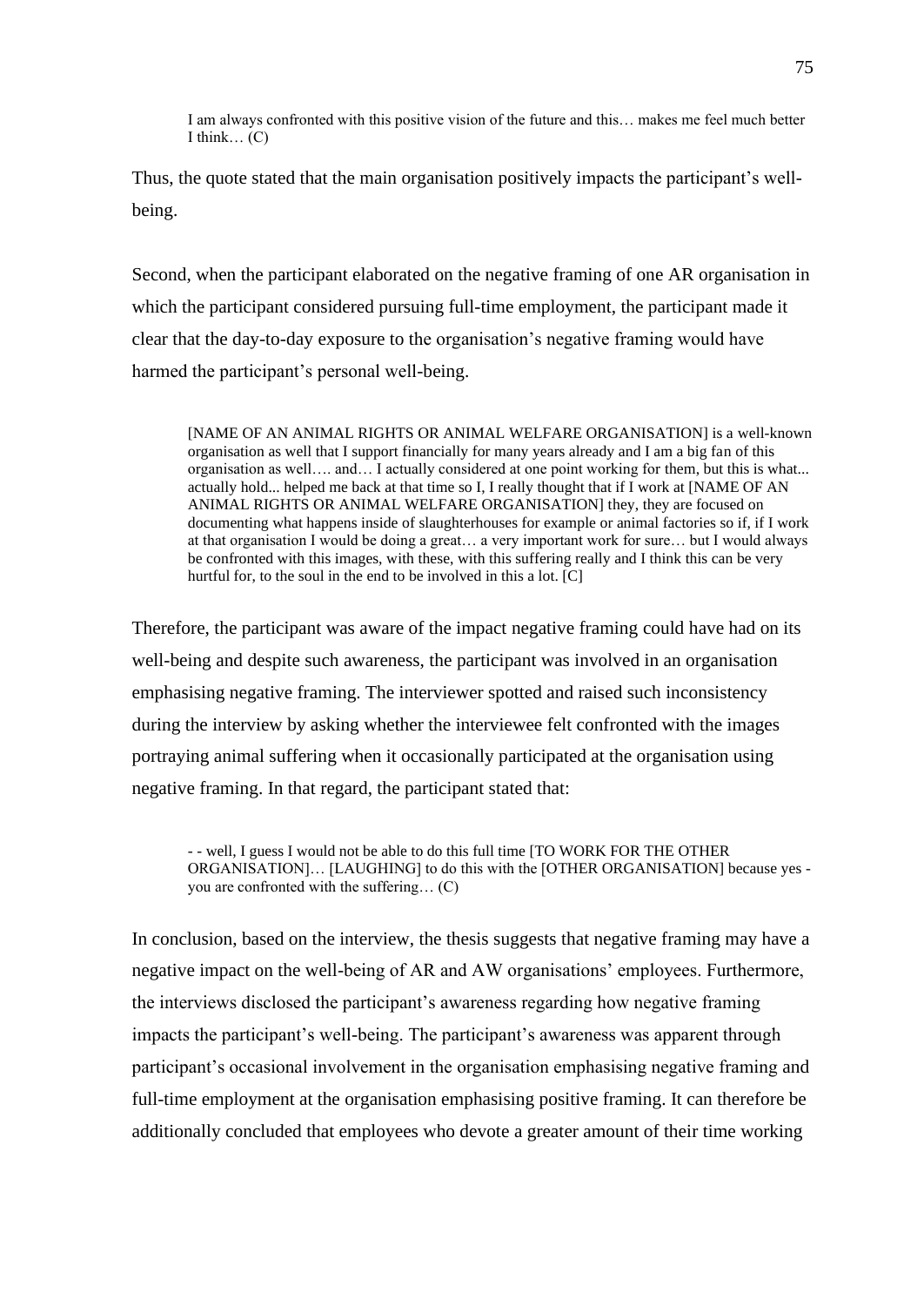> I am always confronted with this positive vision of the future and this… makes me feel much better I think… (C)

Thus, the quote stated that the main organisation positively impacts the participant's well-being.

Second, when the participant elaborated on the negative framing of one AR organisation in which the participant considered pursuing full-time employment, the participant made it clear that the day-to-day exposure to the organisation's negative framing would have harmed the participant's personal well-being.

> [NAME OF AN ANIMAL RIGHTS OR ANIMAL WELFARE ORGANISATION] is a well-known organisation as well that I support financially for many years already and I am a big fan of this organisation as well…. and… I actually considered at one point working for them, but this is what... actually hold... helped me back at that time so I, I really thought that if I work at [NAME OF AN ANIMAL RIGHTS OR ANIMAL WELFARE ORGANISATION] they, they are focused on documenting what happens inside of slaughterhouses for example or animal factories so if, if I work at that organisation I would be doing a great… a very important work for sure… but I would always be confronted with this images, with these, with this suffering really and I think this can be very hurtful for, to the soul in the end to be involved in this a lot. [C]

Therefore, the participant was aware of the impact negative framing could have had on its well-being and despite such awareness, the participant was involved in an organisation emphasising negative framing. The interviewer spotted and raised such inconsistency during the interview by asking whether the interviewee felt confronted with the images portraying animal suffering when it occasionally participated at the organisation using negative framing. In that regard, the participant stated that:

> - - well, I guess I would not be able to do this full time [TO WORK FOR THE OTHER ORGANISATION]… [LAUGHING] to do this with the [OTHER ORGANISATION] because yes - you are confronted with the suffering… (C)

In conclusion, based on the interview, the thesis suggests that negative framing may have a negative impact on the well-being of AR and AW organisations' employees. Furthermore, the interviews disclosed the participant's awareness regarding how negative framing impacts the participant's well-being. The participant's awareness was apparent through participant's occasional involvement in the organisation emphasising negative framing and full-time employment at the organisation emphasising positive framing. It can therefore be additionally concluded that employees who devote a greater amount of their time working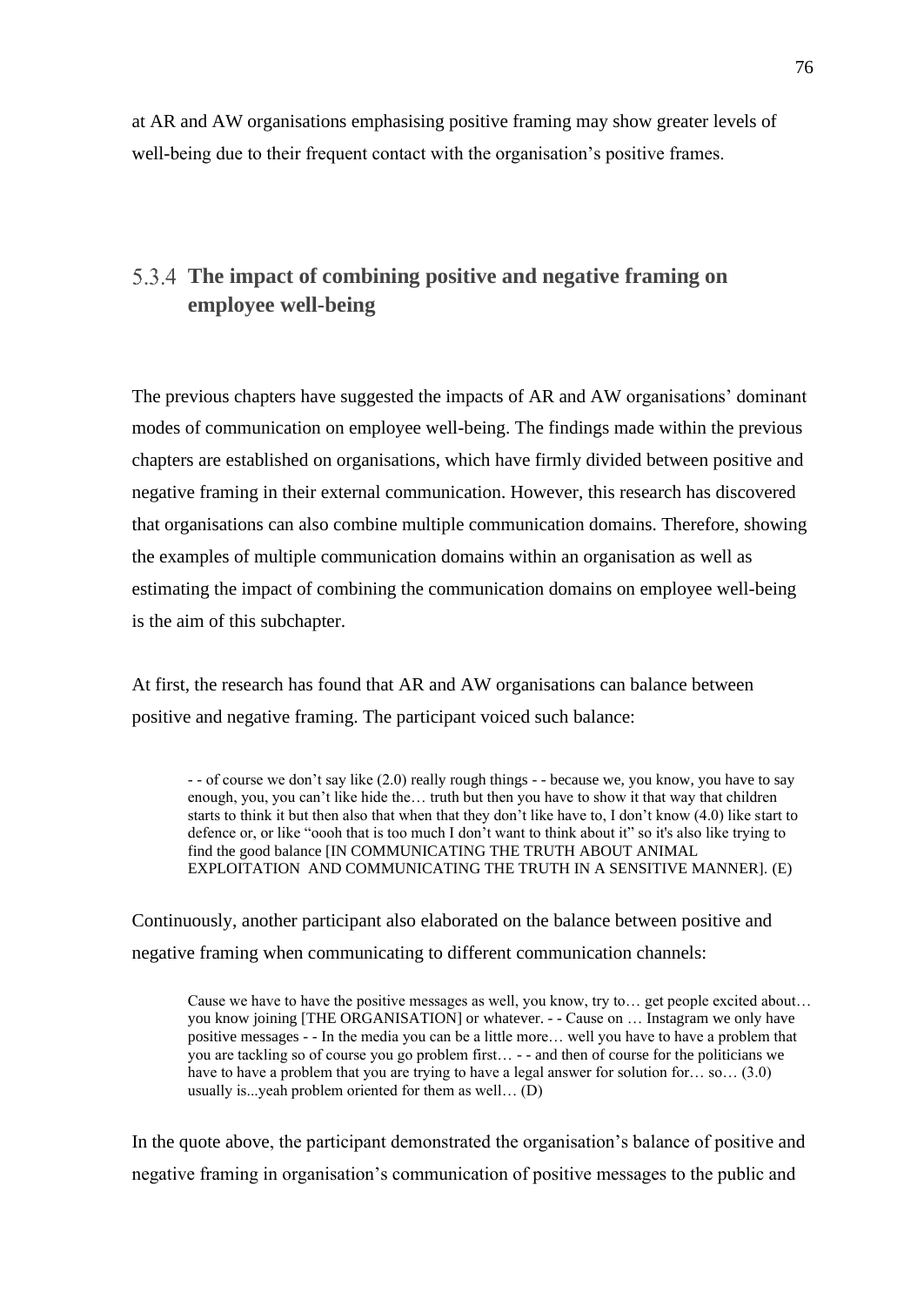at AR and AW organisations emphasising positive framing may show greater levels of well-being due to their frequent contact with the organisation's positive frames.

### 5.3.4 The impact of combining positive and negative framing on employee well-being

The previous chapters have suggested the impacts of AR and AW organisations' dominant modes of communication on employee well-being. The findings made within the previous chapters are established on organisations, which have firmly divided between positive and negative framing in their external communication. However, this research has discovered that organisations can also combine multiple communication domains. Therefore, showing the examples of multiple communication domains within an organisation as well as estimating the impact of combining the communication domains on employee well-being is the aim of this subchapter.

At first, the research has found that AR and AW organisations can balance between positive and negative framing. The participant voiced such balance:

> - - of course we don't say like (2.0) really rough things - - because we, you know, you have to say enough, you, you can't like hide the… truth but then you have to show it that way that children starts to think it but then also that when that they don't like have to, I don't know (4.0) like start to defence or, or like "oooh that is too much I don't want to think about it" so it's also like trying to find the good balance [IN COMMUNICATING THE TRUTH ABOUT ANIMAL EXPLOITATION AND COMMUNICATING THE TRUTH IN A SENSITIVE MANNER]. (E)

Continuously, another participant also elaborated on the balance between positive and negative framing when communicating to different communication channels:

> Cause we have to have the positive messages as well, you know, try to… get people excited about… you know joining [THE ORGANISATION] or whatever. - - Cause on … Instagram we only have positive messages - - In the media you can be a little more… well you have to have a problem that you are tackling so of course you go problem first… - - and then of course for the politicians we have to have a problem that you are trying to have a legal answer for solution for… so… (3.0) usually is...yeah problem oriented for them as well… (D)

In the quote above, the participant demonstrated the organisation's balance of positive and negative framing in organisation's communication of positive messages to the public and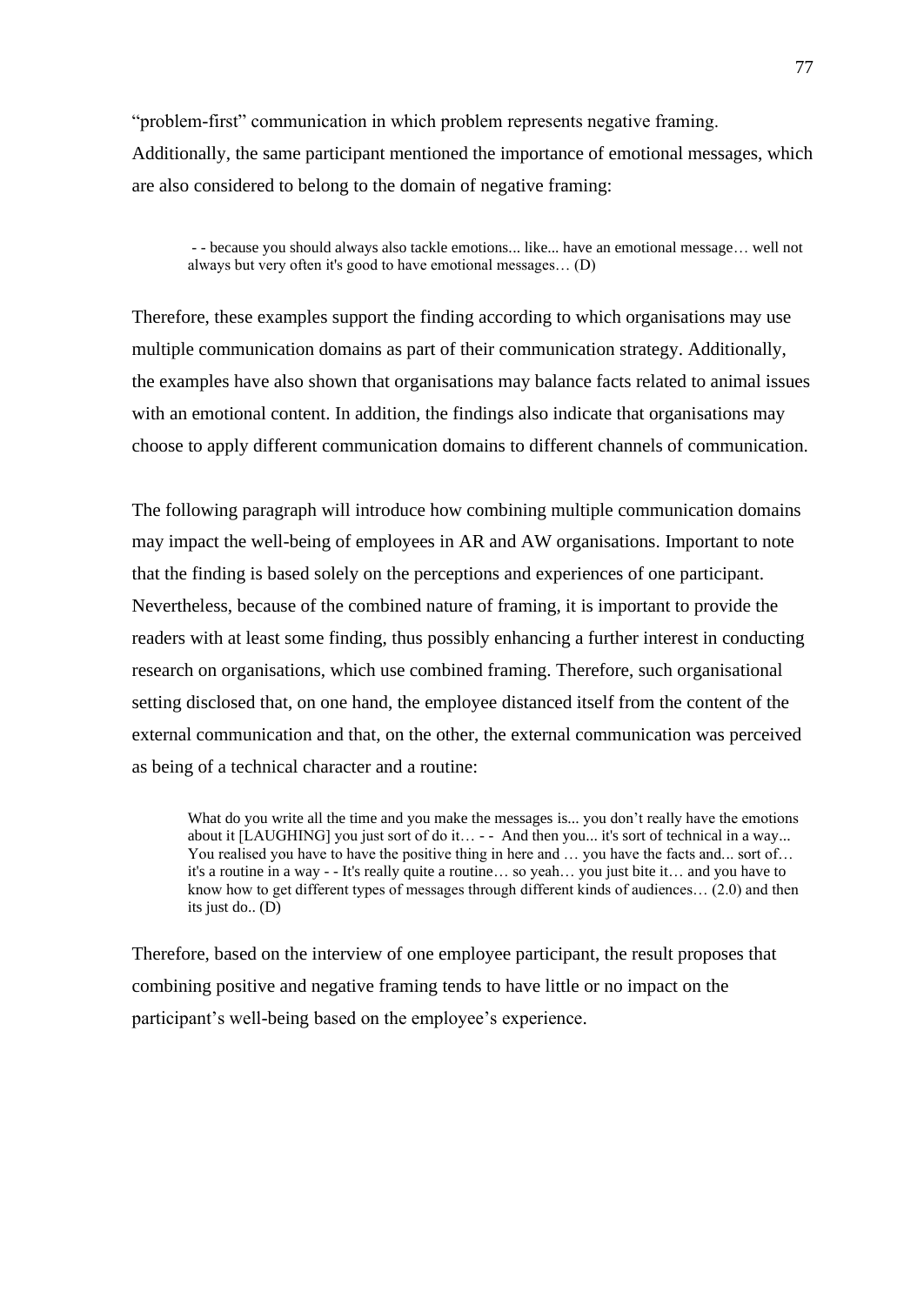"problem-first" communication in which problem represents negative framing. Additionally, the same participant mentioned the importance of emotional messages, which are also considered to belong to the domain of negative framing:

> - - because you should always also tackle emotions... like... have an emotional message… well not always but very often it's good to have emotional messages… (D)

Therefore, these examples support the finding according to which organisations may use multiple communication domains as part of their communication strategy. Additionally, the examples have also shown that organisations may balance facts related to animal issues with an emotional content. In addition, the findings also indicate that organisations may choose to apply different communication domains to different channels of communication.

The following paragraph will introduce how combining multiple communication domains may impact the well-being of employees in AR and AW organisations. Important to note that the finding is based solely on the perceptions and experiences of one participant. Nevertheless, because of the combined nature of framing, it is important to provide the readers with at least some finding, thus possibly enhancing a further interest in conducting research on organisations, which use combined framing. Therefore, such organisational setting disclosed that, on one hand, the employee distanced itself from the content of the external communication and that, on the other, the external communication was perceived as being of a technical character and a routine:

> What do you write all the time and you make the messages is... you don't really have the emotions about it [LAUGHING] you just sort of do it… - - And then you... it's sort of technical in a way... You realised you have to have the positive thing in here and … you have the facts and… sort of… it's a routine in a way - - It's really quite a routine… so yeah… you just bite it… and you have to know how to get different types of messages through different kinds of audiences… (2.0) and then its just do.. (D)

Therefore, based on the interview of one employee participant, the result proposes that combining positive and negative framing tends to have little or no impact on the participant's well-being based on the employee's experience.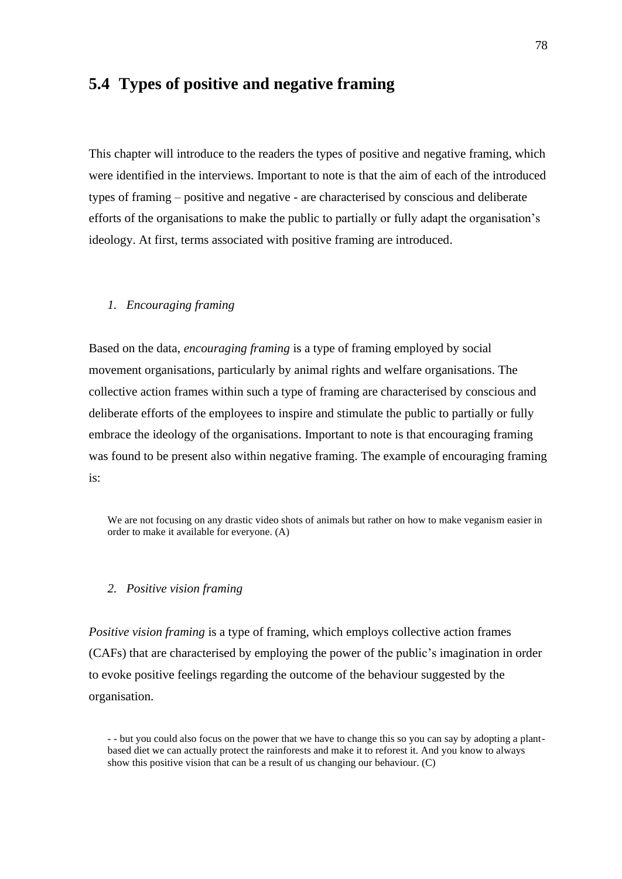## 5.4 Types of positive and negative framing

This chapter will introduce to the readers the types of positive and negative framing, which were identified in the interviews. Important to note is that the aim of each of the introduced types of framing – positive and negative - are characterised by conscious and deliberate efforts of the organisations to make the public to partially or fully adapt the organisation's ideology. At first, terms associated with positive framing are introduced.

### *1. Encouraging framing*

Based on the data, *encouraging framing* is a type of framing employed by social movement organisations, particularly by animal rights and welfare organisations. The collective action frames within such a type of framing are characterised by conscious and deliberate efforts of the employees to inspire and stimulate the public to partially or fully embrace the ideology of the organisations. Important to note is that encouraging framing was found to be present also within negative framing. The example of encouraging framing is:

> We are not focusing on any drastic video shots of animals but rather on how to make veganism easier in order to make it available for everyone. (A)

### *2. Positive vision framing*

*Positive vision framing* is a type of framing, which employs collective action frames (CAFs) that are characterised by employing the power of the public's imagination in order to evoke positive feelings regarding the outcome of the behaviour suggested by the organisation.

> - - but you could also focus on the power that we have to change this so you can say by adopting a plant-based diet we can actually protect the rainforests and make it to reforest it. And you know to always show this positive vision that can be a result of us changing our behaviour. (C)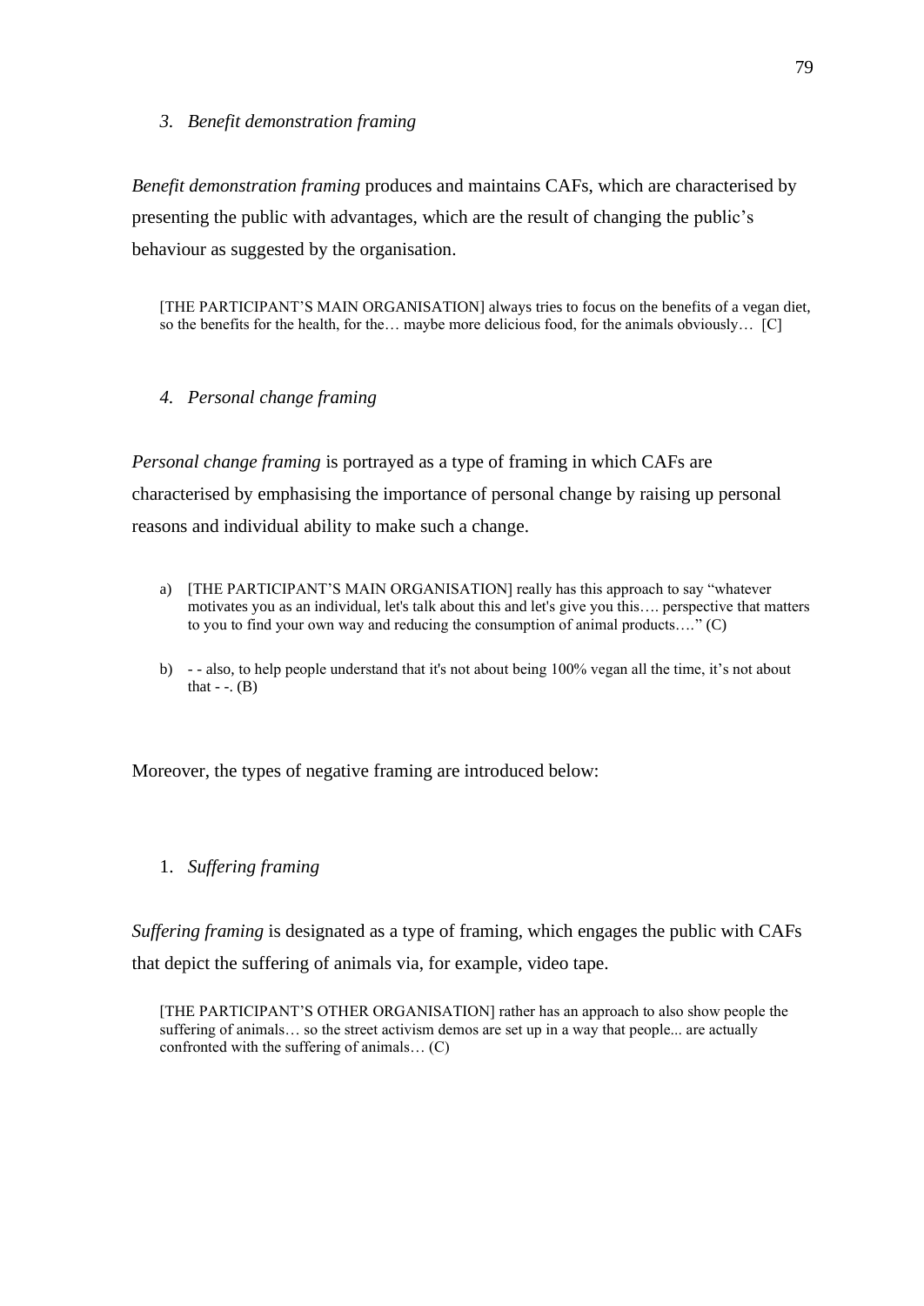### *3. Benefit demonstration framing*

*Benefit demonstration framing* produces and maintains CAFs, which are characterised by presenting the public with advantages, which are the result of changing the public's behaviour as suggested by the organisation.

> [THE PARTICIPANT'S MAIN ORGANISATION] always tries to focus on the benefits of a vegan diet, so the benefits for the health, for the… maybe more delicious food, for the animals obviously… [C]

### *4. Personal change framing*

*Personal change framing* is portrayed as a type of framing in which CAFs are characterised by emphasising the importance of personal change by raising up personal reasons and individual ability to make such a change.

> a) [THE PARTICIPANT'S MAIN ORGANISATION] really has this approach to say "whatever motivates you as an individual, let's talk about this and let's give you this…. perspective that matters to you to find your own way and reducing the consumption of animal products…." (C)
>
> b) - - also, to help people understand that it's not about being 100% vegan all the time, it's not about that - -. (B)

Moreover, the types of negative framing are introduced below:

### *1. Suffering framing*

*Suffering framing* is designated as a type of framing, which engages the public with CAFs that depict the suffering of animals via, for example, video tape.

> [THE PARTICIPANT'S OTHER ORGANISATION] rather has an approach to also show people the suffering of animals… so the street activism demos are set up in a way that people... are actually confronted with the suffering of animals… (C)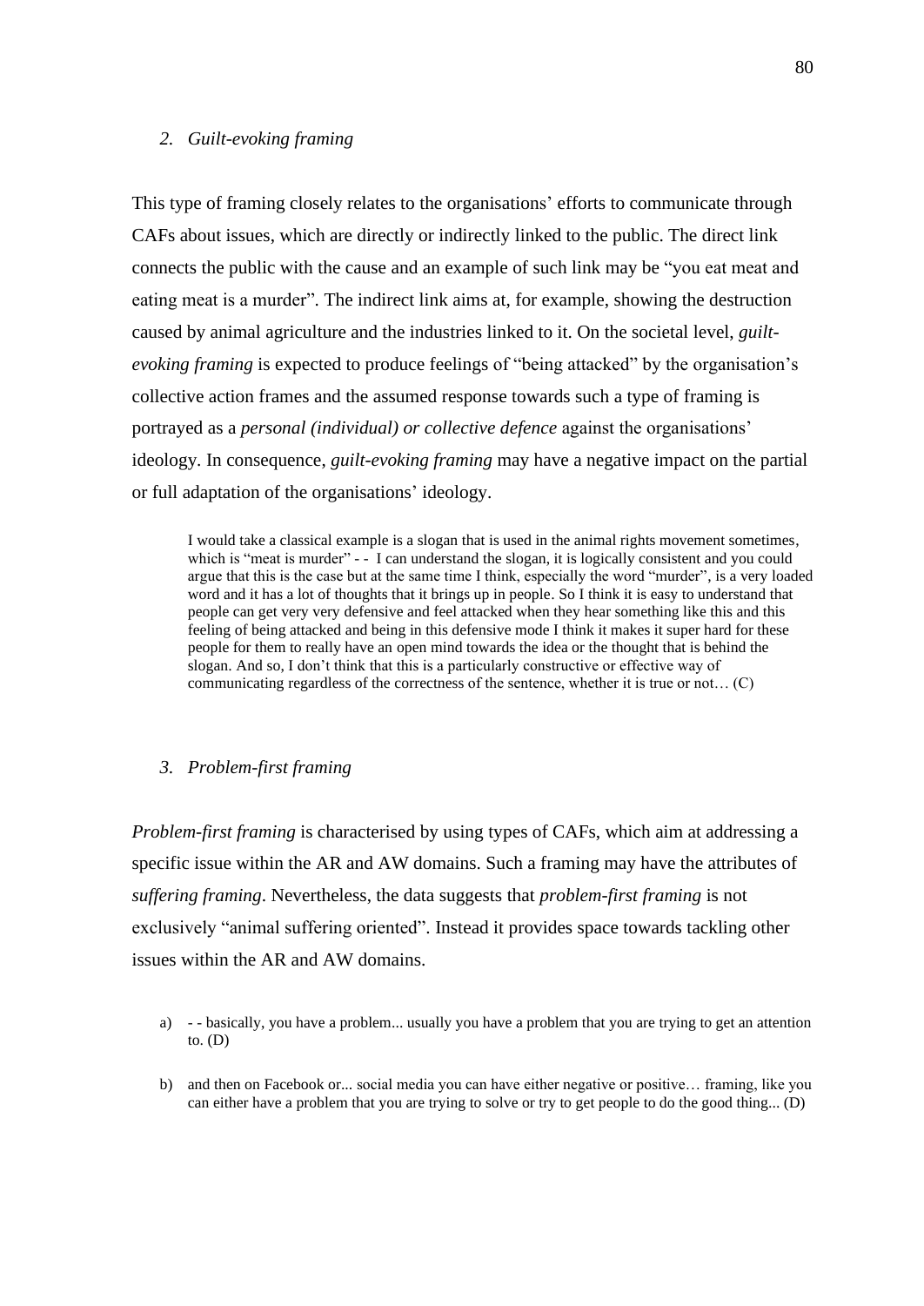*2. Guilt-evoking framing*

This type of framing closely relates to the organisations' efforts to communicate through CAFs about issues, which are directly or indirectly linked to the public. The direct link connects the public with the cause and an example of such link may be "you eat meat and eating meat is a murder". The indirect link aims at, for example, showing the destruction caused by animal agriculture and the industries linked to it. On the societal level, *guilt-evoking framing* is expected to produce feelings of "being attacked" by the organisation's collective action frames and the assumed response towards such a type of framing is portrayed as a *personal (individual) or collective defence* against the organisations' ideology. In consequence, *guilt-evoking framing* may have a negative impact on the partial or full adaptation of the organisations' ideology.

> I would take a classical example is a slogan that is used in the animal rights movement sometimes, which is "meat is murder" - - I can understand the slogan, it is logically consistent and you could argue that this is the case but at the same time I think, especially the word "murder", is a very loaded word and it has a lot of thoughts that it brings up in people. So I think it is easy to understand that people can get very very defensive and feel attacked when they hear something like this and this feeling of being attacked and being in this defensive mode I think it makes it super hard for these people for them to really have an open mind towards the idea or the thought that is behind the slogan. And so, I don't think that this is a particularly constructive or effective way of communicating regardless of the correctness of the sentence, whether it is true or not… (C)

*3. Problem-first framing*

*Problem-first framing* is characterised by using types of CAFs, which aim at addressing a specific issue within the AR and AW domains. Such a framing may have the attributes of *suffering framing*. Nevertheless, the data suggests that *problem-first framing* is not exclusively "animal suffering oriented". Instead it provides space towards tackling other issues within the AR and AW domains.

a) - - basically, you have a problem... usually you have a problem that you are trying to get an attention to. (D)

b) and then on Facebook or... social media you can have either negative or positive… framing, like you can either have a problem that you are trying to solve or try to get people to do the good thing... (D)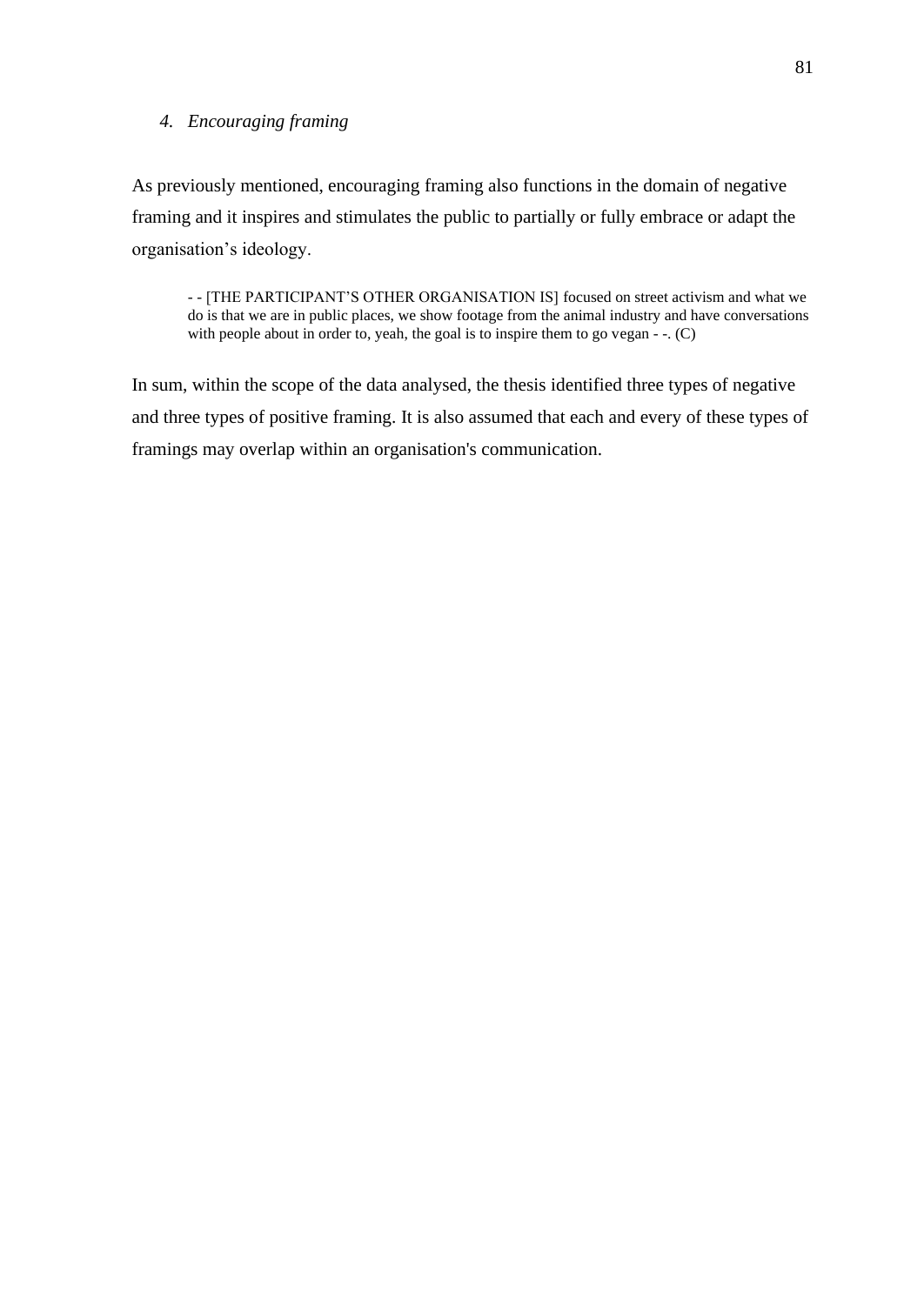*4. Encouraging framing*

As previously mentioned, encouraging framing also functions in the domain of negative framing and it inspires and stimulates the public to partially or fully embrace or adapt the organisation's ideology.

> - - [THE PARTICIPANT'S OTHER ORGANISATION IS] focused on street activism and what we do is that we are in public places, we show footage from the animal industry and have conversations with people about in order to, yeah, the goal is to inspire them to go vegan - -. (C)

In sum, within the scope of the data analysed, the thesis identified three types of negative and three types of positive framing. It is also assumed that each and every of these types of framings may overlap within an organisation's communication.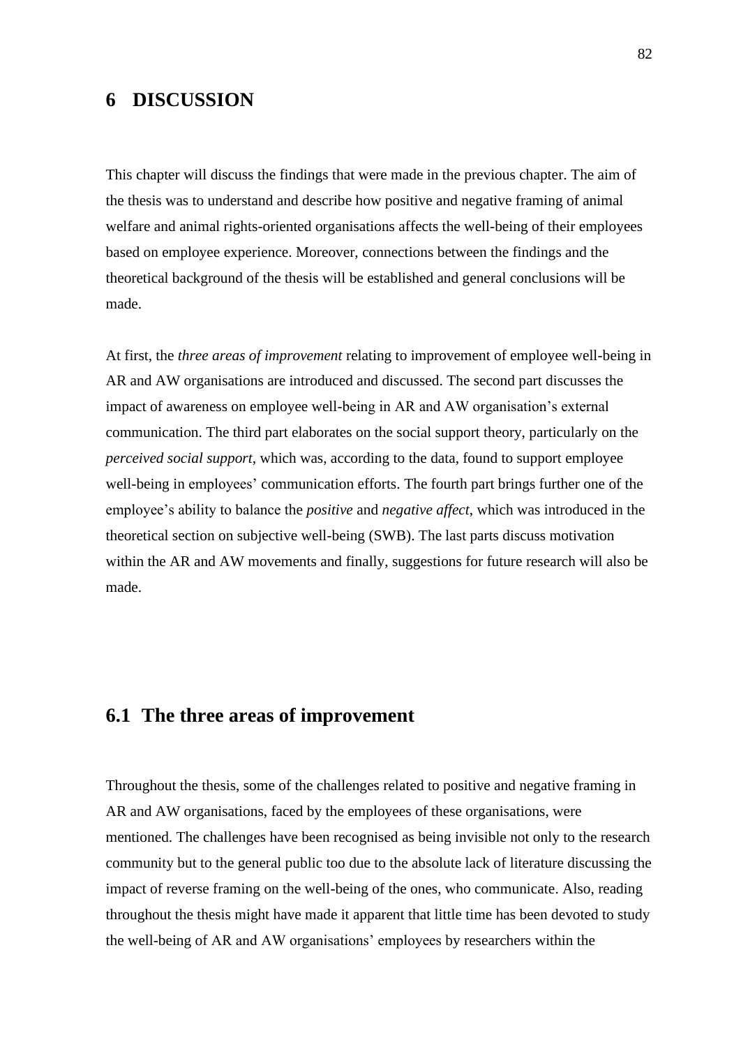# 6 DISCUSSION

This chapter will discuss the findings that were made in the previous chapter. The aim of the thesis was to understand and describe how positive and negative framing of animal welfare and animal rights-oriented organisations affects the well-being of their employees based on employee experience. Moreover, connections between the findings and the theoretical background of the thesis will be established and general conclusions will be made.

At first, the *three areas of improvement* relating to improvement of employee well-being in AR and AW organisations are introduced and discussed. The second part discusses the impact of awareness on employee well-being in AR and AW organisation's external communication. The third part elaborates on the social support theory, particularly on the *perceived social support*, which was, according to the data, found to support employee well-being in employees' communication efforts. The fourth part brings further one of the employee's ability to balance the *positive* and *negative affect*, which was introduced in the theoretical section on subjective well-being (SWB). The last parts discuss motivation within the AR and AW movements and finally, suggestions for future research will also be made.

## 6.1 The three areas of improvement

Throughout the thesis, some of the challenges related to positive and negative framing in AR and AW organisations, faced by the employees of these organisations, were mentioned. The challenges have been recognised as being invisible not only to the research community but to the general public too due to the absolute lack of literature discussing the impact of reverse framing on the well-being of the ones, who communicate. Also, reading throughout the thesis might have made it apparent that little time has been devoted to study the well-being of AR and AW organisations' employees by researchers within the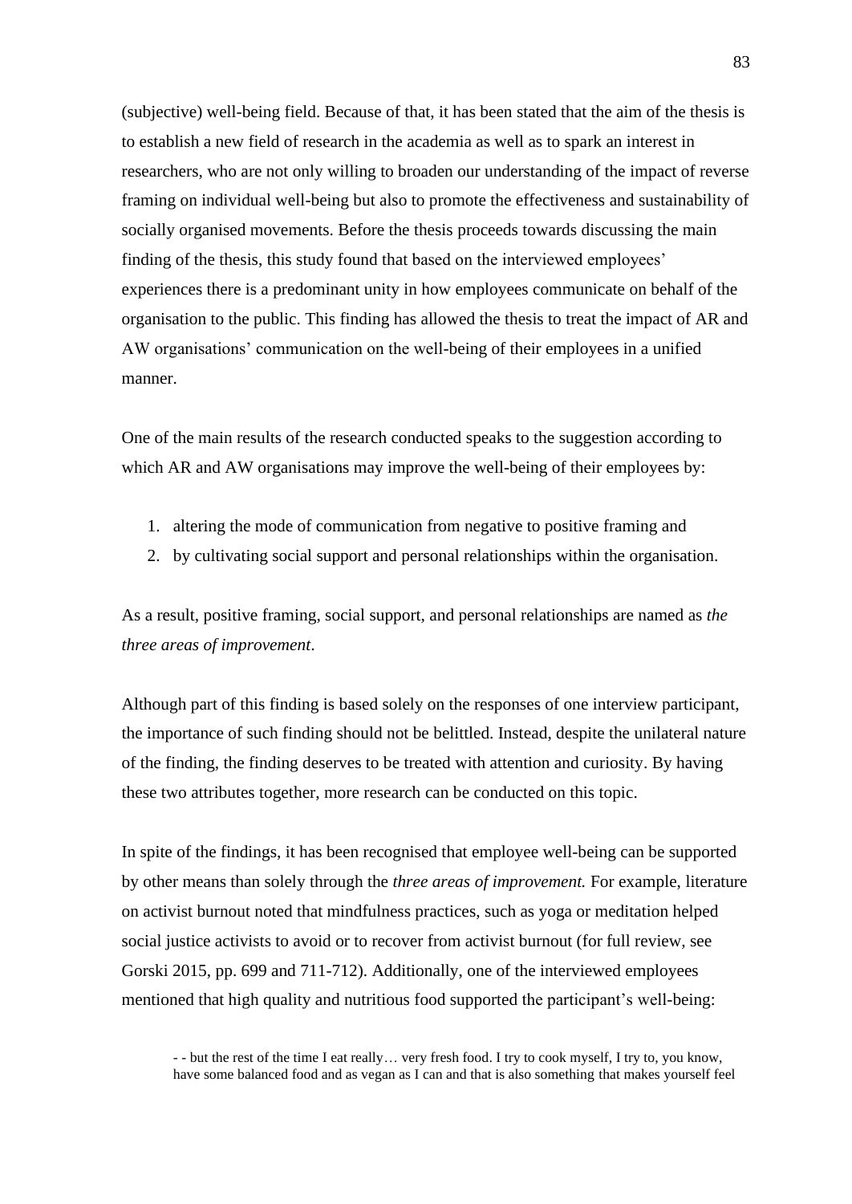(subjective) well-being field. Because of that, it has been stated that the aim of the thesis is to establish a new field of research in the academia as well as to spark an interest in researchers, who are not only willing to broaden our understanding of the impact of reverse framing on individual well-being but also to promote the effectiveness and sustainability of socially organised movements. Before the thesis proceeds towards discussing the main finding of the thesis, this study found that based on the interviewed employees' experiences there is a predominant unity in how employees communicate on behalf of the organisation to the public. This finding has allowed the thesis to treat the impact of AR and AW organisations' communication on the well-being of their employees in a unified manner.

One of the main results of the research conducted speaks to the suggestion according to which AR and AW organisations may improve the well-being of their employees by:

1. altering the mode of communication from negative to positive framing and
2. by cultivating social support and personal relationships within the organisation.

As a result, positive framing, social support, and personal relationships are named as *the three areas of improvement*.

Although part of this finding is based solely on the responses of one interview participant, the importance of such finding should not be belittled. Instead, despite the unilateral nature of the finding, the finding deserves to be treated with attention and curiosity. By having these two attributes together, more research can be conducted on this topic.

In spite of the findings, it has been recognised that employee well-being can be supported by other means than solely through the *three areas of improvement.* For example, literature on activist burnout noted that mindfulness practices, such as yoga or meditation helped social justice activists to avoid or to recover from activist burnout (for full review, see Gorski 2015, pp. 699 and 711-712). Additionally, one of the interviewed employees mentioned that high quality and nutritious food supported the participant's well-being:

> - - but the rest of the time I eat really… very fresh food. I try to cook myself, I try to, you know, have some balanced food and as vegan as I can and that is also something that makes yourself feel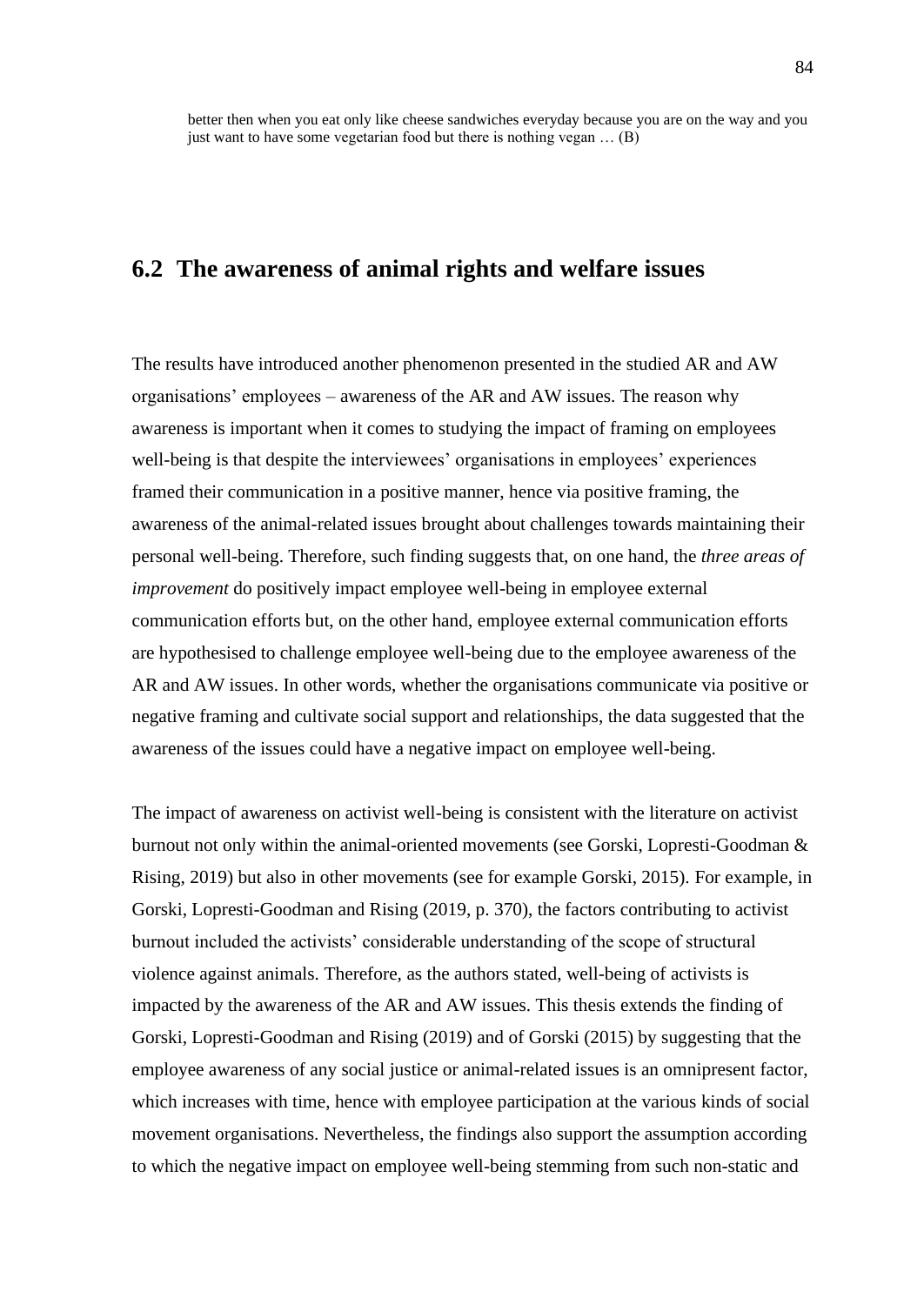> better then when you eat only like cheese sandwiches everyday because you are on the way and you just want to have some vegetarian food but there is nothing vegan … (B)

## 6.2 The awareness of animal rights and welfare issues

The results have introduced another phenomenon presented in the studied AR and AW organisations' employees – awareness of the AR and AW issues. The reason why awareness is important when it comes to studying the impact of framing on employees well-being is that despite the interviewees' organisations in employees' experiences framed their communication in a positive manner, hence via positive framing, the awareness of the animal-related issues brought about challenges towards maintaining their personal well-being. Therefore, such finding suggests that, on one hand, the *three areas of improvement* do positively impact employee well-being in employee external communication efforts but, on the other hand, employee external communication efforts are hypothesised to challenge employee well-being due to the employee awareness of the AR and AW issues. In other words, whether the organisations communicate via positive or negative framing and cultivate social support and relationships, the data suggested that the awareness of the issues could have a negative impact on employee well-being.

The impact of awareness on activist well-being is consistent with the literature on activist burnout not only within the animal-oriented movements (see Gorski, Lopresti-Goodman & Rising, 2019) but also in other movements (see for example Gorski, 2015). For example, in Gorski, Lopresti-Goodman and Rising (2019, p. 370), the factors contributing to activist burnout included the activists' considerable understanding of the scope of structural violence against animals. Therefore, as the authors stated, well-being of activists is impacted by the awareness of the AR and AW issues. This thesis extends the finding of Gorski, Lopresti-Goodman and Rising (2019) and of Gorski (2015) by suggesting that the employee awareness of any social justice or animal-related issues is an omnipresent factor, which increases with time, hence with employee participation at the various kinds of social movement organisations. Nevertheless, the findings also support the assumption according to which the negative impact on employee well-being stemming from such non-static and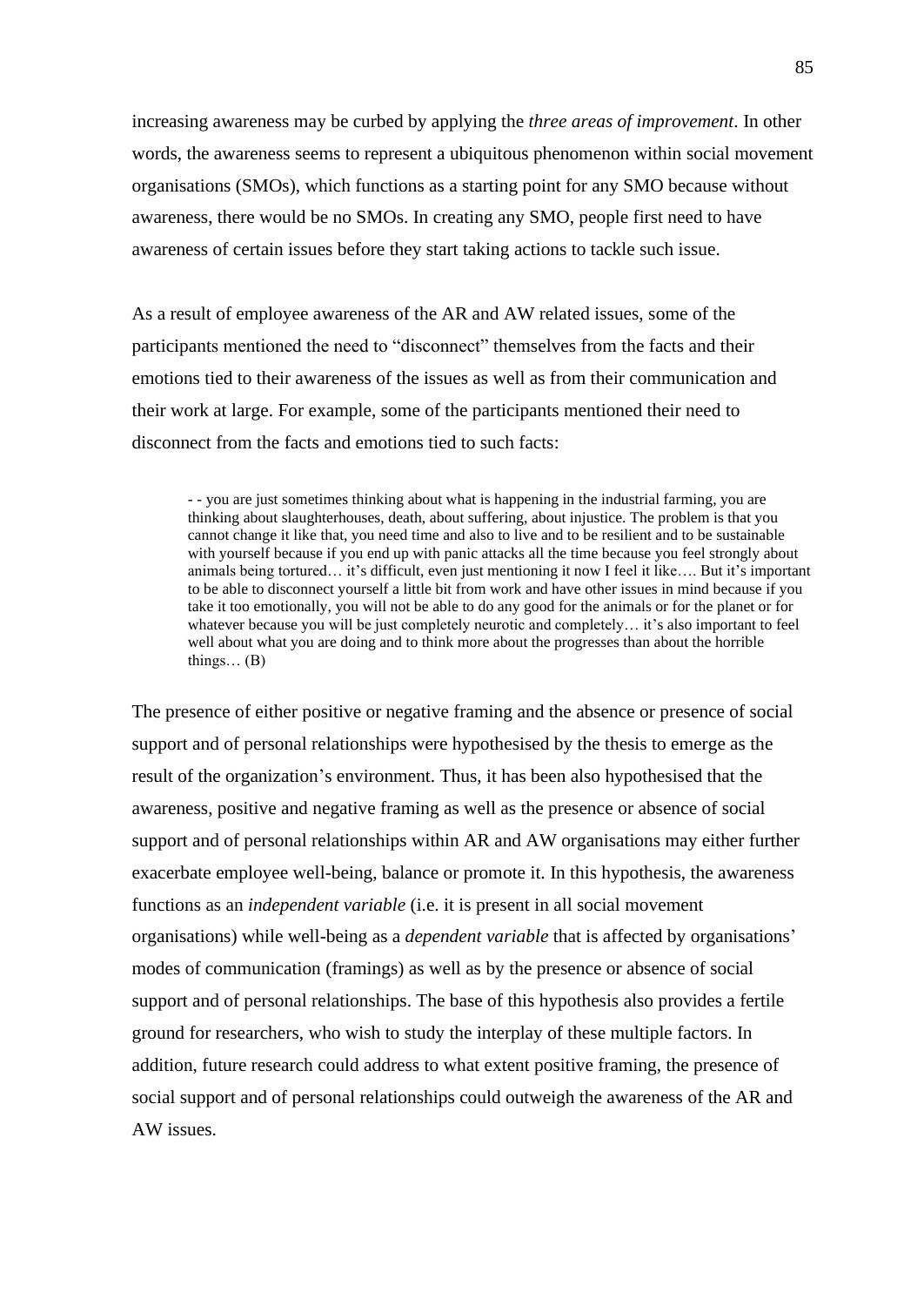increasing awareness may be curbed by applying the *three areas of improvement*. In other words, the awareness seems to represent a ubiquitous phenomenon within social movement organisations (SMOs), which functions as a starting point for any SMO because without awareness, there would be no SMOs. In creating any SMO, people first need to have awareness of certain issues before they start taking actions to tackle such issue.

As a result of employee awareness of the AR and AW related issues, some of the participants mentioned the need to "disconnect" themselves from the facts and their emotions tied to their awareness of the issues as well as from their communication and their work at large. For example, some of the participants mentioned their need to disconnect from the facts and emotions tied to such facts:

> - - you are just sometimes thinking about what is happening in the industrial farming, you are thinking about slaughterhouses, death, about suffering, about injustice. The problem is that you cannot change it like that, you need time and also to live and to be resilient and to be sustainable with yourself because if you end up with panic attacks all the time because you feel strongly about animals being tortured… it's difficult, even just mentioning it now I feel it like…. But it's important to be able to disconnect yourself a little bit from work and have other issues in mind because if you take it too emotionally, you will not be able to do any good for the animals or for the planet or for whatever because you will be just completely neurotic and completely… it's also important to feel well about what you are doing and to think more about the progresses than about the horrible things… (B)

The presence of either positive or negative framing and the absence or presence of social support and of personal relationships were hypothesised by the thesis to emerge as the result of the organization's environment. Thus, it has been also hypothesised that the awareness, positive and negative framing as well as the presence or absence of social support and of personal relationships within AR and AW organisations may either further exacerbate employee well-being, balance or promote it. In this hypothesis, the awareness functions as an *independent variable* (i.e. it is present in all social movement organisations) while well-being as a *dependent variable* that is affected by organisations' modes of communication (framings) as well as by the presence or absence of social support and of personal relationships. The base of this hypothesis also provides a fertile ground for researchers, who wish to study the interplay of these multiple factors. In addition, future research could address to what extent positive framing, the presence of social support and of personal relationships could outweigh the awareness of the AR and AW issues.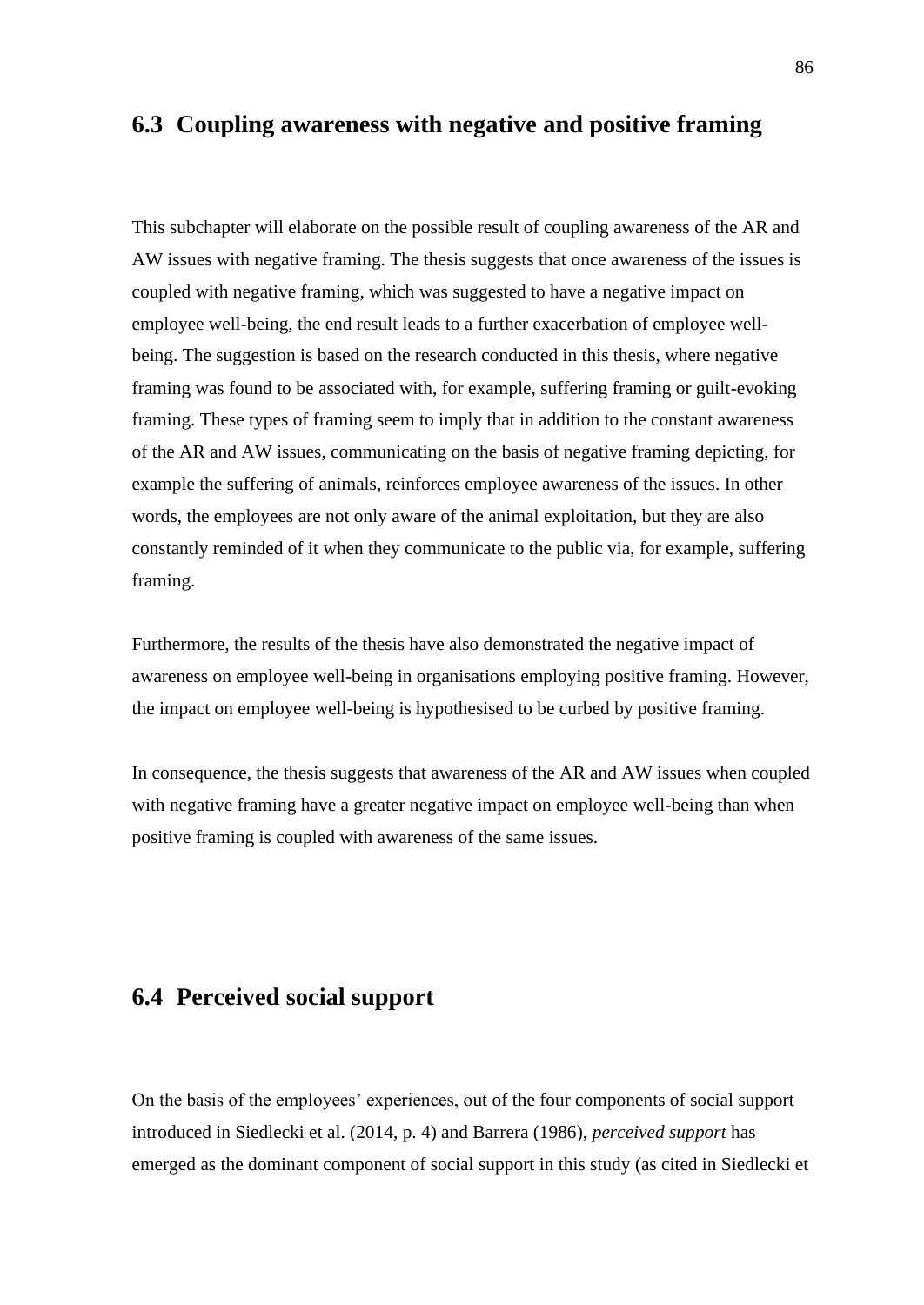## 6.3 Coupling awareness with negative and positive framing

This subchapter will elaborate on the possible result of coupling awareness of the AR and AW issues with negative framing. The thesis suggests that once awareness of the issues is coupled with negative framing, which was suggested to have a negative impact on employee well-being, the end result leads to a further exacerbation of employee well-being. The suggestion is based on the research conducted in this thesis, where negative framing was found to be associated with, for example, suffering framing or guilt-evoking framing. These types of framing seem to imply that in addition to the constant awareness of the AR and AW issues, communicating on the basis of negative framing depicting, for example the suffering of animals, reinforces employee awareness of the issues. In other words, the employees are not only aware of the animal exploitation, but they are also constantly reminded of it when they communicate to the public via, for example, suffering framing.

Furthermore, the results of the thesis have also demonstrated the negative impact of awareness on employee well-being in organisations employing positive framing. However, the impact on employee well-being is hypothesised to be curbed by positive framing.

In consequence, the thesis suggests that awareness of the AR and AW issues when coupled with negative framing have a greater negative impact on employee well-being than when positive framing is coupled with awareness of the same issues.

## 6.4 Perceived social support

On the basis of the employees' experiences, out of the four components of social support introduced in Siedlecki et al. (2014, p. 4) and Barrera (1986), *perceived support* has emerged as the dominant component of social support in this study (as cited in Siedlecki et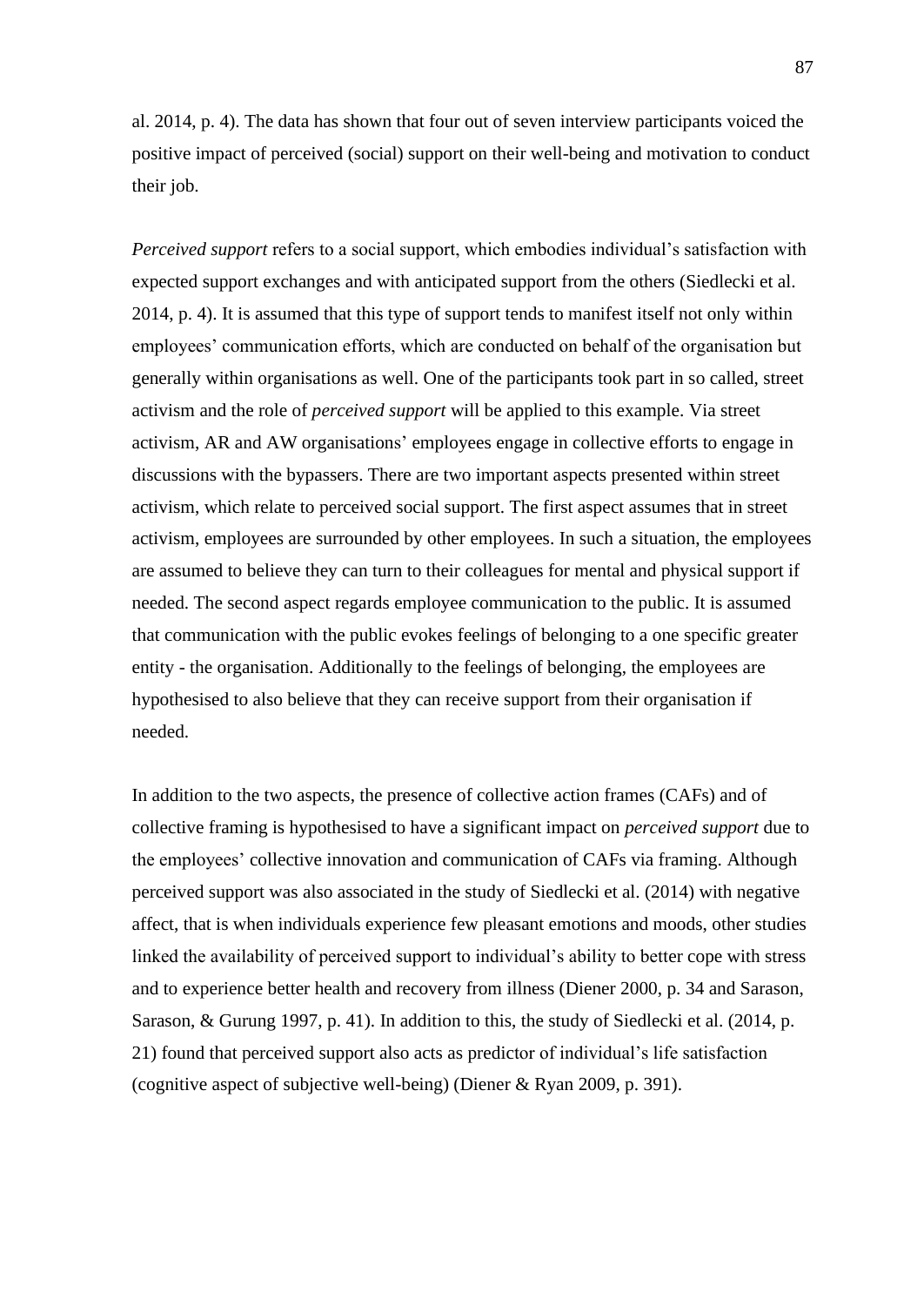al. 2014, p. 4). The data has shown that four out of seven interview participants voiced the positive impact of perceived (social) support on their well-being and motivation to conduct their job.

*Perceived support* refers to a social support, which embodies individual's satisfaction with expected support exchanges and with anticipated support from the others (Siedlecki et al. 2014, p. 4). It is assumed that this type of support tends to manifest itself not only within employees' communication efforts, which are conducted on behalf of the organisation but generally within organisations as well. One of the participants took part in so called, street activism and the role of *perceived support* will be applied to this example. Via street activism, AR and AW organisations' employees engage in collective efforts to engage in discussions with the bypassers. There are two important aspects presented within street activism, which relate to perceived social support. The first aspect assumes that in street activism, employees are surrounded by other employees. In such a situation, the employees are assumed to believe they can turn to their colleagues for mental and physical support if needed. The second aspect regards employee communication to the public. It is assumed that communication with the public evokes feelings of belonging to a one specific greater entity - the organisation. Additionally to the feelings of belonging, the employees are hypothesised to also believe that they can receive support from their organisation if needed.

In addition to the two aspects, the presence of collective action frames (CAFs) and of collective framing is hypothesised to have a significant impact on *perceived support* due to the employees' collective innovation and communication of CAFs via framing. Although perceived support was also associated in the study of Siedlecki et al. (2014) with negative affect, that is when individuals experience few pleasant emotions and moods, other studies linked the availability of perceived support to individual's ability to better cope with stress and to experience better health and recovery from illness (Diener 2000, p. 34 and Sarason, Sarason, & Gurung 1997, p. 41). In addition to this, the study of Siedlecki et al. (2014, p. 21) found that perceived support also acts as predictor of individual's life satisfaction (cognitive aspect of subjective well-being) (Diener & Ryan 2009, p. 391).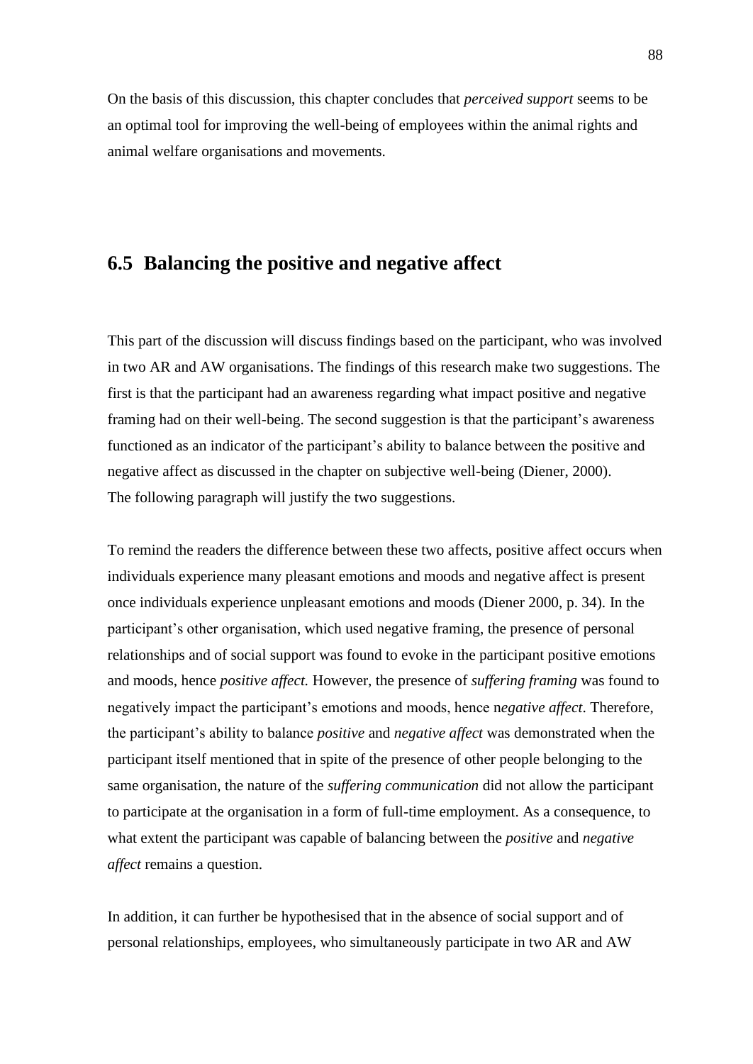On the basis of this discussion, this chapter concludes that *perceived support* seems to be an optimal tool for improving the well-being of employees within the animal rights and animal welfare organisations and movements.

## 6.5 Balancing the positive and negative affect

This part of the discussion will discuss findings based on the participant, who was involved in two AR and AW organisations. The findings of this research make two suggestions. The first is that the participant had an awareness regarding what impact positive and negative framing had on their well-being. The second suggestion is that the participant's awareness functioned as an indicator of the participant's ability to balance between the positive and negative affect as discussed in the chapter on subjective well-being (Diener, 2000).
The following paragraph will justify the two suggestions.

To remind the readers the difference between these two affects, positive affect occurs when individuals experience many pleasant emotions and moods and negative affect is present once individuals experience unpleasant emotions and moods (Diener 2000, p. 34). In the participant's other organisation, which used negative framing, the presence of personal relationships and of social support was found to evoke in the participant positive emotions and moods, hence *positive affect.* However, the presence of *suffering framing* was found to negatively impact the participant's emotions and moods, hence n*egative affect*. Therefore, the participant's ability to balance *positive* and *negative affect* was demonstrated when the participant itself mentioned that in spite of the presence of other people belonging to the same organisation, the nature of the *suffering communication* did not allow the participant to participate at the organisation in a form of full-time employment. As a consequence, to what extent the participant was capable of balancing between the *positive* and *negative affect* remains a question.

In addition, it can further be hypothesised that in the absence of social support and of personal relationships, employees, who simultaneously participate in two AR and AW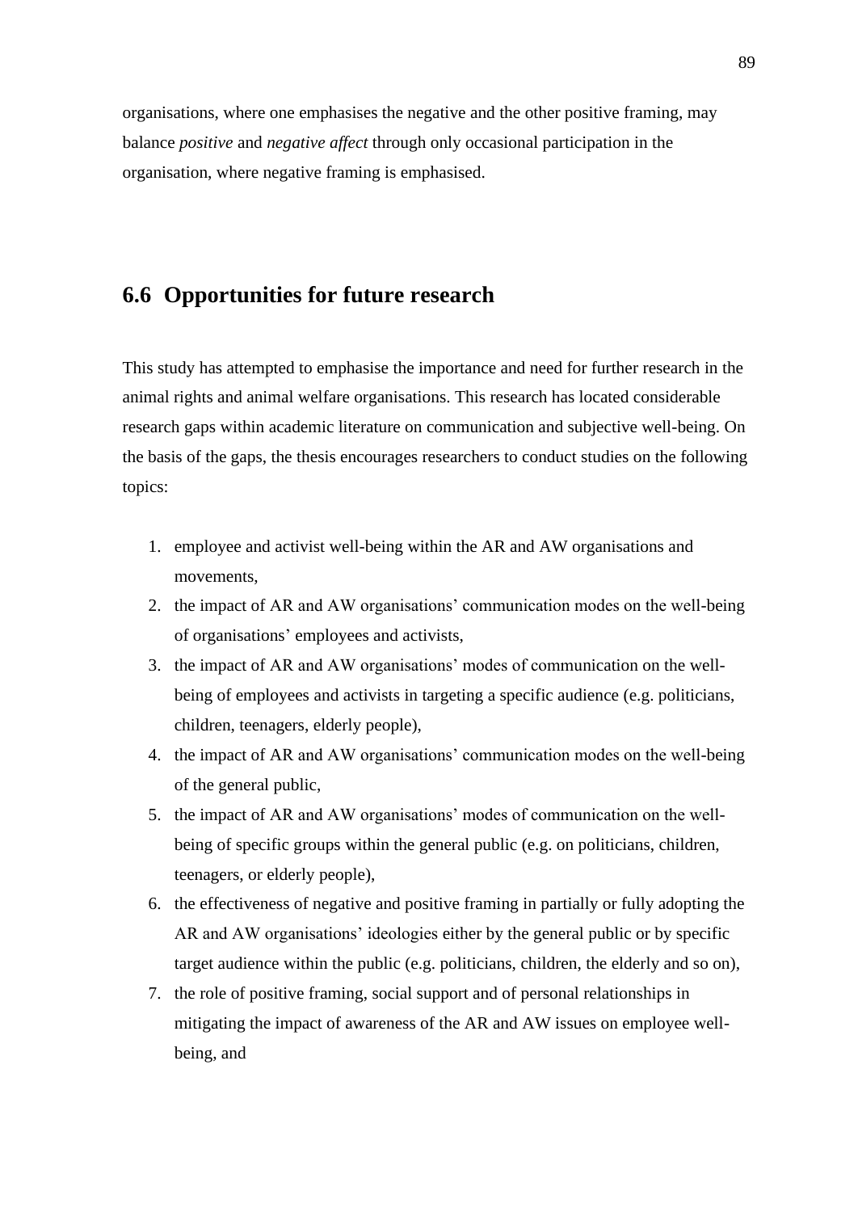organisations, where one emphasises the negative and the other positive framing, may balance *positive* and *negative affect* through only occasional participation in the organisation, where negative framing is emphasised.

## 6.6 Opportunities for future research

This study has attempted to emphasise the importance and need for further research in the animal rights and animal welfare organisations. This research has located considerable research gaps within academic literature on communication and subjective well-being. On the basis of the gaps, the thesis encourages researchers to conduct studies on the following topics:

1. employee and activist well-being within the AR and AW organisations and movements,
2. the impact of AR and AW organisations' communication modes on the well-being of organisations' employees and activists,
3. the impact of AR and AW organisations' modes of communication on the well-being of employees and activists in targeting a specific audience (e.g. politicians, children, teenagers, elderly people),
4. the impact of AR and AW organisations' communication modes on the well-being of the general public,
5. the impact of AR and AW organisations' modes of communication on the well-being of specific groups within the general public (e.g. on politicians, children, teenagers, or elderly people),
6. the effectiveness of negative and positive framing in partially or fully adopting the AR and AW organisations' ideologies either by the general public or by specific target audience within the public (e.g. politicians, children, the elderly and so on),
7. the role of positive framing, social support and of personal relationships in mitigating the impact of awareness of the AR and AW issues on employee well-being, and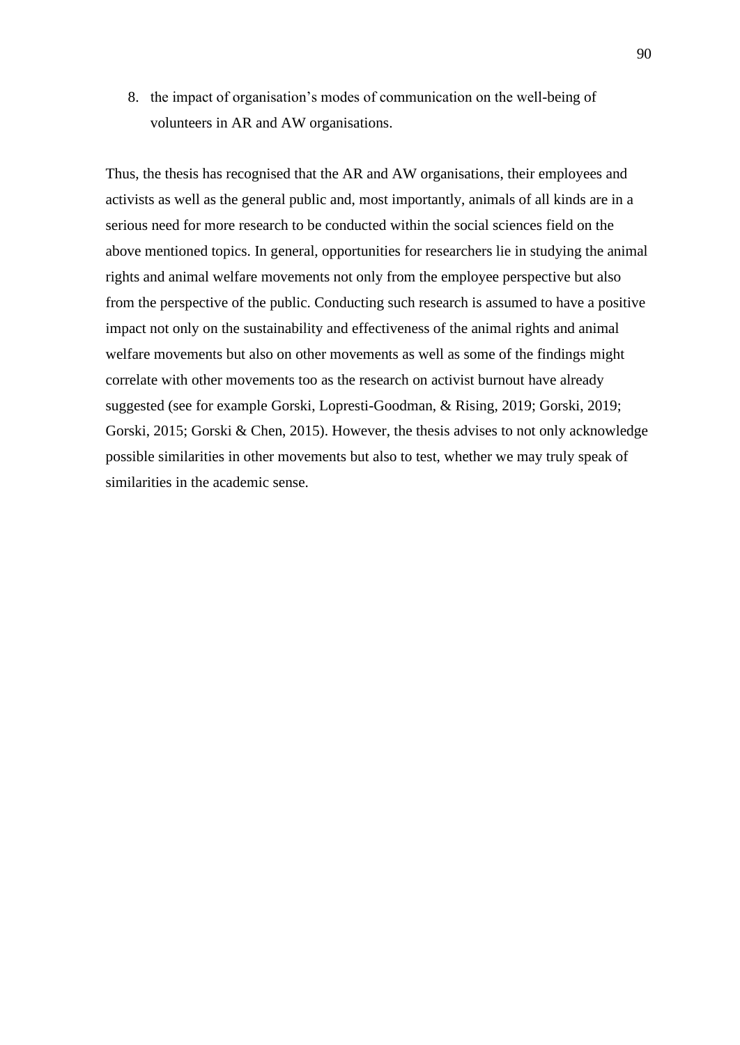8. the impact of organisation's modes of communication on the well-being of volunteers in AR and AW organisations.

Thus, the thesis has recognised that the AR and AW organisations, their employees and activists as well as the general public and, most importantly, animals of all kinds are in a serious need for more research to be conducted within the social sciences field on the above mentioned topics. In general, opportunities for researchers lie in studying the animal rights and animal welfare movements not only from the employee perspective but also from the perspective of the public. Conducting such research is assumed to have a positive impact not only on the sustainability and effectiveness of the animal rights and animal welfare movements but also on other movements as well as some of the findings might correlate with other movements too as the research on activist burnout have already suggested (see for example Gorski, Lopresti-Goodman, & Rising, 2019; Gorski, 2019; Gorski, 2015; Gorski & Chen, 2015). However, the thesis advises to not only acknowledge possible similarities in other movements but also to test, whether we may truly speak of similarities in the academic sense.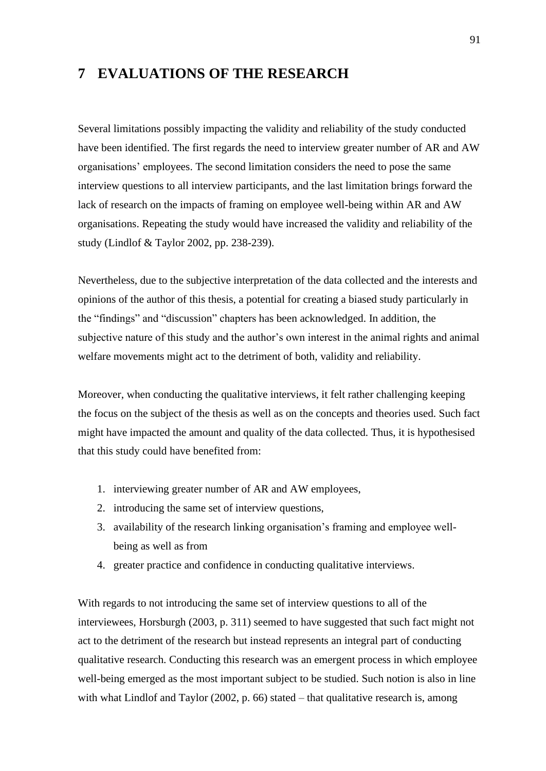# 7 EVALUATIONS OF THE RESEARCH

Several limitations possibly impacting the validity and reliability of the study conducted have been identified. The first regards the need to interview greater number of AR and AW organisations' employees. The second limitation considers the need to pose the same interview questions to all interview participants, and the last limitation brings forward the lack of research on the impacts of framing on employee well-being within AR and AW organisations. Repeating the study would have increased the validity and reliability of the study (Lindlof & Taylor 2002, pp. 238-239).

Nevertheless, due to the subjective interpretation of the data collected and the interests and opinions of the author of this thesis, a potential for creating a biased study particularly in the "findings" and "discussion" chapters has been acknowledged. In addition, the subjective nature of this study and the author's own interest in the animal rights and animal welfare movements might act to the detriment of both, validity and reliability.

Moreover, when conducting the qualitative interviews, it felt rather challenging keeping the focus on the subject of the thesis as well as on the concepts and theories used. Such fact might have impacted the amount and quality of the data collected. Thus, it is hypothesised that this study could have benefited from:

1. interviewing greater number of AR and AW employees,
2. introducing the same set of interview questions,
3. availability of the research linking organisation's framing and employee well-being as well as from
4. greater practice and confidence in conducting qualitative interviews.

With regards to not introducing the same set of interview questions to all of the interviewees, Horsburgh (2003, p. 311) seemed to have suggested that such fact might not act to the detriment of the research but instead represents an integral part of conducting qualitative research. Conducting this research was an emergent process in which employee well-being emerged as the most important subject to be studied. Such notion is also in line with what Lindlof and Taylor (2002, p. 66) stated – that qualitative research is, among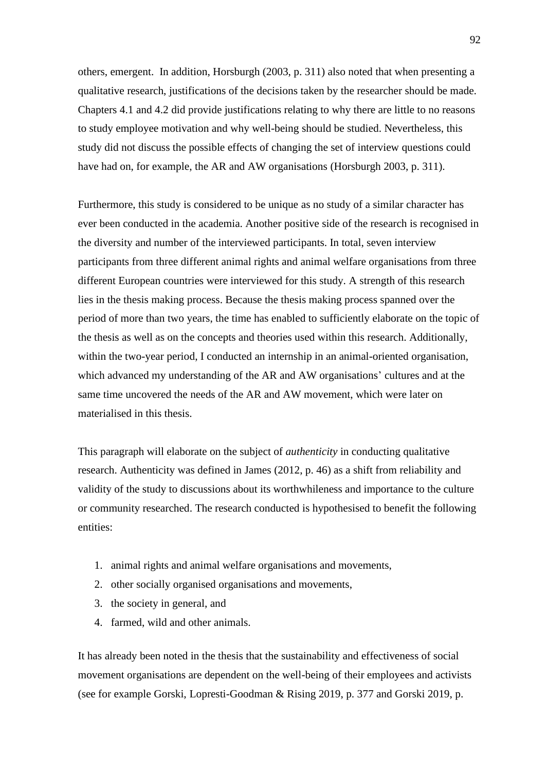others, emergent. In addition, Horsburgh (2003, p. 311) also noted that when presenting a qualitative research, justifications of the decisions taken by the researcher should be made. Chapters 4.1 and 4.2 did provide justifications relating to why there are little to no reasons to study employee motivation and why well-being should be studied. Nevertheless, this study did not discuss the possible effects of changing the set of interview questions could have had on, for example, the AR and AW organisations (Horsburgh 2003, p. 311).

Furthermore, this study is considered to be unique as no study of a similar character has ever been conducted in the academia. Another positive side of the research is recognised in the diversity and number of the interviewed participants. In total, seven interview participants from three different animal rights and animal welfare organisations from three different European countries were interviewed for this study. A strength of this research lies in the thesis making process. Because the thesis making process spanned over the period of more than two years, the time has enabled to sufficiently elaborate on the topic of the thesis as well as on the concepts and theories used within this research. Additionally, within the two-year period, I conducted an internship in an animal-oriented organisation, which advanced my understanding of the AR and AW organisations' cultures and at the same time uncovered the needs of the AR and AW movement, which were later on materialised in this thesis.

This paragraph will elaborate on the subject of *authenticity* in conducting qualitative research. Authenticity was defined in James (2012, p. 46) as a shift from reliability and validity of the study to discussions about its worthwhileness and importance to the culture or community researched. The research conducted is hypothesised to benefit the following entities:

1. animal rights and animal welfare organisations and movements,
2. other socially organised organisations and movements,
3. the society in general, and
4. farmed, wild and other animals.

It has already been noted in the thesis that the sustainability and effectiveness of social movement organisations are dependent on the well-being of their employees and activists (see for example Gorski, Lopresti-Goodman & Rising 2019, p. 377 and Gorski 2019, p.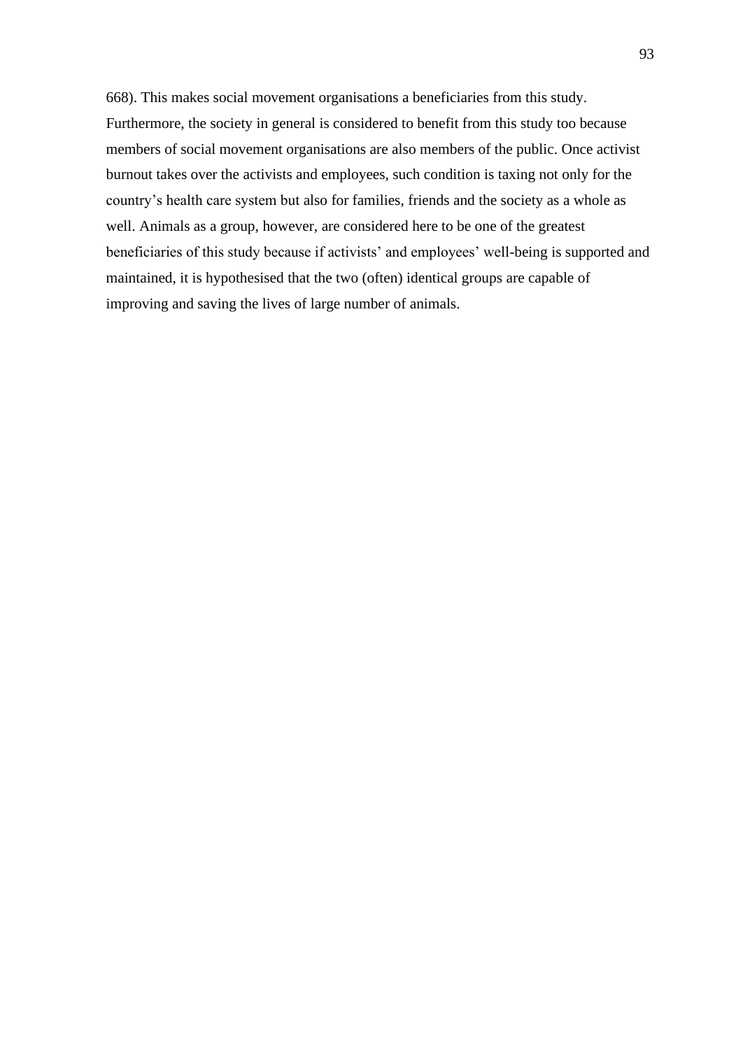668). This makes social movement organisations a beneficiaries from this study. Furthermore, the society in general is considered to benefit from this study too because members of social movement organisations are also members of the public. Once activist burnout takes over the activists and employees, such condition is taxing not only for the country's health care system but also for families, friends and the society as a whole as well. Animals as a group, however, are considered here to be one of the greatest beneficiaries of this study because if activists' and employees' well-being is supported and maintained, it is hypothesised that the two (often) identical groups are capable of improving and saving the lives of large number of animals.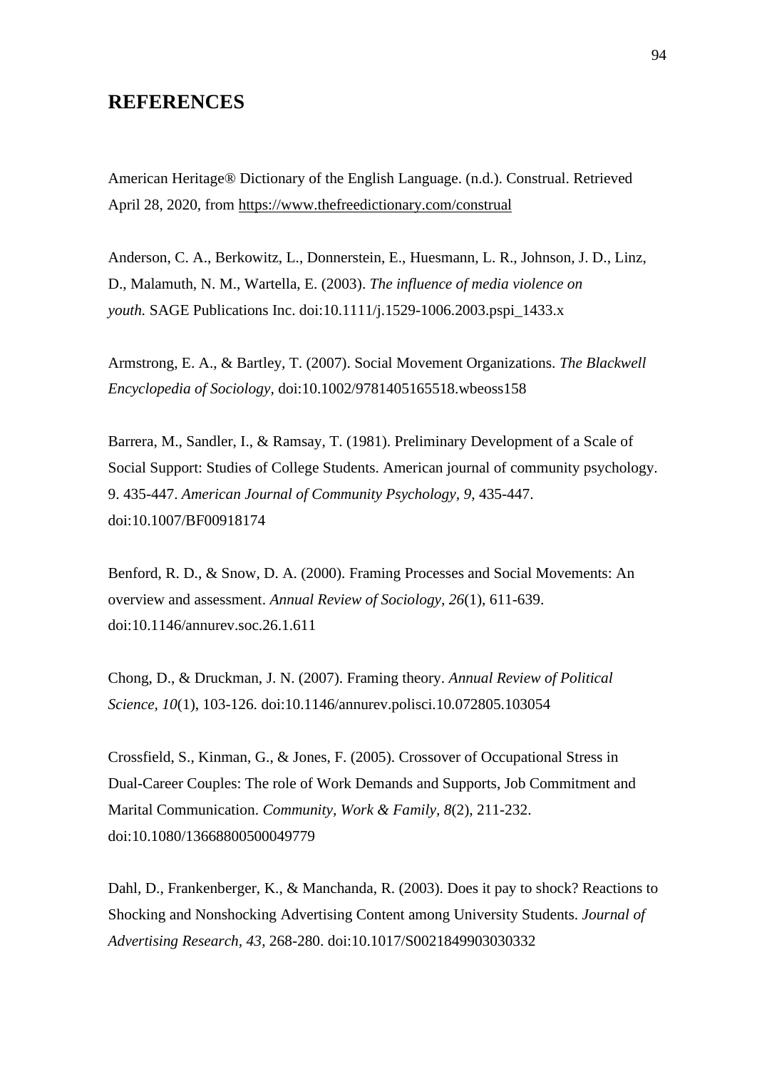# REFERENCES

American Heritage® Dictionary of the English Language. (n.d.). Construal. Retrieved April 28, 2020, from https://www.thefreedictionary.com/construal

Anderson, C. A., Berkowitz, L., Donnerstein, E., Huesmann, L. R., Johnson, J. D., Linz, D., Malamuth, N. M., Wartella, E. (2003). *The influence of media violence on youth.* SAGE Publications Inc. doi:10.1111/j.1529-1006.2003.pspi_1433.x

Armstrong, E. A., & Bartley, T. (2007). Social Movement Organizations. *The Blackwell Encyclopedia of Sociology*, doi:10.1002/9781405165518.wbeoss158

Barrera, M., Sandler, I., & Ramsay, T. (1981). Preliminary Development of a Scale of Social Support: Studies of College Students. American journal of community psychology. 9. 435-447. *American Journal of Community Psychology, 9*, 435-447. doi:10.1007/BF00918174

Benford, R. D., & Snow, D. A. (2000). Framing Processes and Social Movements: An overview and assessment. *Annual Review of Sociology, 26*(1), 611-639. doi:10.1146/annurev.soc.26.1.611

Chong, D., & Druckman, J. N. (2007). Framing theory. *Annual Review of Political Science, 10*(1), 103-126. doi:10.1146/annurev.polisci.10.072805.103054

Crossfield, S., Kinman, G., & Jones, F. (2005). Crossover of Occupational Stress in Dual-Career Couples: The role of Work Demands and Supports, Job Commitment and Marital Communication. *Community, Work & Family, 8*(2), 211-232. doi:10.1080/13668800500049779

Dahl, D., Frankenberger, K., & Manchanda, R. (2003). Does it pay to shock? Reactions to Shocking and Nonshocking Advertising Content among University Students. *Journal of Advertising Research, 43*, 268-280. doi:10.1017/S0021849903030332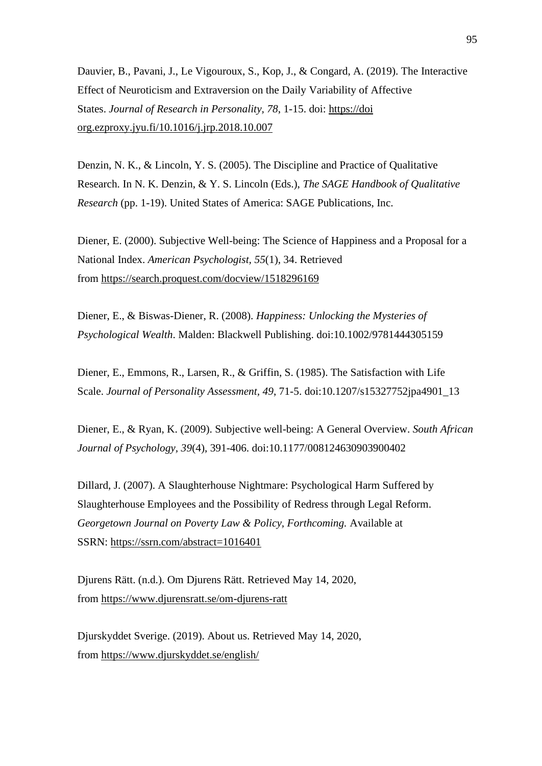Dauvier, B., Pavani, J., Le Vigouroux, S., Kop, J., & Congard, A. (2019). The Interactive Effect of Neuroticism and Extraversion on the Daily Variability of Affective States. *Journal of Research in Personality*, *78*, 1-15. doi: https://doi org.ezproxy.jyu.fi/10.1016/j.jrp.2018.10.007

Denzin, N. K., & Lincoln, Y. S. (2005). The Discipline and Practice of Qualitative Research. In N. K. Denzin, & Y. S. Lincoln (Eds.), *The SAGE Handbook of Qualitative Research* (pp. 1-19). United States of America: SAGE Publications, Inc.

Diener, E. (2000). Subjective Well-being: The Science of Happiness and a Proposal for a National Index. *American Psychologist*, *55*(1), 34. Retrieved from https://search.proquest.com/docview/1518296169

Diener, E., & Biswas-Diener, R. (2008). *Happiness: Unlocking the Mysteries of Psychological Wealth*. Malden: Blackwell Publishing. doi:10.1002/9781444305159

Diener, E., Emmons, R., Larsen, R., & Griffin, S. (1985). The Satisfaction with Life Scale. *Journal of Personality Assessment*, *49*, 71-5. doi:10.1207/s15327752jpa4901_13

Diener, E., & Ryan, K. (2009). Subjective well-being: A General Overview. *South African Journal of Psychology*, *39*(4), 391-406. doi:10.1177/008124630903900402

Dillard, J. (2007). A Slaughterhouse Nightmare: Psychological Harm Suffered by Slaughterhouse Employees and the Possibility of Redress through Legal Reform. *Georgetown Journal on Poverty Law & Policy, Forthcoming.* Available at SSRN: https://ssrn.com/abstract=1016401

Djurens Rätt. (n.d.). Om Djurens Rätt. Retrieved May 14, 2020, from https://www.djurensratt.se/om-djurens-ratt

Djurskyddet Sverige. (2019). About us. Retrieved May 14, 2020, from https://www.djurskyddet.se/english/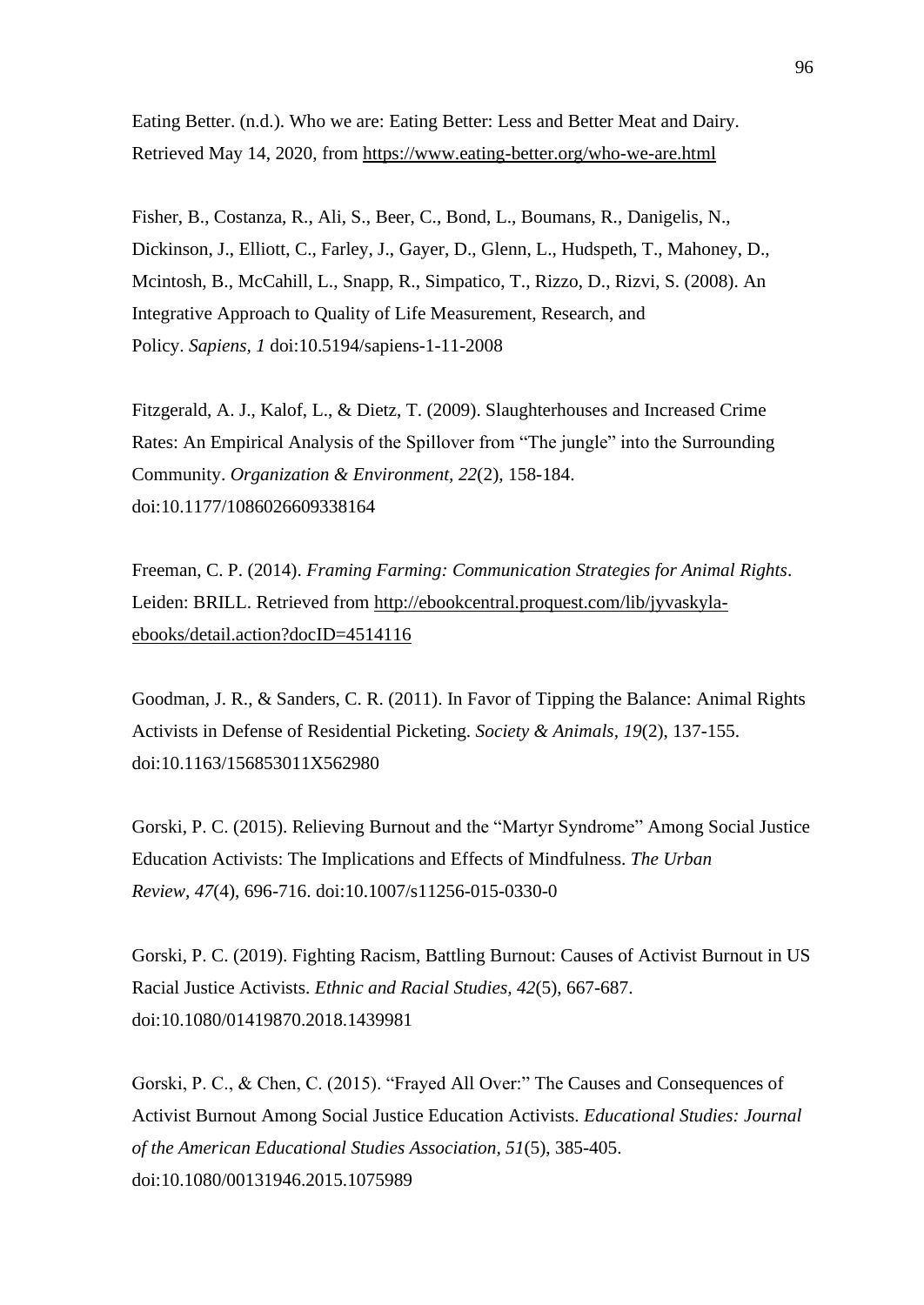Eating Better. (n.d.). Who we are: Eating Better: Less and Better Meat and Dairy. Retrieved May 14, 2020, from https://www.eating-better.org/who-we-are.html

Fisher, B., Costanza, R., Ali, S., Beer, C., Bond, L., Boumans, R., Danigelis, N., Dickinson, J., Elliott, C., Farley, J., Gayer, D., Glenn, L., Hudspeth, T., Mahoney, D., Mcintosh, B., McCahill, L., Snapp, R., Simpatico, T., Rizzo, D., Rizvi, S. (2008). An Integrative Approach to Quality of Life Measurement, Research, and Policy. *Sapiens*, *1* doi:10.5194/sapiens-1-11-2008

Fitzgerald, A. J., Kalof, L., & Dietz, T. (2009). Slaughterhouses and Increased Crime Rates: An Empirical Analysis of the Spillover from "The jungle" into the Surrounding Community. *Organization & Environment*, *22*(2), 158-184. doi:10.1177/1086026609338164

Freeman, C. P. (2014). *Framing Farming: Communication Strategies for Animal Rights*. Leiden: BRILL. Retrieved from http://ebookcentral.proquest.com/lib/jyvaskyla-ebooks/detail.action?docID=4514116

Goodman, J. R., & Sanders, C. R. (2011). In Favor of Tipping the Balance: Animal Rights Activists in Defense of Residential Picketing. *Society & Animals*, *19*(2), 137-155. doi:10.1163/156853011X562980

Gorski, P. C. (2015). Relieving Burnout and the "Martyr Syndrome" Among Social Justice Education Activists: The Implications and Effects of Mindfulness. *The Urban Review*, *47*(4), 696-716. doi:10.1007/s11256-015-0330-0

Gorski, P. C. (2019). Fighting Racism, Battling Burnout: Causes of Activist Burnout in US Racial Justice Activists. *Ethnic and Racial Studies*, *42*(5), 667-687. doi:10.1080/01419870.2018.1439981

Gorski, P. C., & Chen, C. (2015). "Frayed All Over:" The Causes and Consequences of Activist Burnout Among Social Justice Education Activists. *Educational Studies: Journal of the American Educational Studies Association*, *51*(5), 385-405. doi:10.1080/00131946.2015.1075989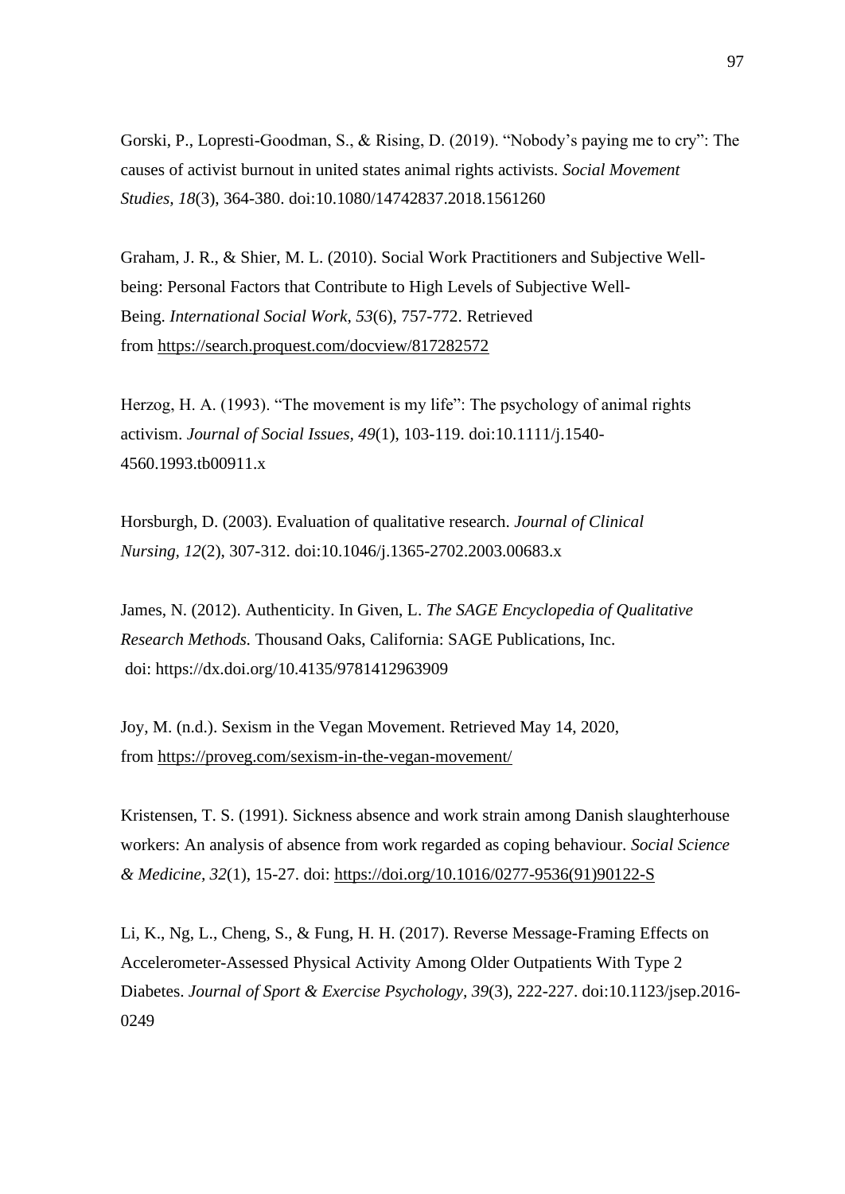Gorski, P., Lopresti-Goodman, S., & Rising, D. (2019). "Nobody's paying me to cry": The causes of activist burnout in united states animal rights activists. *Social Movement Studies, 18*(3), 364-380. doi:10.1080/14742837.2018.1561260

Graham, J. R., & Shier, M. L. (2010). Social Work Practitioners and Subjective Well-being: Personal Factors that Contribute to High Levels of Subjective Well-Being. *International Social Work*, *53*(6), 757-772. Retrieved from https://search.proquest.com/docview/817282572

Herzog, H. A. (1993). "The movement is my life": The psychology of animal rights activism. *Journal of Social Issues, 49*(1), 103-119. doi:10.1111/j.1540-4560.1993.tb00911.x

Horsburgh, D. (2003). Evaluation of qualitative research. *Journal of Clinical Nursing, 12*(2), 307-312. doi:10.1046/j.1365-2702.2003.00683.x

James, N. (2012). Authenticity. In Given, L. *The SAGE Encyclopedia of Qualitative Research Methods.* Thousand Oaks, California: SAGE Publications, Inc. doi: https://dx.doi.org/10.4135/9781412963909

Joy, M. (n.d.). Sexism in the Vegan Movement. Retrieved May 14, 2020, from https://proveg.com/sexism-in-the-vegan-movement/

Kristensen, T. S. (1991). Sickness absence and work strain among Danish slaughterhouse workers: An analysis of absence from work regarded as coping behaviour. *Social Science & Medicine*, *32*(1), 15-27. doi: https://doi.org/10.1016/0277-9536(91)90122-S

Li, K., Ng, L., Cheng, S., & Fung, H. H. (2017). Reverse Message-Framing Effects on Accelerometer-Assessed Physical Activity Among Older Outpatients With Type 2 Diabetes. *Journal of Sport & Exercise Psychology, 39*(3), 222-227. doi:10.1123/jsep.2016-0249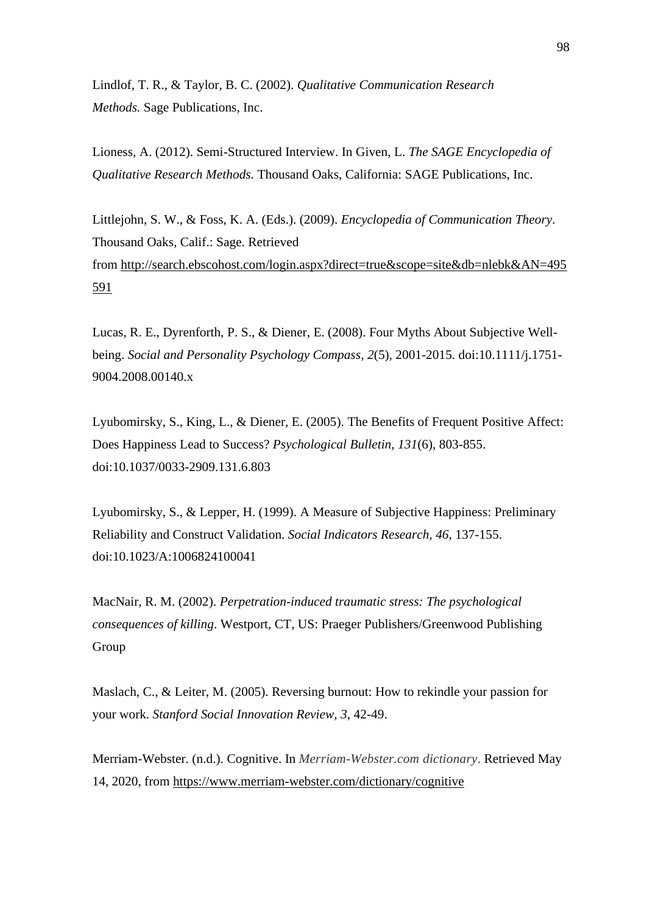Lindlof, T. R., & Taylor, B. C. (2002). *Qualitative Communication Research Methods.* Sage Publications, Inc.

Lioness, A. (2012). Semi-Structured Interview. In Given, L. *The SAGE Encyclopedia of Qualitative Research Methods.* Thousand Oaks, California: SAGE Publications, Inc.

Littlejohn, S. W., & Foss, K. A. (Eds.). (2009). *Encyclopedia of Communication Theory*. Thousand Oaks, Calif.: Sage. Retrieved from http://search.ebscohost.com/login.aspx?direct=true&scope=site&db=nlebk&AN=495591

Lucas, R. E., Dyrenforth, P. S., & Diener, E. (2008). Four Myths About Subjective Well-being. *Social and Personality Psychology Compass, 2*(5), 2001-2015. doi:10.1111/j.1751-9004.2008.00140.x

Lyubomirsky, S., King, L., & Diener, E. (2005). The Benefits of Frequent Positive Affect: Does Happiness Lead to Success? *Psychological Bulletin, 131*(6), 803-855. doi:10.1037/0033-2909.131.6.803

Lyubomirsky, S., & Lepper, H. (1999). A Measure of Subjective Happiness: Preliminary Reliability and Construct Validation. *Social Indicators Research, 46*, 137-155. doi:10.1023/A:1006824100041

MacNair, R. M. (2002). *Perpetration-induced traumatic stress: The psychological consequences of killing*. Westport, CT, US: Praeger Publishers/Greenwood Publishing Group

Maslach, C., & Leiter, M. (2005). Reversing burnout: How to rekindle your passion for your work. *Stanford Social Innovation Review, 3*, 42-49.

Merriam-Webster. (n.d.). Cognitive. In *Merriam-Webster.com dictionary*. Retrieved May 14, 2020, from https://www.merriam-webster.com/dictionary/cognitive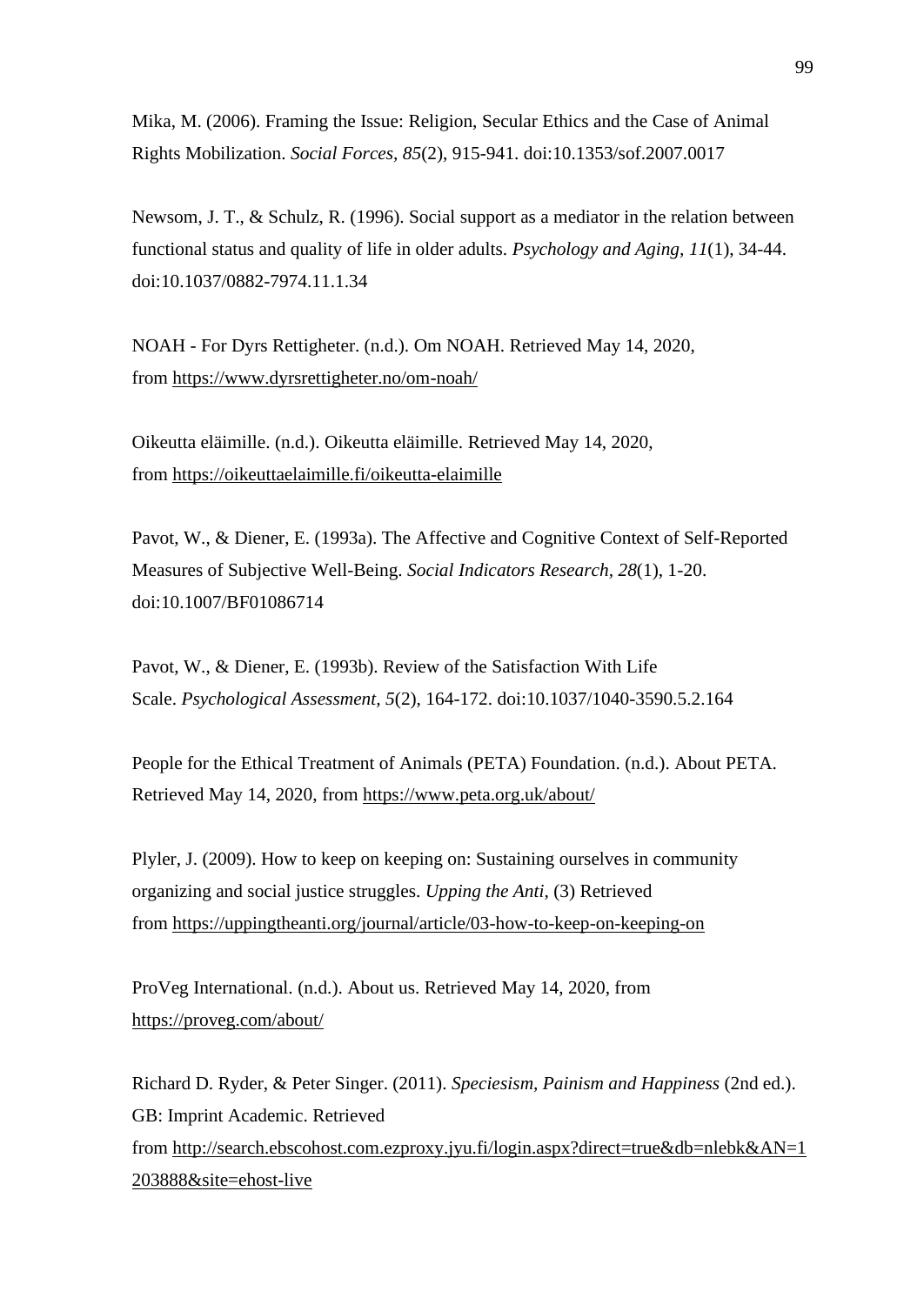Mika, M. (2006). Framing the Issue: Religion, Secular Ethics and the Case of Animal Rights Mobilization. *Social Forces, 85*(2), 915-941. doi:10.1353/sof.2007.0017

Newsom, J. T., & Schulz, R. (1996). Social support as a mediator in the relation between functional status and quality of life in older adults. *Psychology and Aging, 11*(1), 34-44. doi:10.1037/0882-7974.11.1.34

NOAH - For Dyrs Rettigheter. (n.d.). Om NOAH. Retrieved May 14, 2020, from https://www.dyrsrettigheter.no/om-noah/

Oikeutta eläimille. (n.d.). Oikeutta eläimille. Retrieved May 14, 2020, from https://oikeuttaelaimille.fi/oikeutta-elaimille

Pavot, W., & Diener, E. (1993a). The Affective and Cognitive Context of Self-Reported Measures of Subjective Well-Being. *Social Indicators Research, 28*(1), 1-20. doi:10.1007/BF01086714

Pavot, W., & Diener, E. (1993b). Review of the Satisfaction With Life Scale. *Psychological Assessment, 5*(2), 164-172. doi:10.1037/1040-3590.5.2.164

People for the Ethical Treatment of Animals (PETA) Foundation. (n.d.). About PETA. Retrieved May 14, 2020, from https://www.peta.org.uk/about/

Plyler, J. (2009). How to keep on keeping on: Sustaining ourselves in community organizing and social justice struggles. *Upping the Anti,* (3) Retrieved from https://uppingtheanti.org/journal/article/03-how-to-keep-on-keeping-on

ProVeg International. (n.d.). About us. Retrieved May 14, 2020, from https://proveg.com/about/

Richard D. Ryder, & Peter Singer. (2011). *Speciesism, Painism and Happiness* (2nd ed.). GB: Imprint Academic. Retrieved from http://search.ebscohost.com.ezproxy.jyu.fi/login.aspx?direct=true&db=nlebk&AN=1203888&site=ehost-live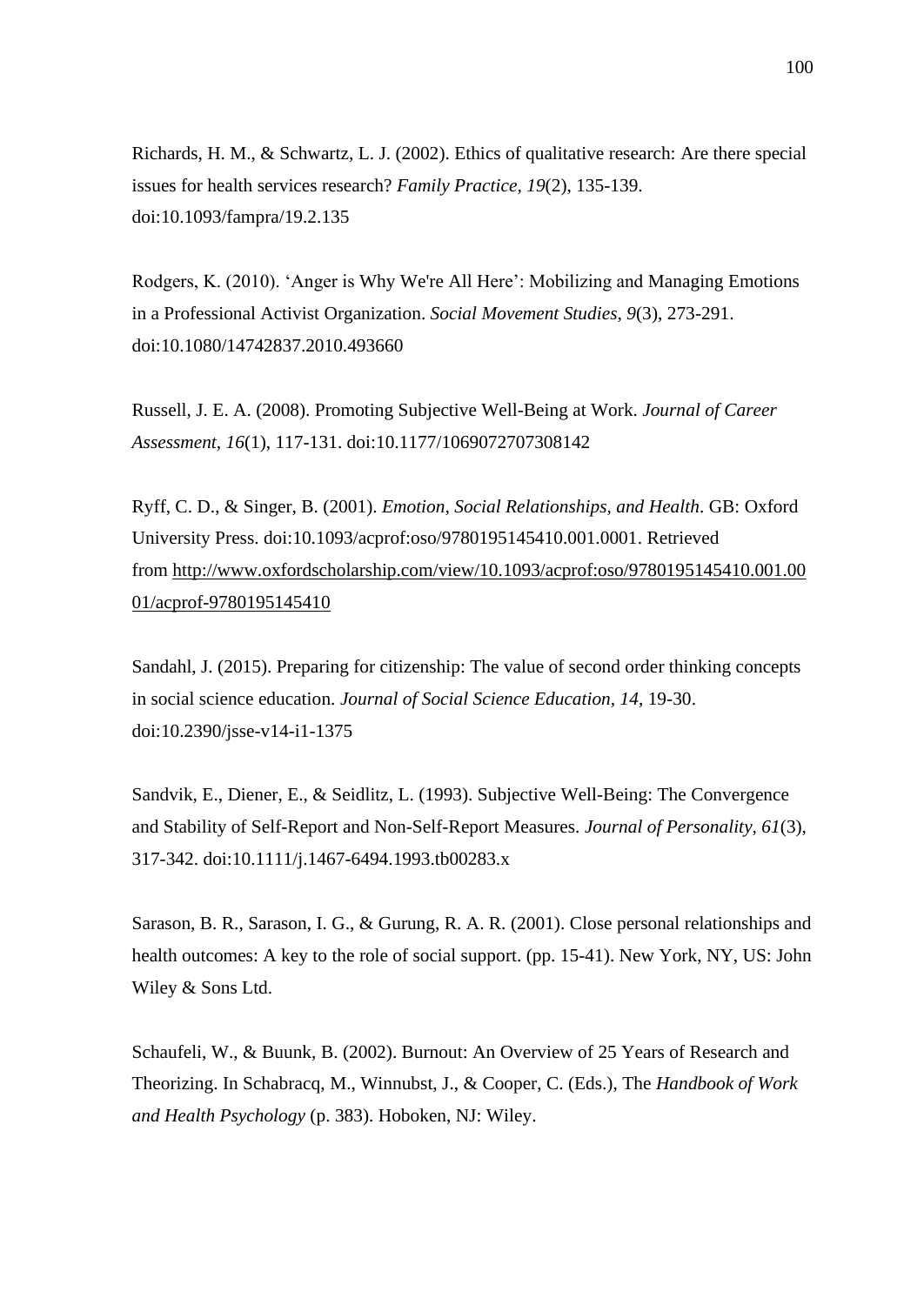Richards, H. M., & Schwartz, L. J. (2002). Ethics of qualitative research: Are there special issues for health services research? *Family Practice, 19*(2), 135-139. doi:10.1093/fampra/19.2.135

Rodgers, K. (2010). 'Anger is Why We're All Here': Mobilizing and Managing Emotions in a Professional Activist Organization. *Social Movement Studies, 9*(3), 273-291. doi:10.1080/14742837.2010.493660

Russell, J. E. A. (2008). Promoting Subjective Well-Being at Work. *Journal of Career Assessment, 16*(1), 117-131. doi:10.1177/1069072707308142

Ryff, C. D., & Singer, B. (2001). *Emotion, Social Relationships, and Health*. GB: Oxford University Press. doi:10.1093/acprof:oso/9780195145410.001.0001. Retrieved from http://www.oxfordscholarship.com/view/10.1093/acprof:oso/9780195145410.001.0001/acprof-9780195145410

Sandahl, J. (2015). Preparing for citizenship: The value of second order thinking concepts in social science education. *Journal of Social Science Education, 14*, 19-30. doi:10.2390/jsse-v14-i1-1375

Sandvik, E., Diener, E., & Seidlitz, L. (1993). Subjective Well-Being: The Convergence and Stability of Self-Report and Non-Self-Report Measures. *Journal of Personality, 61*(3), 317-342. doi:10.1111/j.1467-6494.1993.tb00283.x

Sarason, B. R., Sarason, I. G., & Gurung, R. A. R. (2001). Close personal relationships and health outcomes: A key to the role of social support. (pp. 15-41). New York, NY, US: John Wiley & Sons Ltd.

Schaufeli, W., & Buunk, B. (2002). Burnout: An Overview of 25 Years of Research and Theorizing. In Schabracq, M., Winnubst, J., & Cooper, C. (Eds.), The *Handbook of Work and Health Psychology* (p. 383). Hoboken, NJ: Wiley.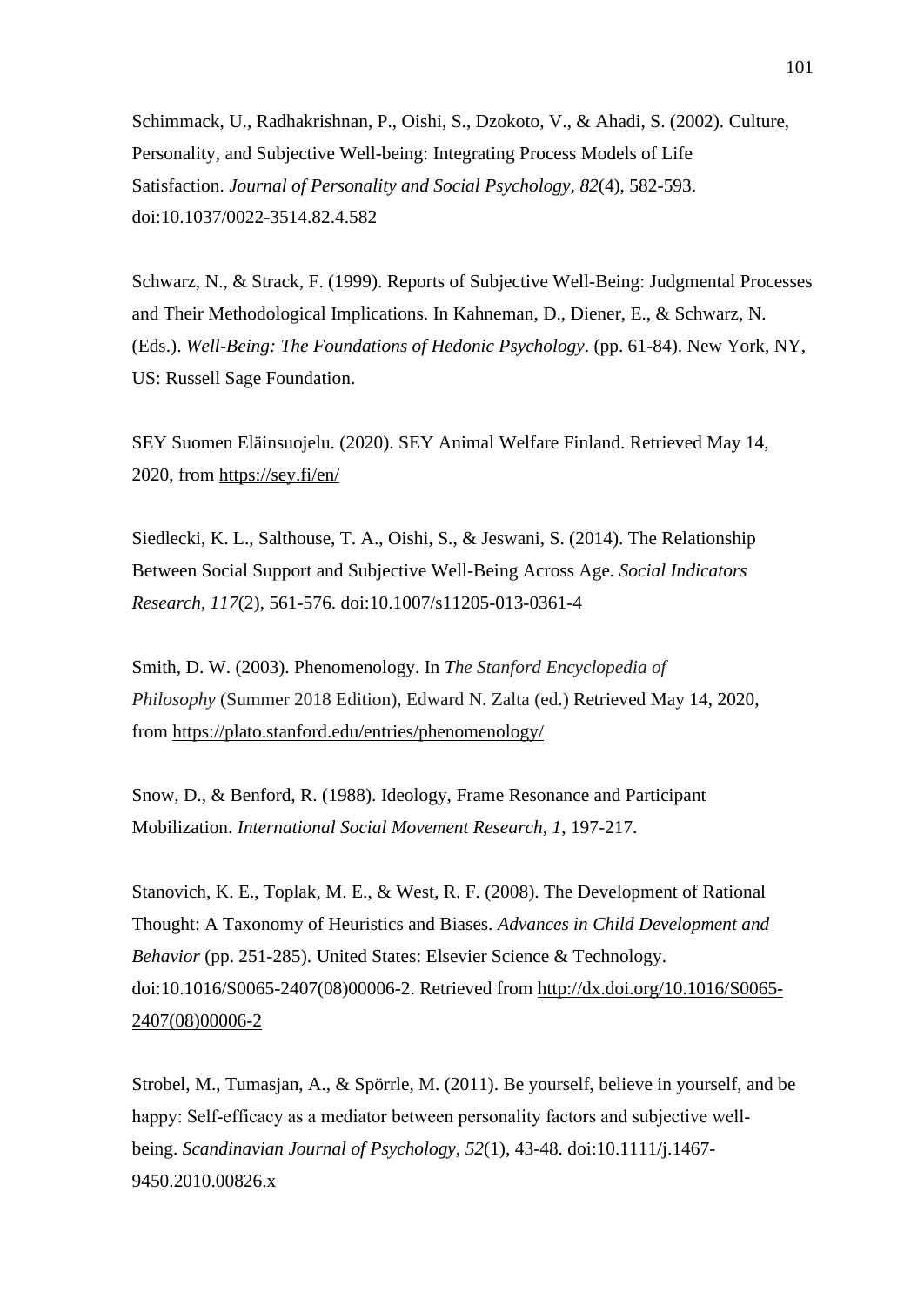Schimmack, U., Radhakrishnan, P., Oishi, S., Dzokoto, V., & Ahadi, S. (2002). Culture, Personality, and Subjective Well-being: Integrating Process Models of Life Satisfaction. *Journal of Personality and Social Psychology, 82*(4), 582-593. doi:10.1037/0022-3514.82.4.582

Schwarz, N., & Strack, F. (1999). Reports of Subjective Well-Being: Judgmental Processes and Their Methodological Implications. In Kahneman, D., Diener, E., & Schwarz, N. (Eds.). *Well-Being: The Foundations of Hedonic Psychology*. (pp. 61-84). New York, NY, US: Russell Sage Foundation.

SEY Suomen Eläinsuojelu. (2020). SEY Animal Welfare Finland. Retrieved May 14, 2020, from https://sey.fi/en/

Siedlecki, K. L., Salthouse, T. A., Oishi, S., & Jeswani, S. (2014). The Relationship Between Social Support and Subjective Well-Being Across Age. *Social Indicators Research, 117*(2), 561-576. doi:10.1007/s11205-013-0361-4

Smith, D. W. (2003). Phenomenology. In *The Stanford Encyclopedia of Philosophy* (Summer 2018 Edition), Edward N. Zalta (ed.) Retrieved May 14, 2020, from https://plato.stanford.edu/entries/phenomenology/

Snow, D., & Benford, R. (1988). Ideology, Frame Resonance and Participant Mobilization. *International Social Movement Research, 1*, 197-217.

Stanovich, K. E., Toplak, M. E., & West, R. F. (2008). The Development of Rational Thought: A Taxonomy of Heuristics and Biases. *Advances in Child Development and Behavior* (pp. 251-285). United States: Elsevier Science & Technology. doi:10.1016/S0065-2407(08)00006-2. Retrieved from http://dx.doi.org/10.1016/S0065-2407(08)00006-2

Strobel, M., Tumasjan, A., & Spörrle, M. (2011). Be yourself, believe in yourself, and be happy: Self-efficacy as a mediator between personality factors and subjective well-being. *Scandinavian Journal of Psychology, 52*(1), 43-48. doi:10.1111/j.1467-9450.2010.00826.x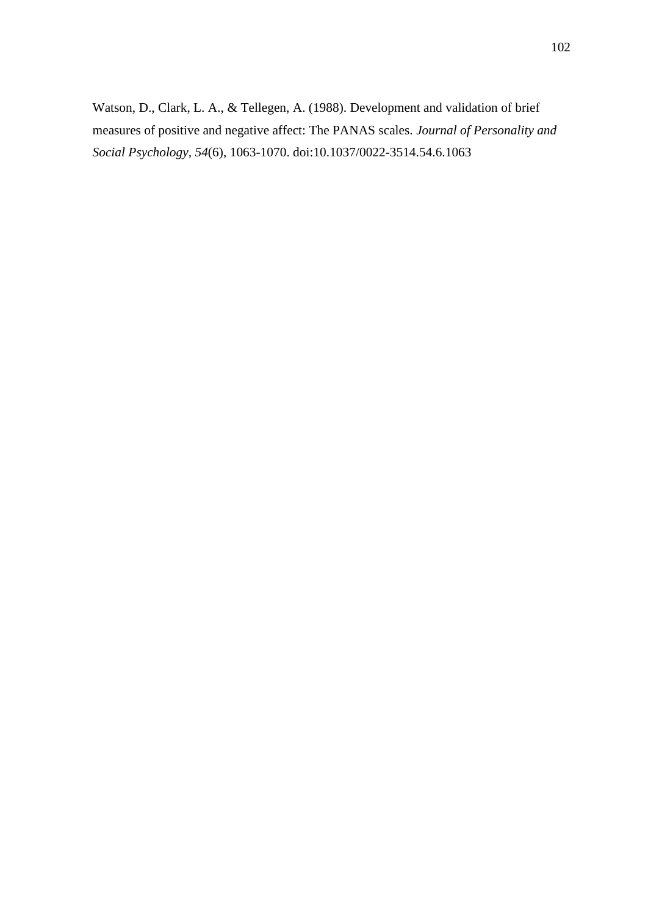Watson, D., Clark, L. A., & Tellegen, A. (1988). Development and validation of brief measures of positive and negative affect: The PANAS scales. *Journal of Personality and Social Psychology, 54*(6), 1063-1070. doi:10.1037/0022-3514.54.6.1063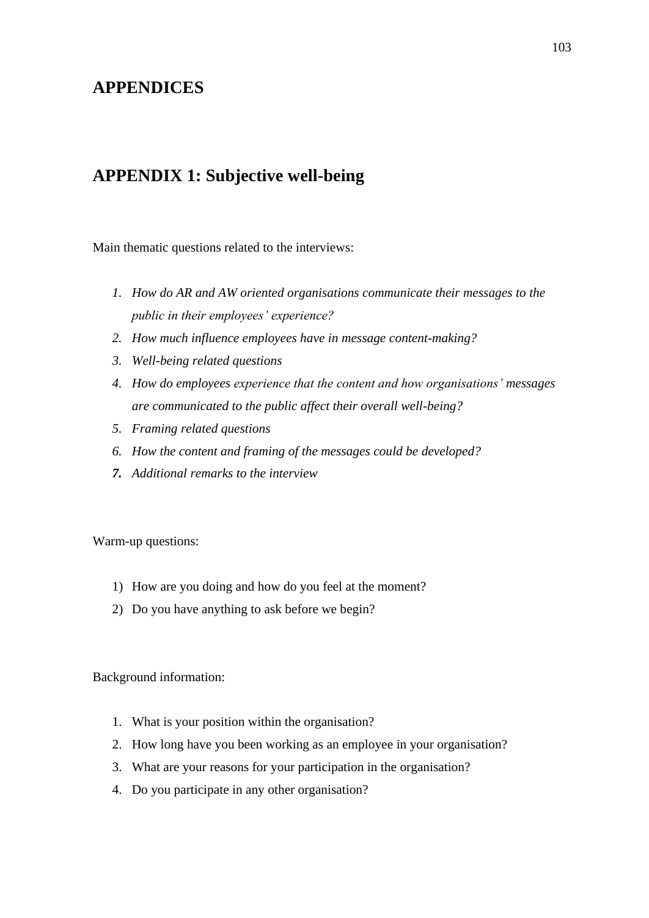# APPENDICES

## APPENDIX 1: Subjective well-being

Main thematic questions related to the interviews:

1. *How do AR and AW oriented organisations communicate their messages to the public in their employees' experience?*
2. *How much influence employees have in message content-making?*
3. *Well-being related questions*
4. *How do employees experience that the content and how organisations' messages are communicated to the public affect their overall well-being?*
5. *Framing related questions*
6. *How the content and framing of the messages could be developed?*
7. *Additional remarks to the interview*

Warm-up questions:

1) How are you doing and how do you feel at the moment?
2) Do you have anything to ask before we begin?

Background information:

1. What is your position within the organisation?
2. How long have you been working as an employee in your organisation?
3. What are your reasons for your participation in the organisation?
4. Do you participate in any other organisation?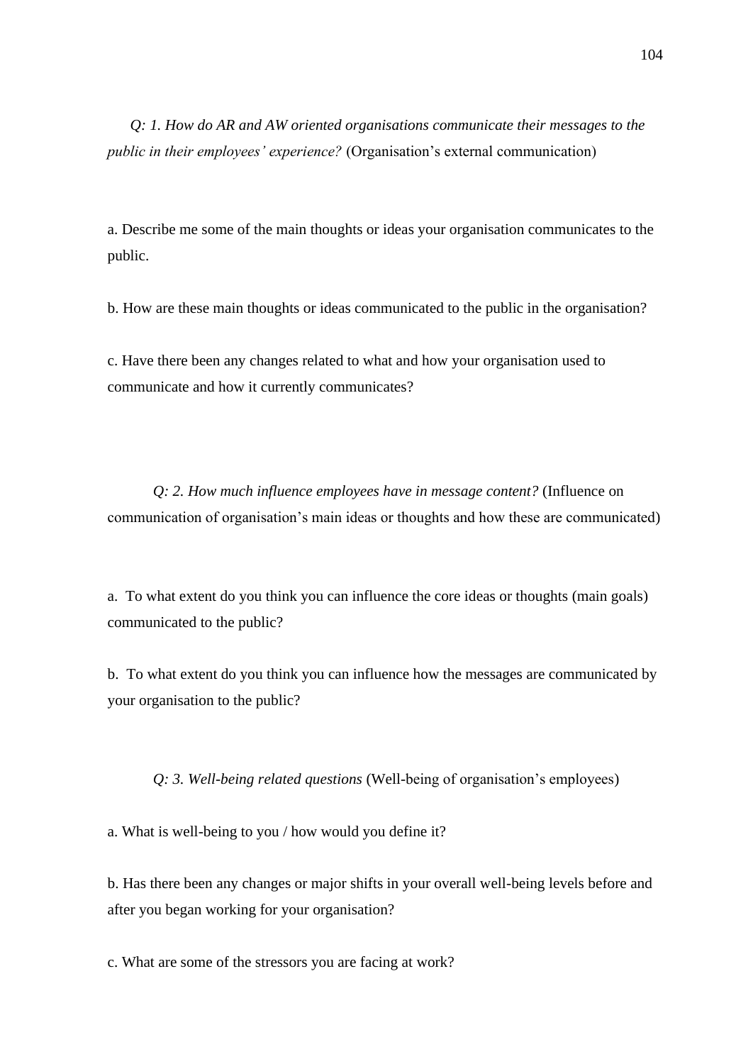*Q: 1. How do AR and AW oriented organisations communicate their messages to the public in their employees' experience?* (Organisation's external communication)

a. Describe me some of the main thoughts or ideas your organisation communicates to the public.

b. How are these main thoughts or ideas communicated to the public in the organisation?

c. Have there been any changes related to what and how your organisation used to communicate and how it currently communicates?

*Q: 2. How much influence employees have in message content?* (Influence on communication of organisation's main ideas or thoughts and how these are communicated)

a. To what extent do you think you can influence the core ideas or thoughts (main goals) communicated to the public?

b. To what extent do you think you can influence how the messages are communicated by your organisation to the public?

*Q: 3. Well-being related questions* (Well-being of organisation's employees)

a. What is well-being to you / how would you define it?

b. Has there been any changes or major shifts in your overall well-being levels before and after you began working for your organisation?

c. What are some of the stressors you are facing at work?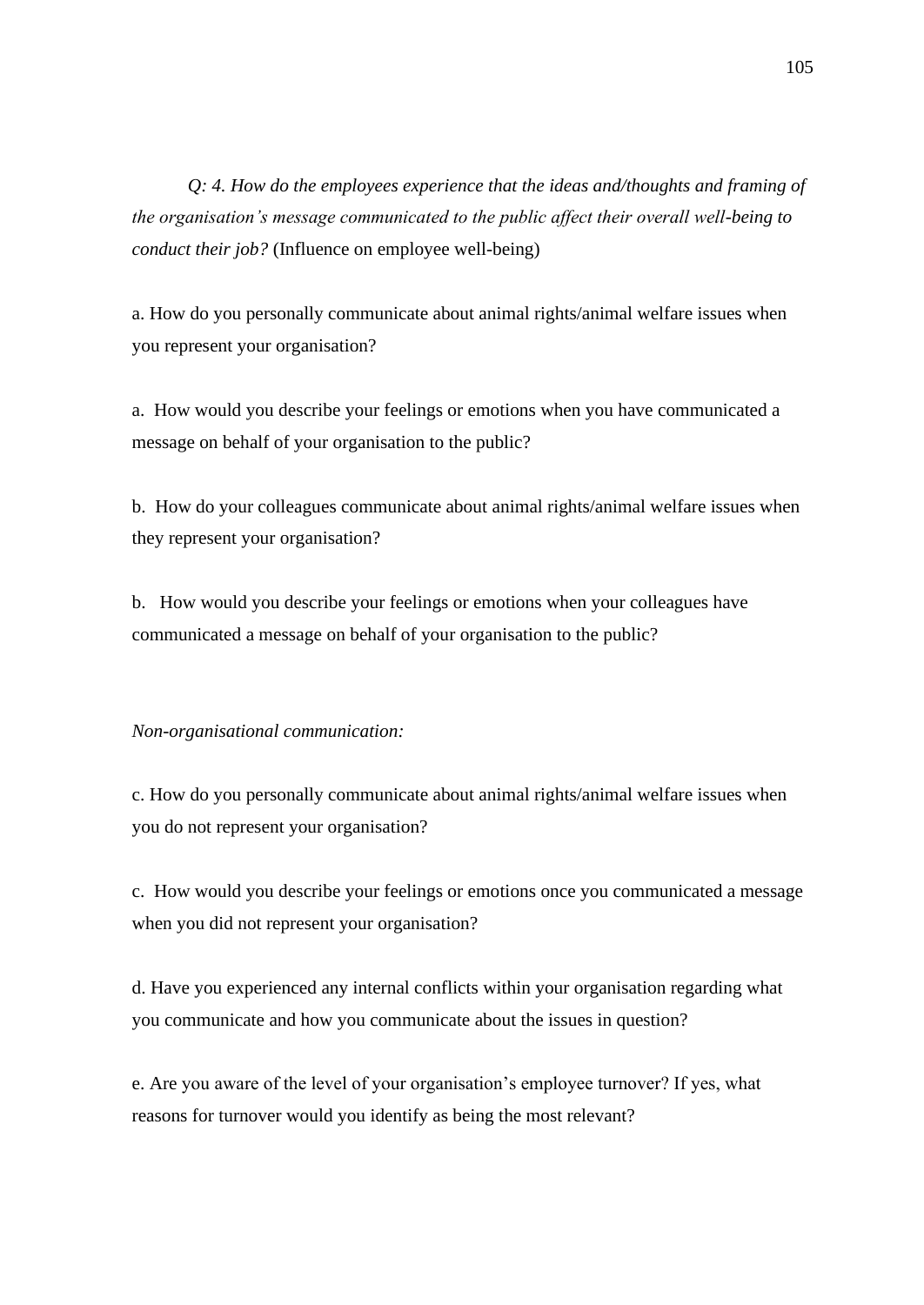*Q: 4. How do the employees experience that the ideas and/thoughts and framing of the organisation's message communicated to the public affect their overall well-being to conduct their job?* (Influence on employee well-being)

a. How do you personally communicate about animal rights/animal welfare issues when you represent your organisation?

a. How would you describe your feelings or emotions when you have communicated a message on behalf of your organisation to the public?

b. How do your colleagues communicate about animal rights/animal welfare issues when they represent your organisation?

b. How would you describe your feelings or emotions when your colleagues have communicated a message on behalf of your organisation to the public?

*Non-organisational communication:*

c. How do you personally communicate about animal rights/animal welfare issues when you do not represent your organisation?

c. How would you describe your feelings or emotions once you communicated a message when you did not represent your organisation?

d. Have you experienced any internal conflicts within your organisation regarding what you communicate and how you communicate about the issues in question?

e. Are you aware of the level of your organisation's employee turnover? If yes, what reasons for turnover would you identify as being the most relevant?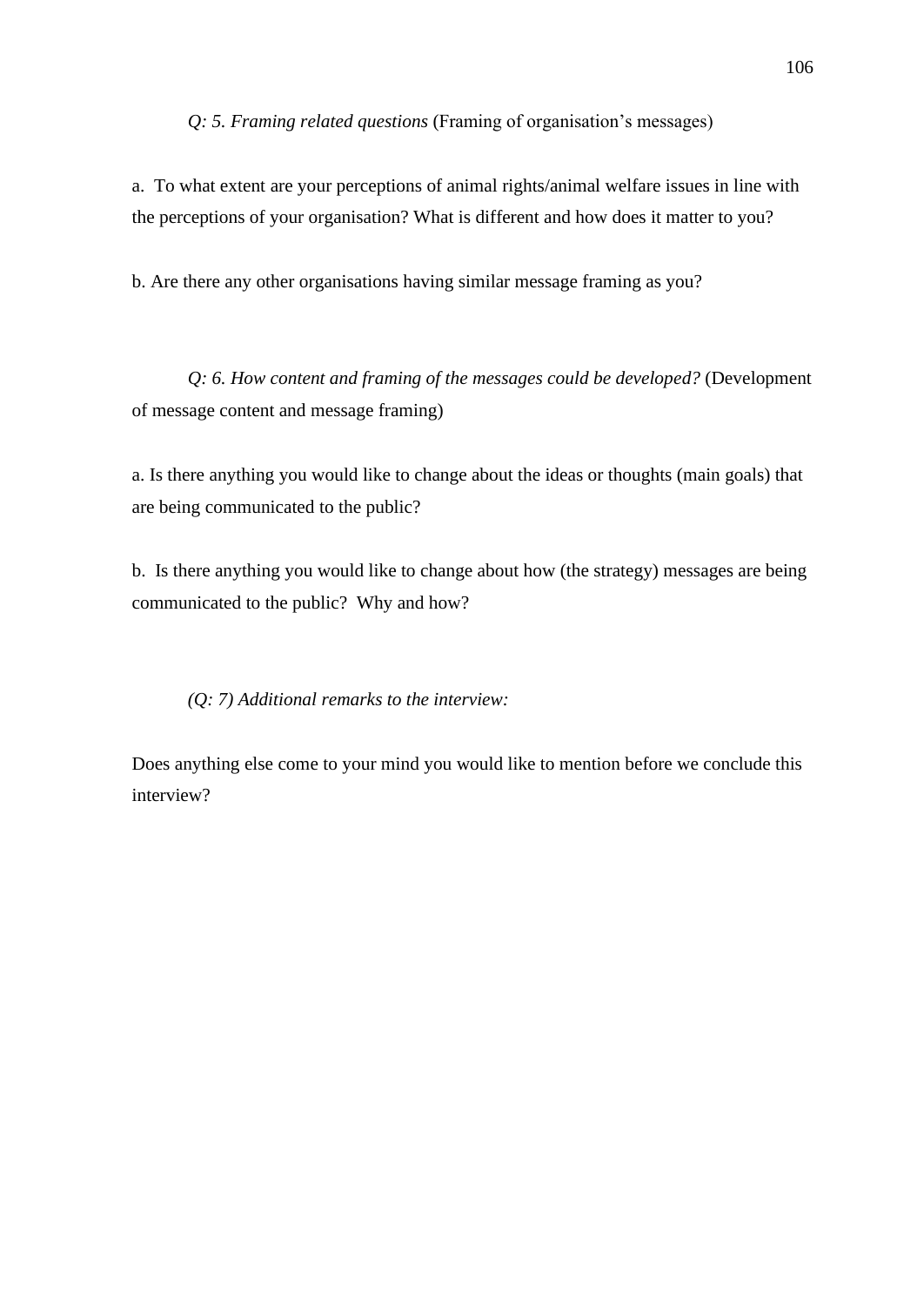*Q: 5. Framing related questions* (Framing of organisation's messages)

a. To what extent are your perceptions of animal rights/animal welfare issues in line with the perceptions of your organisation? What is different and how does it matter to you?

b. Are there any other organisations having similar message framing as you?

*Q: 6. How content and framing of the messages could be developed?* (Development of message content and message framing)

a. Is there anything you would like to change about the ideas or thoughts (main goals) that are being communicated to the public?

b. Is there anything you would like to change about how (the strategy) messages are being communicated to the public? Why and how?

*(Q: 7) Additional remarks to the interview:*

Does anything else come to your mind you would like to mention before we conclude this interview?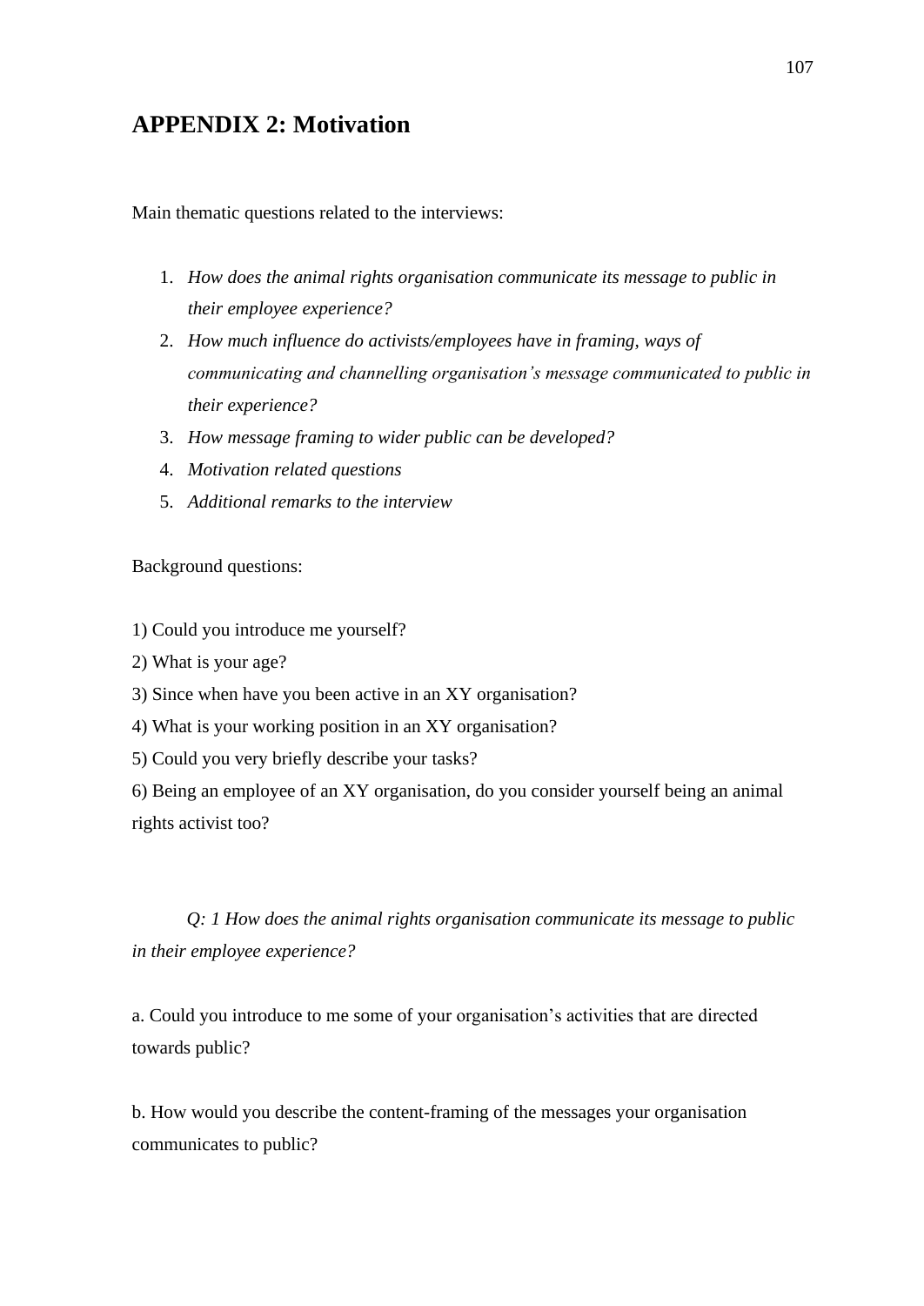# APPENDIX 2: Motivation

Main thematic questions related to the interviews:

1. *How does the animal rights organisation communicate its message to public in their employee experience?*
2. *How much influence do activists/employees have in framing, ways of communicating and channelling organisation's message communicated to public in their experience?*
3. *How message framing to wider public can be developed?*
4. *Motivation related questions*
5. *Additional remarks to the interview*

Background questions:

1) Could you introduce me yourself?
2) What is your age?
3) Since when have you been active in an XY organisation?
4) What is your working position in an XY organisation?
5) Could you very briefly describe your tasks?
6) Being an employee of an XY organisation, do you consider yourself being an animal rights activist too?

*Q: 1 How does the animal rights organisation communicate its message to public in their employee experience?*

a. Could you introduce to me some of your organisation's activities that are directed towards public?

b. How would you describe the content-framing of the messages your organisation communicates to public?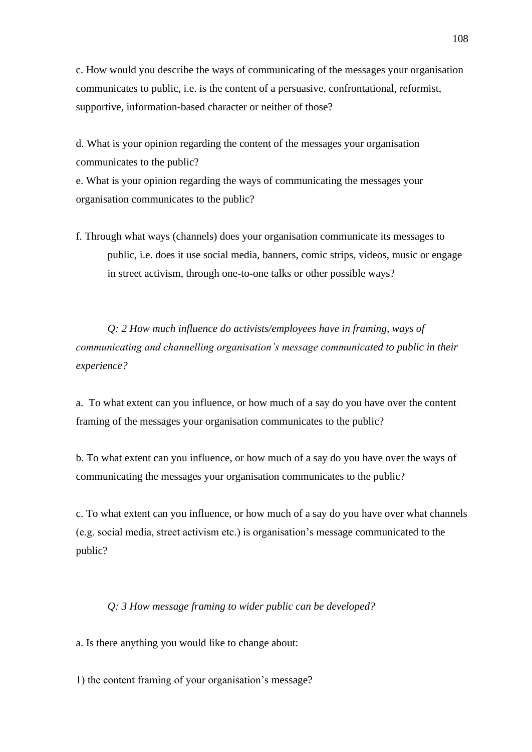c. How would you describe the ways of communicating of the messages your organisation communicates to public, i.e. is the content of a persuasive, confrontational, reformist, supportive, information-based character or neither of those?

d. What is your opinion regarding the content of the messages your organisation communicates to the public?

e. What is your opinion regarding the ways of communicating the messages your organisation communicates to the public?

f. Through what ways (channels) does your organisation communicate its messages to public, i.e. does it use social media, banners, comic strips, videos, music or engage in street activism, through one-to-one talks or other possible ways?

*Q: 2 How much influence do activists/employees have in framing, ways of communicating and channelling organisation's message communicated to public in their experience?*

a. To what extent can you influence, or how much of a say do you have over the content framing of the messages your organisation communicates to the public?

b. To what extent can you influence, or how much of a say do you have over the ways of communicating the messages your organisation communicates to the public?

c. To what extent can you influence, or how much of a say do you have over what channels (e.g. social media, street activism etc.) is organisation's message communicated to the public?

*Q: 3 How message framing to wider public can be developed?*

a. Is there anything you would like to change about:

1) the content framing of your organisation's message?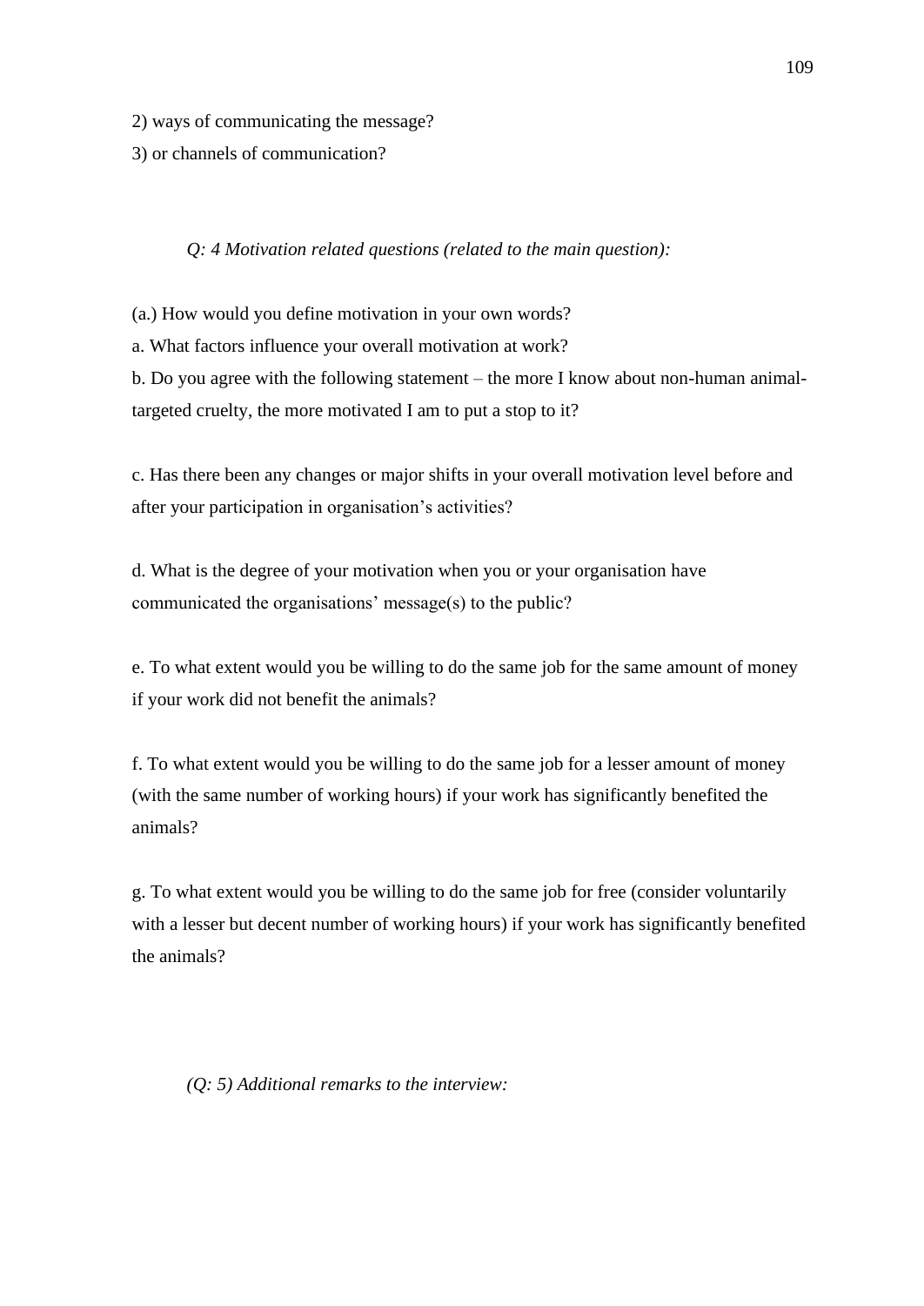2) ways of communicating the message?

3) or channels of communication?

*Q: 4 Motivation related questions (related to the main question):*

(a.) How would you define motivation in your own words?

a. What factors influence your overall motivation at work?

b. Do you agree with the following statement – the more I know about non-human animal-targeted cruelty, the more motivated I am to put a stop to it?

c. Has there been any changes or major shifts in your overall motivation level before and after your participation in organisation's activities?

d. What is the degree of your motivation when you or your organisation have communicated the organisations' message(s) to the public?

e. To what extent would you be willing to do the same job for the same amount of money if your work did not benefit the animals?

f. To what extent would you be willing to do the same job for a lesser amount of money (with the same number of working hours) if your work has significantly benefited the animals?

g. To what extent would you be willing to do the same job for free (consider voluntarily with a lesser but decent number of working hours) if your work has significantly benefited the animals?

*(Q: 5) Additional remarks to the interview:*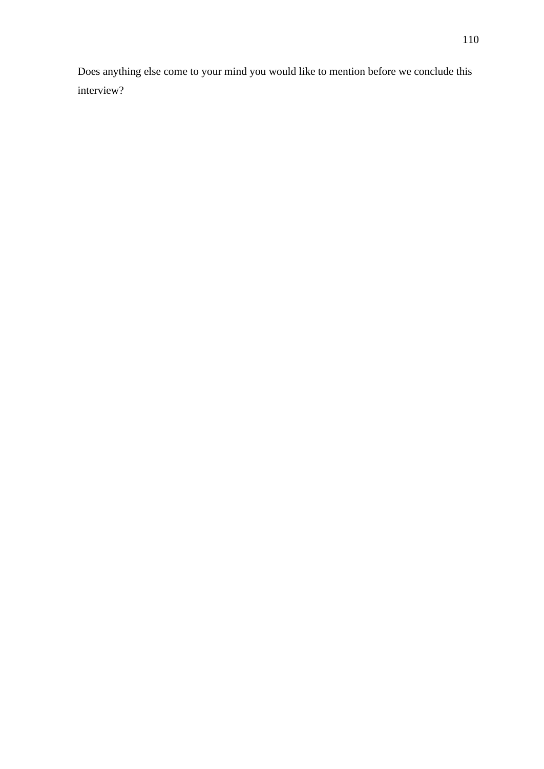Does anything else come to your mind you would like to mention before we conclude this interview?